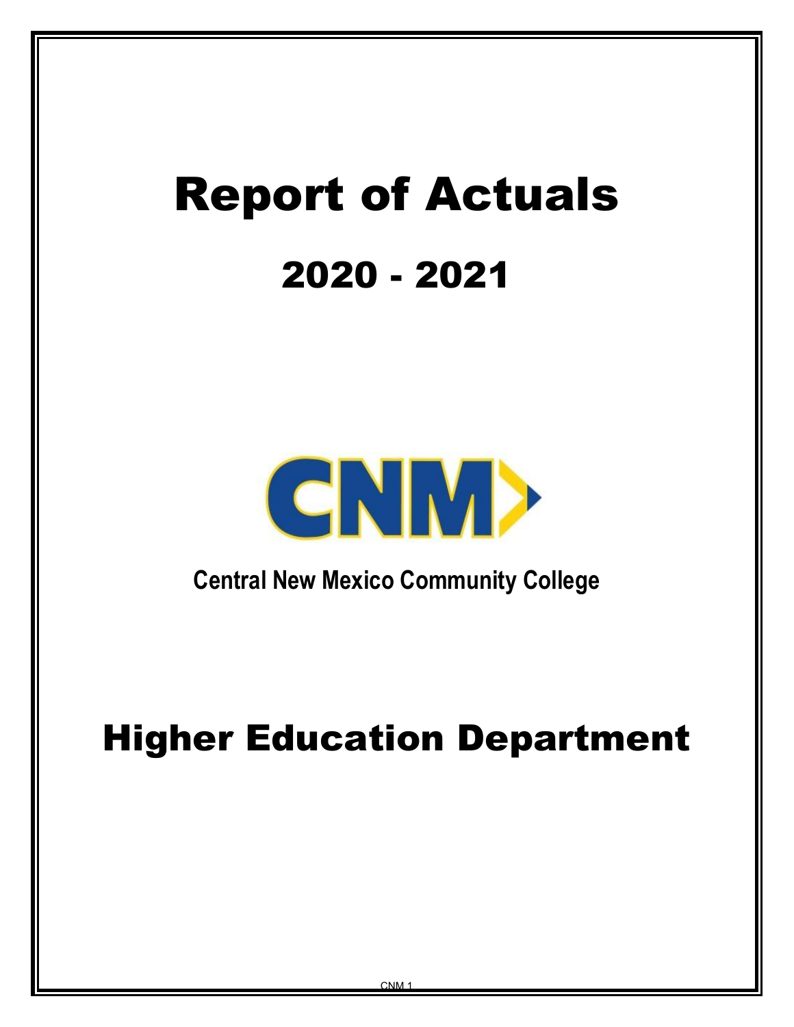# Report of Actuals

## 2020 - 2021

CNM

**Central New Mexico Community College**

# Higher Education Department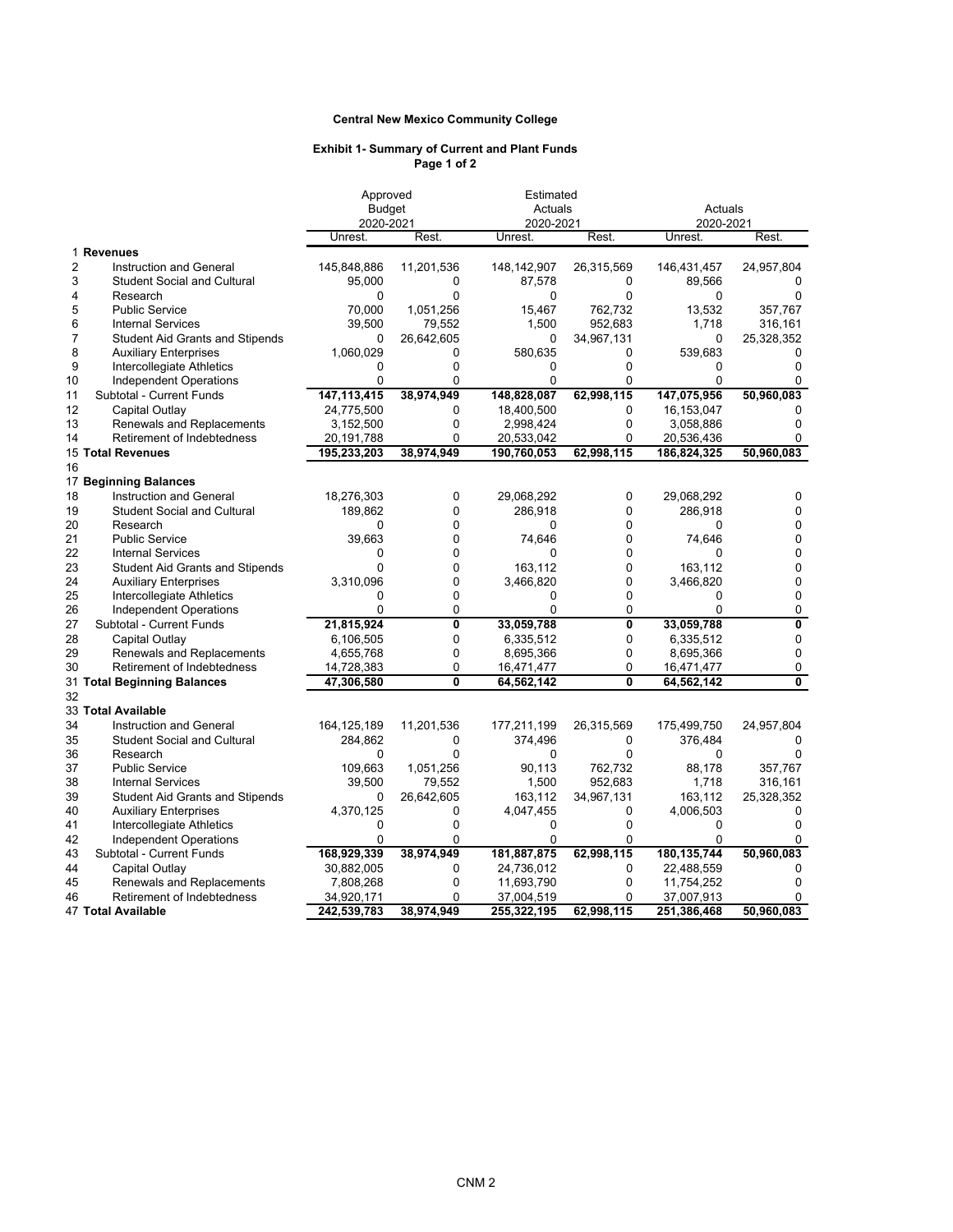**Central New Mexico Community College**

**Exhibit 1- Summary of Current and Plant Funds**
**Page 1 of 2**

| | | Approved Budget 2020-2021 | | Estimated Actuals 2020-2021 | | Actuals 2020-2021 | |
|---|---|---|---|---|---|---|---|
| | | Unrest. | Rest. | Unrest. | Rest. | Unrest. | Rest. |
| 1 | **Revenues** | | | | | | |
| 2 | Instruction and General | 145,848,886 | 11,201,536 | 148,142,907 | 26,315,569 | 146,431,457 | 24,957,804 |
| 3 | Student Social and Cultural | 95,000 | 0 | 87,578 | 0 | 89,566 | 0 |
| 4 | Research | 0 | 0 | 0 | 0 | 0 | 0 |
| 5 | Public Service | 70,000 | 1,051,256 | 15,467 | 762,732 | 13,532 | 357,767 |
| 6 | Internal Services | 39,500 | 79,552 | 1,500 | 952,683 | 1,718 | 316,161 |
| 7 | Student Aid Grants and Stipends | 0 | 26,642,605 | 0 | 34,967,131 | 0 | 25,328,352 |
| 8 | Auxiliary Enterprises | 1,060,029 | 0 | 580,635 | 0 | 539,683 | 0 |
| 9 | Intercollegiate Athletics | 0 | 0 | 0 | 0 | 0 | 0 |
| 10 | Independent Operations | 0 | 0 | 0 | 0 | 0 | 0 |
| 11 | Subtotal - Current Funds | **147,113,415** | **38,974,949** | **148,828,087** | **62,998,115** | **147,075,956** | **50,960,083** |
| 12 | Capital Outlay | 24,775,500 | 0 | 18,400,500 | 0 | 16,153,047 | 0 |
| 13 | Renewals and Replacements | 3,152,500 | 0 | 2,998,424 | 0 | 3,058,886 | 0 |
| 14 | Retirement of Indebtedness | 20,191,788 | 0 | 20,533,042 | 0 | 20,536,436 | 0 |
| 15 | **Total Revenues** | **195,233,203** | **38,974,949** | **190,760,053** | **62,998,115** | **186,824,325** | **50,960,083** |
| 16 | | | | | | | |
| 17 | **Beginning Balances** | | | | | | |
| 18 | Instruction and General | 18,276,303 | 0 | 29,068,292 | 0 | 29,068,292 | 0 |
| 19 | Student Social and Cultural | 189,862 | 0 | 286,918 | 0 | 286,918 | 0 |
| 20 | Research | 0 | 0 | 0 | 0 | 0 | 0 |
| 21 | Public Service | 39,663 | 0 | 74,646 | 0 | 74,646 | 0 |
| 22 | Internal Services | 0 | 0 | 0 | 0 | 0 | 0 |
| 23 | Student Aid Grants and Stipends | 0 | 0 | 163,112 | 0 | 163,112 | 0 |
| 24 | Auxiliary Enterprises | 3,310,096 | 0 | 3,466,820 | 0 | 3,466,820 | 0 |
| 25 | Intercollegiate Athletics | 0 | 0 | 0 | 0 | 0 | 0 |
| 26 | Independent Operations | 0 | 0 | 0 | 0 | 0 | 0 |
| 27 | Subtotal - Current Funds | **21,815,924** | **0** | **33,059,788** | **0** | **33,059,788** | **0** |
| 28 | Capital Outlay | 6,106,505 | 0 | 6,335,512 | 0 | 6,335,512 | 0 |
| 29 | Renewals and Replacements | 4,655,768 | 0 | 8,695,366 | 0 | 8,695,366 | 0 |
| 30 | Retirement of Indebtedness | 14,728,383 | 0 | 16,471,477 | 0 | 16,471,477 | 0 |
| 31 | **Total Beginning Balances** | **47,306,580** | **0** | **64,562,142** | **0** | **64,562,142** | **0** |
| 32 | | | | | | | |
| 33 | **Total Available** | | | | | | |
| 34 | Instruction and General | 164,125,189 | 11,201,536 | 177,211,199 | 26,315,569 | 175,499,750 | 24,957,804 |
| 35 | Student Social and Cultural | 284,862 | 0 | 374,496 | 0 | 376,484 | 0 |
| 36 | Research | 0 | 0 | 0 | 0 | 0 | 0 |
| 37 | Public Service | 109,663 | 1,051,256 | 90,113 | 762,732 | 88,178 | 357,767 |
| 38 | Internal Services | 39,500 | 79,552 | 1,500 | 952,683 | 1,718 | 316,161 |
| 39 | Student Aid Grants and Stipends | 0 | 26,642,605 | 163,112 | 34,967,131 | 163,112 | 25,328,352 |
| 40 | Auxiliary Enterprises | 4,370,125 | 0 | 4,047,455 | 0 | 4,006,503 | 0 |
| 41 | Intercollegiate Athletics | 0 | 0 | 0 | 0 | 0 | 0 |
| 42 | Independent Operations | 0 | 0 | 0 | 0 | 0 | 0 |
| 43 | Subtotal - Current Funds | **168,929,339** | **38,974,949** | **181,887,875** | **62,998,115** | **180,135,744** | **50,960,083** |
| 44 | Capital Outlay | 30,882,005 | 0 | 24,736,012 | 0 | 22,488,559 | 0 |
| 45 | Renewals and Replacements | 7,808,268 | 0 | 11,693,790 | 0 | 11,754,252 | 0 |
| 46 | Retirement of Indebtedness | 34,920,171 | 0 | 37,004,519 | 0 | 37,007,913 | 0 |
| 47 | **Total Available** | **242,539,783** | **38,974,949** | **255,322,195** | **62,998,115** | **251,386,468** | **50,960,083** |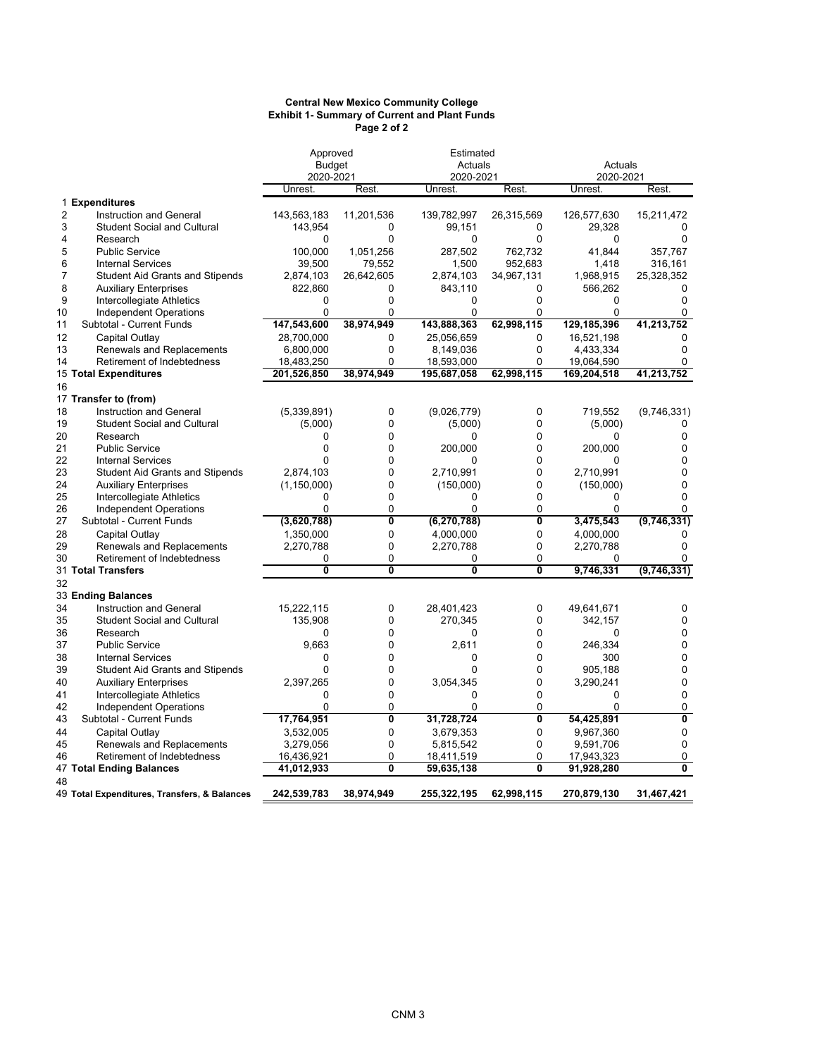**Central New Mexico Community College**
**Exhibit 1- Summary of Current and Plant Funds**
**Page 2 of 2**

| | | Approved Budget 2020-2021 | | Estimated Actuals 2020-2021 | | Actuals 2020-2021 | |
|---|---|---|---|---|---|---|---|
| | | Unrest. | Rest. | Unrest. | Rest. | Unrest. | Rest. |
| 1 | **Expenditures** | | | | | | |
| 2 | Instruction and General | 143,563,183 | 11,201,536 | 139,782,997 | 26,315,569 | 126,577,630 | 15,211,472 |
| 3 | Student Social and Cultural | 143,954 | 0 | 99,151 | 0 | 29,328 | 0 |
| 4 | Research | 0 | 0 | 0 | 0 | 0 | 0 |
| 5 | Public Service | 100,000 | 1,051,256 | 287,502 | 762,732 | 41,844 | 357,767 |
| 6 | Internal Services | 39,500 | 79,552 | 1,500 | 952,683 | 1,418 | 316,161 |
| 7 | Student Aid Grants and Stipends | 2,874,103 | 26,642,605 | 2,874,103 | 34,967,131 | 1,968,915 | 25,328,352 |
| 8 | Auxiliary Enterprises | 822,860 | 0 | 843,110 | 0 | 566,262 | 0 |
| 9 | Intercollegiate Athletics | 0 | 0 | 0 | 0 | 0 | 0 |
| 10 | Independent Operations | 0 | 0 | 0 | 0 | 0 | 0 |
| 11 | Subtotal - Current Funds | **147,543,600** | **38,974,949** | **143,888,363** | **62,998,115** | **129,185,396** | **41,213,752** |
| 12 | Capital Outlay | 28,700,000 | 0 | 25,056,659 | 0 | 16,521,198 | 0 |
| 13 | Renewals and Replacements | 6,800,000 | 0 | 8,149,036 | 0 | 4,433,334 | 0 |
| 14 | Retirement of Indebtedness | 18,483,250 | 0 | 18,593,000 | 0 | 19,064,590 | 0 |
| 15 | **Total Expenditures** | **201,526,850** | **38,974,949** | **195,687,058** | **62,998,115** | **169,204,518** | **41,213,752** |
| 16 | | | | | | | |
| 17 | **Transfer to (from)** | | | | | | |
| 18 | Instruction and General | (5,339,891) | 0 | (9,026,779) | 0 | 719,552 | (9,746,331) |
| 19 | Student Social and Cultural | (5,000) | 0 | (5,000) | 0 | (5,000) | 0 |
| 20 | Research | 0 | 0 | 0 | 0 | 0 | 0 |
| 21 | Public Service | 0 | 0 | 200,000 | 0 | 200,000 | 0 |
| 22 | Internal Services | 0 | 0 | 0 | 0 | 0 | 0 |
| 23 | Student Aid Grants and Stipends | 2,874,103 | 0 | 2,710,991 | 0 | 2,710,991 | 0 |
| 24 | Auxiliary Enterprises | (1,150,000) | 0 | (150,000) | 0 | (150,000) | 0 |
| 25 | Intercollegiate Athletics | 0 | 0 | 0 | 0 | 0 | 0 |
| 26 | Independent Operations | 0 | 0 | 0 | 0 | 0 | 0 |
| 27 | Subtotal - Current Funds | **(3,620,788)** | **0** | **(6,270,788)** | **0** | **3,475,543** | **(9,746,331)** |
| 28 | Capital Outlay | 1,350,000 | 0 | 4,000,000 | 0 | 4,000,000 | 0 |
| 29 | Renewals and Replacements | 2,270,788 | 0 | 2,270,788 | 0 | 2,270,788 | 0 |
| 30 | Retirement of Indebtedness | 0 | 0 | 0 | 0 | 0 | 0 |
| 31 | **Total Transfers** | **0** | **0** | **0** | **0** | **9,746,331** | **(9,746,331)** |
| 32 | | | | | | | |
| 33 | **Ending Balances** | | | | | | |
| 34 | Instruction and General | 15,222,115 | 0 | 28,401,423 | 0 | 49,641,671 | 0 |
| 35 | Student Social and Cultural | 135,908 | 0 | 270,345 | 0 | 342,157 | 0 |
| 36 | Research | 0 | 0 | 0 | 0 | 0 | 0 |
| 37 | Public Service | 9,663 | 0 | 2,611 | 0 | 246,334 | 0 |
| 38 | Internal Services | 0 | 0 | 0 | 0 | 300 | 0 |
| 39 | Student Aid Grants and Stipends | 0 | 0 | 0 | 0 | 905,188 | 0 |
| 40 | Auxiliary Enterprises | 2,397,265 | 0 | 3,054,345 | 0 | 3,290,241 | 0 |
| 41 | Intercollegiate Athletics | 0 | 0 | 0 | 0 | 0 | 0 |
| 42 | Independent Operations | 0 | 0 | 0 | 0 | 0 | 0 |
| 43 | Subtotal - Current Funds | **17,764,951** | **0** | **31,728,724** | **0** | **54,425,891** | **0** |
| 44 | Capital Outlay | 3,532,005 | 0 | 3,679,353 | 0 | 9,967,360 | 0 |
| 45 | Renewals and Replacements | 3,279,056 | 0 | 5,815,542 | 0 | 9,591,706 | 0 |
| 46 | Retirement of Indebtedness | 16,436,921 | 0 | 18,411,519 | 0 | 17,943,323 | 0 |
| 47 | **Total Ending Balances** | **41,012,933** | **0** | **59,635,138** | **0** | **91,928,280** | **0** |
| 48 | | | | | | | |
| 49 | **Total Expenditures, Transfers, & Balances** | **242,539,783** | **38,974,949** | **255,322,195** | **62,998,115** | **270,879,130** | **31,467,421** |

CNM 3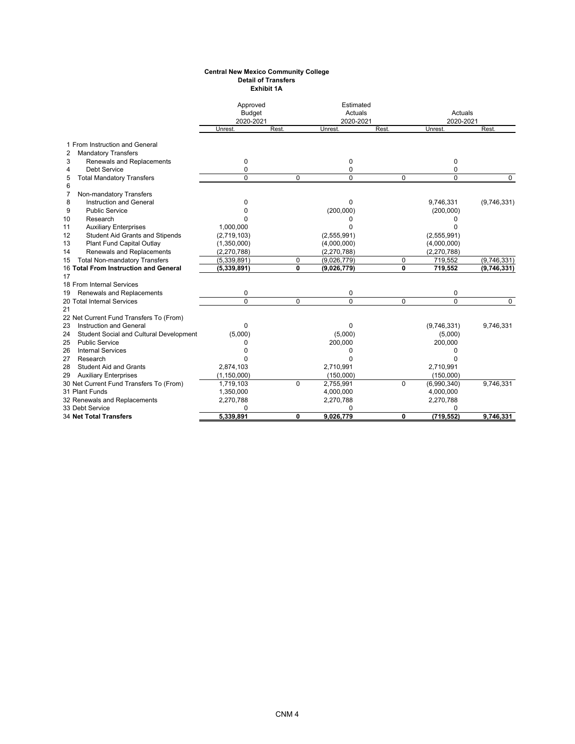**Central New Mexico Community College**
**Detail of Transfers**
**Exhibit 1A**

| | | Approved Budget 2020-2021 | | Estimated Actuals 2020-2021 | | Actuals 2020-2021 | |
|---|---|---|---|---|---|---|---|
| | | Unrest. | Rest. | Unrest. | Rest. | Unrest. | Rest. |
| 1 | From Instruction and General | | | | | | |
| 2 | Mandatory Transfers | | | | | | |
| 3 | Renewals and Replacements | 0 | | 0 | | 0 | |
| 4 | Debt Service | 0 | | 0 | | 0 | |
| 5 | Total Mandatory Transfers | 0 | 0 | 0 | 0 | 0 | 0 |
| 6 | | | | | | | |
| 7 | Non-mandatory Transfers | | | | | | |
| 8 | Instruction and General | 0 | | 0 | | 9,746,331 | (9,746,331) |
| 9 | Public Service | 0 | | (200,000) | | (200,000) | |
| 10 | Research | 0 | | 0 | | 0 | |
| 11 | Auxiliary Enterprises | 1,000,000 | | 0 | | 0 | |
| 12 | Student Aid Grants and Stipends | (2,719,103) | | (2,555,991) | | (2,555,991) | |
| 13 | Plant Fund Capital Outlay | (1,350,000) | | (4,000,000) | | (4,000,000) | |
| 14 | Renewals and Replacements | (2,270,788) | | (2,270,788) | | (2,270,788) | |
| 15 | Total Non-mandatory Transfers | (5,339,891) | 0 | (9,026,779) | 0 | 719,552 | (9,746,331) |
| 16 | **Total From Instruction and General** | **(5,339,891)** | **0** | **(9,026,779)** | **0** | **719,552** | **(9,746,331)** |
| 17 | | | | | | | |
| 18 | From Internal Services | | | | | | |
| 19 | Renewals and Replacements | 0 | | 0 | | 0 | |
| 20 | Total Internal Services | 0 | 0 | 0 | 0 | 0 | 0 |
| 21 | | | | | | | |
| 22 | Net Current Fund Transfers To (From) | | | | | | |
| 23 | Instruction and General | 0 | | 0 | | (9,746,331) | 9,746,331 |
| 24 | Student Social and Cultural Development | (5,000) | | (5,000) | | (5,000) | |
| 25 | Public Service | 0 | | 200,000 | | 200,000 | |
| 26 | Internal Services | 0 | | 0 | | 0 | |
| 27 | Research | 0 | | 0 | | 0 | |
| 28 | Student Aid and Grants | 2,874,103 | | 2,710,991 | | 2,710,991 | |
| 29 | Auxiliary Enterprises | (1,150,000) | | (150,000) | | (150,000) | |
| 30 | Net Current Fund Transfers To (From) | 1,719,103 | 0 | 2,755,991 | 0 | (6,990,340) | 9,746,331 |
| 31 | Plant Funds | 1,350,000 | | 4,000,000 | | 4,000,000 | |
| 32 | Renewals and Replacements | 2,270,788 | | 2,270,788 | | 2,270,788 | |
| 33 | Debt Service | 0 | | 0 | | 0 | |
| 34 | **Net Total Transfers** | **5,339,891** | **0** | **9,026,779** | **0** | **(719,552)** | **9,746,331** |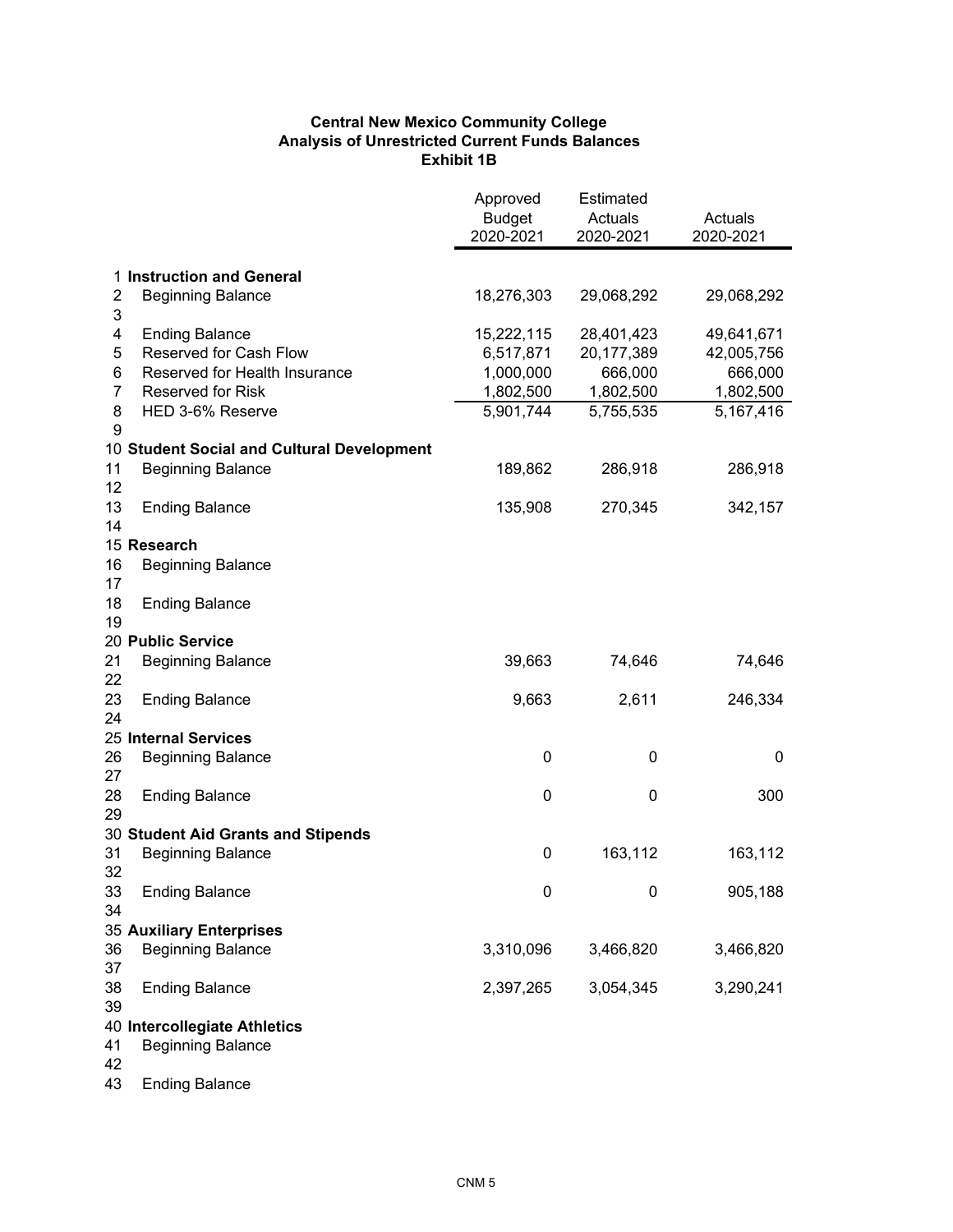**Central New Mexico Community College**
**Analysis of Unrestricted Current Funds Balances**
**Exhibit 1B**

| | | Approved Budget 2020-2021 | Estimated Actuals 2020-2021 | Actuals 2020-2021 |
|---|---|---|---|---|
| 1 | **Instruction and General** | | | |
| 2 | Beginning Balance | 18,276,303 | 29,068,292 | 29,068,292 |
| 3 | | | | |
| 4 | Ending Balance | 15,222,115 | 28,401,423 | 49,641,671 |
| 5 | Reserved for Cash Flow | 6,517,871 | 20,177,389 | 42,005,756 |
| 6 | Reserved for Health Insurance | 1,000,000 | 666,000 | 666,000 |
| 7 | Reserved for Risk | 1,802,500 | 1,802,500 | 1,802,500 |
| 8 | HED 3-6% Reserve | 5,901,744 | 5,755,535 | 5,167,416 |
| 9 | | | | |
| 10 | **Student Social and Cultural Development** | | | |
| 11 | Beginning Balance | 189,862 | 286,918 | 286,918 |
| 12 | | | | |
| 13 | Ending Balance | 135,908 | 270,345 | 342,157 |
| 14 | | | | |
| 15 | **Research** | | | |
| 16 | Beginning Balance | | | |
| 17 | | | | |
| 18 | Ending Balance | | | |
| 19 | | | | |
| 20 | **Public Service** | | | |
| 21 | Beginning Balance | 39,663 | 74,646 | 74,646 |
| 22 | | | | |
| 23 | Ending Balance | 9,663 | 2,611 | 246,334 |
| 24 | | | | |
| 25 | **Internal Services** | | | |
| 26 | Beginning Balance | 0 | 0 | 0 |
| 27 | | | | |
| 28 | Ending Balance | 0 | 0 | 300 |
| 29 | | | | |
| 30 | **Student Aid Grants and Stipends** | | | |
| 31 | Beginning Balance | 0 | 163,112 | 163,112 |
| 32 | | | | |
| 33 | Ending Balance | 0 | 0 | 905,188 |
| 34 | | | | |
| 35 | **Auxiliary Enterprises** | | | |
| 36 | Beginning Balance | 3,310,096 | 3,466,820 | 3,466,820 |
| 37 | | | | |
| 38 | Ending Balance | 2,397,265 | 3,054,345 | 3,290,241 |
| 39 | | | | |
| 40 | **Intercollegiate Athletics** | | | |
| 41 | Beginning Balance | | | |
| 42 | | | | |
| 43 | Ending Balance | | | |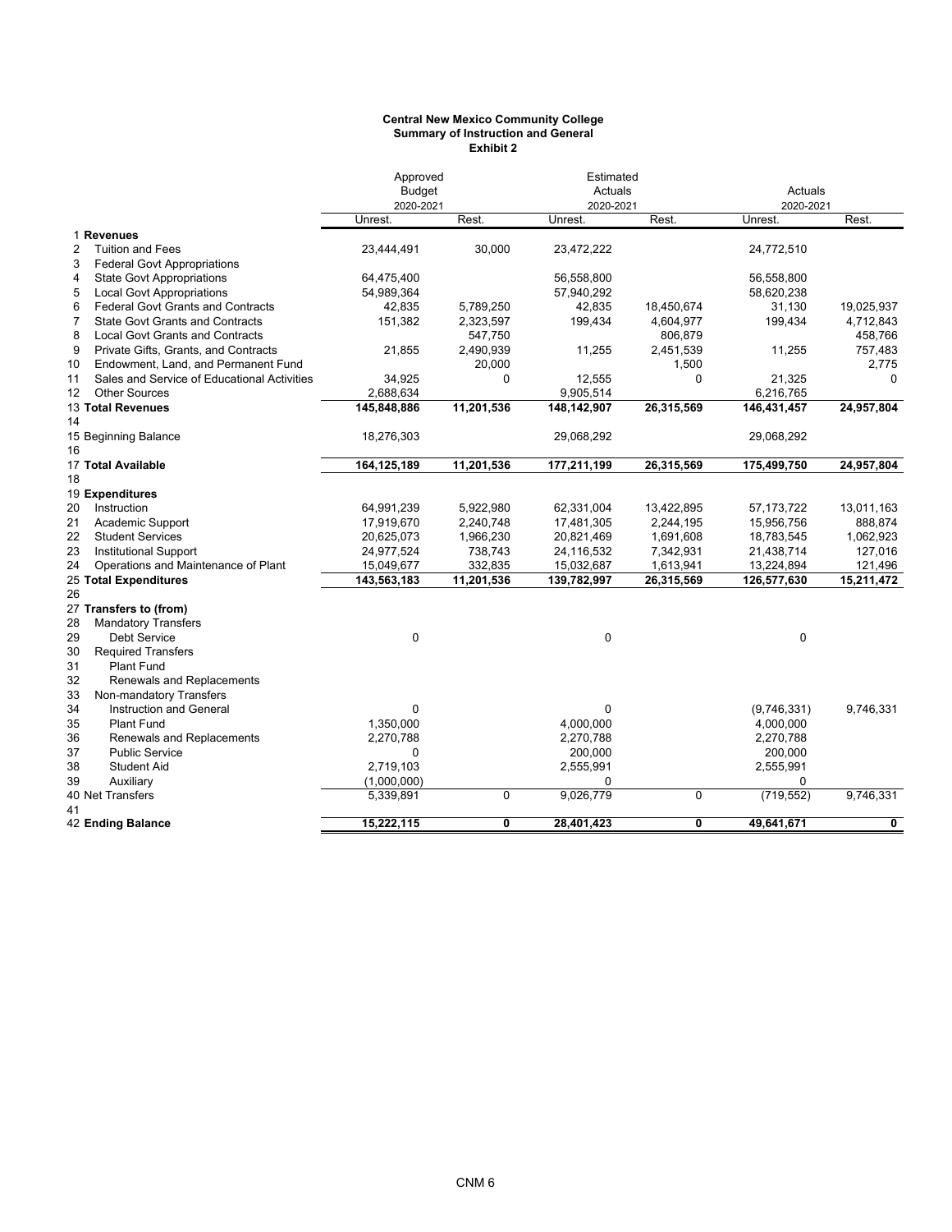**Central New Mexico Community College**
**Summary of Instruction and General**
**Exhibit 2**

| | | Approved Budget 2020-2021 | | Estimated Actuals 2020-2021 | | Actuals 2020-2021 | |
|---|---|---|---|---|---|---|---|
| | | Unrest. | Rest. | Unrest. | Rest. | Unrest. | Rest. |
| 1 | **Revenues** | | | | | | |
| 2 | Tuition and Fees | 23,444,491 | 30,000 | 23,472,222 | | 24,772,510 | |
| 3 | Federal Govt Appropriations | | | | | | |
| 4 | State Govt Appropriations | 64,475,400 | | 56,558,800 | | 56,558,800 | |
| 5 | Local Govt Appropriations | 54,989,364 | | 57,940,292 | | 58,620,238 | |
| 6 | Federal Govt Grants and Contracts | 42,835 | 5,789,250 | 42,835 | 18,450,674 | 31,130 | 19,025,937 |
| 7 | State Govt Grants and Contracts | 151,382 | 2,323,597 | 199,434 | 4,604,977 | 199,434 | 4,712,843 |
| 8 | Local Govt Grants and Contracts | | 547,750 | | 806,879 | | 458,766 |
| 9 | Private Gifts, Grants, and Contracts | 21,855 | 2,490,939 | 11,255 | 2,451,539 | 11,255 | 757,483 |
| 10 | Endowment, Land, and Permanent Fund | | 20,000 | | 1,500 | | 2,775 |
| 11 | Sales and Service of Educational Activities | 34,925 | 0 | 12,555 | 0 | 21,325 | 0 |
| 12 | Other Sources | 2,688,634 | | 9,905,514 | | 6,216,765 | |
| 13 | **Total Revenues** | **145,848,886** | **11,201,536** | **148,142,907** | **26,315,569** | **146,431,457** | **24,957,804** |
| 14 | | | | | | | |
| 15 | Beginning Balance | 18,276,303 | | 29,068,292 | | 29,068,292 | |
| 16 | | | | | | | |
| 17 | **Total Available** | **164,125,189** | **11,201,536** | **177,211,199** | **26,315,569** | **175,499,750** | **24,957,804** |
| 18 | | | | | | | |
| 19 | **Expenditures** | | | | | | |
| 20 | Instruction | 64,991,239 | 5,922,980 | 62,331,004 | 13,422,895 | 57,173,722 | 13,011,163 |
| 21 | Academic Support | 17,919,670 | 2,240,748 | 17,481,305 | 2,244,195 | 15,956,756 | 888,874 |
| 22 | Student Services | 20,625,073 | 1,966,230 | 20,821,469 | 1,691,608 | 18,783,545 | 1,062,923 |
| 23 | Institutional Support | 24,977,524 | 738,743 | 24,116,532 | 7,342,931 | 21,438,714 | 127,016 |
| 24 | Operations and Maintenance of Plant | 15,049,677 | 332,835 | 15,032,687 | 1,613,941 | 13,224,894 | 121,496 |
| 25 | **Total Expenditures** | **143,563,183** | **11,201,536** | **139,782,997** | **26,315,569** | **126,577,630** | **15,211,472** |
| 26 | | | | | | | |
| 27 | **Transfers to (from)** | | | | | | |
| 28 | Mandatory Transfers | | | | | | |
| 29 | Debt Service | 0 | | 0 | | 0 | |
| 30 | Required Transfers | | | | | | |
| 31 | Plant Fund | | | | | | |
| 32 | Renewals and Replacements | | | | | | |
| 33 | Non-mandatory Transfers | | | | | | |
| 34 | Instruction and General | 0 | | 0 | | (9,746,331) | 9,746,331 |
| 35 | Plant Fund | 1,350,000 | | 4,000,000 | | 4,000,000 | |
| 36 | Renewals and Replacements | 2,270,788 | | 2,270,788 | | 2,270,788 | |
| 37 | Public Service | 0 | | 200,000 | | 200,000 | |
| 38 | Student Aid | 2,719,103 | | 2,555,991 | | 2,555,991 | |
| 39 | Auxiliary | (1,000,000) | | 0 | | 0 | |
| 40 | Net Transfers | 5,339,891 | 0 | 9,026,779 | 0 | (719,552) | 9,746,331 |
| 41 | | | | | | | |
| 42 | **Ending Balance** | **15,222,115** | **0** | **28,401,423** | **0** | **49,641,671** | **0** |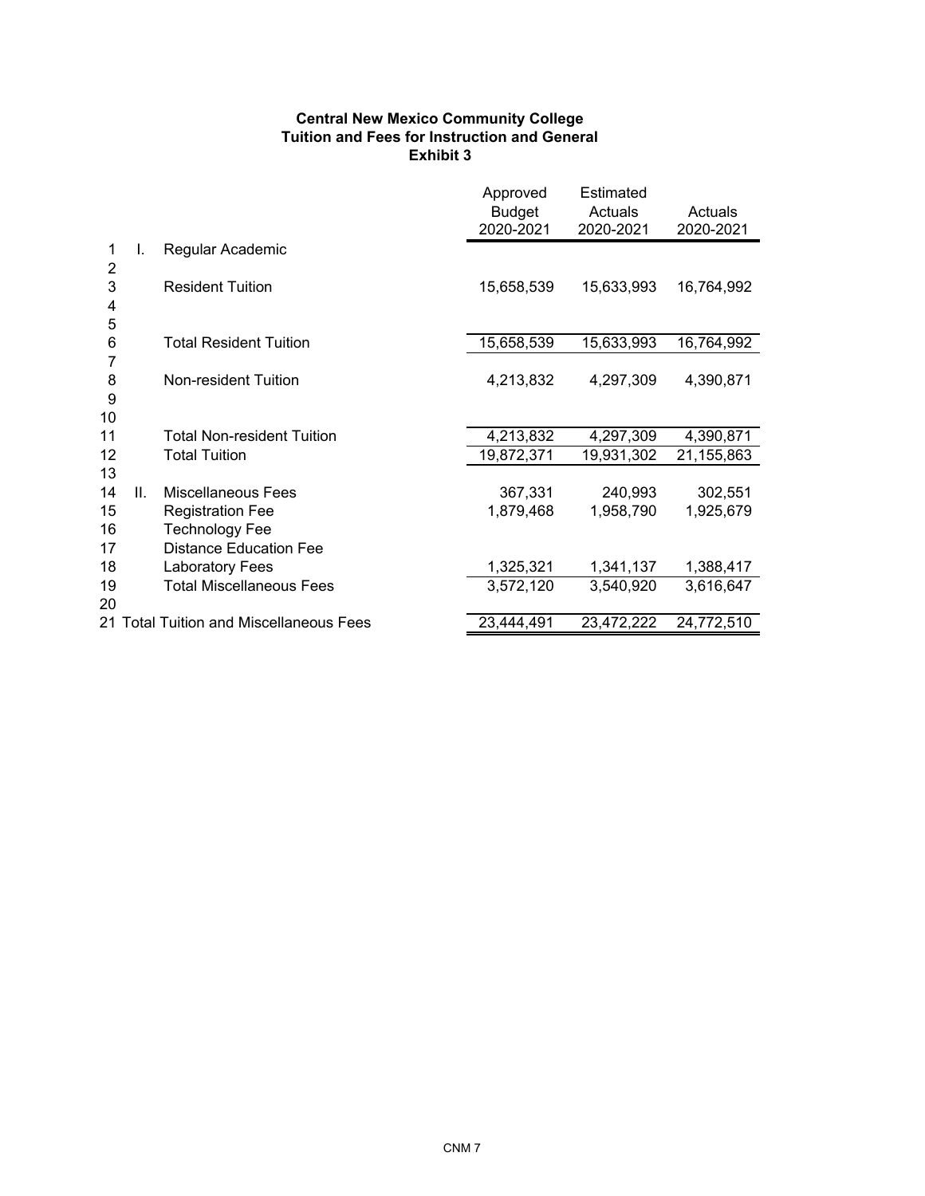**Central New Mexico Community College**
**Tuition and Fees for Instruction and General**
**Exhibit 3**

| | | | Approved Budget 2020-2021 | Estimated Actuals 2020-2021 | Actuals 2020-2021 |
|---|---|---|---|---|---|
| 1 | I. | Regular Academic | | | |
| 2 | | | | | |
| 3 | | Resident Tuition | 15,658,539 | 15,633,993 | 16,764,992 |
| 4 | | | | | |
| 5 | | | | | |
| 6 | | Total Resident Tuition | 15,658,539 | 15,633,993 | 16,764,992 |
| 7 | | | | | |
| 8 | | Non-resident Tuition | 4,213,832 | 4,297,309 | 4,390,871 |
| 9 | | | | | |
| 10 | | | | | |
| 11 | | Total Non-resident Tuition | 4,213,832 | 4,297,309 | 4,390,871 |
| 12 | | Total Tuition | 19,872,371 | 19,931,302 | 21,155,863 |
| 13 | | | | | |
| 14 | II. | Miscellaneous Fees | 367,331 | 240,993 | 302,551 |
| 15 | | Registration Fee | 1,879,468 | 1,958,790 | 1,925,679 |
| 16 | | Technology Fee | | | |
| 17 | | Distance Education Fee | | | |
| 18 | | Laboratory Fees | 1,325,321 | 1,341,137 | 1,388,417 |
| 19 | | Total Miscellaneous Fees | 3,572,120 | 3,540,920 | 3,616,647 |
| 20 | | | | | |
| 21 | | Total Tuition and Miscellaneous Fees | 23,444,491 | 23,472,222 | 24,772,510 |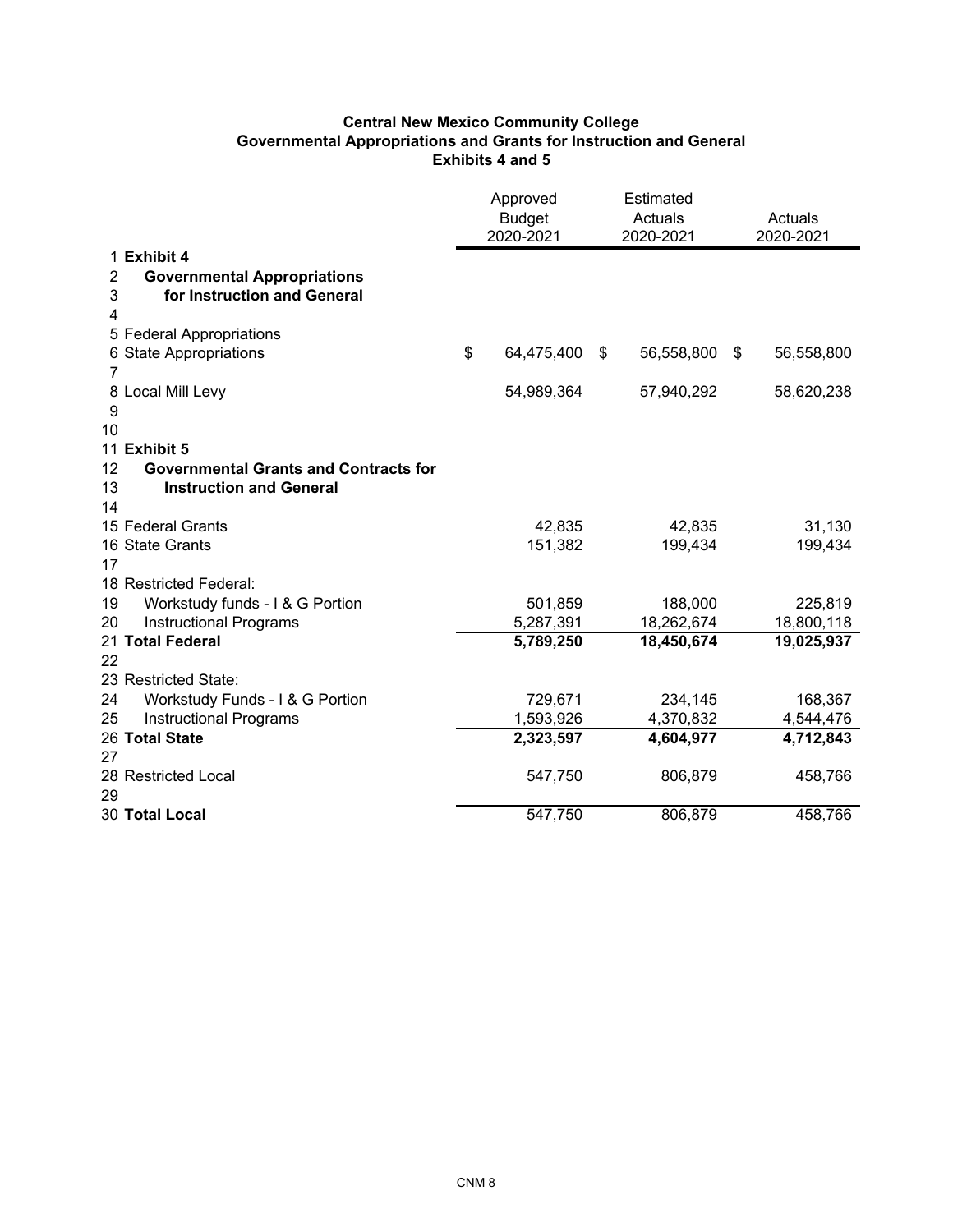**Central New Mexico Community College**
**Governmental Appropriations and Grants for Instruction and General**
**Exhibits 4 and 5**

| | | Approved Budget 2020-2021 | Estimated Actuals 2020-2021 | Actuals 2020-2021 |
|---|---|---|---|---|
| 1 | **Exhibit 4** | | | |
| 2 | **Governmental Appropriations** | | | |
| 3 | **for Instruction and General** | | | |
| 4 | | | | |
| 5 | Federal Appropriations | | | |
| 6 | State Appropriations | $ 64,475,400 | $ 56,558,800 | $ 56,558,800 |
| 7 | | | | |
| 8 | Local Mill Levy | 54,989,364 | 57,940,292 | 58,620,238 |
| 9 | | | | |
| 10 | | | | |
| 11 | **Exhibit 5** | | | |
| 12 | **Governmental Grants and Contracts for** | | | |
| 13 | **Instruction and General** | | | |
| 14 | | | | |
| 15 | Federal Grants | 42,835 | 42,835 | 31,130 |
| 16 | State Grants | 151,382 | 199,434 | 199,434 |
| 17 | | | | |
| 18 | Restricted Federal: | | | |
| 19 | Workstudy funds - I & G Portion | 501,859 | 188,000 | 225,819 |
| 20 | Instructional Programs | 5,287,391 | 18,262,674 | 18,800,118 |
| 21 | **Total Federal** | **5,789,250** | **18,450,674** | **19,025,937** |
| 22 | | | | |
| 23 | Restricted State: | | | |
| 24 | Workstudy Funds - I & G Portion | 729,671 | 234,145 | 168,367 |
| 25 | Instructional Programs | 1,593,926 | 4,370,832 | 4,544,476 |
| 26 | **Total State** | **2,323,597** | **4,604,977** | **4,712,843** |
| 27 | | | | |
| 28 | Restricted Local | 547,750 | 806,879 | 458,766 |
| 29 | | | | |
| 30 | **Total Local** | 547,750 | 806,879 | 458,766 |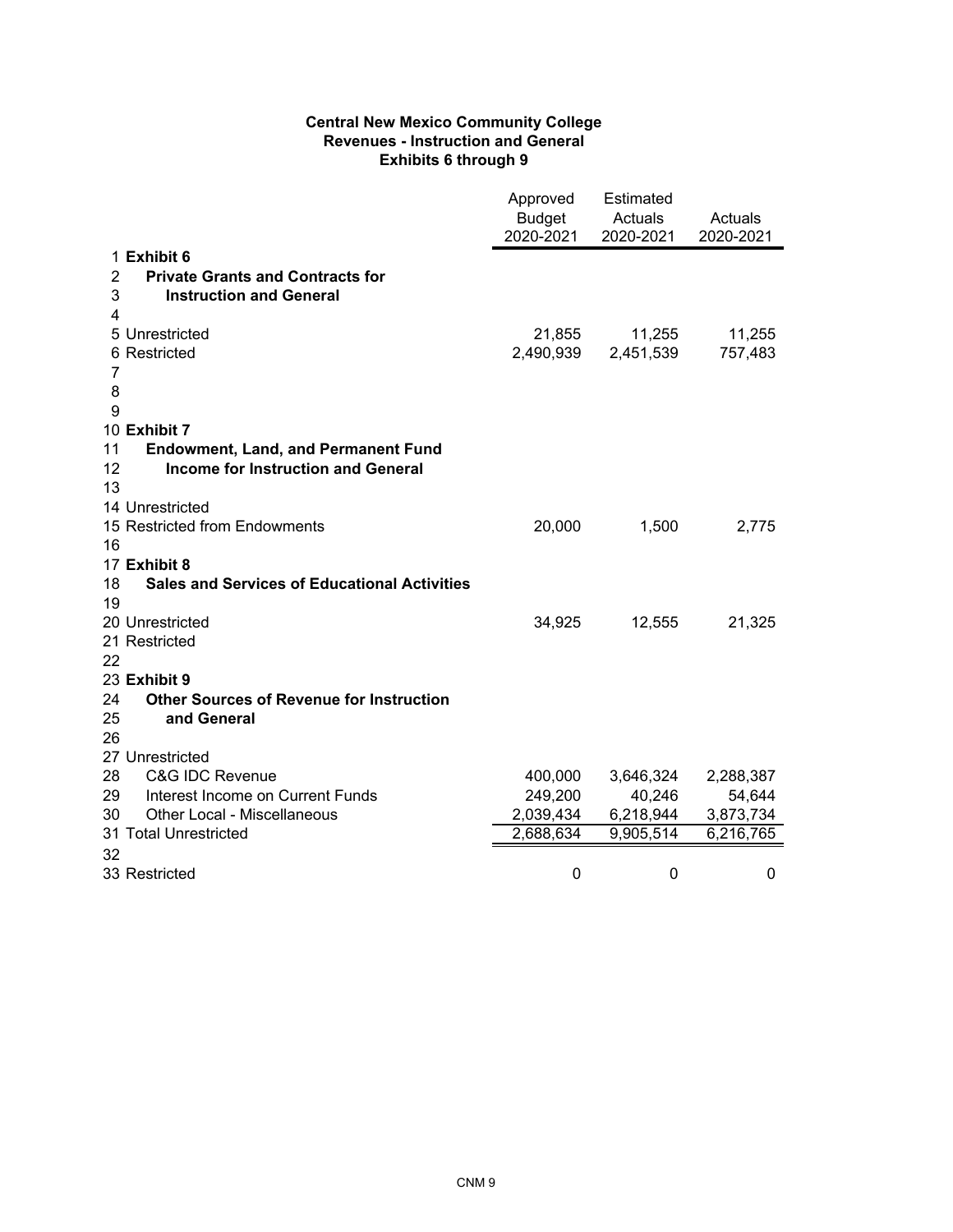**Central New Mexico Community College**
**Revenues - Instruction and General**
**Exhibits 6 through 9**

| | | Approved Budget 2020-2021 | Estimated Actuals 2020-2021 | Actuals 2020-2021 |
|---|---|---|---|---|
| 1 | **Exhibit 6** | | | |
| 2 | **Private Grants and Contracts for** | | | |
| 3 | **Instruction and General** | | | |
| 4 | | | | |
| 5 | Unrestricted | 21,855 | 11,255 | 11,255 |
| 6 | Restricted | 2,490,939 | 2,451,539 | 757,483 |
| 7 | | | | |
| 8 | | | | |
| 9 | | | | |
| 10 | **Exhibit 7** | | | |
| 11 | **Endowment, Land, and Permanent Fund** | | | |
| 12 | **Income for Instruction and General** | | | |
| 13 | | | | |
| 14 | Unrestricted | | | |
| 15 | Restricted from Endowments | 20,000 | 1,500 | 2,775 |
| 16 | | | | |
| 17 | **Exhibit 8** | | | |
| 18 | **Sales and Services of Educational Activities** | | | |
| 19 | | | | |
| 20 | Unrestricted | 34,925 | 12,555 | 21,325 |
| 21 | Restricted | | | |
| 22 | | | | |
| 23 | **Exhibit 9** | | | |
| 24 | **Other Sources of Revenue for Instruction** | | | |
| 25 | **and General** | | | |
| 26 | | | | |
| 27 | Unrestricted | | | |
| 28 | C&G IDC Revenue | 400,000 | 3,646,324 | 2,288,387 |
| 29 | Interest Income on Current Funds | 249,200 | 40,246 | 54,644 |
| 30 | Other Local - Miscellaneous | 2,039,434 | 6,218,944 | 3,873,734 |
| 31 | Total Unrestricted | 2,688,634 | 9,905,514 | 6,216,765 |
| 32 | | | | |
| 33 | Restricted | 0 | 0 | 0 |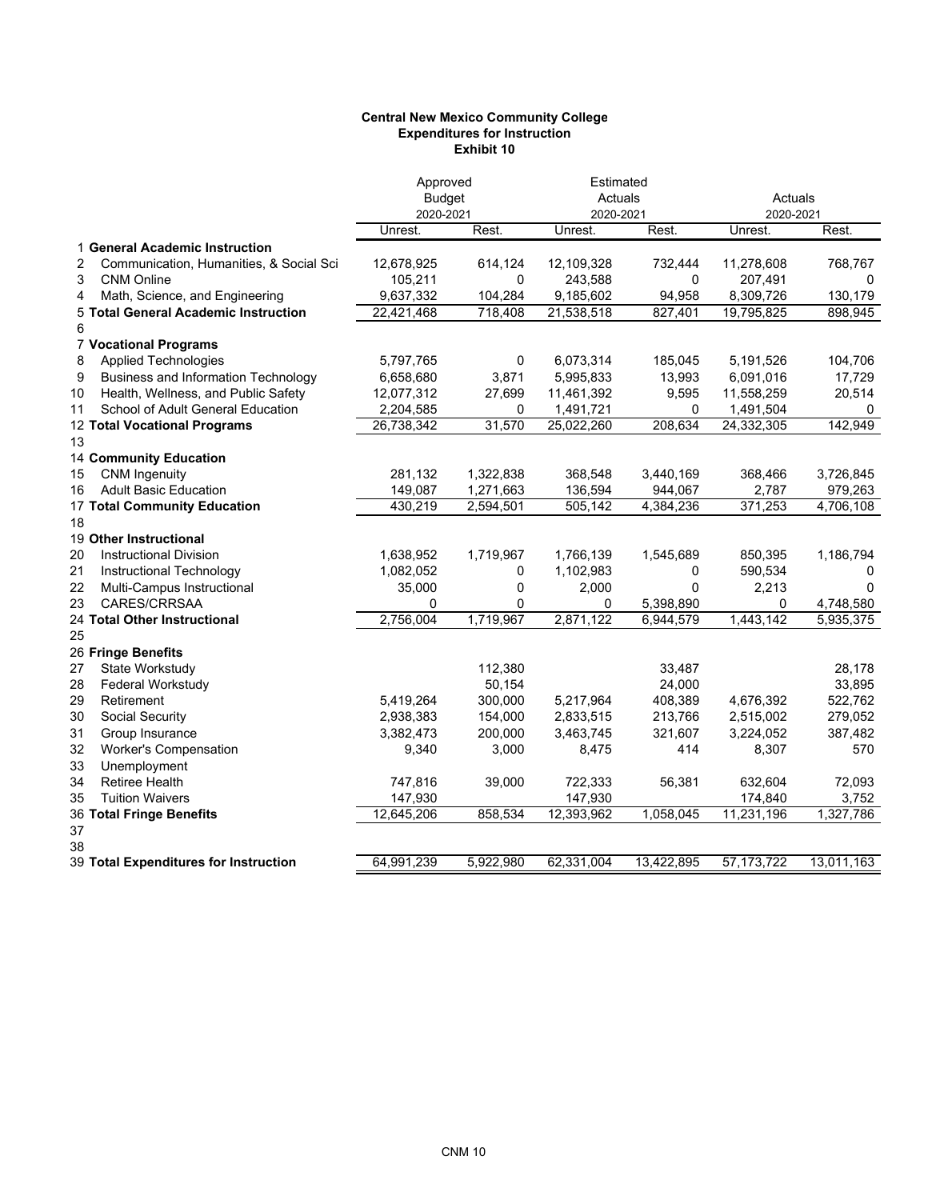**Central New Mexico Community College**
**Expenditures for Instruction**
**Exhibit 10**

| | | Approved Budget 2020-2021 | | Estimated Actuals 2020-2021 | | Actuals 2020-2021 | |
|---|---|---|---|---|---|---|---|
| | | Unrest. | Rest. | Unrest. | Rest. | Unrest. | Rest. |
| 1 | **General Academic Instruction** | | | | | | |
| 2 | Communication, Humanities, & Social Sci | 12,678,925 | 614,124 | 12,109,328 | 732,444 | 11,278,608 | 768,767 |
| 3 | CNM Online | 105,211 | 0 | 243,588 | 0 | 207,491 | 0 |
| 4 | Math, Science, and Engineering | 9,637,332 | 104,284 | 9,185,602 | 94,958 | 8,309,726 | 130,179 |
| 5 | **Total General Academic Instruction** | 22,421,468 | 718,408 | 21,538,518 | 827,401 | 19,795,825 | 898,945 |
| 6 | | | | | | | |
| 7 | **Vocational Programs** | | | | | | |
| 8 | Applied Technologies | 5,797,765 | 0 | 6,073,314 | 185,045 | 5,191,526 | 104,706 |
| 9 | Business and Information Technology | 6,658,680 | 3,871 | 5,995,833 | 13,993 | 6,091,016 | 17,729 |
| 10 | Health, Wellness, and Public Safety | 12,077,312 | 27,699 | 11,461,392 | 9,595 | 11,558,259 | 20,514 |
| 11 | School of Adult General Education | 2,204,585 | 0 | 1,491,721 | 0 | 1,491,504 | 0 |
| 12 | **Total Vocational Programs** | 26,738,342 | 31,570 | 25,022,260 | 208,634 | 24,332,305 | 142,949 |
| 13 | | | | | | | |
| 14 | **Community Education** | | | | | | |
| 15 | CNM Ingenuity | 281,132 | 1,322,838 | 368,548 | 3,440,169 | 368,466 | 3,726,845 |
| 16 | Adult Basic Education | 149,087 | 1,271,663 | 136,594 | 944,067 | 2,787 | 979,263 |
| 17 | **Total Community Education** | 430,219 | 2,594,501 | 505,142 | 4,384,236 | 371,253 | 4,706,108 |
| 18 | | | | | | | |
| 19 | **Other Instructional** | | | | | | |
| 20 | Instructional Division | 1,638,952 | 1,719,967 | 1,766,139 | 1,545,689 | 850,395 | 1,186,794 |
| 21 | Instructional Technology | 1,082,052 | 0 | 1,102,983 | 0 | 590,534 | 0 |
| 22 | Multi-Campus Instructional | 35,000 | 0 | 2,000 | 0 | 2,213 | 0 |
| 23 | CARES/CRRSAA | 0 | 0 | 0 | 5,398,890 | 0 | 4,748,580 |
| 24 | **Total Other Instructional** | 2,756,004 | 1,719,967 | 2,871,122 | 6,944,579 | 1,443,142 | 5,935,375 |
| 25 | | | | | | | |
| 26 | **Fringe Benefits** | | | | | | |
| 27 | State Workstudy | | 112,380 | | 33,487 | | 28,178 |
| 28 | Federal Workstudy | | 50,154 | | 24,000 | | 33,895 |
| 29 | Retirement | 5,419,264 | 300,000 | 5,217,964 | 408,389 | 4,676,392 | 522,762 |
| 30 | Social Security | 2,938,383 | 154,000 | 2,833,515 | 213,766 | 2,515,002 | 279,052 |
| 31 | Group Insurance | 3,382,473 | 200,000 | 3,463,745 | 321,607 | 3,224,052 | 387,482 |
| 32 | Worker's Compensation | 9,340 | 3,000 | 8,475 | 414 | 8,307 | 570 |
| 33 | Unemployment | | | | | | |
| 34 | Retiree Health | 747,816 | 39,000 | 722,333 | 56,381 | 632,604 | 72,093 |
| 35 | Tuition Waivers | 147,930 | | 147,930 | | 174,840 | 3,752 |
| 36 | **Total Fringe Benefits** | 12,645,206 | 858,534 | 12,393,962 | 1,058,045 | 11,231,196 | 1,327,786 |
| 37 | | | | | | | |
| 38 | | | | | | | |
| 39 | **Total Expenditures for Instruction** | 64,991,239 | 5,922,980 | 62,331,004 | 13,422,895 | 57,173,722 | 13,011,163 |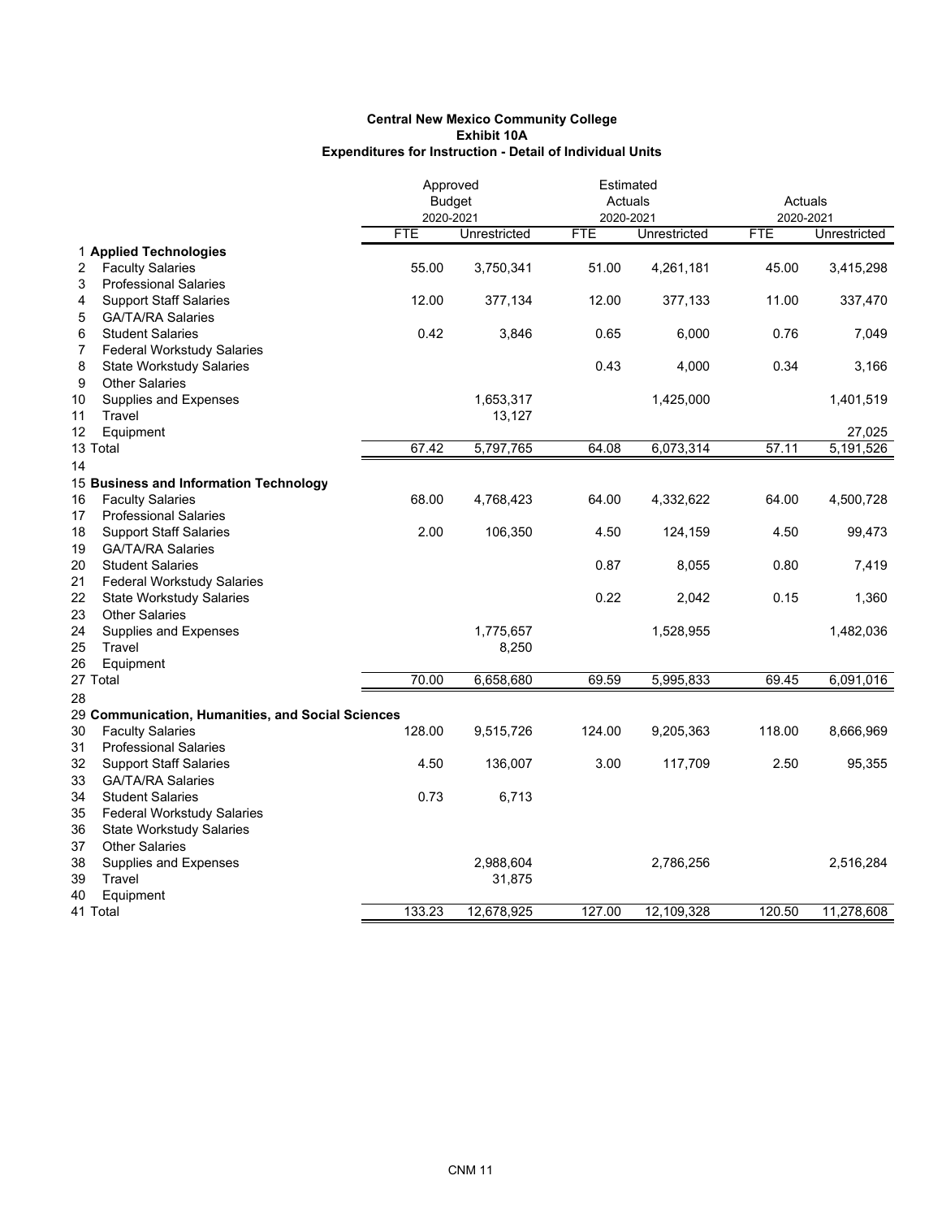**Central New Mexico Community College**
**Exhibit 10A**
**Expenditures for Instruction - Detail of Individual Units**

| | | Approved Budget 2020-2021 | | Estimated Actuals 2020-2021 | | Actuals 2020-2021 | |
|---|---|---|---|---|---|---|---|
| | | FTE | Unrestricted | FTE | Unrestricted | FTE | Unrestricted |
| 1 | **Applied Technologies** | | | | | | |
| 2 | Faculty Salaries | 55.00 | 3,750,341 | 51.00 | 4,261,181 | 45.00 | 3,415,298 |
| 3 | Professional Salaries | | | | | | |
| 4 | Support Staff Salaries | 12.00 | 377,134 | 12.00 | 377,133 | 11.00 | 337,470 |
| 5 | GA/TA/RA Salaries | | | | | | |
| 6 | Student Salaries | 0.42 | 3,846 | 0.65 | 6,000 | 0.76 | 7,049 |
| 7 | Federal Workstudy Salaries | | | | | | |
| 8 | State Workstudy Salaries | | | 0.43 | 4,000 | 0.34 | 3,166 |
| 9 | Other Salaries | | | | | | |
| 10 | Supplies and Expenses | | 1,653,317 | | 1,425,000 | | 1,401,519 |
| 11 | Travel | | 13,127 | | | | |
| 12 | Equipment | | | | | | 27,025 |
| 13 | Total | 67.42 | 5,797,765 | 64.08 | 6,073,314 | 57.11 | 5,191,526 |
| 14 | | | | | | | |
| 15 | **Business and Information Technology** | | | | | | |
| 16 | Faculty Salaries | 68.00 | 4,768,423 | 64.00 | 4,332,622 | 64.00 | 4,500,728 |
| 17 | Professional Salaries | | | | | | |
| 18 | Support Staff Salaries | 2.00 | 106,350 | 4.50 | 124,159 | 4.50 | 99,473 |
| 19 | GA/TA/RA Salaries | | | | | | |
| 20 | Student Salaries | | | 0.87 | 8,055 | 0.80 | 7,419 |
| 21 | Federal Workstudy Salaries | | | | | | |
| 22 | State Workstudy Salaries | | | 0.22 | 2,042 | 0.15 | 1,360 |
| 23 | Other Salaries | | | | | | |
| 24 | Supplies and Expenses | | 1,775,657 | | 1,528,955 | | 1,482,036 |
| 25 | Travel | | 8,250 | | | | |
| 26 | Equipment | | | | | | |
| 27 | Total | 70.00 | 6,658,680 | 69.59 | 5,995,833 | 69.45 | 6,091,016 |
| 28 | | | | | | | |
| 29 | **Communication, Humanities, and Social Sciences** | | | | | | |
| 30 | Faculty Salaries | 128.00 | 9,515,726 | 124.00 | 9,205,363 | 118.00 | 8,666,969 |
| 31 | Professional Salaries | | | | | | |
| 32 | Support Staff Salaries | 4.50 | 136,007 | 3.00 | 117,709 | 2.50 | 95,355 |
| 33 | GA/TA/RA Salaries | | | | | | |
| 34 | Student Salaries | 0.73 | 6,713 | | | | |
| 35 | Federal Workstudy Salaries | | | | | | |
| 36 | State Workstudy Salaries | | | | | | |
| 37 | Other Salaries | | | | | | |
| 38 | Supplies and Expenses | | 2,988,604 | | 2,786,256 | | 2,516,284 |
| 39 | Travel | | 31,875 | | | | |
| 40 | Equipment | | | | | | |
| 41 | Total | 133.23 | 12,678,925 | 127.00 | 12,109,328 | 120.50 | 11,278,608 |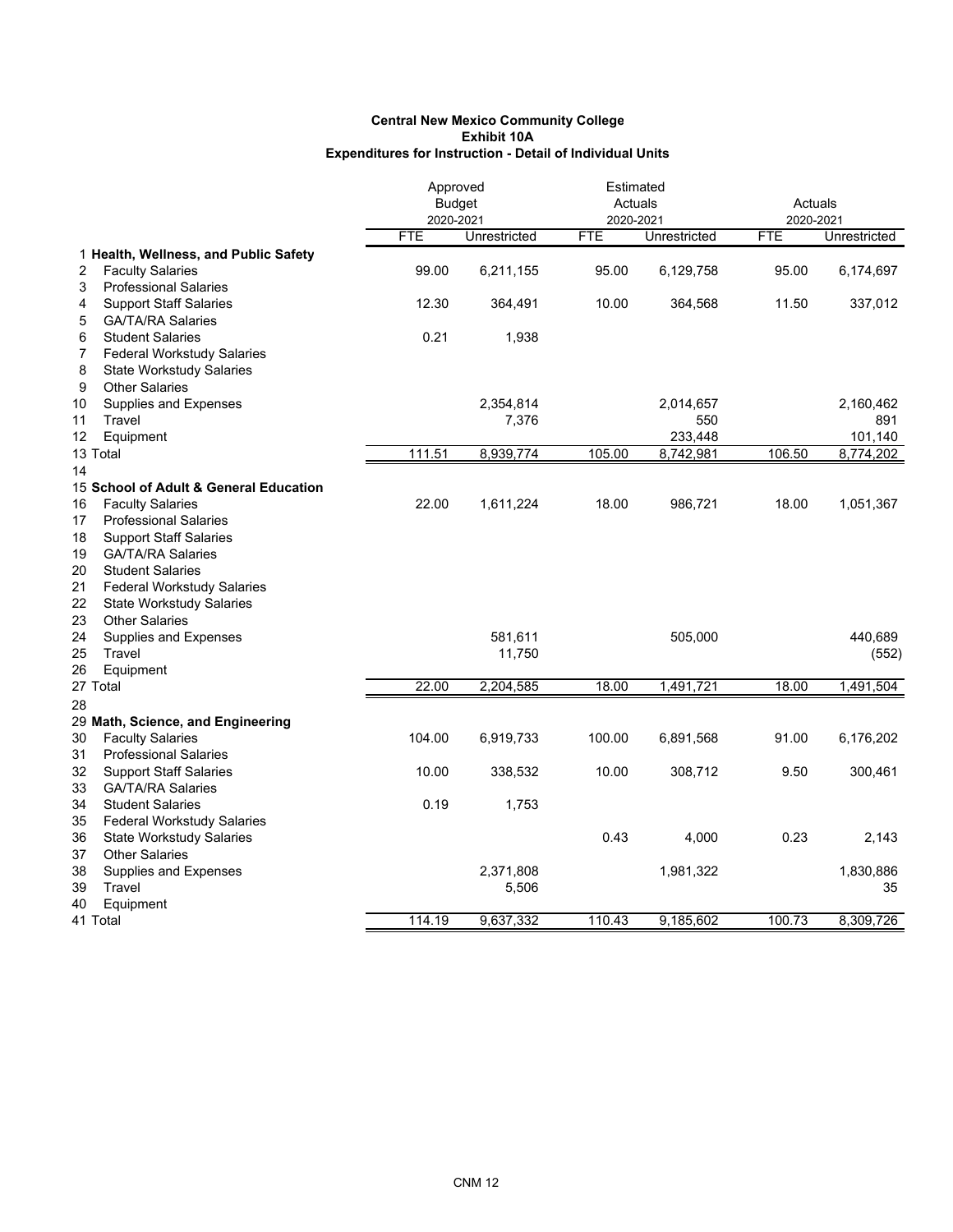**Central New Mexico Community College**
**Exhibit 10A**
**Expenditures for Instruction - Detail of Individual Units**

| | | Approved Budget 2020-2021 | | Estimated Actuals 2020-2021 | | Actuals 2020-2021 | |
|---|---|---|---|---|---|---|---|
| | | FTE | Unrestricted | FTE | Unrestricted | FTE | Unrestricted |
| 1 | **Health, Wellness, and Public Safety** | | | | | | |
| 2 | Faculty Salaries | 99.00 | 6,211,155 | 95.00 | 6,129,758 | 95.00 | 6,174,697 |
| 3 | Professional Salaries | | | | | | |
| 4 | Support Staff Salaries | 12.30 | 364,491 | 10.00 | 364,568 | 11.50 | 337,012 |
| 5 | GA/TA/RA Salaries | | | | | | |
| 6 | Student Salaries | 0.21 | 1,938 | | | | |
| 7 | Federal Workstudy Salaries | | | | | | |
| 8 | State Workstudy Salaries | | | | | | |
| 9 | Other Salaries | | | | | | |
| 10 | Supplies and Expenses | | 2,354,814 | | 2,014,657 | | 2,160,462 |
| 11 | Travel | | 7,376 | | 550 | | 891 |
| 12 | Equipment | | | | 233,448 | | 101,140 |
| 13 | Total | 111.51 | 8,939,774 | 105.00 | 8,742,981 | 106.50 | 8,774,202 |
| 14 | | | | | | | |
| 15 | **School of Adult & General Education** | | | | | | |
| 16 | Faculty Salaries | 22.00 | 1,611,224 | 18.00 | 986,721 | 18.00 | 1,051,367 |
| 17 | Professional Salaries | | | | | | |
| 18 | Support Staff Salaries | | | | | | |
| 19 | GA/TA/RA Salaries | | | | | | |
| 20 | Student Salaries | | | | | | |
| 21 | Federal Workstudy Salaries | | | | | | |
| 22 | State Workstudy Salaries | | | | | | |
| 23 | Other Salaries | | | | | | |
| 24 | Supplies and Expenses | | 581,611 | | 505,000 | | 440,689 |
| 25 | Travel | | 11,750 | | | | (552) |
| 26 | Equipment | | | | | | |
| 27 | Total | 22.00 | 2,204,585 | 18.00 | 1,491,721 | 18.00 | 1,491,504 |
| 28 | | | | | | | |
| 29 | **Math, Science, and Engineering** | | | | | | |
| 30 | Faculty Salaries | 104.00 | 6,919,733 | 100.00 | 6,891,568 | 91.00 | 6,176,202 |
| 31 | Professional Salaries | | | | | | |
| 32 | Support Staff Salaries | 10.00 | 338,532 | 10.00 | 308,712 | 9.50 | 300,461 |
| 33 | GA/TA/RA Salaries | | | | | | |
| 34 | Student Salaries | 0.19 | 1,753 | | | | |
| 35 | Federal Workstudy Salaries | | | | | | |
| 36 | State Workstudy Salaries | | | 0.43 | 4,000 | 0.23 | 2,143 |
| 37 | Other Salaries | | | | | | |
| 38 | Supplies and Expenses | | 2,371,808 | | 1,981,322 | | 1,830,886 |
| 39 | Travel | | 5,506 | | | | 35 |
| 40 | Equipment | | | | | | |
| 41 | Total | 114.19 | 9,637,332 | 110.43 | 9,185,602 | 100.73 | 8,309,726 |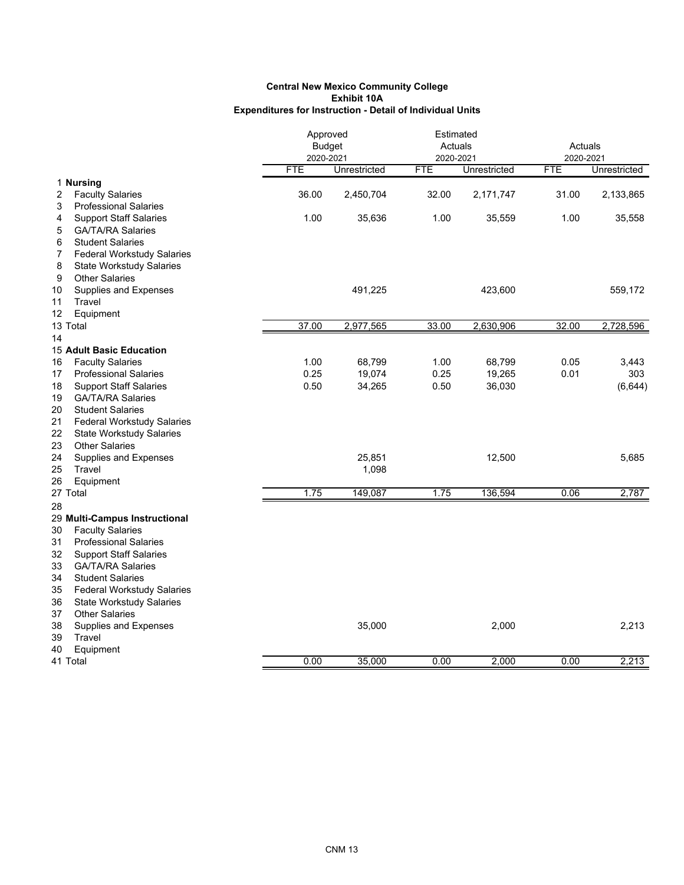**Central New Mexico Community College**
**Exhibit 10A**
**Expenditures for Instruction - Detail of Individual Units**

| | | Approved Budget 2020-2021 | | Estimated Actuals 2020-2021 | | Actuals 2020-2021 | |
|---|---|---|---|---|---|---|---|
| | | FTE | Unrestricted | FTE | Unrestricted | FTE | Unrestricted |
| 1 | **Nursing** | | | | | | |
| 2 | Faculty Salaries | 36.00 | 2,450,704 | 32.00 | 2,171,747 | 31.00 | 2,133,865 |
| 3 | Professional Salaries | | | | | | |
| 4 | Support Staff Salaries | 1.00 | 35,636 | 1.00 | 35,559 | 1.00 | 35,558 |
| 5 | GA/TA/RA Salaries | | | | | | |
| 6 | Student Salaries | | | | | | |
| 7 | Federal Workstudy Salaries | | | | | | |
| 8 | State Workstudy Salaries | | | | | | |
| 9 | Other Salaries | | | | | | |
| 10 | Supplies and Expenses | | 491,225 | | 423,600 | | 559,172 |
| 11 | Travel | | | | | | |
| 12 | Equipment | | | | | | |
| 13 | Total | 37.00 | 2,977,565 | 33.00 | 2,630,906 | 32.00 | 2,728,596 |
| 14 | | | | | | | |
| 15 | **Adult Basic Education** | | | | | | |
| 16 | Faculty Salaries | 1.00 | 68,799 | 1.00 | 68,799 | 0.05 | 3,443 |
| 17 | Professional Salaries | 0.25 | 19,074 | 0.25 | 19,265 | 0.01 | 303 |
| 18 | Support Staff Salaries | 0.50 | 34,265 | 0.50 | 36,030 | | (6,644) |
| 19 | GA/TA/RA Salaries | | | | | | |
| 20 | Student Salaries | | | | | | |
| 21 | Federal Workstudy Salaries | | | | | | |
| 22 | State Workstudy Salaries | | | | | | |
| 23 | Other Salaries | | | | | | |
| 24 | Supplies and Expenses | | 25,851 | | 12,500 | | 5,685 |
| 25 | Travel | | 1,098 | | | | |
| 26 | Equipment | | | | | | |
| 27 | Total | 1.75 | 149,087 | 1.75 | 136,594 | 0.06 | 2,787 |
| 28 | | | | | | | |
| 29 | **Multi-Campus Instructional** | | | | | | |
| 30 | Faculty Salaries | | | | | | |
| 31 | Professional Salaries | | | | | | |
| 32 | Support Staff Salaries | | | | | | |
| 33 | GA/TA/RA Salaries | | | | | | |
| 34 | Student Salaries | | | | | | |
| 35 | Federal Workstudy Salaries | | | | | | |
| 36 | State Workstudy Salaries | | | | | | |
| 37 | Other Salaries | | | | | | |
| 38 | Supplies and Expenses | | 35,000 | | 2,000 | | 2,213 |
| 39 | Travel | | | | | | |
| 40 | Equipment | | | | | | |
| 41 | Total | 0.00 | 35,000 | 0.00 | 2,000 | 0.00 | 2,213 |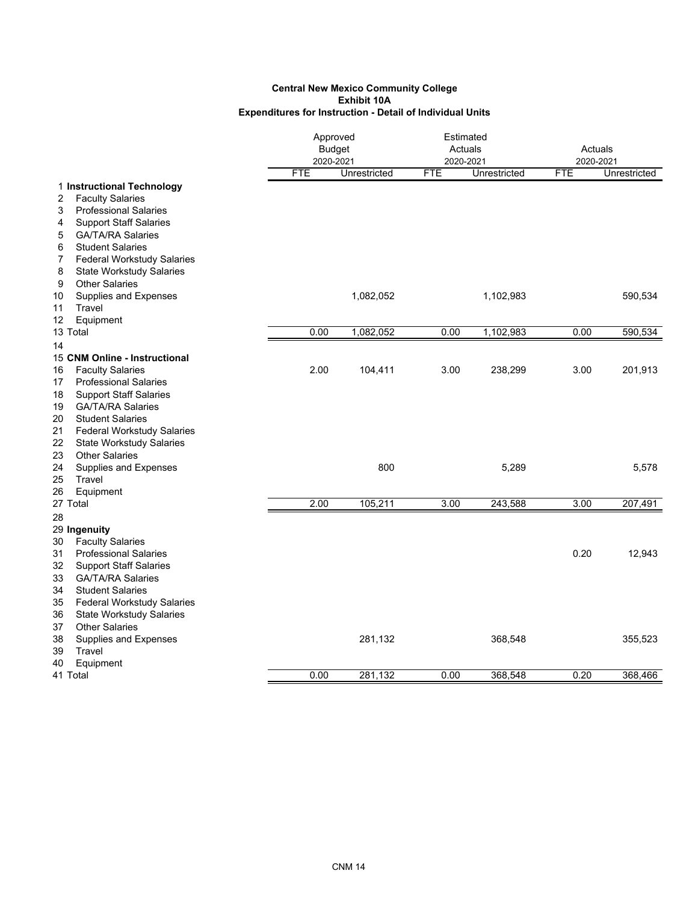**Central New Mexico Community College**
**Exhibit 10A**
**Expenditures for Instruction - Detail of Individual Units**

| | | Approved Budget 2020-2021 | | Estimated Actuals 2020-2021 | | Actuals 2020-2021 | |
|---|---|---|---|---|---|---|---|
| | | FTE | Unrestricted | FTE | Unrestricted | FTE | Unrestricted |
| 1 | **Instructional Technology** | | | | | | |
| 2 | Faculty Salaries | | | | | | |
| 3 | Professional Salaries | | | | | | |
| 4 | Support Staff Salaries | | | | | | |
| 5 | GA/TA/RA Salaries | | | | | | |
| 6 | Student Salaries | | | | | | |
| 7 | Federal Workstudy Salaries | | | | | | |
| 8 | State Workstudy Salaries | | | | | | |
| 9 | Other Salaries | | | | | | |
| 10 | Supplies and Expenses | | 1,082,052 | | 1,102,983 | | 590,534 |
| 11 | Travel | | | | | | |
| 12 | Equipment | | | | | | |
| 13 | Total | 0.00 | 1,082,052 | 0.00 | 1,102,983 | 0.00 | 590,534 |
| 14 | | | | | | | |
| 15 | **CNM Online - Instructional** | | | | | | |
| 16 | Faculty Salaries | 2.00 | 104,411 | 3.00 | 238,299 | 3.00 | 201,913 |
| 17 | Professional Salaries | | | | | | |
| 18 | Support Staff Salaries | | | | | | |
| 19 | GA/TA/RA Salaries | | | | | | |
| 20 | Student Salaries | | | | | | |
| 21 | Federal Workstudy Salaries | | | | | | |
| 22 | State Workstudy Salaries | | | | | | |
| 23 | Other Salaries | | | | | | |
| 24 | Supplies and Expenses | | 800 | | 5,289 | | 5,578 |
| 25 | Travel | | | | | | |
| 26 | Equipment | | | | | | |
| 27 | Total | 2.00 | 105,211 | 3.00 | 243,588 | 3.00 | 207,491 |
| 28 | | | | | | | |
| 29 | **Ingenuity** | | | | | | |
| 30 | Faculty Salaries | | | | | | |
| 31 | Professional Salaries | | | | | 0.20 | 12,943 |
| 32 | Support Staff Salaries | | | | | | |
| 33 | GA/TA/RA Salaries | | | | | | |
| 34 | Student Salaries | | | | | | |
| 35 | Federal Workstudy Salaries | | | | | | |
| 36 | State Workstudy Salaries | | | | | | |
| 37 | Other Salaries | | | | | | |
| 38 | Supplies and Expenses | | 281,132 | | 368,548 | | 355,523 |
| 39 | Travel | | | | | | |
| 40 | Equipment | | | | | | |
| 41 | Total | 0.00 | 281,132 | 0.00 | 368,548 | 0.20 | 368,466 |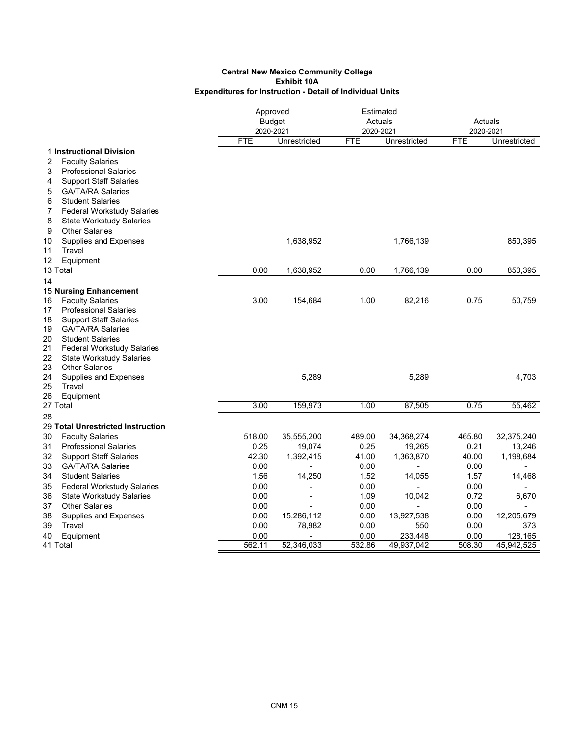**Central New Mexico Community College**
**Exhibit 10A**
**Expenditures for Instruction - Detail of Individual Units**

| | | Approved Budget 2020-2021 | | Estimated Actuals 2020-2021 | | Actuals 2020-2021 | |
|---|---|---|---|---|---|---|---|
| | | FTE | Unrestricted | FTE | Unrestricted | FTE | Unrestricted |
| 1 | **Instructional Division** | | | | | | |
| 2 | Faculty Salaries | | | | | | |
| 3 | Professional Salaries | | | | | | |
| 4 | Support Staff Salaries | | | | | | |
| 5 | GA/TA/RA Salaries | | | | | | |
| 6 | Student Salaries | | | | | | |
| 7 | Federal Workstudy Salaries | | | | | | |
| 8 | State Workstudy Salaries | | | | | | |
| 9 | Other Salaries | | | | | | |
| 10 | Supplies and Expenses | | 1,638,952 | | 1,766,139 | | 850,395 |
| 11 | Travel | | | | | | |
| 12 | Equipment | | | | | | |
| 13 | Total | 0.00 | 1,638,952 | 0.00 | 1,766,139 | 0.00 | 850,395 |
| 14 | | | | | | | |
| 15 | **Nursing Enhancement** | | | | | | |
| 16 | Faculty Salaries | 3.00 | 154,684 | 1.00 | 82,216 | 0.75 | 50,759 |
| 17 | Professional Salaries | | | | | | |
| 18 | Support Staff Salaries | | | | | | |
| 19 | GA/TA/RA Salaries | | | | | | |
| 20 | Student Salaries | | | | | | |
| 21 | Federal Workstudy Salaries | | | | | | |
| 22 | State Workstudy Salaries | | | | | | |
| 23 | Other Salaries | | | | | | |
| 24 | Supplies and Expenses | | 5,289 | | 5,289 | | 4,703 |
| 25 | Travel | | | | | | |
| 26 | Equipment | | | | | | |
| 27 | Total | 3.00 | 159,973 | 1.00 | 87,505 | 0.75 | 55,462 |
| 28 | | | | | | | |
| 29 | **Total Unrestricted Instruction** | | | | | | |
| 30 | Faculty Salaries | 518.00 | 35,555,200 | 489.00 | 34,368,274 | 465.80 | 32,375,240 |
| 31 | Professional Salaries | 0.25 | 19,074 | 0.25 | 19,265 | 0.21 | 13,246 |
| 32 | Support Staff Salaries | 42.30 | 1,392,415 | 41.00 | 1,363,870 | 40.00 | 1,198,684 |
| 33 | GA/TA/RA Salaries | 0.00 | - | 0.00 | - | 0.00 | - |
| 34 | Student Salaries | 1.56 | 14,250 | 1.52 | 14,055 | 1.57 | 14,468 |
| 35 | Federal Workstudy Salaries | 0.00 | - | 0.00 | - | 0.00 | - |
| 36 | State Workstudy Salaries | 0.00 | - | 1.09 | 10,042 | 0.72 | 6,670 |
| 37 | Other Salaries | 0.00 | - | 0.00 | - | 0.00 | - |
| 38 | Supplies and Expenses | 0.00 | 15,286,112 | 0.00 | 13,927,538 | 0.00 | 12,205,679 |
| 39 | Travel | 0.00 | 78,982 | 0.00 | 550 | 0.00 | 373 |
| 40 | Equipment | 0.00 | - | 0.00 | 233,448 | 0.00 | 128,165 |
| 41 | Total | 562.11 | 52,346,033 | 532.86 | 49,937,042 | 508.30 | 45,942,525 |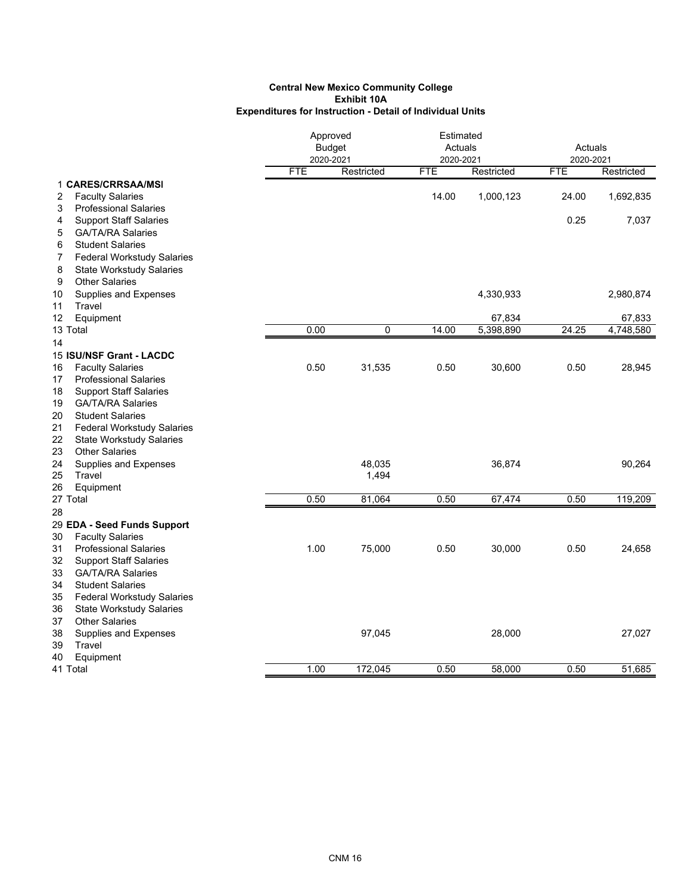**Central New Mexico Community College**
**Exhibit 10A**
**Expenditures for Instruction - Detail of Individual Units**

| | | Approved Budget 2020-2021 | | Estimated Actuals 2020-2021 | | Actuals 2020-2021 | |
|---|---|---|---|---|---|---|---|
| | | FTE | Restricted | FTE | Restricted | FTE | Restricted |
| 1 | **CARES/CRRSAA/MSI** | | | | | | |
| 2 | Faculty Salaries | | | 14.00 | 1,000,123 | 24.00 | 1,692,835 |
| 3 | Professional Salaries | | | | | | |
| 4 | Support Staff Salaries | | | | | 0.25 | 7,037 |
| 5 | GA/TA/RA Salaries | | | | | | |
| 6 | Student Salaries | | | | | | |
| 7 | Federal Workstudy Salaries | | | | | | |
| 8 | State Workstudy Salaries | | | | | | |
| 9 | Other Salaries | | | | | | |
| 10 | Supplies and Expenses | | | | 4,330,933 | | 2,980,874 |
| 11 | Travel | | | | | | |
| 12 | Equipment | | | | 67,834 | | 67,833 |
| 13 | Total | 0.00 | 0 | 14.00 | 5,398,890 | 24.25 | 4,748,580 |
| 14 | | | | | | | |
| 15 | **ISU/NSF Grant - LACDC** | | | | | | |
| 16 | Faculty Salaries | 0.50 | 31,535 | 0.50 | 30,600 | 0.50 | 28,945 |
| 17 | Professional Salaries | | | | | | |
| 18 | Support Staff Salaries | | | | | | |
| 19 | GA/TA/RA Salaries | | | | | | |
| 20 | Student Salaries | | | | | | |
| 21 | Federal Workstudy Salaries | | | | | | |
| 22 | State Workstudy Salaries | | | | | | |
| 23 | Other Salaries | | | | | | |
| 24 | Supplies and Expenses | | 48,035 | | 36,874 | | 90,264 |
| 25 | Travel | | 1,494 | | | | |
| 26 | Equipment | | | | | | |
| 27 | Total | 0.50 | 81,064 | 0.50 | 67,474 | 0.50 | 119,209 |
| 28 | | | | | | | |
| 29 | **EDA - Seed Funds Support** | | | | | | |
| 30 | Faculty Salaries | | | | | | |
| 31 | Professional Salaries | 1.00 | 75,000 | 0.50 | 30,000 | 0.50 | 24,658 |
| 32 | Support Staff Salaries | | | | | | |
| 33 | GA/TA/RA Salaries | | | | | | |
| 34 | Student Salaries | | | | | | |
| 35 | Federal Workstudy Salaries | | | | | | |
| 36 | State Workstudy Salaries | | | | | | |
| 37 | Other Salaries | | | | | | |
| 38 | Supplies and Expenses | | 97,045 | | 28,000 | | 27,027 |
| 39 | Travel | | | | | | |
| 40 | Equipment | | | | | | |
| 41 | Total | 1.00 | 172,045 | 0.50 | 58,000 | 0.50 | 51,685 |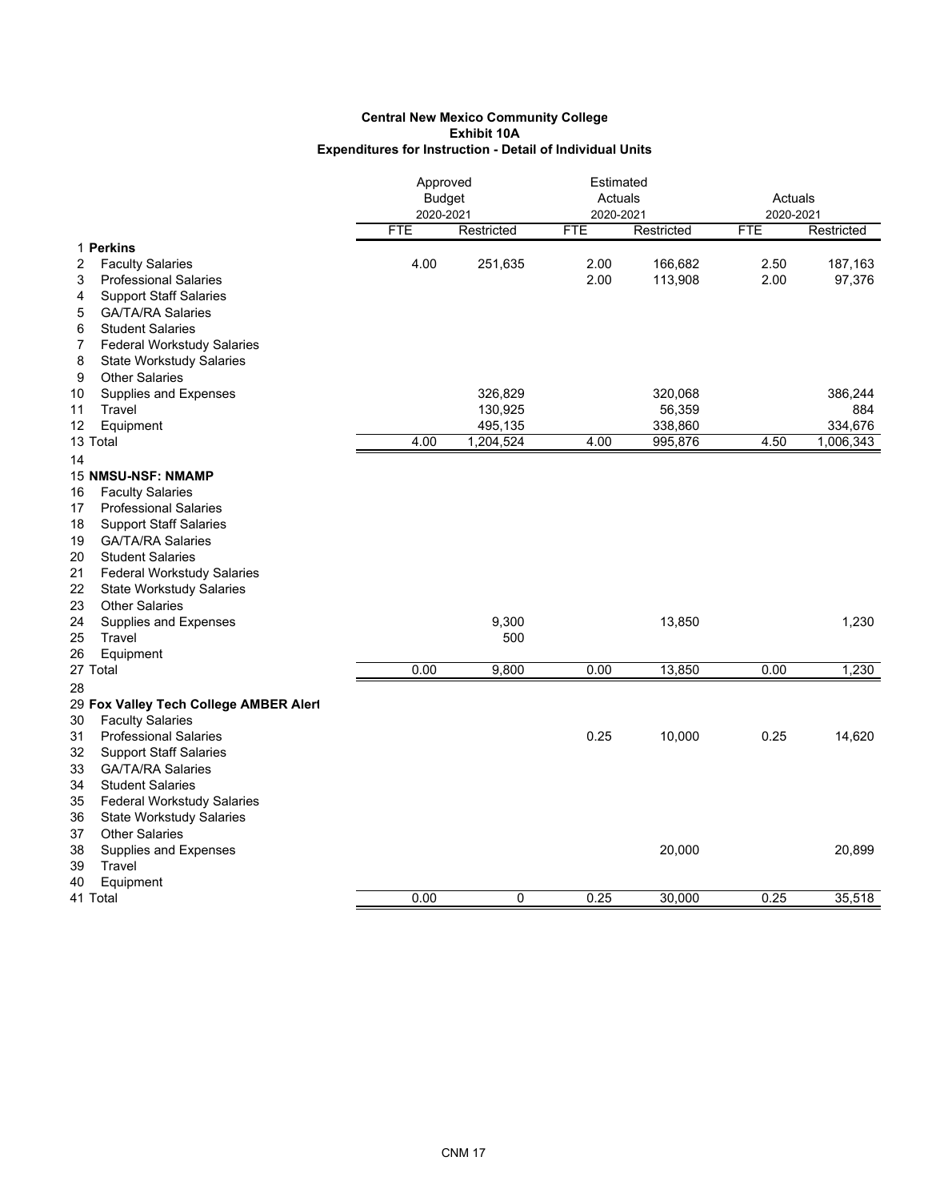**Central New Mexico Community College**
**Exhibit 10A**
**Expenditures for Instruction - Detail of Individual Units**

| | | Approved Budget 2020-2021 | | Estimated Actuals 2020-2021 | | Actuals 2020-2021 | |
|---|---|---|---|---|---|---|---|
| | | FTE | Restricted | FTE | Restricted | FTE | Restricted |
| 1 | **Perkins** | | | | | | |
| 2 | Faculty Salaries | 4.00 | 251,635 | 2.00 | 166,682 | 2.50 | 187,163 |
| 3 | Professional Salaries | | | 2.00 | 113,908 | 2.00 | 97,376 |
| 4 | Support Staff Salaries | | | | | | |
| 5 | GA/TA/RA Salaries | | | | | | |
| 6 | Student Salaries | | | | | | |
| 7 | Federal Workstudy Salaries | | | | | | |
| 8 | State Workstudy Salaries | | | | | | |
| 9 | Other Salaries | | | | | | |
| 10 | Supplies and Expenses | | 326,829 | | 320,068 | | 386,244 |
| 11 | Travel | | 130,925 | | 56,359 | | 884 |
| 12 | Equipment | | 495,135 | | 338,860 | | 334,676 |
| 13 | Total | 4.00 | 1,204,524 | 4.00 | 995,876 | 4.50 | 1,006,343 |
| 14 | | | | | | | |
| 15 | **NMSU-NSF: NMAMP** | | | | | | |
| 16 | Faculty Salaries | | | | | | |
| 17 | Professional Salaries | | | | | | |
| 18 | Support Staff Salaries | | | | | | |
| 19 | GA/TA/RA Salaries | | | | | | |
| 20 | Student Salaries | | | | | | |
| 21 | Federal Workstudy Salaries | | | | | | |
| 22 | State Workstudy Salaries | | | | | | |
| 23 | Other Salaries | | | | | | |
| 24 | Supplies and Expenses | | 9,300 | | 13,850 | | 1,230 |
| 25 | Travel | | 500 | | | | |
| 26 | Equipment | | | | | | |
| 27 | Total | 0.00 | 9,800 | 0.00 | 13,850 | 0.00 | 1,230 |
| 28 | | | | | | | |
| 29 | **Fox Valley Tech College AMBER Alert** | | | | | | |
| 30 | Faculty Salaries | | | | | | |
| 31 | Professional Salaries | | | 0.25 | 10,000 | 0.25 | 14,620 |
| 32 | Support Staff Salaries | | | | | | |
| 33 | GA/TA/RA Salaries | | | | | | |
| 34 | Student Salaries | | | | | | |
| 35 | Federal Workstudy Salaries | | | | | | |
| 36 | State Workstudy Salaries | | | | | | |
| 37 | Other Salaries | | | | | | |
| 38 | Supplies and Expenses | | | | 20,000 | | 20,899 |
| 39 | Travel | | | | | | |
| 40 | Equipment | | | | | | |
| 41 | Total | 0.00 | 0 | 0.25 | 30,000 | 0.25 | 35,518 |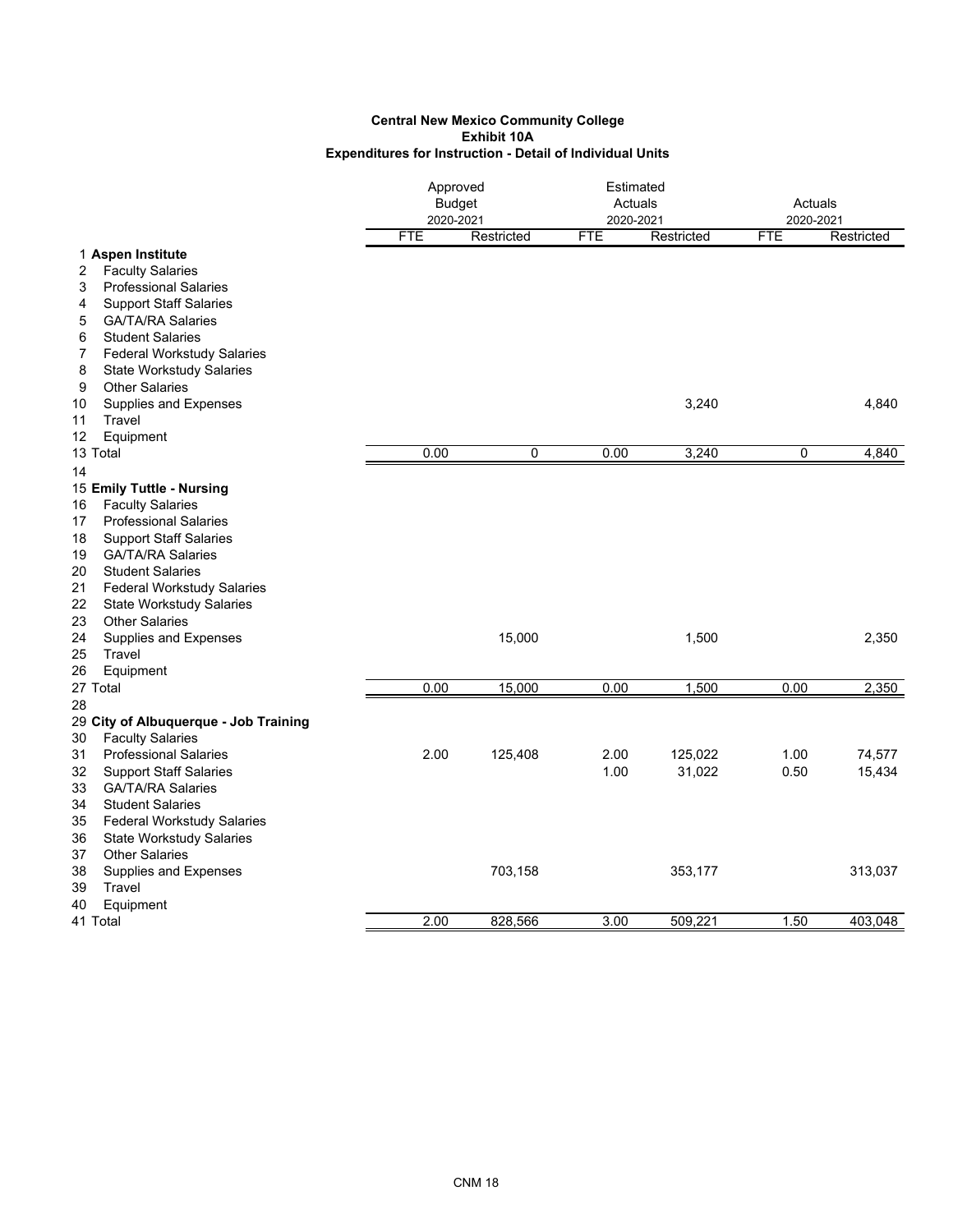**Central New Mexico Community College**
**Exhibit 10A**
**Expenditures for Instruction - Detail of Individual Units**

| | | Approved Budget 2020-2021 | | Estimated Actuals 2020-2021 | | Actuals 2020-2021 | |
|---|---|---|---|---|---|---|---|
| | | FTE | Restricted | FTE | Restricted | FTE | Restricted |
| 1 | **Aspen Institute** | | | | | | |
| 2 | Faculty Salaries | | | | | | |
| 3 | Professional Salaries | | | | | | |
| 4 | Support Staff Salaries | | | | | | |
| 5 | GA/TA/RA Salaries | | | | | | |
| 6 | Student Salaries | | | | | | |
| 7 | Federal Workstudy Salaries | | | | | | |
| 8 | State Workstudy Salaries | | | | | | |
| 9 | Other Salaries | | | | | | |
| 10 | Supplies and Expenses | | | | 3,240 | | 4,840 |
| 11 | Travel | | | | | | |
| 12 | Equipment | | | | | | |
| 13 | Total | 0.00 | 0 | 0.00 | 3,240 | 0 | 4,840 |
| 14 | | | | | | | |
| 15 | **Emily Tuttle - Nursing** | | | | | | |
| 16 | Faculty Salaries | | | | | | |
| 17 | Professional Salaries | | | | | | |
| 18 | Support Staff Salaries | | | | | | |
| 19 | GA/TA/RA Salaries | | | | | | |
| 20 | Student Salaries | | | | | | |
| 21 | Federal Workstudy Salaries | | | | | | |
| 22 | State Workstudy Salaries | | | | | | |
| 23 | Other Salaries | | | | | | |
| 24 | Supplies and Expenses | | 15,000 | | 1,500 | | 2,350 |
| 25 | Travel | | | | | | |
| 26 | Equipment | | | | | | |
| 27 | Total | 0.00 | 15,000 | 0.00 | 1,500 | 0.00 | 2,350 |
| 28 | | | | | | | |
| 29 | **City of Albuquerque - Job Training** | | | | | | |
| 30 | Faculty Salaries | | | | | | |
| 31 | Professional Salaries | 2.00 | 125,408 | 2.00 | 125,022 | 1.00 | 74,577 |
| 32 | Support Staff Salaries | | | 1.00 | 31,022 | 0.50 | 15,434 |
| 33 | GA/TA/RA Salaries | | | | | | |
| 34 | Student Salaries | | | | | | |
| 35 | Federal Workstudy Salaries | | | | | | |
| 36 | State Workstudy Salaries | | | | | | |
| 37 | Other Salaries | | | | | | |
| 38 | Supplies and Expenses | | 703,158 | | 353,177 | | 313,037 |
| 39 | Travel | | | | | | |
| 40 | Equipment | | | | | | |
| 41 | Total | 2.00 | 828,566 | 3.00 | 509,221 | 1.50 | 403,048 |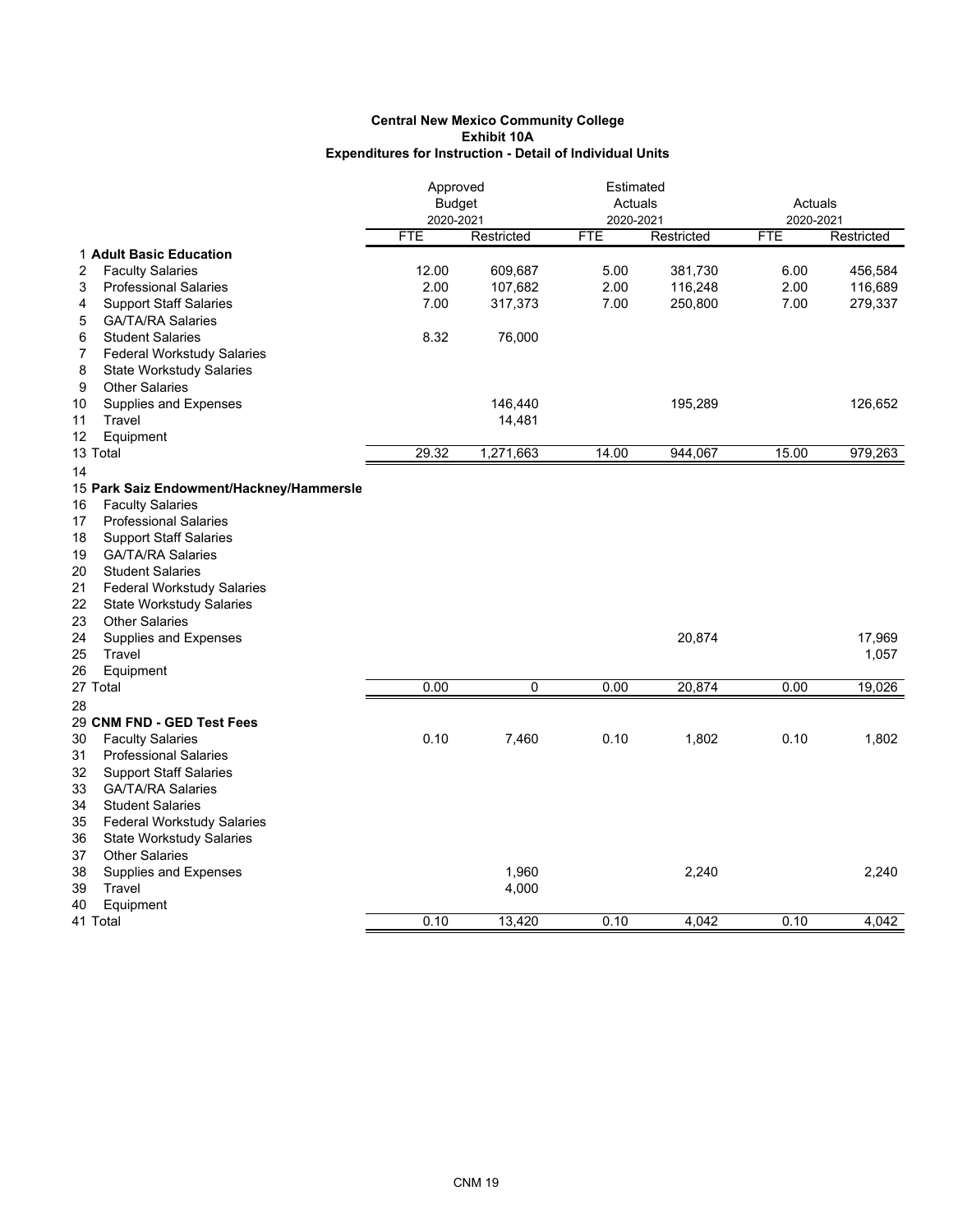**Central New Mexico Community College**
**Exhibit 10A**
**Expenditures for Instruction - Detail of Individual Units**

| | | Approved Budget 2020-2021 | | Estimated Actuals 2020-2021 | | Actuals 2020-2021 | |
|---|---|---|---|---|---|---|---|
| | | FTE | Restricted | FTE | Restricted | FTE | Restricted |
| 1 | **Adult Basic Education** | | | | | | |
| 2 | Faculty Salaries | 12.00 | 609,687 | 5.00 | 381,730 | 6.00 | 456,584 |
| 3 | Professional Salaries | 2.00 | 107,682 | 2.00 | 116,248 | 2.00 | 116,689 |
| 4 | Support Staff Salaries | 7.00 | 317,373 | 7.00 | 250,800 | 7.00 | 279,337 |
| 5 | GA/TA/RA Salaries | | | | | | |
| 6 | Student Salaries | 8.32 | 76,000 | | | | |
| 7 | Federal Workstudy Salaries | | | | | | |
| 8 | State Workstudy Salaries | | | | | | |
| 9 | Other Salaries | | | | | | |
| 10 | Supplies and Expenses | | 146,440 | | 195,289 | | 126,652 |
| 11 | Travel | | 14,481 | | | | |
| 12 | Equipment | | | | | | |
| 13 | Total | 29.32 | 1,271,663 | 14.00 | 944,067 | 15.00 | 979,263 |
| 14 | | | | | | | |
| 15 | **Park Saiz Endowment/Hackney/Hammersle** | | | | | | |
| 16 | Faculty Salaries | | | | | | |
| 17 | Professional Salaries | | | | | | |
| 18 | Support Staff Salaries | | | | | | |
| 19 | GA/TA/RA Salaries | | | | | | |
| 20 | Student Salaries | | | | | | |
| 21 | Federal Workstudy Salaries | | | | | | |
| 22 | State Workstudy Salaries | | | | | | |
| 23 | Other Salaries | | | | | | |
| 24 | Supplies and Expenses | | | | 20,874 | | 17,969 |
| 25 | Travel | | | | | | 1,057 |
| 26 | Equipment | | | | | | |
| 27 | Total | 0.00 | 0 | 0.00 | 20,874 | 0.00 | 19,026 |
| 28 | | | | | | | |
| 29 | **CNM FND - GED Test Fees** | | | | | | |
| 30 | Faculty Salaries | 0.10 | 7,460 | 0.10 | 1,802 | 0.10 | 1,802 |
| 31 | Professional Salaries | | | | | | |
| 32 | Support Staff Salaries | | | | | | |
| 33 | GA/TA/RA Salaries | | | | | | |
| 34 | Student Salaries | | | | | | |
| 35 | Federal Workstudy Salaries | | | | | | |
| 36 | State Workstudy Salaries | | | | | | |
| 37 | Other Salaries | | | | | | |
| 38 | Supplies and Expenses | | 1,960 | | 2,240 | | 2,240 |
| 39 | Travel | | 4,000 | | | | |
| 40 | Equipment | | | | | | |
| 41 | Total | 0.10 | 13,420 | 0.10 | 4,042 | 0.10 | 4,042 |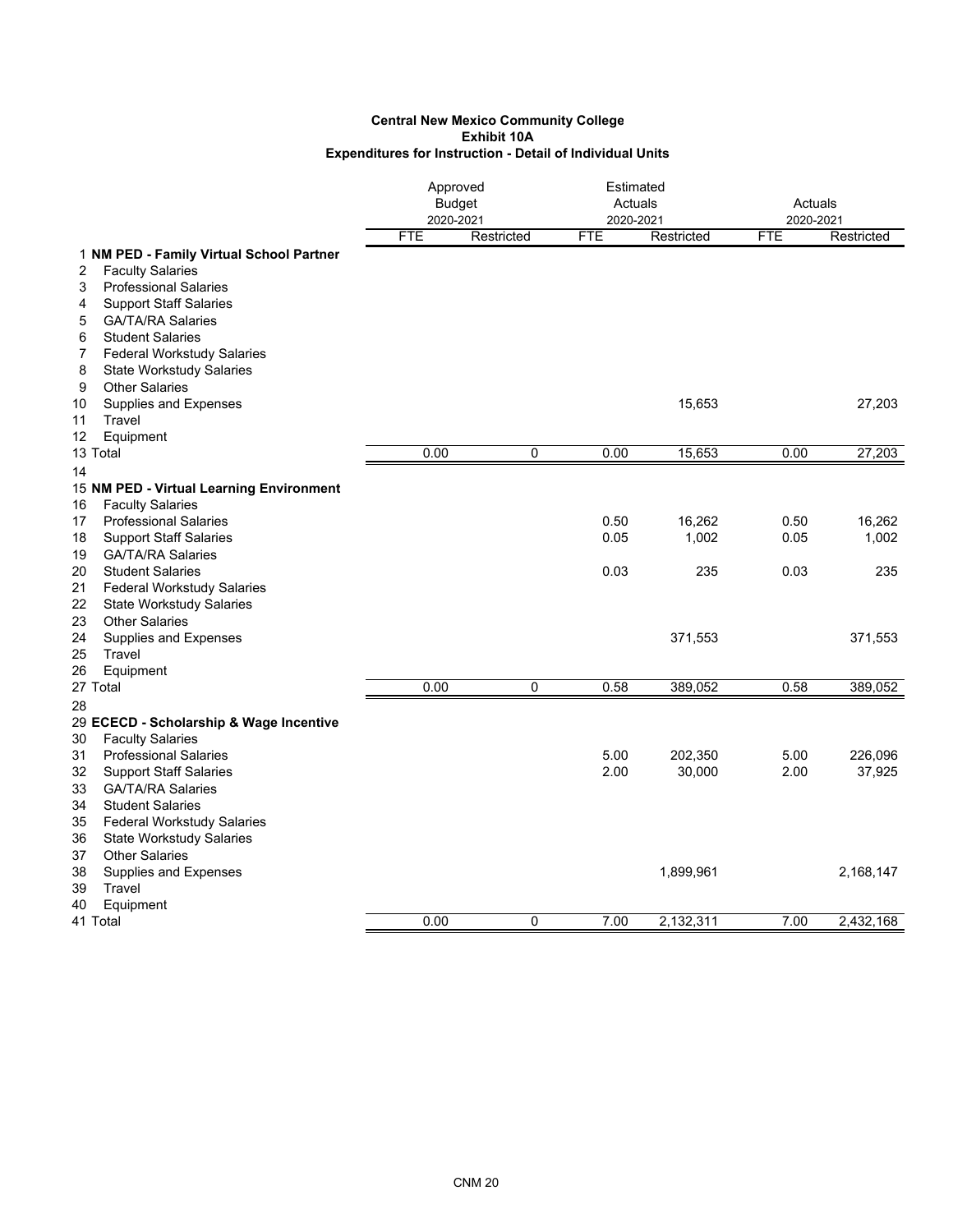**Central New Mexico Community College**
**Exhibit 10A**
**Expenditures for Instruction - Detail of Individual Units**

| | | Approved Budget 2020-2021 | | Estimated Actuals 2020-2021 | | Actuals 2020-2021 | |
|---|---|---|---|---|---|---|---|
| | | FTE | Restricted | FTE | Restricted | FTE | Restricted |
| 1 | **NM PED - Family Virtual School Partner** | | | | | | |
| 2 | Faculty Salaries | | | | | | |
| 3 | Professional Salaries | | | | | | |
| 4 | Support Staff Salaries | | | | | | |
| 5 | GA/TA/RA Salaries | | | | | | |
| 6 | Student Salaries | | | | | | |
| 7 | Federal Workstudy Salaries | | | | | | |
| 8 | State Workstudy Salaries | | | | | | |
| 9 | Other Salaries | | | | | | |
| 10 | Supplies and Expenses | | | | 15,653 | | 27,203 |
| 11 | Travel | | | | | | |
| 12 | Equipment | | | | | | |
| 13 | Total | 0.00 | 0 | 0.00 | 15,653 | 0.00 | 27,203 |
| 14 | | | | | | | |
| 15 | **NM PED - Virtual Learning Environment** | | | | | | |
| 16 | Faculty Salaries | | | | | | |
| 17 | Professional Salaries | | | 0.50 | 16,262 | 0.50 | 16,262 |
| 18 | Support Staff Salaries | | | 0.05 | 1,002 | 0.05 | 1,002 |
| 19 | GA/TA/RA Salaries | | | | | | |
| 20 | Student Salaries | | | 0.03 | 235 | 0.03 | 235 |
| 21 | Federal Workstudy Salaries | | | | | | |
| 22 | State Workstudy Salaries | | | | | | |
| 23 | Other Salaries | | | | | | |
| 24 | Supplies and Expenses | | | | 371,553 | | 371,553 |
| 25 | Travel | | | | | | |
| 26 | Equipment | | | | | | |
| 27 | Total | 0.00 | 0 | 0.58 | 389,052 | 0.58 | 389,052 |
| 28 | | | | | | | |
| 29 | **ECECD - Scholarship & Wage Incentive** | | | | | | |
| 30 | Faculty Salaries | | | | | | |
| 31 | Professional Salaries | | | 5.00 | 202,350 | 5.00 | 226,096 |
| 32 | Support Staff Salaries | | | 2.00 | 30,000 | 2.00 | 37,925 |
| 33 | GA/TA/RA Salaries | | | | | | |
| 34 | Student Salaries | | | | | | |
| 35 | Federal Workstudy Salaries | | | | | | |
| 36 | State Workstudy Salaries | | | | | | |
| 37 | Other Salaries | | | | | | |
| 38 | Supplies and Expenses | | | | 1,899,961 | | 2,168,147 |
| 39 | Travel | | | | | | |
| 40 | Equipment | | | | | | |
| 41 | Total | 0.00 | 0 | 7.00 | 2,132,311 | 7.00 | 2,432,168 |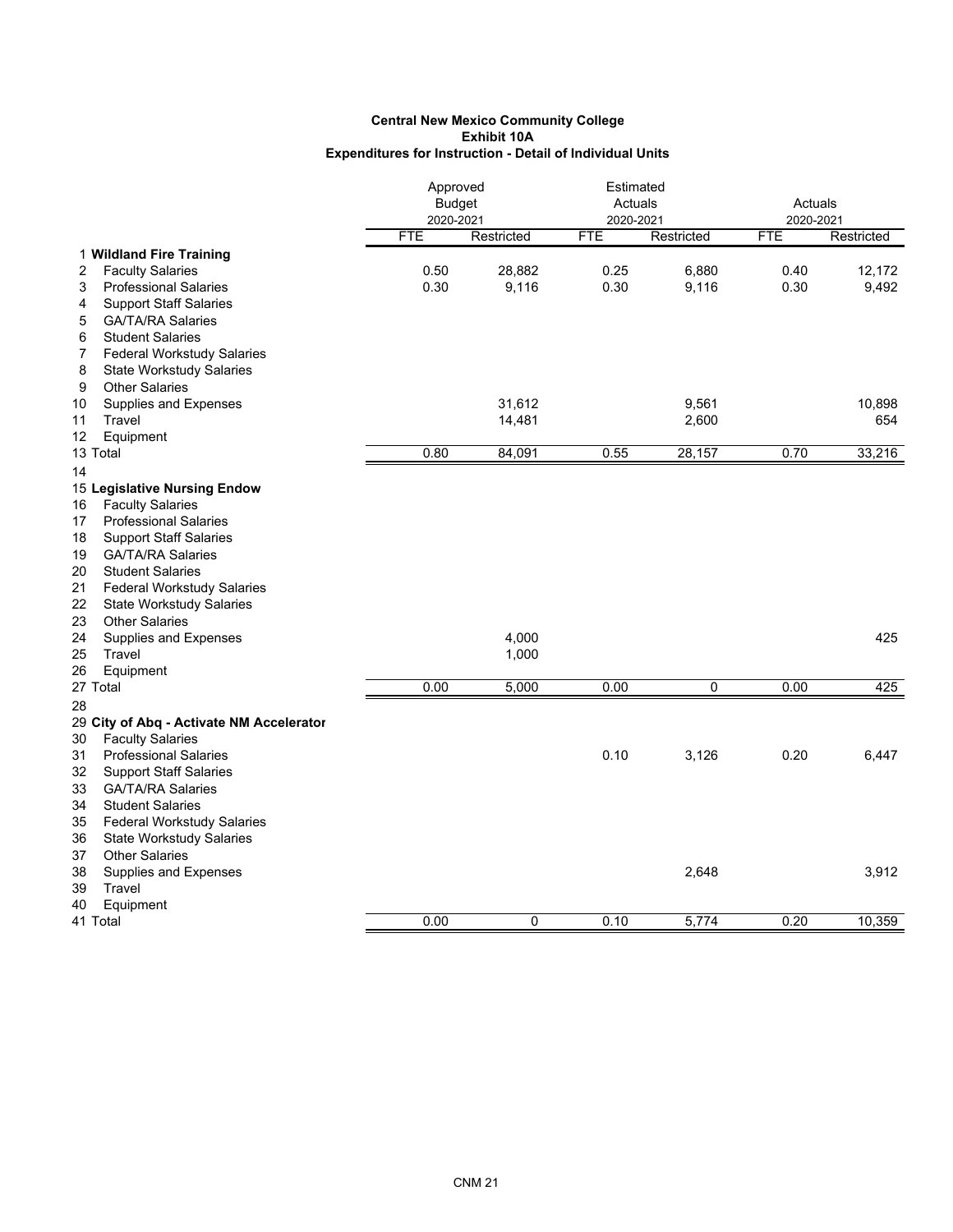**Central New Mexico Community College**
**Exhibit 10A**
**Expenditures for Instruction - Detail of Individual Units**

| | | Approved Budget 2020-2021 | | Estimated Actuals 2020-2021 | | Actuals 2020-2021 | |
|---|---|---|---|---|---|---|---|
| | | FTE | Restricted | FTE | Restricted | FTE | Restricted |
| 1 | **Wildland Fire Training** | | | | | | |
| 2 | Faculty Salaries | 0.50 | 28,882 | 0.25 | 6,880 | 0.40 | 12,172 |
| 3 | Professional Salaries | 0.30 | 9,116 | 0.30 | 9,116 | 0.30 | 9,492 |
| 4 | Support Staff Salaries | | | | | | |
| 5 | GA/TA/RA Salaries | | | | | | |
| 6 | Student Salaries | | | | | | |
| 7 | Federal Workstudy Salaries | | | | | | |
| 8 | State Workstudy Salaries | | | | | | |
| 9 | Other Salaries | | | | | | |
| 10 | Supplies and Expenses | | 31,612 | | 9,561 | | 10,898 |
| 11 | Travel | | 14,481 | | 2,600 | | 654 |
| 12 | Equipment | | | | | | |
| 13 | Total | 0.80 | 84,091 | 0.55 | 28,157 | 0.70 | 33,216 |
| 14 | | | | | | | |
| 15 | **Legislative Nursing Endow** | | | | | | |
| 16 | Faculty Salaries | | | | | | |
| 17 | Professional Salaries | | | | | | |
| 18 | Support Staff Salaries | | | | | | |
| 19 | GA/TA/RA Salaries | | | | | | |
| 20 | Student Salaries | | | | | | |
| 21 | Federal Workstudy Salaries | | | | | | |
| 22 | State Workstudy Salaries | | | | | | |
| 23 | Other Salaries | | | | | | |
| 24 | Supplies and Expenses | | 4,000 | | | | 425 |
| 25 | Travel | | 1,000 | | | | |
| 26 | Equipment | | | | | | |
| 27 | Total | 0.00 | 5,000 | 0.00 | 0 | 0.00 | 425 |
| 28 | | | | | | | |
| 29 | **City of Abq - Activate NM Accelerator** | | | | | | |
| 30 | Faculty Salaries | | | | | | |
| 31 | Professional Salaries | | | 0.10 | 3,126 | 0.20 | 6,447 |
| 32 | Support Staff Salaries | | | | | | |
| 33 | GA/TA/RA Salaries | | | | | | |
| 34 | Student Salaries | | | | | | |
| 35 | Federal Workstudy Salaries | | | | | | |
| 36 | State Workstudy Salaries | | | | | | |
| 37 | Other Salaries | | | | | | |
| 38 | Supplies and Expenses | | | | 2,648 | | 3,912 |
| 39 | Travel | | | | | | |
| 40 | Equipment | | | | | | |
| 41 | Total | 0.00 | 0 | 0.10 | 5,774 | 0.20 | 10,359 |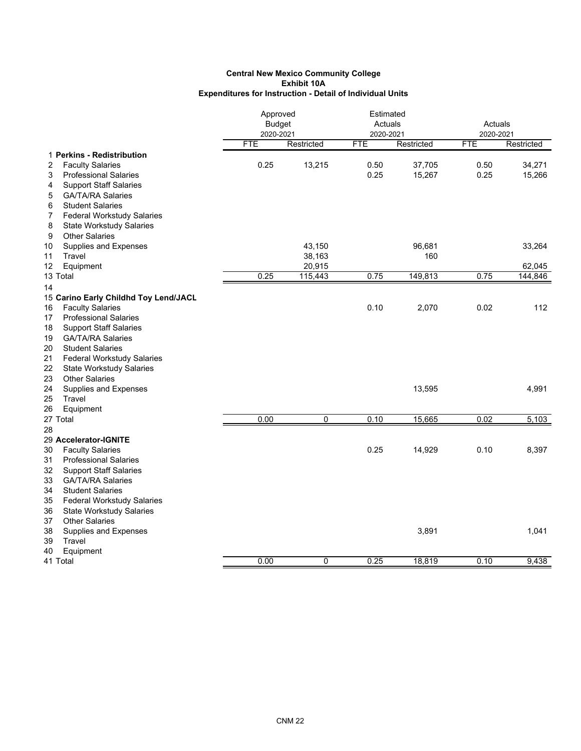**Central New Mexico Community College**
**Exhibit 10A**
**Expenditures for Instruction - Detail of Individual Units**

| | | Approved Budget 2020-2021 | | Estimated Actuals 2020-2021 | | Actuals 2020-2021 | |
|---|---|---|---|---|---|---|---|
| | | FTE | Restricted | FTE | Restricted | FTE | Restricted |
| 1 | **Perkins - Redistribution** | | | | | | |
| 2 | Faculty Salaries | 0.25 | 13,215 | 0.50 | 37,705 | 0.50 | 34,271 |
| 3 | Professional Salaries | | | 0.25 | 15,267 | 0.25 | 15,266 |
| 4 | Support Staff Salaries | | | | | | |
| 5 | GA/TA/RA Salaries | | | | | | |
| 6 | Student Salaries | | | | | | |
| 7 | Federal Workstudy Salaries | | | | | | |
| 8 | State Workstudy Salaries | | | | | | |
| 9 | Other Salaries | | | | | | |
| 10 | Supplies and Expenses | | 43,150 | | 96,681 | | 33,264 |
| 11 | Travel | | 38,163 | | 160 | | |
| 12 | Equipment | | 20,915 | | | | 62,045 |
| 13 | Total | 0.25 | 115,443 | 0.75 | 149,813 | 0.75 | 144,846 |
| 14 | | | | | | | |
| 15 | **Carino Early Childhd Toy Lend/JACL** | | | | | | |
| 16 | Faculty Salaries | | | 0.10 | 2,070 | 0.02 | 112 |
| 17 | Professional Salaries | | | | | | |
| 18 | Support Staff Salaries | | | | | | |
| 19 | GA/TA/RA Salaries | | | | | | |
| 20 | Student Salaries | | | | | | |
| 21 | Federal Workstudy Salaries | | | | | | |
| 22 | State Workstudy Salaries | | | | | | |
| 23 | Other Salaries | | | | | | |
| 24 | Supplies and Expenses | | | | 13,595 | | 4,991 |
| 25 | Travel | | | | | | |
| 26 | Equipment | | | | | | |
| 27 | Total | 0.00 | 0 | 0.10 | 15,665 | 0.02 | 5,103 |
| 28 | | | | | | | |
| 29 | **Accelerator-IGNITE** | | | | | | |
| 30 | Faculty Salaries | | | 0.25 | 14,929 | 0.10 | 8,397 |
| 31 | Professional Salaries | | | | | | |
| 32 | Support Staff Salaries | | | | | | |
| 33 | GA/TA/RA Salaries | | | | | | |
| 34 | Student Salaries | | | | | | |
| 35 | Federal Workstudy Salaries | | | | | | |
| 36 | State Workstudy Salaries | | | | | | |
| 37 | Other Salaries | | | | | | |
| 38 | Supplies and Expenses | | | | 3,891 | | 1,041 |
| 39 | Travel | | | | | | |
| 40 | Equipment | | | | | | |
| 41 | Total | 0.00 | 0 | 0.25 | 18,819 | 0.10 | 9,438 |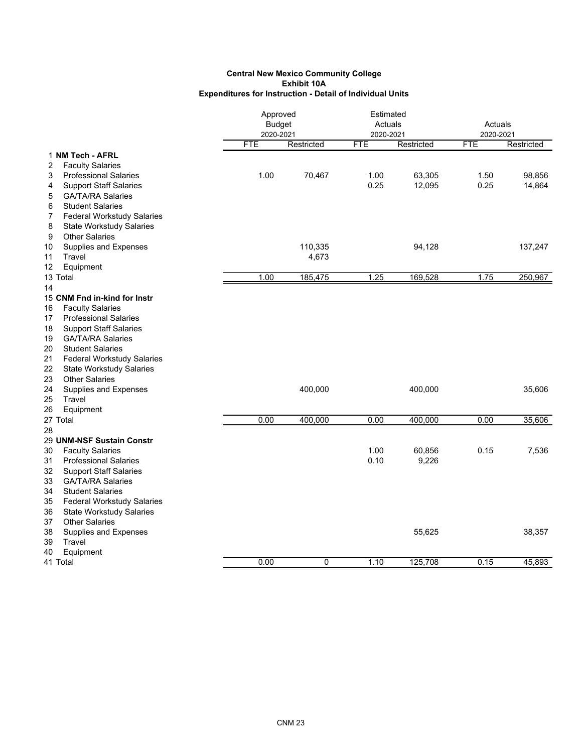**Central New Mexico Community College**
**Exhibit 10A**
**Expenditures for Instruction - Detail of Individual Units**

| | | Approved Budget 2020-2021 | | Estimated Actuals 2020-2021 | | Actuals 2020-2021 | |
|---|---|---|---|---|---|---|---|
| | | FTE | Restricted | FTE | Restricted | FTE | Restricted |
| 1 | **NM Tech - AFRL** | | | | | | |
| 2 | Faculty Salaries | | | | | | |
| 3 | Professional Salaries | 1.00 | 70,467 | 1.00 | 63,305 | 1.50 | 98,856 |
| 4 | Support Staff Salaries | | | 0.25 | 12,095 | 0.25 | 14,864 |
| 5 | GA/TA/RA Salaries | | | | | | |
| 6 | Student Salaries | | | | | | |
| 7 | Federal Workstudy Salaries | | | | | | |
| 8 | State Workstudy Salaries | | | | | | |
| 9 | Other Salaries | | | | | | |
| 10 | Supplies and Expenses | | 110,335 | | 94,128 | | 137,247 |
| 11 | Travel | | 4,673 | | | | |
| 12 | Equipment | | | | | | |
| 13 | Total | 1.00 | 185,475 | 1.25 | 169,528 | 1.75 | 250,967 |
| 14 | | | | | | | |
| 15 | **CNM Fnd in-kind for Instr** | | | | | | |
| 16 | Faculty Salaries | | | | | | |
| 17 | Professional Salaries | | | | | | |
| 18 | Support Staff Salaries | | | | | | |
| 19 | GA/TA/RA Salaries | | | | | | |
| 20 | Student Salaries | | | | | | |
| 21 | Federal Workstudy Salaries | | | | | | |
| 22 | State Workstudy Salaries | | | | | | |
| 23 | Other Salaries | | | | | | |
| 24 | Supplies and Expenses | | 400,000 | | 400,000 | | 35,606 |
| 25 | Travel | | | | | | |
| 26 | Equipment | | | | | | |
| 27 | Total | 0.00 | 400,000 | 0.00 | 400,000 | 0.00 | 35,606 |
| 28 | | | | | | | |
| 29 | **UNM-NSF Sustain Constr** | | | | | | |
| 30 | Faculty Salaries | | | 1.00 | 60,856 | 0.15 | 7,536 |
| 31 | Professional Salaries | | | 0.10 | 9,226 | | |
| 32 | Support Staff Salaries | | | | | | |
| 33 | GA/TA/RA Salaries | | | | | | |
| 34 | Student Salaries | | | | | | |
| 35 | Federal Workstudy Salaries | | | | | | |
| 36 | State Workstudy Salaries | | | | | | |
| 37 | Other Salaries | | | | | | |
| 38 | Supplies and Expenses | | | | 55,625 | | 38,357 |
| 39 | Travel | | | | | | |
| 40 | Equipment | | | | | | |
| 41 | Total | 0.00 | 0 | 1.10 | 125,708 | 0.15 | 45,893 |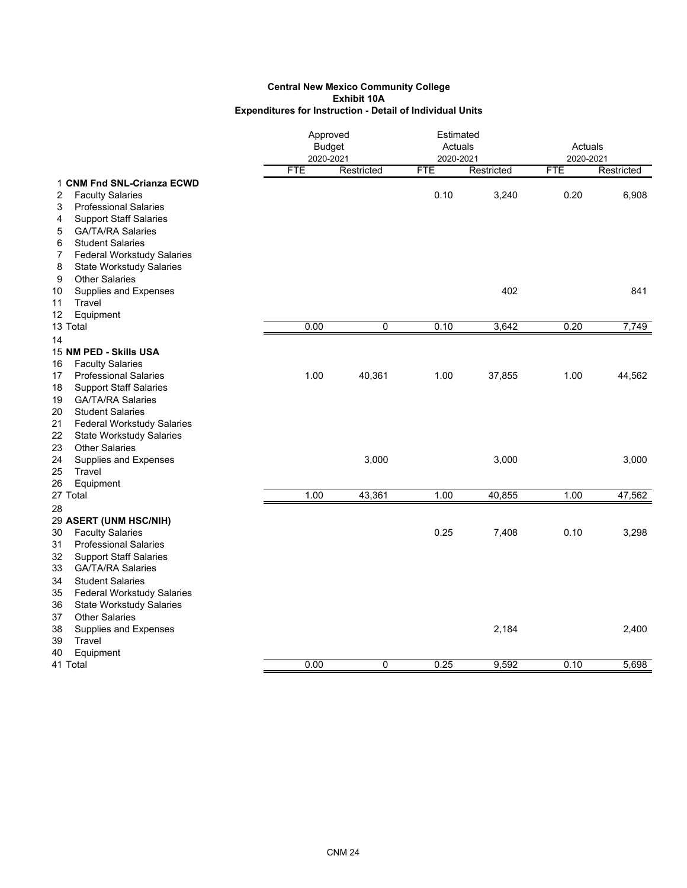**Central New Mexico Community College**
**Exhibit 10A**
**Expenditures for Instruction - Detail of Individual Units**

| | | Approved Budget 2020-2021 | | Estimated Actuals 2020-2021 | | Actuals 2020-2021 | |
|---|---|---|---|---|---|---|---|
| | | FTE | Restricted | FTE | Restricted | FTE | Restricted |
| 1 | **CNM Fnd SNL-Crianza ECWD** | | | | | | |
| 2 | Faculty Salaries | | | 0.10 | 3,240 | 0.20 | 6,908 |
| 3 | Professional Salaries | | | | | | |
| 4 | Support Staff Salaries | | | | | | |
| 5 | GA/TA/RA Salaries | | | | | | |
| 6 | Student Salaries | | | | | | |
| 7 | Federal Workstudy Salaries | | | | | | |
| 8 | State Workstudy Salaries | | | | | | |
| 9 | Other Salaries | | | | | | |
| 10 | Supplies and Expenses | | | | 402 | | 841 |
| 11 | Travel | | | | | | |
| 12 | Equipment | | | | | | |
| 13 | Total | 0.00 | 0 | 0.10 | 3,642 | 0.20 | 7,749 |
| 14 | | | | | | | |
| 15 | **NM PED - Skills USA** | | | | | | |
| 16 | Faculty Salaries | | | | | | |
| 17 | Professional Salaries | 1.00 | 40,361 | 1.00 | 37,855 | 1.00 | 44,562 |
| 18 | Support Staff Salaries | | | | | | |
| 19 | GA/TA/RA Salaries | | | | | | |
| 20 | Student Salaries | | | | | | |
| 21 | Federal Workstudy Salaries | | | | | | |
| 22 | State Workstudy Salaries | | | | | | |
| 23 | Other Salaries | | | | | | |
| 24 | Supplies and Expenses | | 3,000 | | 3,000 | | 3,000 |
| 25 | Travel | | | | | | |
| 26 | Equipment | | | | | | |
| 27 | Total | 1.00 | 43,361 | 1.00 | 40,855 | 1.00 | 47,562 |
| 28 | | | | | | | |
| 29 | **ASERT (UNM HSC/NIH)** | | | | | | |
| 30 | Faculty Salaries | | | 0.25 | 7,408 | 0.10 | 3,298 |
| 31 | Professional Salaries | | | | | | |
| 32 | Support Staff Salaries | | | | | | |
| 33 | GA/TA/RA Salaries | | | | | | |
| 34 | Student Salaries | | | | | | |
| 35 | Federal Workstudy Salaries | | | | | | |
| 36 | State Workstudy Salaries | | | | | | |
| 37 | Other Salaries | | | | | | |
| 38 | Supplies and Expenses | | | | 2,184 | | 2,400 |
| 39 | Travel | | | | | | |
| 40 | Equipment | | | | | | |
| 41 | Total | 0.00 | 0 | 0.25 | 9,592 | 0.10 | 5,698 |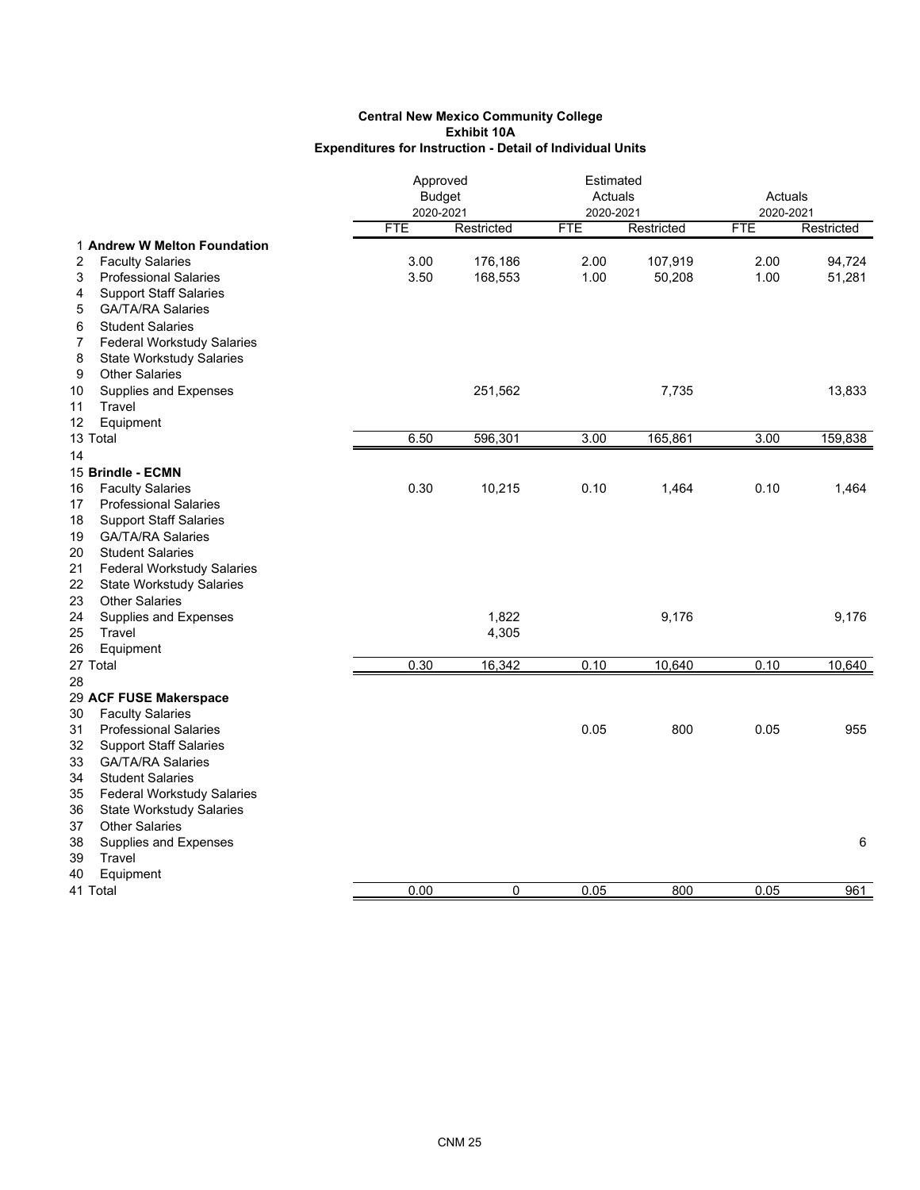**Central New Mexico Community College**
**Exhibit 10A**
**Expenditures for Instruction - Detail of Individual Units**

| | | Approved Budget 2020-2021 | | Estimated Actuals 2020-2021 | | Actuals 2020-2021 | |
|---|---|---|---|---|---|---|---|
| | | FTE | Restricted | FTE | Restricted | FTE | Restricted |
| 1 | **Andrew W Melton Foundation** | | | | | | |
| 2 | Faculty Salaries | 3.00 | 176,186 | 2.00 | 107,919 | 2.00 | 94,724 |
| 3 | Professional Salaries | 3.50 | 168,553 | 1.00 | 50,208 | 1.00 | 51,281 |
| 4 | Support Staff Salaries | | | | | | |
| 5 | GA/TA/RA Salaries | | | | | | |
| 6 | Student Salaries | | | | | | |
| 7 | Federal Workstudy Salaries | | | | | | |
| 8 | State Workstudy Salaries | | | | | | |
| 9 | Other Salaries | | | | | | |
| 10 | Supplies and Expenses | | 251,562 | | 7,735 | | 13,833 |
| 11 | Travel | | | | | | |
| 12 | Equipment | | | | | | |
| 13 | Total | 6.50 | 596,301 | 3.00 | 165,861 | 3.00 | 159,838 |
| 14 | | | | | | | |
| 15 | **Brindle - ECMN** | | | | | | |
| 16 | Faculty Salaries | 0.30 | 10,215 | 0.10 | 1,464 | 0.10 | 1,464 |
| 17 | Professional Salaries | | | | | | |
| 18 | Support Staff Salaries | | | | | | |
| 19 | GA/TA/RA Salaries | | | | | | |
| 20 | Student Salaries | | | | | | |
| 21 | Federal Workstudy Salaries | | | | | | |
| 22 | State Workstudy Salaries | | | | | | |
| 23 | Other Salaries | | | | | | |
| 24 | Supplies and Expenses | | 1,822 | | 9,176 | | 9,176 |
| 25 | Travel | | 4,305 | | | | |
| 26 | Equipment | | | | | | |
| 27 | Total | 0.30 | 16,342 | 0.10 | 10,640 | 0.10 | 10,640 |
| 28 | | | | | | | |
| 29 | **ACF FUSE Makerspace** | | | | | | |
| 30 | Faculty Salaries | | | | | | |
| 31 | Professional Salaries | | | 0.05 | 800 | 0.05 | 955 |
| 32 | Support Staff Salaries | | | | | | |
| 33 | GA/TA/RA Salaries | | | | | | |
| 34 | Student Salaries | | | | | | |
| 35 | Federal Workstudy Salaries | | | | | | |
| 36 | State Workstudy Salaries | | | | | | |
| 37 | Other Salaries | | | | | | |
| 38 | Supplies and Expenses | | | | | | 6 |
| 39 | Travel | | | | | | |
| 40 | Equipment | | | | | | |
| 41 | Total | 0.00 | 0 | 0.05 | 800 | 0.05 | 961 |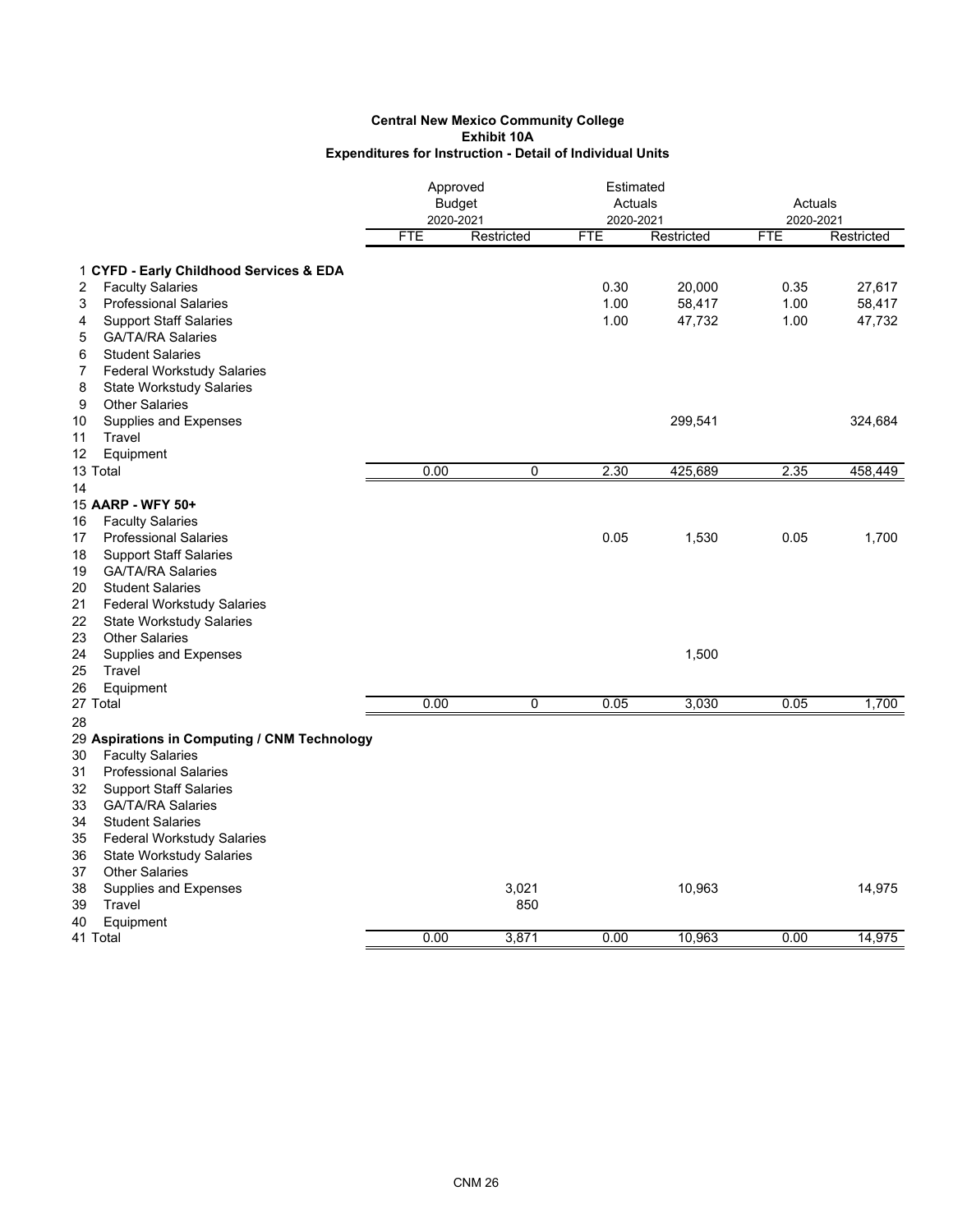**Central New Mexico Community College**
**Exhibit 10A**
**Expenditures for Instruction - Detail of Individual Units**

| | | Approved Budget 2020-2021 | | Estimated Actuals 2020-2021 | | Actuals 2020-2021 | |
|---|---|---|---|---|---|---|---|
| | | FTE | Restricted | FTE | Restricted | FTE | Restricted |
| 1 | **CYFD - Early Childhood Services & EDA** | | | | | | |
| 2 | Faculty Salaries | | | 0.30 | 20,000 | 0.35 | 27,617 |
| 3 | Professional Salaries | | | 1.00 | 58,417 | 1.00 | 58,417 |
| 4 | Support Staff Salaries | | | 1.00 | 47,732 | 1.00 | 47,732 |
| 5 | GA/TA/RA Salaries | | | | | | |
| 6 | Student Salaries | | | | | | |
| 7 | Federal Workstudy Salaries | | | | | | |
| 8 | State Workstudy Salaries | | | | | | |
| 9 | Other Salaries | | | | | | |
| 10 | Supplies and Expenses | | | | 299,541 | | 324,684 |
| 11 | Travel | | | | | | |
| 12 | Equipment | | | | | | |
| 13 | Total | 0.00 | 0 | 2.30 | 425,689 | 2.35 | 458,449 |
| 14 | | | | | | | |
| 15 | **AARP - WFY 50+** | | | | | | |
| 16 | Faculty Salaries | | | | | | |
| 17 | Professional Salaries | | | 0.05 | 1,530 | 0.05 | 1,700 |
| 18 | Support Staff Salaries | | | | | | |
| 19 | GA/TA/RA Salaries | | | | | | |
| 20 | Student Salaries | | | | | | |
| 21 | Federal Workstudy Salaries | | | | | | |
| 22 | State Workstudy Salaries | | | | | | |
| 23 | Other Salaries | | | | | | |
| 24 | Supplies and Expenses | | | | 1,500 | | |
| 25 | Travel | | | | | | |
| 26 | Equipment | | | | | | |
| 27 | Total | 0.00 | 0 | 0.05 | 3,030 | 0.05 | 1,700 |
| 28 | | | | | | | |
| 29 | **Aspirations in Computing / CNM Technology** | | | | | | |
| 30 | Faculty Salaries | | | | | | |
| 31 | Professional Salaries | | | | | | |
| 32 | Support Staff Salaries | | | | | | |
| 33 | GA/TA/RA Salaries | | | | | | |
| 34 | Student Salaries | | | | | | |
| 35 | Federal Workstudy Salaries | | | | | | |
| 36 | State Workstudy Salaries | | | | | | |
| 37 | Other Salaries | | | | | | |
| 38 | Supplies and Expenses | | 3,021 | | 10,963 | | 14,975 |
| 39 | Travel | | 850 | | | | |
| 40 | Equipment | | | | | | |
| 41 | Total | 0.00 | 3,871 | 0.00 | 10,963 | 0.00 | 14,975 |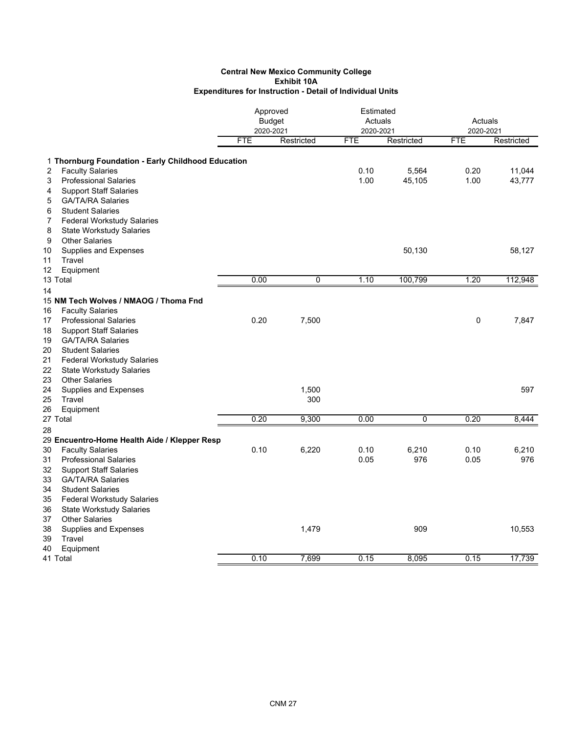**Central New Mexico Community College**
**Exhibit 10A**
**Expenditures for Instruction - Detail of Individual Units**

| | | Approved Budget 2020-2021 | | Estimated Actuals 2020-2021 | | Actuals 2020-2021 | |
|---|---|---|---|---|---|---|---|
| | | FTE | Restricted | FTE | Restricted | FTE | Restricted |
| 1 | **Thornburg Foundation - Early Childhood Education** | | | | | | |
| 2 | Faculty Salaries | | | 0.10 | 5,564 | 0.20 | 11,044 |
| 3 | Professional Salaries | | | 1.00 | 45,105 | 1.00 | 43,777 |
| 4 | Support Staff Salaries | | | | | | |
| 5 | GA/TA/RA Salaries | | | | | | |
| 6 | Student Salaries | | | | | | |
| 7 | Federal Workstudy Salaries | | | | | | |
| 8 | State Workstudy Salaries | | | | | | |
| 9 | Other Salaries | | | | | | |
| 10 | Supplies and Expenses | | | | 50,130 | | 58,127 |
| 11 | Travel | | | | | | |
| 12 | Equipment | | | | | | |
| 13 | Total | 0.00 | 0 | 1.10 | 100,799 | 1.20 | 112,948 |
| 14 | | | | | | | |
| 15 | **NM Tech Wolves / NMAOG / Thoma Fnd** | | | | | | |
| 16 | Faculty Salaries | | | | | | |
| 17 | Professional Salaries | 0.20 | 7,500 | | | 0 | 7,847 |
| 18 | Support Staff Salaries | | | | | | |
| 19 | GA/TA/RA Salaries | | | | | | |
| 20 | Student Salaries | | | | | | |
| 21 | Federal Workstudy Salaries | | | | | | |
| 22 | State Workstudy Salaries | | | | | | |
| 23 | Other Salaries | | | | | | |
| 24 | Supplies and Expenses | | 1,500 | | | | 597 |
| 25 | Travel | | 300 | | | | |
| 26 | Equipment | | | | | | |
| 27 | Total | 0.20 | 9,300 | 0.00 | 0 | 0.20 | 8,444 |
| 28 | | | | | | | |
| 29 | **Encuentro-Home Health Aide / Klepper Resp** | | | | | | |
| 30 | Faculty Salaries | 0.10 | 6,220 | 0.10 | 6,210 | 0.10 | 6,210 |
| 31 | Professional Salaries | | | 0.05 | 976 | 0.05 | 976 |
| 32 | Support Staff Salaries | | | | | | |
| 33 | GA/TA/RA Salaries | | | | | | |
| 34 | Student Salaries | | | | | | |
| 35 | Federal Workstudy Salaries | | | | | | |
| 36 | State Workstudy Salaries | | | | | | |
| 37 | Other Salaries | | | | | | |
| 38 | Supplies and Expenses | | 1,479 | | 909 | | 10,553 |
| 39 | Travel | | | | | | |
| 40 | Equipment | | | | | | |
| 41 | Total | 0.10 | 7,699 | 0.15 | 8,095 | 0.15 | 17,739 |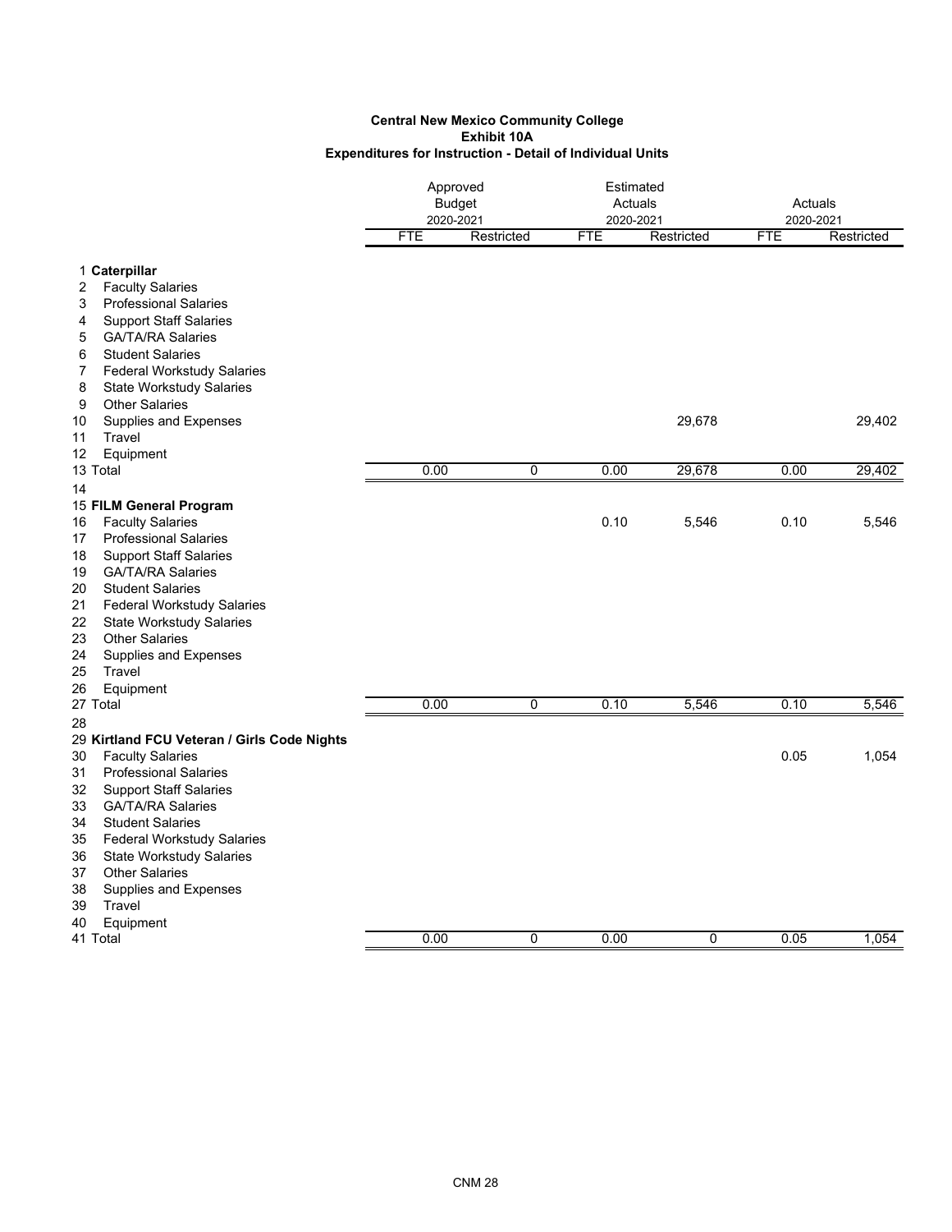**Central New Mexico Community College**
**Exhibit 10A**
**Expenditures for Instruction - Detail of Individual Units**

| | | Approved Budget 2020-2021 | | Estimated Actuals 2020-2021 | | Actuals 2020-2021 | |
|---|---|---|---|---|---|---|---|
| | | FTE | Restricted | FTE | Restricted | FTE | Restricted |
| 1 | **Caterpillar** | | | | | | |
| 2 | Faculty Salaries | | | | | | |
| 3 | Professional Salaries | | | | | | |
| 4 | Support Staff Salaries | | | | | | |
| 5 | GA/TA/RA Salaries | | | | | | |
| 6 | Student Salaries | | | | | | |
| 7 | Federal Workstudy Salaries | | | | | | |
| 8 | State Workstudy Salaries | | | | | | |
| 9 | Other Salaries | | | | | | |
| 10 | Supplies and Expenses | | | | 29,678 | | 29,402 |
| 11 | Travel | | | | | | |
| 12 | Equipment | | | | | | |
| 13 | Total | 0.00 | 0 | 0.00 | 29,678 | 0.00 | 29,402 |
| 14 | | | | | | | |
| 15 | **FILM General Program** | | | | | | |
| 16 | Faculty Salaries | | | 0.10 | 5,546 | 0.10 | 5,546 |
| 17 | Professional Salaries | | | | | | |
| 18 | Support Staff Salaries | | | | | | |
| 19 | GA/TA/RA Salaries | | | | | | |
| 20 | Student Salaries | | | | | | |
| 21 | Federal Workstudy Salaries | | | | | | |
| 22 | State Workstudy Salaries | | | | | | |
| 23 | Other Salaries | | | | | | |
| 24 | Supplies and Expenses | | | | | | |
| 25 | Travel | | | | | | |
| 26 | Equipment | | | | | | |
| 27 | Total | 0.00 | 0 | 0.10 | 5,546 | 0.10 | 5,546 |
| 28 | | | | | | | |
| 29 | **Kirtland FCU Veteran / Girls Code Nights** | | | | | | |
| 30 | Faculty Salaries | | | | | 0.05 | 1,054 |
| 31 | Professional Salaries | | | | | | |
| 32 | Support Staff Salaries | | | | | | |
| 33 | GA/TA/RA Salaries | | | | | | |
| 34 | Student Salaries | | | | | | |
| 35 | Federal Workstudy Salaries | | | | | | |
| 36 | State Workstudy Salaries | | | | | | |
| 37 | Other Salaries | | | | | | |
| 38 | Supplies and Expenses | | | | | | |
| 39 | Travel | | | | | | |
| 40 | Equipment | | | | | | |
| 41 | Total | 0.00 | 0 | 0.00 | 0 | 0.05 | 1,054 |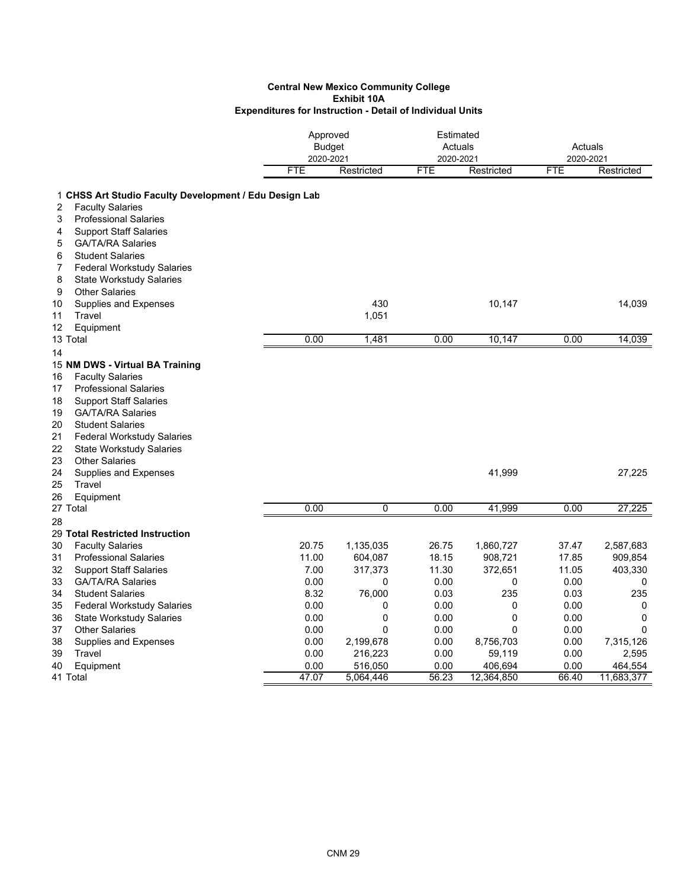**Central New Mexico Community College**
**Exhibit 10A**
**Expenditures for Instruction - Detail of Individual Units**

| | | Approved Budget 2020-2021 | | Estimated Actuals 2020-2021 | | Actuals 2020-2021 | |
|---|---|---|---|---|---|---|---|
| | | FTE | Restricted | FTE | Restricted | FTE | Restricted |
| 1 | **CHSS Art Studio Faculty Development / Edu Design Lab** | | | | | | |
| 2 | Faculty Salaries | | | | | | |
| 3 | Professional Salaries | | | | | | |
| 4 | Support Staff Salaries | | | | | | |
| 5 | GA/TA/RA Salaries | | | | | | |
| 6 | Student Salaries | | | | | | |
| 7 | Federal Workstudy Salaries | | | | | | |
| 8 | State Workstudy Salaries | | | | | | |
| 9 | Other Salaries | | | | | | |
| 10 | Supplies and Expenses | | 430 | | 10,147 | | 14,039 |
| 11 | Travel | | 1,051 | | | | |
| 12 | Equipment | | | | | | |
| 13 | Total | 0.00 | 1,481 | 0.00 | 10,147 | 0.00 | 14,039 |
| 14 | | | | | | | |
| 15 | **NM DWS - Virtual BA Training** | | | | | | |
| 16 | Faculty Salaries | | | | | | |
| 17 | Professional Salaries | | | | | | |
| 18 | Support Staff Salaries | | | | | | |
| 19 | GA/TA/RA Salaries | | | | | | |
| 20 | Student Salaries | | | | | | |
| 21 | Federal Workstudy Salaries | | | | | | |
| 22 | State Workstudy Salaries | | | | | | |
| 23 | Other Salaries | | | | | | |
| 24 | Supplies and Expenses | | | | 41,999 | | 27,225 |
| 25 | Travel | | | | | | |
| 26 | Equipment | | | | | | |
| 27 | Total | 0.00 | 0 | 0.00 | 41,999 | 0.00 | 27,225 |
| 28 | | | | | | | |
| 29 | **Total Restricted Instruction** | | | | | | |
| 30 | Faculty Salaries | 20.75 | 1,135,035 | 26.75 | 1,860,727 | 37.47 | 2,587,683 |
| 31 | Professional Salaries | 11.00 | 604,087 | 18.15 | 908,721 | 17.85 | 909,854 |
| 32 | Support Staff Salaries | 7.00 | 317,373 | 11.30 | 372,651 | 11.05 | 403,330 |
| 33 | GA/TA/RA Salaries | 0.00 | 0 | 0.00 | 0 | 0.00 | 0 |
| 34 | Student Salaries | 8.32 | 76,000 | 0.03 | 235 | 0.03 | 235 |
| 35 | Federal Workstudy Salaries | 0.00 | 0 | 0.00 | 0 | 0.00 | 0 |
| 36 | State Workstudy Salaries | 0.00 | 0 | 0.00 | 0 | 0.00 | 0 |
| 37 | Other Salaries | 0.00 | 0 | 0.00 | 0 | 0.00 | 0 |
| 38 | Supplies and Expenses | 0.00 | 2,199,678 | 0.00 | 8,756,703 | 0.00 | 7,315,126 |
| 39 | Travel | 0.00 | 216,223 | 0.00 | 59,119 | 0.00 | 2,595 |
| 40 | Equipment | 0.00 | 516,050 | 0.00 | 406,694 | 0.00 | 464,554 |
| 41 | Total | 47.07 | 5,064,446 | 56.23 | 12,364,850 | 66.40 | 11,683,377 |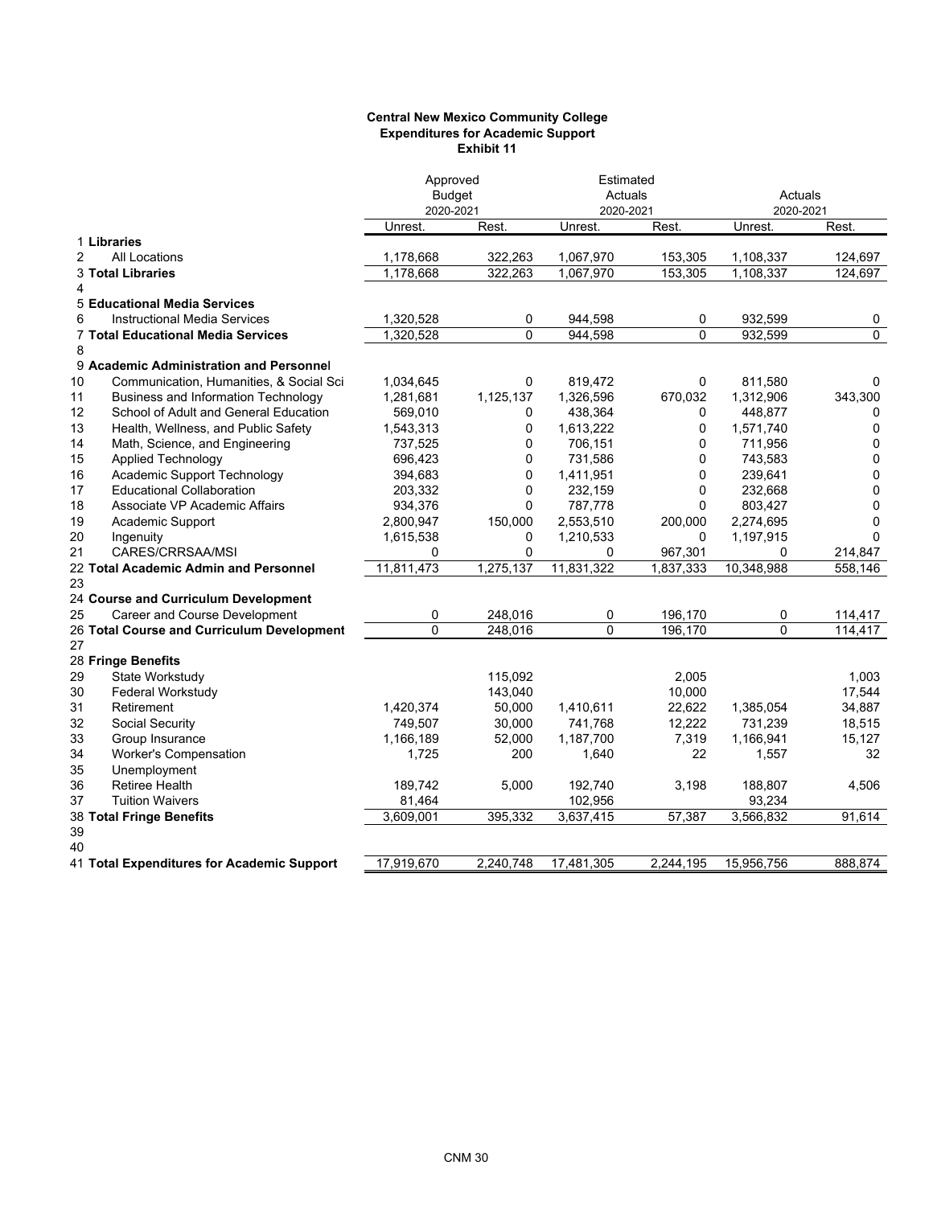**Central New Mexico Community College**
**Expenditures for Academic Support**
**Exhibit 11**

| | | Approved Budget 2020-2021 | | Estimated Actuals 2020-2021 | | Actuals 2020-2021 | |
|---|---|---|---|---|---|---|---|
| | | Unrest. | Rest. | Unrest. | Rest. | Unrest. | Rest. |
| 1 | **Libraries** | | | | | | |
| 2 | All Locations | 1,178,668 | 322,263 | 1,067,970 | 153,305 | 1,108,337 | 124,697 |
| 3 | **Total Libraries** | 1,178,668 | 322,263 | 1,067,970 | 153,305 | 1,108,337 | 124,697 |
| 4 | | | | | | | |
| 5 | **Educational Media Services** | | | | | | |
| 6 | Instructional Media Services | 1,320,528 | 0 | 944,598 | 0 | 932,599 | 0 |
| 7 | **Total Educational Media Services** | 1,320,528 | 0 | 944,598 | 0 | 932,599 | 0 |
| 8 | | | | | | | |
| 9 | **Academic Administration and Personnel** | | | | | | |
| 10 | Communication, Humanities, & Social Sci | 1,034,645 | 0 | 819,472 | 0 | 811,580 | 0 |
| 11 | Business and Information Technology | 1,281,681 | 1,125,137 | 1,326,596 | 670,032 | 1,312,906 | 343,300 |
| 12 | School of Adult and General Education | 569,010 | 0 | 438,364 | 0 | 448,877 | 0 |
| 13 | Health, Wellness, and Public Safety | 1,543,313 | 0 | 1,613,222 | 0 | 1,571,740 | 0 |
| 14 | Math, Science, and Engineering | 737,525 | 0 | 706,151 | 0 | 711,956 | 0 |
| 15 | Applied Technology | 696,423 | 0 | 731,586 | 0 | 743,583 | 0 |
| 16 | Academic Support Technology | 394,683 | 0 | 1,411,951 | 0 | 239,641 | 0 |
| 17 | Educational Collaboration | 203,332 | 0 | 232,159 | 0 | 232,668 | 0 |
| 18 | Associate VP Academic Affairs | 934,376 | 0 | 787,778 | 0 | 803,427 | 0 |
| 19 | Academic Support | 2,800,947 | 150,000 | 2,553,510 | 200,000 | 2,274,695 | 0 |
| 20 | Ingenuity | 1,615,538 | 0 | 1,210,533 | 0 | 1,197,915 | 0 |
| 21 | CARES/CRRSAA/MSI | 0 | 0 | 0 | 967,301 | 0 | 214,847 |
| 22 | **Total Academic Admin and Personnel** | 11,811,473 | 1,275,137 | 11,831,322 | 1,837,333 | 10,348,988 | 558,146 |
| 23 | | | | | | | |
| 24 | **Course and Curriculum Development** | | | | | | |
| 25 | Career and Course Development | 0 | 248,016 | 0 | 196,170 | 0 | 114,417 |
| 26 | **Total Course and Curriculum Development** | 0 | 248,016 | 0 | 196,170 | 0 | 114,417 |
| 27 | | | | | | | |
| 28 | **Fringe Benefits** | | | | | | |
| 29 | State Workstudy | | 115,092 | | 2,005 | | 1,003 |
| 30 | Federal Workstudy | | 143,040 | | 10,000 | | 17,544 |
| 31 | Retirement | 1,420,374 | 50,000 | 1,410,611 | 22,622 | 1,385,054 | 34,887 |
| 32 | Social Security | 749,507 | 30,000 | 741,768 | 12,222 | 731,239 | 18,515 |
| 33 | Group Insurance | 1,166,189 | 52,000 | 1,187,700 | 7,319 | 1,166,941 | 15,127 |
| 34 | Worker's Compensation | 1,725 | 200 | 1,640 | 22 | 1,557 | 32 |
| 35 | Unemployment | | | | | | |
| 36 | Retiree Health | 189,742 | 5,000 | 192,740 | 3,198 | 188,807 | 4,506 |
| 37 | Tuition Waivers | 81,464 | | 102,956 | | 93,234 | |
| 38 | **Total Fringe Benefits** | 3,609,001 | 395,332 | 3,637,415 | 57,387 | 3,566,832 | 91,614 |
| 39 | | | | | | | |
| 40 | | | | | | | |
| 41 | **Total Expenditures for Academic Support** | 17,919,670 | 2,240,748 | 17,481,305 | 2,244,195 | 15,956,756 | 888,874 |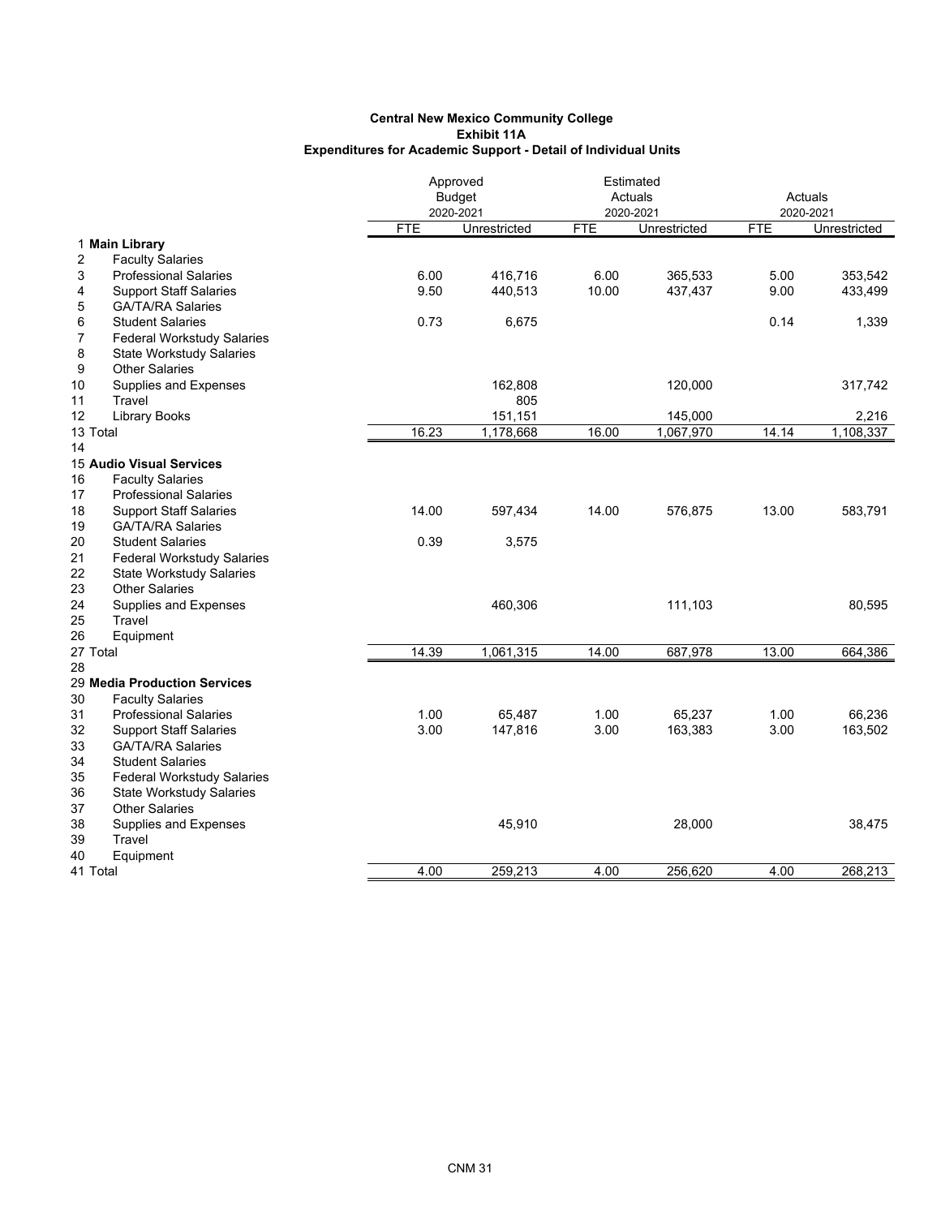**Central New Mexico Community College**
**Exhibit 11A**
**Expenditures for Academic Support - Detail of Individual Units**

| | | Approved Budget 2020-2021 | | Estimated Actuals 2020-2021 | | Actuals 2020-2021 | |
|---|---|---|---|---|---|---|---|
| | | FTE | Unrestricted | FTE | Unrestricted | FTE | Unrestricted |
| 1 | **Main Library** | | | | | | |
| 2 | Faculty Salaries | | | | | | |
| 3 | Professional Salaries | 6.00 | 416,716 | 6.00 | 365,533 | 5.00 | 353,542 |
| 4 | Support Staff Salaries | 9.50 | 440,513 | 10.00 | 437,437 | 9.00 | 433,499 |
| 5 | GA/TA/RA Salaries | | | | | | |
| 6 | Student Salaries | 0.73 | 6,675 | | | 0.14 | 1,339 |
| 7 | Federal Workstudy Salaries | | | | | | |
| 8 | State Workstudy Salaries | | | | | | |
| 9 | Other Salaries | | | | | | |
| 10 | Supplies and Expenses | | 162,808 | | 120,000 | | 317,742 |
| 11 | Travel | | 805 | | | | |
| 12 | Library Books | | 151,151 | | 145,000 | | 2,216 |
| 13 | Total | 16.23 | 1,178,668 | 16.00 | 1,067,970 | 14.14 | 1,108,337 |
| 14 | | | | | | | |
| 15 | **Audio Visual Services** | | | | | | |
| 16 | Faculty Salaries | | | | | | |
| 17 | Professional Salaries | | | | | | |
| 18 | Support Staff Salaries | 14.00 | 597,434 | 14.00 | 576,875 | 13.00 | 583,791 |
| 19 | GA/TA/RA Salaries | | | | | | |
| 20 | Student Salaries | 0.39 | 3,575 | | | | |
| 21 | Federal Workstudy Salaries | | | | | | |
| 22 | State Workstudy Salaries | | | | | | |
| 23 | Other Salaries | | | | | | |
| 24 | Supplies and Expenses | | 460,306 | | 111,103 | | 80,595 |
| 25 | Travel | | | | | | |
| 26 | Equipment | | | | | | |
| 27 | Total | 14.39 | 1,061,315 | 14.00 | 687,978 | 13.00 | 664,386 |
| 28 | | | | | | | |
| 29 | **Media Production Services** | | | | | | |
| 30 | Faculty Salaries | | | | | | |
| 31 | Professional Salaries | 1.00 | 65,487 | 1.00 | 65,237 | 1.00 | 66,236 |
| 32 | Support Staff Salaries | 3.00 | 147,816 | 3.00 | 163,383 | 3.00 | 163,502 |
| 33 | GA/TA/RA Salaries | | | | | | |
| 34 | Student Salaries | | | | | | |
| 35 | Federal Workstudy Salaries | | | | | | |
| 36 | State Workstudy Salaries | | | | | | |
| 37 | Other Salaries | | | | | | |
| 38 | Supplies and Expenses | | 45,910 | | 28,000 | | 38,475 |
| 39 | Travel | | | | | | |
| 40 | Equipment | | | | | | |
| 41 | Total | 4.00 | 259,213 | 4.00 | 256,620 | 4.00 | 268,213 |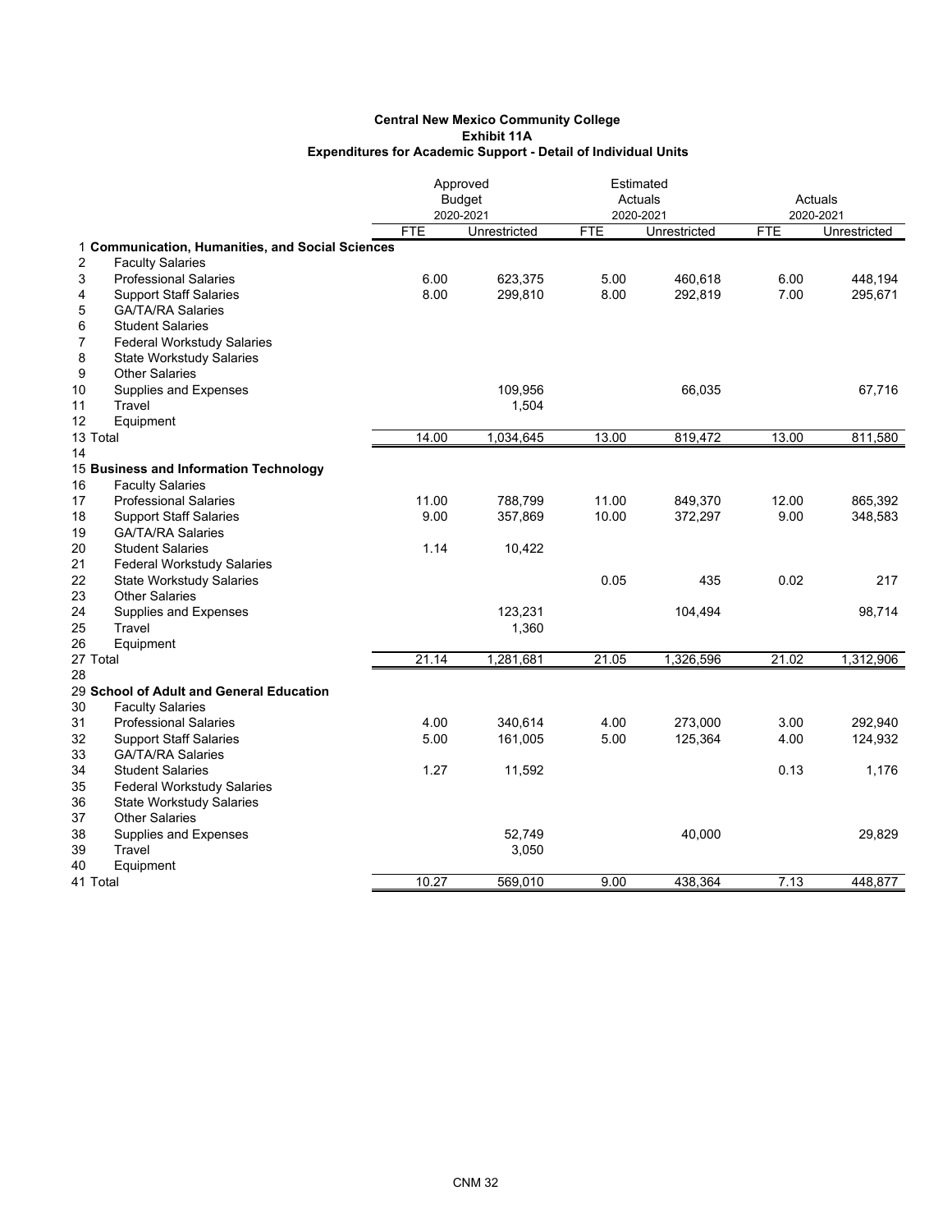**Central New Mexico Community College**
**Exhibit 11A**
**Expenditures for Academic Support - Detail of Individual Units**

| | | Approved Budget 2020-2021 | | Estimated Actuals 2020-2021 | | Actuals 2020-2021 | |
|---|---|---|---|---|---|---|---|
| | | FTE | Unrestricted | FTE | Unrestricted | FTE | Unrestricted |
| 1 | **Communication, Humanities, and Social Sciences** | | | | | | |
| 2 | Faculty Salaries | | | | | | |
| 3 | Professional Salaries | 6.00 | 623,375 | 5.00 | 460,618 | 6.00 | 448,194 |
| 4 | Support Staff Salaries | 8.00 | 299,810 | 8.00 | 292,819 | 7.00 | 295,671 |
| 5 | GA/TA/RA Salaries | | | | | | |
| 6 | Student Salaries | | | | | | |
| 7 | Federal Workstudy Salaries | | | | | | |
| 8 | State Workstudy Salaries | | | | | | |
| 9 | Other Salaries | | | | | | |
| 10 | Supplies and Expenses | | 109,956 | | 66,035 | | 67,716 |
| 11 | Travel | | 1,504 | | | | |
| 12 | Equipment | | | | | | |
| 13 | Total | 14.00 | 1,034,645 | 13.00 | 819,472 | 13.00 | 811,580 |
| 14 | | | | | | | |
| 15 | **Business and Information Technology** | | | | | | |
| 16 | Faculty Salaries | | | | | | |
| 17 | Professional Salaries | 11.00 | 788,799 | 11.00 | 849,370 | 12.00 | 865,392 |
| 18 | Support Staff Salaries | 9.00 | 357,869 | 10.00 | 372,297 | 9.00 | 348,583 |
| 19 | GA/TA/RA Salaries | | | | | | |
| 20 | Student Salaries | 1.14 | 10,422 | | | | |
| 21 | Federal Workstudy Salaries | | | | | | |
| 22 | State Workstudy Salaries | | | 0.05 | 435 | 0.02 | 217 |
| 23 | Other Salaries | | | | | | |
| 24 | Supplies and Expenses | | 123,231 | | 104,494 | | 98,714 |
| 25 | Travel | | 1,360 | | | | |
| 26 | Equipment | | | | | | |
| 27 | Total | 21.14 | 1,281,681 | 21.05 | 1,326,596 | 21.02 | 1,312,906 |
| 28 | | | | | | | |
| 29 | **School of Adult and General Education** | | | | | | |
| 30 | Faculty Salaries | | | | | | |
| 31 | Professional Salaries | 4.00 | 340,614 | 4.00 | 273,000 | 3.00 | 292,940 |
| 32 | Support Staff Salaries | 5.00 | 161,005 | 5.00 | 125,364 | 4.00 | 124,932 |
| 33 | GA/TA/RA Salaries | | | | | | |
| 34 | Student Salaries | 1.27 | 11,592 | | | 0.13 | 1,176 |
| 35 | Federal Workstudy Salaries | | | | | | |
| 36 | State Workstudy Salaries | | | | | | |
| 37 | Other Salaries | | | | | | |
| 38 | Supplies and Expenses | | 52,749 | | 40,000 | | 29,829 |
| 39 | Travel | | 3,050 | | | | |
| 40 | Equipment | | | | | | |
| 41 | Total | 10.27 | 569,010 | 9.00 | 438,364 | 7.13 | 448,877 |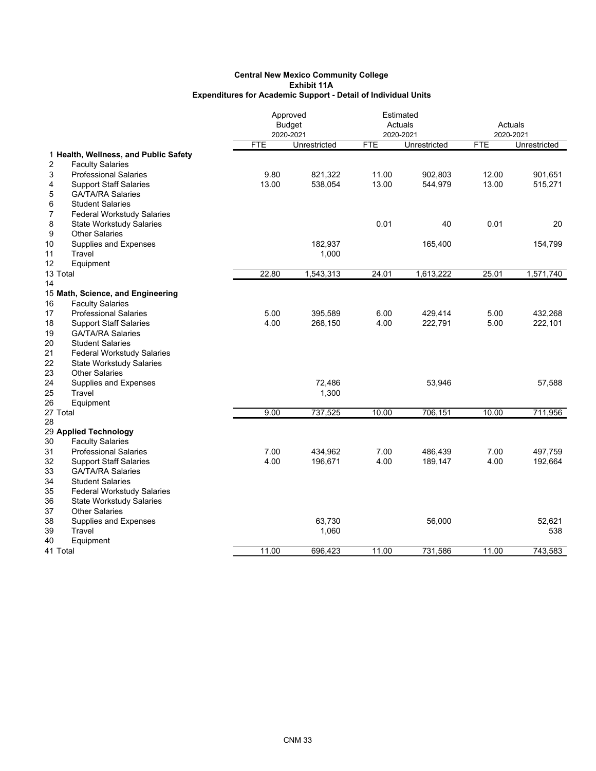**Central New Mexico Community College**
**Exhibit 11A**
**Expenditures for Academic Support - Detail of Individual Units**

| | | Approved Budget 2020-2021 | | Estimated Actuals 2020-2021 | | Actuals 2020-2021 | |
|---|---|---|---|---|---|---|---|
| | | FTE | Unrestricted | FTE | Unrestricted | FTE | Unrestricted |
| 1 | **Health, Wellness, and Public Safety** | | | | | | |
| 2 | Faculty Salaries | | | | | | |
| 3 | Professional Salaries | 9.80 | 821,322 | 11.00 | 902,803 | 12.00 | 901,651 |
| 4 | Support Staff Salaries | 13.00 | 538,054 | 13.00 | 544,979 | 13.00 | 515,271 |
| 5 | GA/TA/RA Salaries | | | | | | |
| 6 | Student Salaries | | | | | | |
| 7 | Federal Workstudy Salaries | | | | | | |
| 8 | State Workstudy Salaries | | | 0.01 | 40 | 0.01 | 20 |
| 9 | Other Salaries | | | | | | |
| 10 | Supplies and Expenses | | 182,937 | | 165,400 | | 154,799 |
| 11 | Travel | | 1,000 | | | | |
| 12 | Equipment | | | | | | |
| 13 | Total | 22.80 | 1,543,313 | 24.01 | 1,613,222 | 25.01 | 1,571,740 |
| 14 | | | | | | | |
| 15 | **Math, Science, and Engineering** | | | | | | |
| 16 | Faculty Salaries | | | | | | |
| 17 | Professional Salaries | 5.00 | 395,589 | 6.00 | 429,414 | 5.00 | 432,268 |
| 18 | Support Staff Salaries | 4.00 | 268,150 | 4.00 | 222,791 | 5.00 | 222,101 |
| 19 | GA/TA/RA Salaries | | | | | | |
| 20 | Student Salaries | | | | | | |
| 21 | Federal Workstudy Salaries | | | | | | |
| 22 | State Workstudy Salaries | | | | | | |
| 23 | Other Salaries | | | | | | |
| 24 | Supplies and Expenses | | 72,486 | | 53,946 | | 57,588 |
| 25 | Travel | | 1,300 | | | | |
| 26 | Equipment | | | | | | |
| 27 | Total | 9.00 | 737,525 | 10.00 | 706,151 | 10.00 | 711,956 |
| 28 | | | | | | | |
| 29 | **Applied Technology** | | | | | | |
| 30 | Faculty Salaries | | | | | | |
| 31 | Professional Salaries | 7.00 | 434,962 | 7.00 | 486,439 | 7.00 | 497,759 |
| 32 | Support Staff Salaries | 4.00 | 196,671 | 4.00 | 189,147 | 4.00 | 192,664 |
| 33 | GA/TA/RA Salaries | | | | | | |
| 34 | Student Salaries | | | | | | |
| 35 | Federal Workstudy Salaries | | | | | | |
| 36 | State Workstudy Salaries | | | | | | |
| 37 | Other Salaries | | | | | | |
| 38 | Supplies and Expenses | | 63,730 | | 56,000 | | 52,621 |
| 39 | Travel | | 1,060 | | | | 538 |
| 40 | Equipment | | | | | | |
| 41 | Total | 11.00 | 696,423 | 11.00 | 731,586 | 11.00 | 743,583 |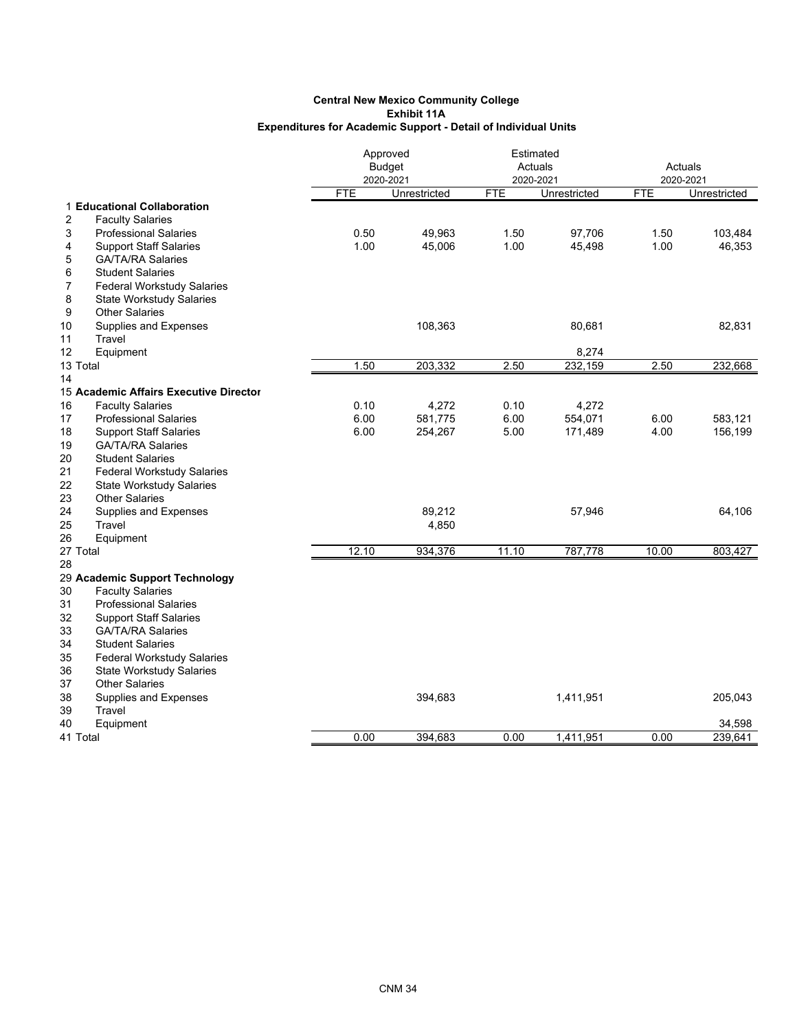**Central New Mexico Community College**
**Exhibit 11A**
**Expenditures for Academic Support - Detail of Individual Units**

| | | Approved Budget 2020-2021 | | Estimated Actuals 2020-2021 | | Actuals 2020-2021 | |
|---|---|---|---|---|---|---|---|
| | | FTE | Unrestricted | FTE | Unrestricted | FTE | Unrestricted |
| 1 | **Educational Collaboration** | | | | | | |
| 2 | Faculty Salaries | | | | | | |
| 3 | Professional Salaries | 0.50 | 49,963 | 1.50 | 97,706 | 1.50 | 103,484 |
| 4 | Support Staff Salaries | 1.00 | 45,006 | 1.00 | 45,498 | 1.00 | 46,353 |
| 5 | GA/TA/RA Salaries | | | | | | |
| 6 | Student Salaries | | | | | | |
| 7 | Federal Workstudy Salaries | | | | | | |
| 8 | State Workstudy Salaries | | | | | | |
| 9 | Other Salaries | | | | | | |
| 10 | Supplies and Expenses | | 108,363 | | 80,681 | | 82,831 |
| 11 | Travel | | | | | | |
| 12 | Equipment | | | | 8,274 | | |
| 13 | Total | 1.50 | 203,332 | 2.50 | 232,159 | 2.50 | 232,668 |
| 14 | | | | | | | |
| 15 | **Academic Affairs Executive Director** | | | | | | |
| 16 | Faculty Salaries | 0.10 | 4,272 | 0.10 | 4,272 | | |
| 17 | Professional Salaries | 6.00 | 581,775 | 6.00 | 554,071 | 6.00 | 583,121 |
| 18 | Support Staff Salaries | 6.00 | 254,267 | 5.00 | 171,489 | 4.00 | 156,199 |
| 19 | GA/TA/RA Salaries | | | | | | |
| 20 | Student Salaries | | | | | | |
| 21 | Federal Workstudy Salaries | | | | | | |
| 22 | State Workstudy Salaries | | | | | | |
| 23 | Other Salaries | | | | | | |
| 24 | Supplies and Expenses | | 89,212 | | 57,946 | | 64,106 |
| 25 | Travel | | 4,850 | | | | |
| 26 | Equipment | | | | | | |
| 27 | Total | 12.10 | 934,376 | 11.10 | 787,778 | 10.00 | 803,427 |
| 28 | | | | | | | |
| 29 | **Academic Support Technology** | | | | | | |
| 30 | Faculty Salaries | | | | | | |
| 31 | Professional Salaries | | | | | | |
| 32 | Support Staff Salaries | | | | | | |
| 33 | GA/TA/RA Salaries | | | | | | |
| 34 | Student Salaries | | | | | | |
| 35 | Federal Workstudy Salaries | | | | | | |
| 36 | State Workstudy Salaries | | | | | | |
| 37 | Other Salaries | | | | | | |
| 38 | Supplies and Expenses | | 394,683 | | 1,411,951 | | 205,043 |
| 39 | Travel | | | | | | |
| 40 | Equipment | | | | | | 34,598 |
| 41 | Total | 0.00 | 394,683 | 0.00 | 1,411,951 | 0.00 | 239,641 |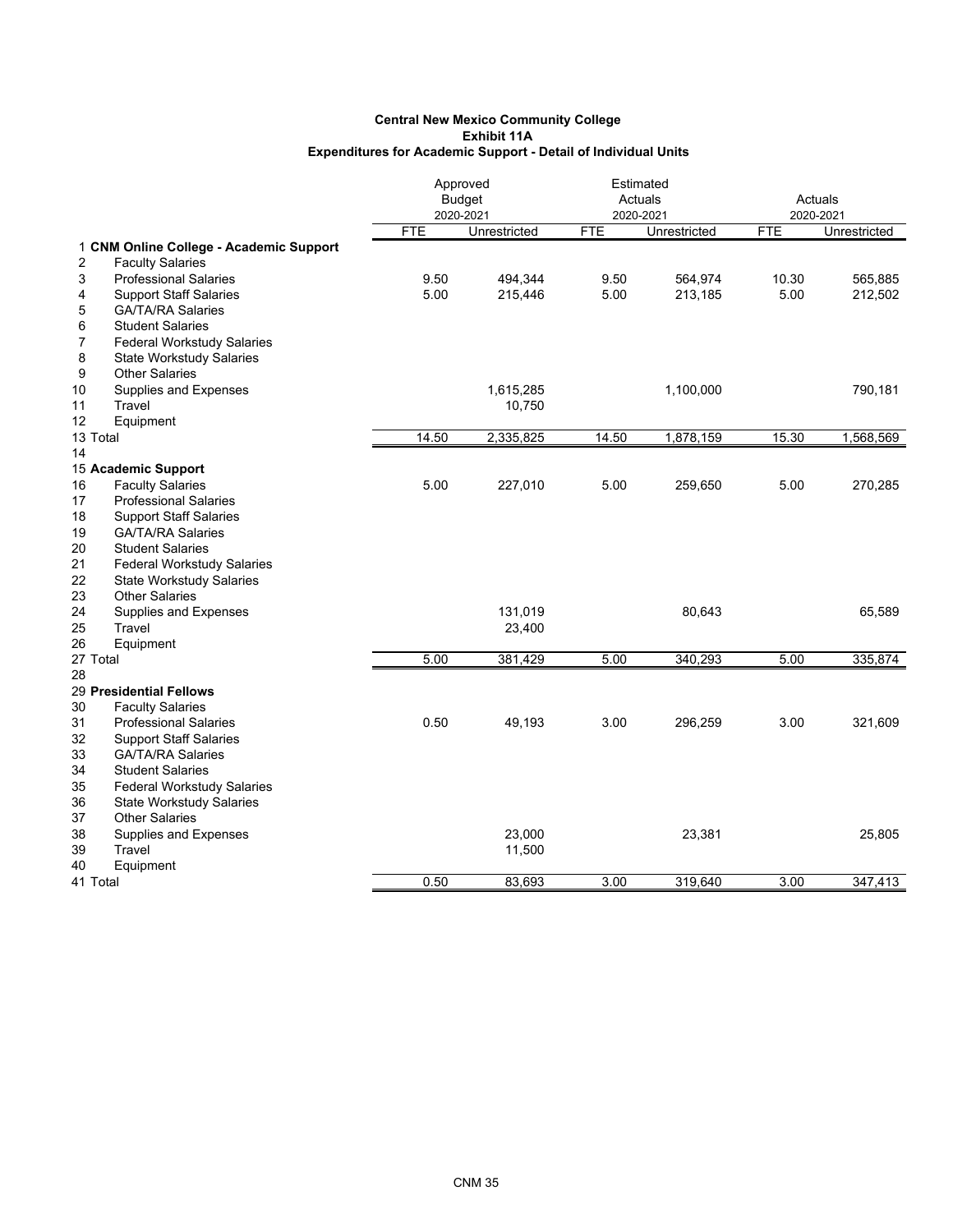**Central New Mexico Community College**
**Exhibit 11A**
**Expenditures for Academic Support - Detail of Individual Units**

| | | Approved Budget 2020-2021 | | Estimated Actuals 2020-2021 | | Actuals 2020-2021 | |
|---|---|---|---|---|---|---|---|
| | | FTE | Unrestricted | FTE | Unrestricted | FTE | Unrestricted |
| 1 | **CNM Online College - Academic Support** | | | | | | |
| 2 | Faculty Salaries | | | | | | |
| 3 | Professional Salaries | 9.50 | 494,344 | 9.50 | 564,974 | 10.30 | 565,885 |
| 4 | Support Staff Salaries | 5.00 | 215,446 | 5.00 | 213,185 | 5.00 | 212,502 |
| 5 | GA/TA/RA Salaries | | | | | | |
| 6 | Student Salaries | | | | | | |
| 7 | Federal Workstudy Salaries | | | | | | |
| 8 | State Workstudy Salaries | | | | | | |
| 9 | Other Salaries | | | | | | |
| 10 | Supplies and Expenses | | 1,615,285 | | 1,100,000 | | 790,181 |
| 11 | Travel | | 10,750 | | | | |
| 12 | Equipment | | | | | | |
| 13 | Total | 14.50 | 2,335,825 | 14.50 | 1,878,159 | 15.30 | 1,568,569 |
| 14 | | | | | | | |
| 15 | **Academic Support** | | | | | | |
| 16 | Faculty Salaries | 5.00 | 227,010 | 5.00 | 259,650 | 5.00 | 270,285 |
| 17 | Professional Salaries | | | | | | |
| 18 | Support Staff Salaries | | | | | | |
| 19 | GA/TA/RA Salaries | | | | | | |
| 20 | Student Salaries | | | | | | |
| 21 | Federal Workstudy Salaries | | | | | | |
| 22 | State Workstudy Salaries | | | | | | |
| 23 | Other Salaries | | | | | | |
| 24 | Supplies and Expenses | | 131,019 | | 80,643 | | 65,589 |
| 25 | Travel | | 23,400 | | | | |
| 26 | Equipment | | | | | | |
| 27 | Total | 5.00 | 381,429 | 5.00 | 340,293 | 5.00 | 335,874 |
| 28 | | | | | | | |
| 29 | **Presidential Fellows** | | | | | | |
| 30 | Faculty Salaries | | | | | | |
| 31 | Professional Salaries | 0.50 | 49,193 | 3.00 | 296,259 | 3.00 | 321,609 |
| 32 | Support Staff Salaries | | | | | | |
| 33 | GA/TA/RA Salaries | | | | | | |
| 34 | Student Salaries | | | | | | |
| 35 | Federal Workstudy Salaries | | | | | | |
| 36 | State Workstudy Salaries | | | | | | |
| 37 | Other Salaries | | | | | | |
| 38 | Supplies and Expenses | | 23,000 | | 23,381 | | 25,805 |
| 39 | Travel | | 11,500 | | | | |
| 40 | Equipment | | | | | | |
| 41 | Total | 0.50 | 83,693 | 3.00 | 319,640 | 3.00 | 347,413 |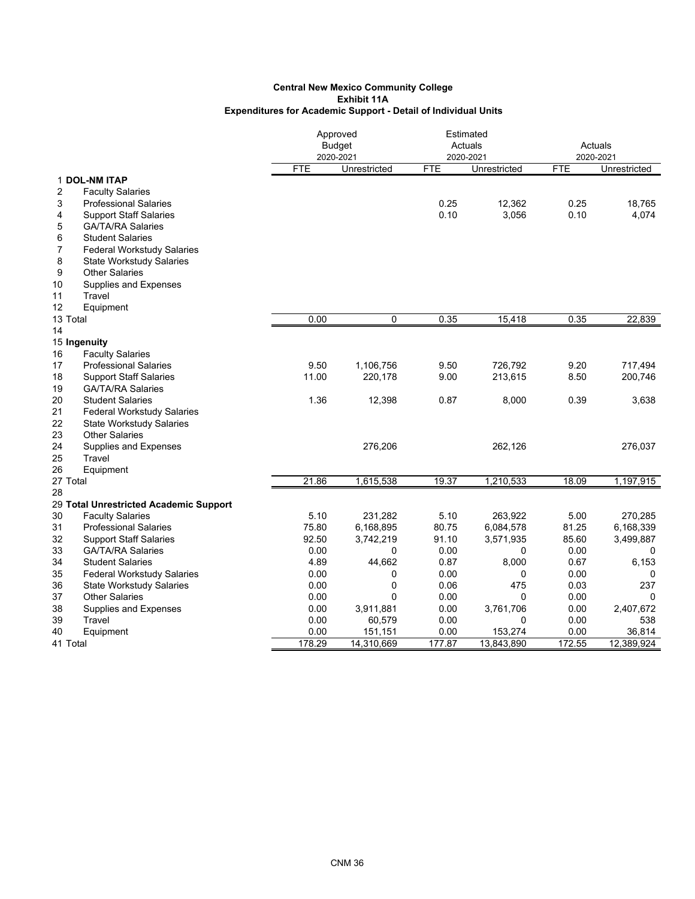**Central New Mexico Community College**
**Exhibit 11A**
**Expenditures for Academic Support - Detail of Individual Units**

| | | Approved Budget 2020-2021 | | Estimated Actuals 2020-2021 | | Actuals 2020-2021 | |
|---|---|---|---|---|---|---|---|
| | | FTE | Unrestricted | FTE | Unrestricted | FTE | Unrestricted |
| 1 | **DOL-NM ITAP** | | | | | | |
| 2 | Faculty Salaries | | | | | | |
| 3 | Professional Salaries | | | 0.25 | 12,362 | 0.25 | 18,765 |
| 4 | Support Staff Salaries | | | 0.10 | 3,056 | 0.10 | 4,074 |
| 5 | GA/TA/RA Salaries | | | | | | |
| 6 | Student Salaries | | | | | | |
| 7 | Federal Workstudy Salaries | | | | | | |
| 8 | State Workstudy Salaries | | | | | | |
| 9 | Other Salaries | | | | | | |
| 10 | Supplies and Expenses | | | | | | |
| 11 | Travel | | | | | | |
| 12 | Equipment | | | | | | |
| 13 | Total | 0.00 | 0 | 0.35 | 15,418 | 0.35 | 22,839 |
| 14 | | | | | | | |
| 15 | **Ingenuity** | | | | | | |
| 16 | Faculty Salaries | | | | | | |
| 17 | Professional Salaries | 9.50 | 1,106,756 | 9.50 | 726,792 | 9.20 | 717,494 |
| 18 | Support Staff Salaries | 11.00 | 220,178 | 9.00 | 213,615 | 8.50 | 200,746 |
| 19 | GA/TA/RA Salaries | | | | | | |
| 20 | Student Salaries | 1.36 | 12,398 | 0.87 | 8,000 | 0.39 | 3,638 |
| 21 | Federal Workstudy Salaries | | | | | | |
| 22 | State Workstudy Salaries | | | | | | |
| 23 | Other Salaries | | | | | | |
| 24 | Supplies and Expenses | | 276,206 | | 262,126 | | 276,037 |
| 25 | Travel | | | | | | |
| 26 | Equipment | | | | | | |
| 27 | Total | 21.86 | 1,615,538 | 19.37 | 1,210,533 | 18.09 | 1,197,915 |
| 28 | | | | | | | |
| 29 | **Total Unrestricted Academic Support** | | | | | | |
| 30 | Faculty Salaries | 5.10 | 231,282 | 5.10 | 263,922 | 5.00 | 270,285 |
| 31 | Professional Salaries | 75.80 | 6,168,895 | 80.75 | 6,084,578 | 81.25 | 6,168,339 |
| 32 | Support Staff Salaries | 92.50 | 3,742,219 | 91.10 | 3,571,935 | 85.60 | 3,499,887 |
| 33 | GA/TA/RA Salaries | 0.00 | 0 | 0.00 | 0 | 0.00 | 0 |
| 34 | Student Salaries | 4.89 | 44,662 | 0.87 | 8,000 | 0.67 | 6,153 |
| 35 | Federal Workstudy Salaries | 0.00 | 0 | 0.00 | 0 | 0.00 | 0 |
| 36 | State Workstudy Salaries | 0.00 | 0 | 0.06 | 475 | 0.03 | 237 |
| 37 | Other Salaries | 0.00 | 0 | 0.00 | 0 | 0.00 | 0 |
| 38 | Supplies and Expenses | 0.00 | 3,911,881 | 0.00 | 3,761,706 | 0.00 | 2,407,672 |
| 39 | Travel | 0.00 | 60,579 | 0.00 | 0 | 0.00 | 538 |
| 40 | Equipment | 0.00 | 151,151 | 0.00 | 153,274 | 0.00 | 36,814 |
| 41 | Total | 178.29 | 14,310,669 | 177.87 | 13,843,890 | 172.55 | 12,389,924 |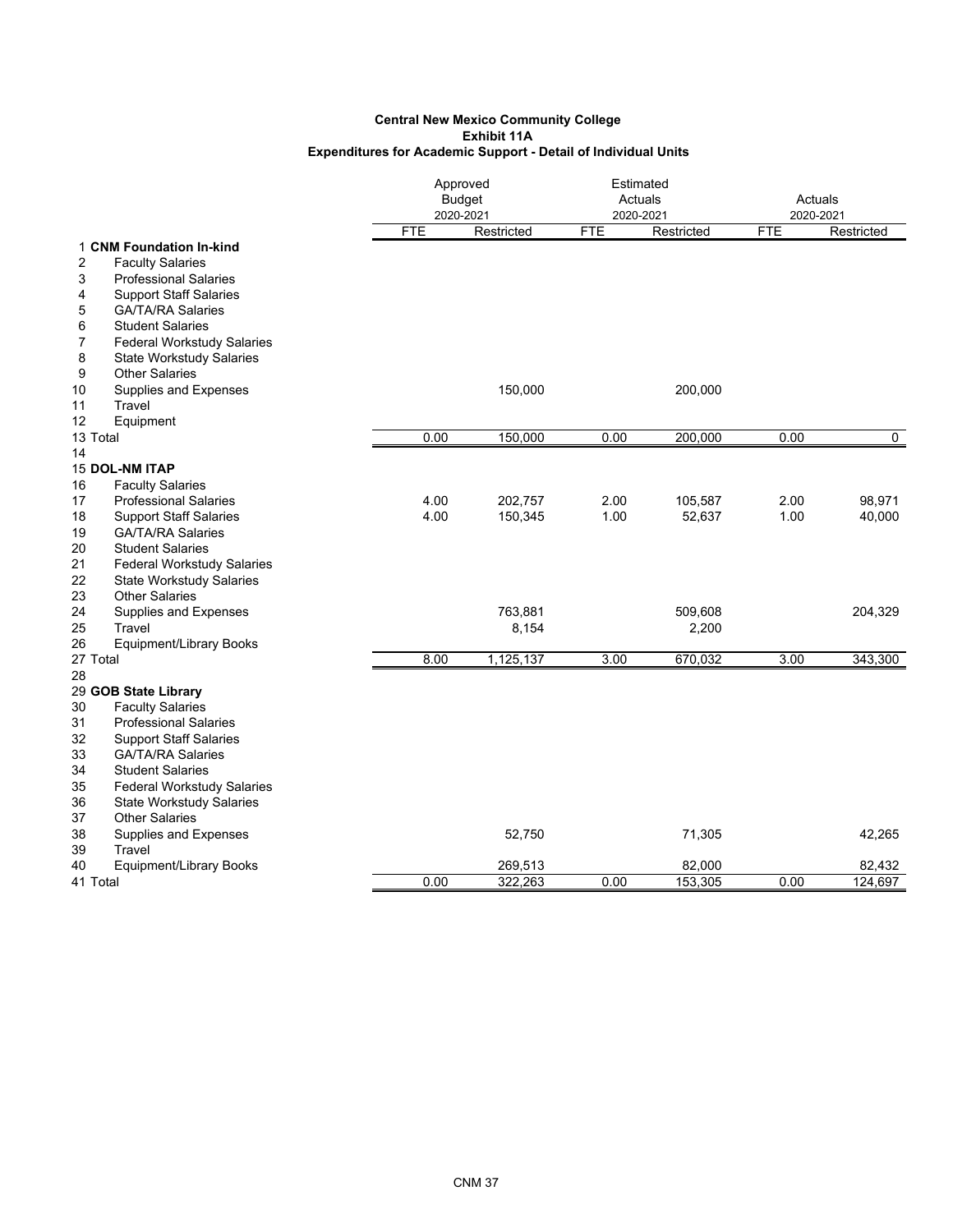**Central New Mexico Community College**
**Exhibit 11A**
**Expenditures for Academic Support - Detail of Individual Units**

| | | Approved Budget 2020-2021 | | Estimated Actuals 2020-2021 | | Actuals 2020-2021 | |
|---|---|---|---|---|---|---|---|
| | | FTE | Restricted | FTE | Restricted | FTE | Restricted |
| 1 | **CNM Foundation In-kind** | | | | | | |
| 2 | Faculty Salaries | | | | | | |
| 3 | Professional Salaries | | | | | | |
| 4 | Support Staff Salaries | | | | | | |
| 5 | GA/TA/RA Salaries | | | | | | |
| 6 | Student Salaries | | | | | | |
| 7 | Federal Workstudy Salaries | | | | | | |
| 8 | State Workstudy Salaries | | | | | | |
| 9 | Other Salaries | | | | | | |
| 10 | Supplies and Expenses | | 150,000 | | 200,000 | | |
| 11 | Travel | | | | | | |
| 12 | Equipment | | | | | | |
| 13 | Total | 0.00 | 150,000 | 0.00 | 200,000 | 0.00 | 0 |
| 14 | | | | | | | |
| 15 | **DOL-NM ITAP** | | | | | | |
| 16 | Faculty Salaries | | | | | | |
| 17 | Professional Salaries | 4.00 | 202,757 | 2.00 | 105,587 | 2.00 | 98,971 |
| 18 | Support Staff Salaries | 4.00 | 150,345 | 1.00 | 52,637 | 1.00 | 40,000 |
| 19 | GA/TA/RA Salaries | | | | | | |
| 20 | Student Salaries | | | | | | |
| 21 | Federal Workstudy Salaries | | | | | | |
| 22 | State Workstudy Salaries | | | | | | |
| 23 | Other Salaries | | | | | | |
| 24 | Supplies and Expenses | | 763,881 | | 509,608 | | 204,329 |
| 25 | Travel | | 8,154 | | 2,200 | | |
| 26 | Equipment/Library Books | | | | | | |
| 27 | Total | 8.00 | 1,125,137 | 3.00 | 670,032 | 3.00 | 343,300 |
| 28 | | | | | | | |
| 29 | **GOB State Library** | | | | | | |
| 30 | Faculty Salaries | | | | | | |
| 31 | Professional Salaries | | | | | | |
| 32 | Support Staff Salaries | | | | | | |
| 33 | GA/TA/RA Salaries | | | | | | |
| 34 | Student Salaries | | | | | | |
| 35 | Federal Workstudy Salaries | | | | | | |
| 36 | State Workstudy Salaries | | | | | | |
| 37 | Other Salaries | | | | | | |
| 38 | Supplies and Expenses | | 52,750 | | 71,305 | | 42,265 |
| 39 | Travel | | | | | | |
| 40 | Equipment/Library Books | | 269,513 | | 82,000 | | 82,432 |
| 41 | Total | 0.00 | 322,263 | 0.00 | 153,305 | 0.00 | 124,697 |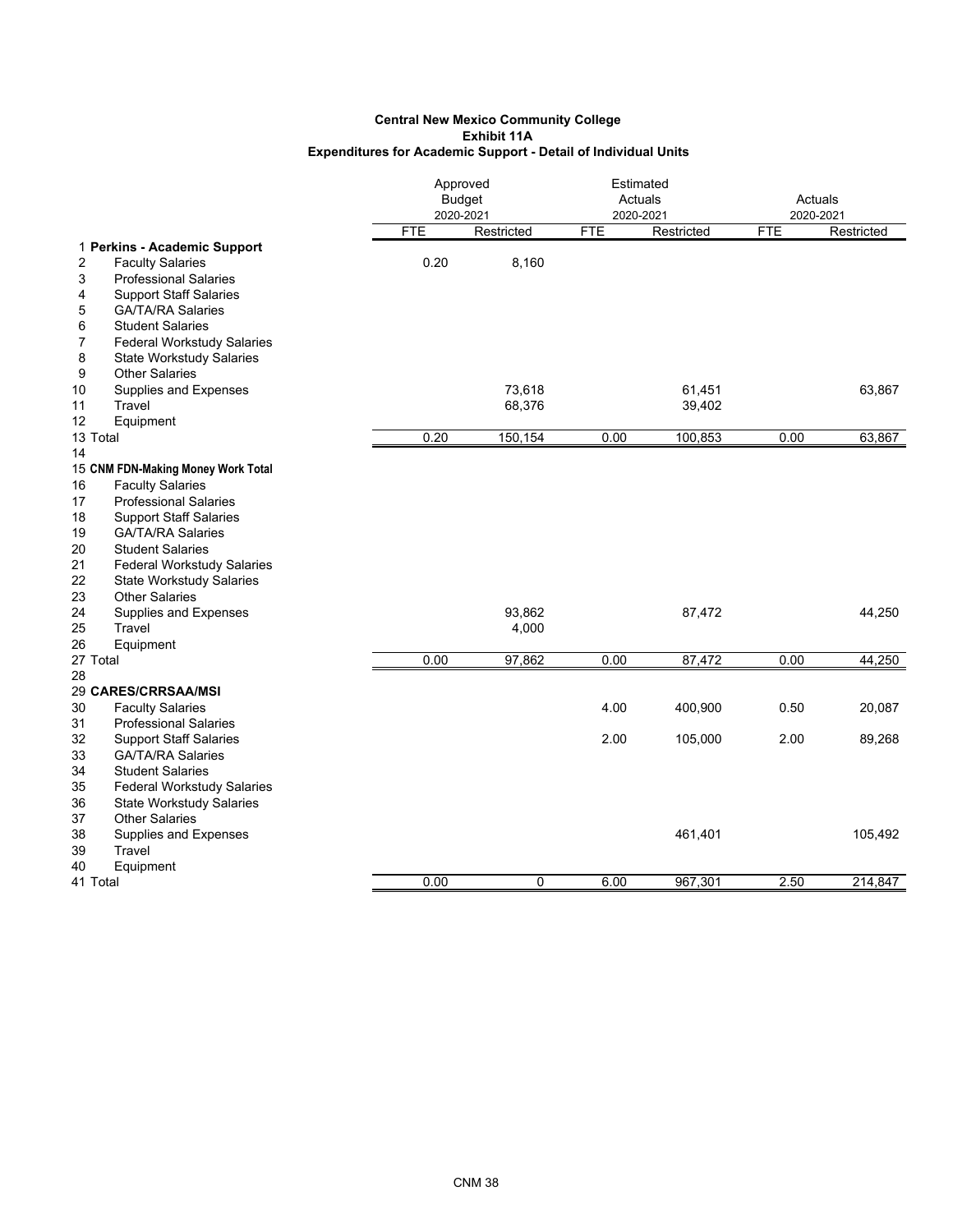**Central New Mexico Community College**
**Exhibit 11A**
**Expenditures for Academic Support - Detail of Individual Units**

| | | Approved Budget 2020-2021 | | Estimated Actuals 2020-2021 | | Actuals 2020-2021 | |
|---|---|---|---|---|---|---|---|
| | | FTE | Restricted | FTE | Restricted | FTE | Restricted |
| 1 | **Perkins - Academic Support** | | | | | | |
| 2 | Faculty Salaries | 0.20 | 8,160 | | | | |
| 3 | Professional Salaries | | | | | | |
| 4 | Support Staff Salaries | | | | | | |
| 5 | GA/TA/RA Salaries | | | | | | |
| 6 | Student Salaries | | | | | | |
| 7 | Federal Workstudy Salaries | | | | | | |
| 8 | State Workstudy Salaries | | | | | | |
| 9 | Other Salaries | | | | | | |
| 10 | Supplies and Expenses | | 73,618 | | 61,451 | | 63,867 |
| 11 | Travel | | 68,376 | | 39,402 | | |
| 12 | Equipment | | | | | | |
| 13 | Total | 0.20 | 150,154 | 0.00 | 100,853 | 0.00 | 63,867 |
| 14 | | | | | | | |
| 15 | **CNM FDN-Making Money Work Total** | | | | | | |
| 16 | Faculty Salaries | | | | | | |
| 17 | Professional Salaries | | | | | | |
| 18 | Support Staff Salaries | | | | | | |
| 19 | GA/TA/RA Salaries | | | | | | |
| 20 | Student Salaries | | | | | | |
| 21 | Federal Workstudy Salaries | | | | | | |
| 22 | State Workstudy Salaries | | | | | | |
| 23 | Other Salaries | | | | | | |
| 24 | Supplies and Expenses | | 93,862 | | 87,472 | | 44,250 |
| 25 | Travel | | 4,000 | | | | |
| 26 | Equipment | | | | | | |
| 27 | Total | 0.00 | 97,862 | 0.00 | 87,472 | 0.00 | 44,250 |
| 28 | | | | | | | |
| 29 | **CARES/CRRSAA/MSI** | | | | | | |
| 30 | Faculty Salaries | | | 4.00 | 400,900 | 0.50 | 20,087 |
| 31 | Professional Salaries | | | | | | |
| 32 | Support Staff Salaries | | | 2.00 | 105,000 | 2.00 | 89,268 |
| 33 | GA/TA/RA Salaries | | | | | | |
| 34 | Student Salaries | | | | | | |
| 35 | Federal Workstudy Salaries | | | | | | |
| 36 | State Workstudy Salaries | | | | | | |
| 37 | Other Salaries | | | | | | |
| 38 | Supplies and Expenses | | | | 461,401 | | 105,492 |
| 39 | Travel | | | | | | |
| 40 | Equipment | | | | | | |
| 41 | Total | 0.00 | 0 | 6.00 | 967,301 | 2.50 | 214,847 |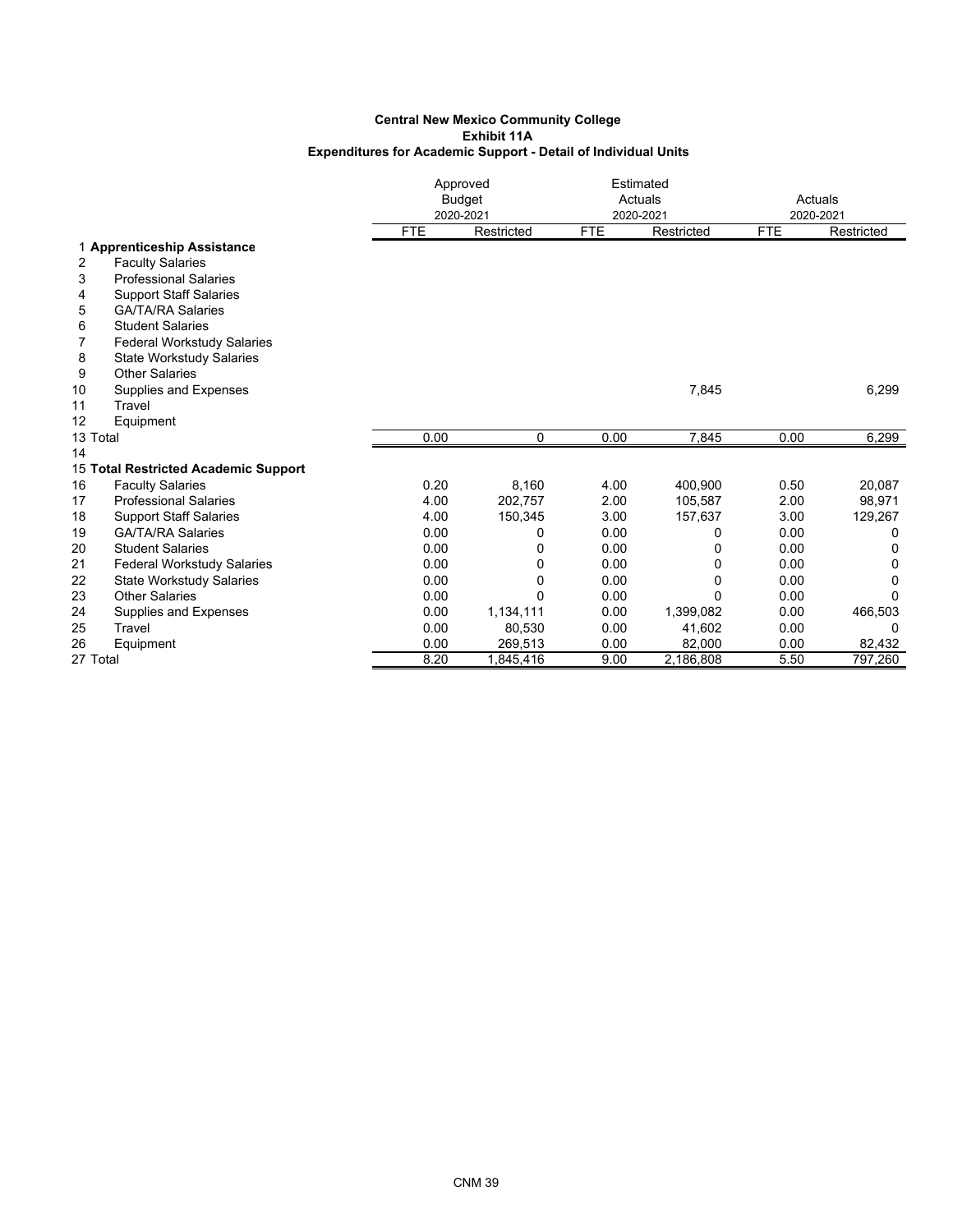**Central New Mexico Community College**
**Exhibit 11A**
**Expenditures for Academic Support - Detail of Individual Units**

| | | Approved Budget 2020-2021 | | Estimated Actuals 2020-2021 | | Actuals 2020-2021 | |
|---|---|---|---|---|---|---|---|
| | | FTE | Restricted | FTE | Restricted | FTE | Restricted |
| 1 | **Apprenticeship Assistance** | | | | | | |
| 2 | Faculty Salaries | | | | | | |
| 3 | Professional Salaries | | | | | | |
| 4 | Support Staff Salaries | | | | | | |
| 5 | GA/TA/RA Salaries | | | | | | |
| 6 | Student Salaries | | | | | | |
| 7 | Federal Workstudy Salaries | | | | | | |
| 8 | State Workstudy Salaries | | | | | | |
| 9 | Other Salaries | | | | | | |
| 10 | Supplies and Expenses | | | | 7,845 | | 6,299 |
| 11 | Travel | | | | | | |
| 12 | Equipment | | | | | | |
| 13 | Total | 0.00 | 0 | 0.00 | 7,845 | 0.00 | 6,299 |
| 14 | | | | | | | |
| 15 | **Total Restricted Academic Support** | | | | | | |
| 16 | Faculty Salaries | 0.20 | 8,160 | 4.00 | 400,900 | 0.50 | 20,087 |
| 17 | Professional Salaries | 4.00 | 202,757 | 2.00 | 105,587 | 2.00 | 98,971 |
| 18 | Support Staff Salaries | 4.00 | 150,345 | 3.00 | 157,637 | 3.00 | 129,267 |
| 19 | GA/TA/RA Salaries | 0.00 | 0 | 0.00 | 0 | 0.00 | 0 |
| 20 | Student Salaries | 0.00 | 0 | 0.00 | 0 | 0.00 | 0 |
| 21 | Federal Workstudy Salaries | 0.00 | 0 | 0.00 | 0 | 0.00 | 0 |
| 22 | State Workstudy Salaries | 0.00 | 0 | 0.00 | 0 | 0.00 | 0 |
| 23 | Other Salaries | 0.00 | 0 | 0.00 | 0 | 0.00 | 0 |
| 24 | Supplies and Expenses | 0.00 | 1,134,111 | 0.00 | 1,399,082 | 0.00 | 466,503 |
| 25 | Travel | 0.00 | 80,530 | 0.00 | 41,602 | 0.00 | 0 |
| 26 | Equipment | 0.00 | 269,513 | 0.00 | 82,000 | 0.00 | 82,432 |
| 27 | Total | 8.20 | 1,845,416 | 9.00 | 2,186,808 | 5.50 | 797,260 |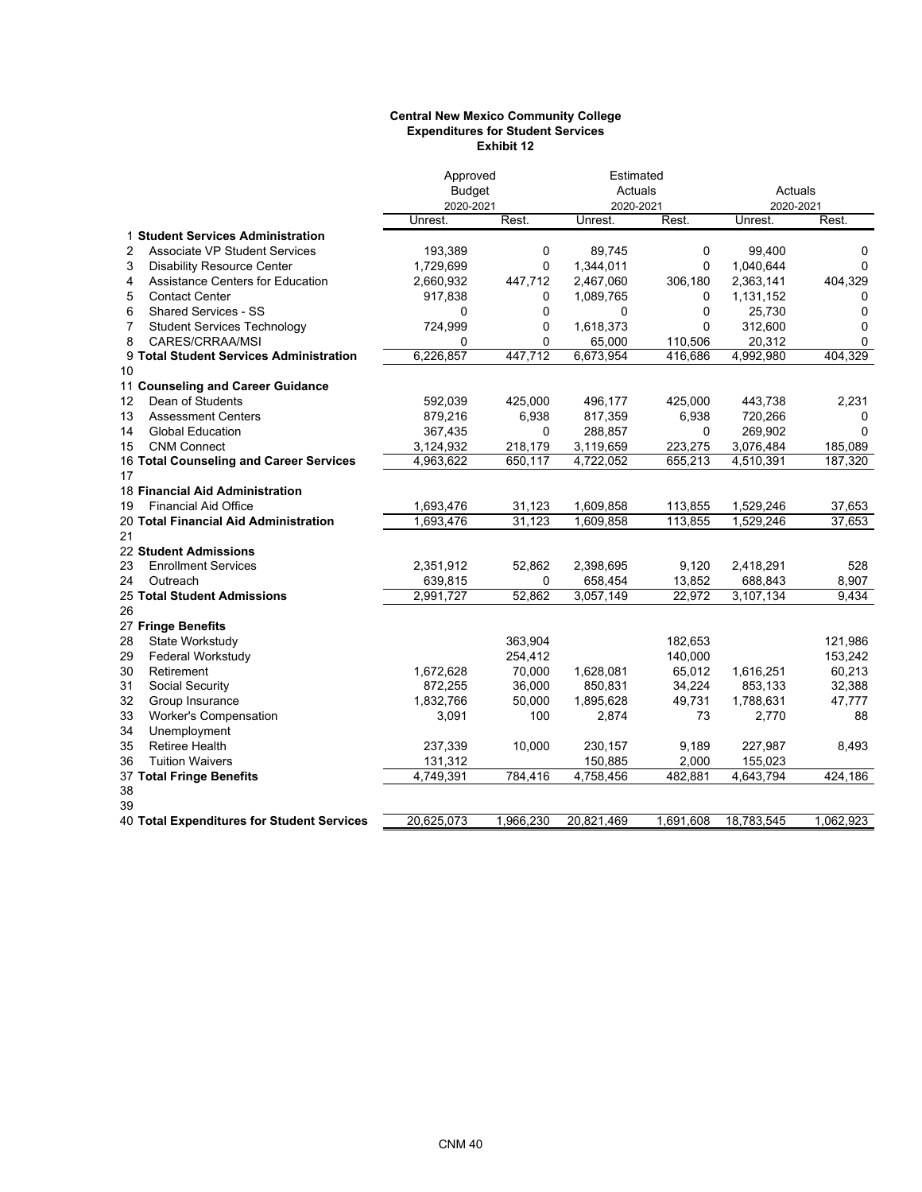**Central New Mexico Community College**
**Expenditures for Student Services**
**Exhibit 12**

| | | Approved Budget 2020-2021 | | Estimated Actuals 2020-2021 | | Actuals 2020-2021 | |
|---|---|---|---|---|---|---|---|
| | | Unrest. | Rest. | Unrest. | Rest. | Unrest. | Rest. |
| 1 | **Student Services Administration** | | | | | | |
| 2 | Associate VP Student Services | 193,389 | 0 | 89,745 | 0 | 99,400 | 0 |
| 3 | Disability Resource Center | 1,729,699 | 0 | 1,344,011 | 0 | 1,040,644 | 0 |
| 4 | Assistance Centers for Education | 2,660,932 | 447,712 | 2,467,060 | 306,180 | 2,363,141 | 404,329 |
| 5 | Contact Center | 917,838 | 0 | 1,089,765 | 0 | 1,131,152 | 0 |
| 6 | Shared Services - SS | 0 | 0 | 0 | 0 | 25,730 | 0 |
| 7 | Student Services Technology | 724,999 | 0 | 1,618,373 | 0 | 312,600 | 0 |
| 8 | CARES/CRRAA/MSI | 0 | 0 | 65,000 | 110,506 | 20,312 | 0 |
| 9 | **Total Student Services Administration** | 6,226,857 | 447,712 | 6,673,954 | 416,686 | 4,992,980 | 404,329 |
| 10 | | | | | | | |
| 11 | **Counseling and Career Guidance** | | | | | | |
| 12 | Dean of Students | 592,039 | 425,000 | 496,177 | 425,000 | 443,738 | 2,231 |
| 13 | Assessment Centers | 879,216 | 6,938 | 817,359 | 6,938 | 720,266 | 0 |
| 14 | Global Education | 367,435 | 0 | 288,857 | 0 | 269,902 | 0 |
| 15 | CNM Connect | 3,124,932 | 218,179 | 3,119,659 | 223,275 | 3,076,484 | 185,089 |
| 16 | **Total Counseling and Career Services** | 4,963,622 | 650,117 | 4,722,052 | 655,213 | 4,510,391 | 187,320 |
| 17 | | | | | | | |
| 18 | **Financial Aid Administration** | | | | | | |
| 19 | Financial Aid Office | 1,693,476 | 31,123 | 1,609,858 | 113,855 | 1,529,246 | 37,653 |
| 20 | **Total Financial Aid Administration** | 1,693,476 | 31,123 | 1,609,858 | 113,855 | 1,529,246 | 37,653 |
| 21 | | | | | | | |
| 22 | **Student Admissions** | | | | | | |
| 23 | Enrollment Services | 2,351,912 | 52,862 | 2,398,695 | 9,120 | 2,418,291 | 528 |
| 24 | Outreach | 639,815 | 0 | 658,454 | 13,852 | 688,843 | 8,907 |
| 25 | **Total Student Admissions** | 2,991,727 | 52,862 | 3,057,149 | 22,972 | 3,107,134 | 9,434 |
| 26 | | | | | | | |
| 27 | **Fringe Benefits** | | | | | | |
| 28 | State Workstudy | | 363,904 | | 182,653 | | 121,986 |
| 29 | Federal Workstudy | | 254,412 | | 140,000 | | 153,242 |
| 30 | Retirement | 1,672,628 | 70,000 | 1,628,081 | 65,012 | 1,616,251 | 60,213 |
| 31 | Social Security | 872,255 | 36,000 | 850,831 | 34,224 | 853,133 | 32,388 |
| 32 | Group Insurance | 1,832,766 | 50,000 | 1,895,628 | 49,731 | 1,788,631 | 47,777 |
| 33 | Worker's Compensation | 3,091 | 100 | 2,874 | 73 | 2,770 | 88 |
| 34 | Unemployment | | | | | | |
| 35 | Retiree Health | 237,339 | 10,000 | 230,157 | 9,189 | 227,987 | 8,493 |
| 36 | Tuition Waivers | 131,312 | | 150,885 | 2,000 | 155,023 | |
| 37 | **Total Fringe Benefits** | 4,749,391 | 784,416 | 4,758,456 | 482,881 | 4,643,794 | 424,186 |
| 38 | | | | | | | |
| 39 | | | | | | | |
| 40 | **Total Expenditures for Student Services** | 20,625,073 | 1,966,230 | 20,821,469 | 1,691,608 | 18,783,545 | 1,062,923 |

CNM 40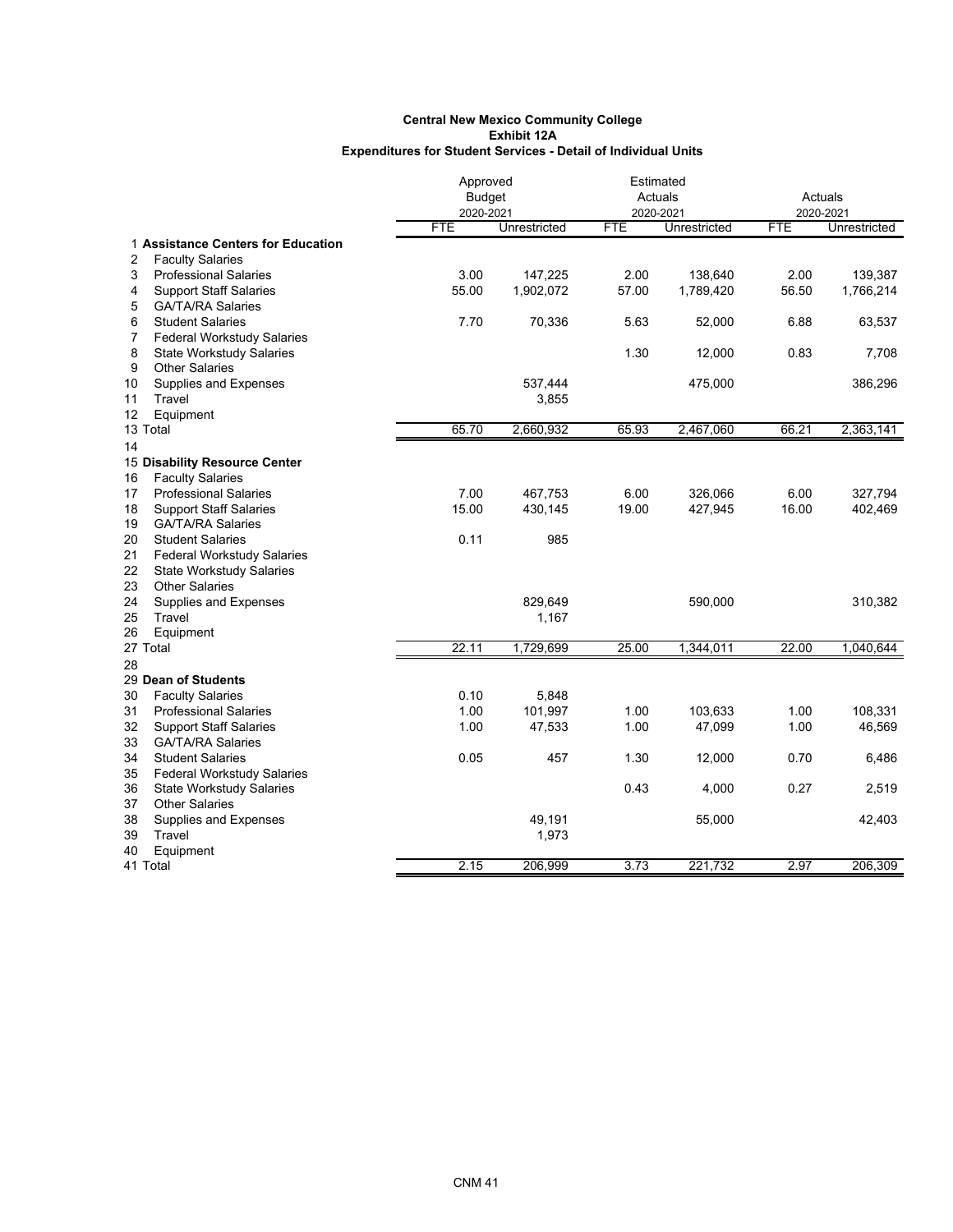**Central New Mexico Community College**
**Exhibit 12A**
**Expenditures for Student Services - Detail of Individual Units**

| | | Approved Budget 2020-2021 | | Estimated Actuals 2020-2021 | | Actuals 2020-2021 | |
|---|---|---|---|---|---|---|---|
| | | FTE | Unrestricted | FTE | Unrestricted | FTE | Unrestricted |
| 1 | **Assistance Centers for Education** | | | | | | |
| 2 | Faculty Salaries | | | | | | |
| 3 | Professional Salaries | 3.00 | 147,225 | 2.00 | 138,640 | 2.00 | 139,387 |
| 4 | Support Staff Salaries | 55.00 | 1,902,072 | 57.00 | 1,789,420 | 56.50 | 1,766,214 |
| 5 | GA/TA/RA Salaries | | | | | | |
| 6 | Student Salaries | 7.70 | 70,336 | 5.63 | 52,000 | 6.88 | 63,537 |
| 7 | Federal Workstudy Salaries | | | | | | |
| 8 | State Workstudy Salaries | | | 1.30 | 12,000 | 0.83 | 7,708 |
| 9 | Other Salaries | | | | | | |
| 10 | Supplies and Expenses | | 537,444 | | 475,000 | | 386,296 |
| 11 | Travel | | 3,855 | | | | |
| 12 | Equipment | | | | | | |
| 13 | Total | 65.70 | 2,660,932 | 65.93 | 2,467,060 | 66.21 | 2,363,141 |
| 14 | | | | | | | |
| 15 | **Disability Resource Center** | | | | | | |
| 16 | Faculty Salaries | | | | | | |
| 17 | Professional Salaries | 7.00 | 467,753 | 6.00 | 326,066 | 6.00 | 327,794 |
| 18 | Support Staff Salaries | 15.00 | 430,145 | 19.00 | 427,945 | 16.00 | 402,469 |
| 19 | GA/TA/RA Salaries | | | | | | |
| 20 | Student Salaries | 0.11 | 985 | | | | |
| 21 | Federal Workstudy Salaries | | | | | | |
| 22 | State Workstudy Salaries | | | | | | |
| 23 | Other Salaries | | | | | | |
| 24 | Supplies and Expenses | | 829,649 | | 590,000 | | 310,382 |
| 25 | Travel | | 1,167 | | | | |
| 26 | Equipment | | | | | | |
| 27 | Total | 22.11 | 1,729,699 | 25.00 | 1,344,011 | 22.00 | 1,040,644 |
| 28 | | | | | | | |
| 29 | **Dean of Students** | | | | | | |
| 30 | Faculty Salaries | 0.10 | 5,848 | | | | |
| 31 | Professional Salaries | 1.00 | 101,997 | 1.00 | 103,633 | 1.00 | 108,331 |
| 32 | Support Staff Salaries | 1.00 | 47,533 | 1.00 | 47,099 | 1.00 | 46,569 |
| 33 | GA/TA/RA Salaries | | | | | | |
| 34 | Student Salaries | 0.05 | 457 | 1.30 | 12,000 | 0.70 | 6,486 |
| 35 | Federal Workstudy Salaries | | | | | | |
| 36 | State Workstudy Salaries | | | 0.43 | 4,000 | 0.27 | 2,519 |
| 37 | Other Salaries | | | | | | |
| 38 | Supplies and Expenses | | 49,191 | | 55,000 | | 42,403 |
| 39 | Travel | | 1,973 | | | | |
| 40 | Equipment | | | | | | |
| 41 | Total | 2.15 | 206,999 | 3.73 | 221,732 | 2.97 | 206,309 |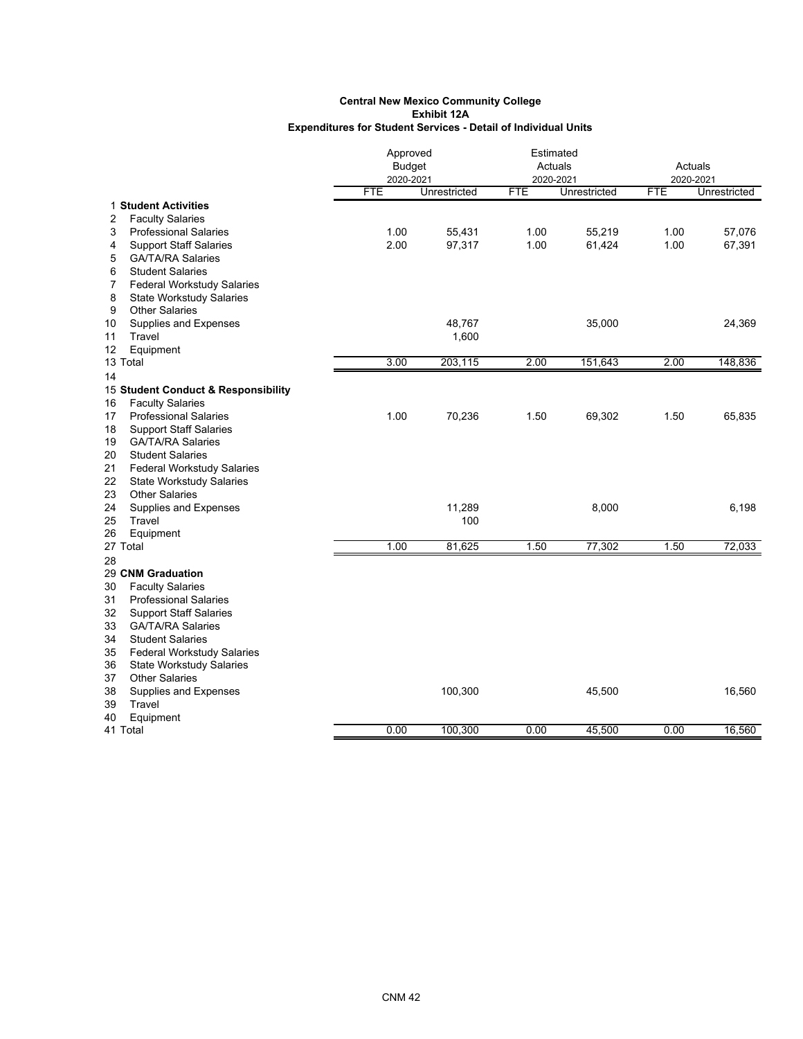**Central New Mexico Community College**
**Exhibit 12A**
**Expenditures for Student Services - Detail of Individual Units**

| | | Approved Budget 2020-2021 | | Estimated Actuals 2020-2021 | | Actuals 2020-2021 | |
|---|---|---|---|---|---|---|---|
| | | FTE | Unrestricted | FTE | Unrestricted | FTE | Unrestricted |
| 1 | **Student Activities** | | | | | | |
| 2 | Faculty Salaries | | | | | | |
| 3 | Professional Salaries | 1.00 | 55,431 | 1.00 | 55,219 | 1.00 | 57,076 |
| 4 | Support Staff Salaries | 2.00 | 97,317 | 1.00 | 61,424 | 1.00 | 67,391 |
| 5 | GA/TA/RA Salaries | | | | | | |
| 6 | Student Salaries | | | | | | |
| 7 | Federal Workstudy Salaries | | | | | | |
| 8 | State Workstudy Salaries | | | | | | |
| 9 | Other Salaries | | | | | | |
| 10 | Supplies and Expenses | | 48,767 | | 35,000 | | 24,369 |
| 11 | Travel | | 1,600 | | | | |
| 12 | Equipment | | | | | | |
| 13 | Total | 3.00 | 203,115 | 2.00 | 151,643 | 2.00 | 148,836 |
| 14 | | | | | | | |
| 15 | **Student Conduct & Responsibility** | | | | | | |
| 16 | Faculty Salaries | | | | | | |
| 17 | Professional Salaries | 1.00 | 70,236 | 1.50 | 69,302 | 1.50 | 65,835 |
| 18 | Support Staff Salaries | | | | | | |
| 19 | GA/TA/RA Salaries | | | | | | |
| 20 | Student Salaries | | | | | | |
| 21 | Federal Workstudy Salaries | | | | | | |
| 22 | State Workstudy Salaries | | | | | | |
| 23 | Other Salaries | | | | | | |
| 24 | Supplies and Expenses | | 11,289 | | 8,000 | | 6,198 |
| 25 | Travel | | 100 | | | | |
| 26 | Equipment | | | | | | |
| 27 | Total | 1.00 | 81,625 | 1.50 | 77,302 | 1.50 | 72,033 |
| 28 | | | | | | | |
| 29 | **CNM Graduation** | | | | | | |
| 30 | Faculty Salaries | | | | | | |
| 31 | Professional Salaries | | | | | | |
| 32 | Support Staff Salaries | | | | | | |
| 33 | GA/TA/RA Salaries | | | | | | |
| 34 | Student Salaries | | | | | | |
| 35 | Federal Workstudy Salaries | | | | | | |
| 36 | State Workstudy Salaries | | | | | | |
| 37 | Other Salaries | | | | | | |
| 38 | Supplies and Expenses | | 100,300 | | 45,500 | | 16,560 |
| 39 | Travel | | | | | | |
| 40 | Equipment | | | | | | |
| 41 | Total | 0.00 | 100,300 | 0.00 | 45,500 | 0.00 | 16,560 |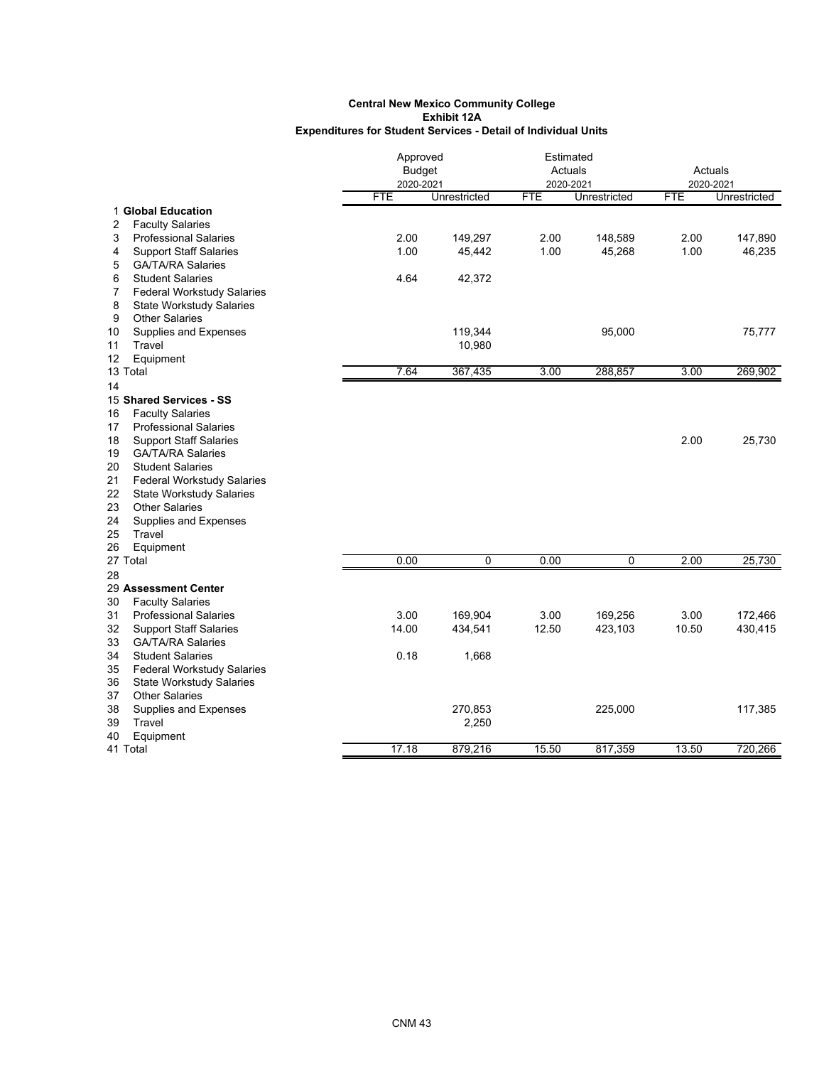**Central New Mexico Community College**
**Exhibit 12A**
**Expenditures for Student Services - Detail of Individual Units**

| | | Approved Budget 2020-2021 | | Estimated Actuals 2020-2021 | | Actuals 2020-2021 | |
|---|---|---|---|---|---|---|---|
| | | FTE | Unrestricted | FTE | Unrestricted | FTE | Unrestricted |
| 1 | **Global Education** | | | | | | |
| 2 | Faculty Salaries | | | | | | |
| 3 | Professional Salaries | 2.00 | 149,297 | 2.00 | 148,589 | 2.00 | 147,890 |
| 4 | Support Staff Salaries | 1.00 | 45,442 | 1.00 | 45,268 | 1.00 | 46,235 |
| 5 | GA/TA/RA Salaries | | | | | | |
| 6 | Student Salaries | 4.64 | 42,372 | | | | |
| 7 | Federal Workstudy Salaries | | | | | | |
| 8 | State Workstudy Salaries | | | | | | |
| 9 | Other Salaries | | | | | | |
| 10 | Supplies and Expenses | | 119,344 | | 95,000 | | 75,777 |
| 11 | Travel | | 10,980 | | | | |
| 12 | Equipment | | | | | | |
| 13 | Total | 7.64 | 367,435 | 3.00 | 288,857 | 3.00 | 269,902 |
| 14 | | | | | | | |
| 15 | **Shared Services - SS** | | | | | | |
| 16 | Faculty Salaries | | | | | | |
| 17 | Professional Salaries | | | | | | |
| 18 | Support Staff Salaries | | | | | 2.00 | 25,730 |
| 19 | GA/TA/RA Salaries | | | | | | |
| 20 | Student Salaries | | | | | | |
| 21 | Federal Workstudy Salaries | | | | | | |
| 22 | State Workstudy Salaries | | | | | | |
| 23 | Other Salaries | | | | | | |
| 24 | Supplies and Expenses | | | | | | |
| 25 | Travel | | | | | | |
| 26 | Equipment | | | | | | |
| 27 | Total | 0.00 | 0 | 0.00 | 0 | 2.00 | 25,730 |
| 28 | | | | | | | |
| 29 | **Assessment Center** | | | | | | |
| 30 | Faculty Salaries | | | | | | |
| 31 | Professional Salaries | 3.00 | 169,904 | 3.00 | 169,256 | 3.00 | 172,466 |
| 32 | Support Staff Salaries | 14.00 | 434,541 | 12.50 | 423,103 | 10.50 | 430,415 |
| 33 | GA/TA/RA Salaries | | | | | | |
| 34 | Student Salaries | 0.18 | 1,668 | | | | |
| 35 | Federal Workstudy Salaries | | | | | | |
| 36 | State Workstudy Salaries | | | | | | |
| 37 | Other Salaries | | | | | | |
| 38 | Supplies and Expenses | | 270,853 | | 225,000 | | 117,385 |
| 39 | Travel | | 2,250 | | | | |
| 40 | Equipment | | | | | | |
| 41 | Total | 17.18 | 879,216 | 15.50 | 817,359 | 13.50 | 720,266 |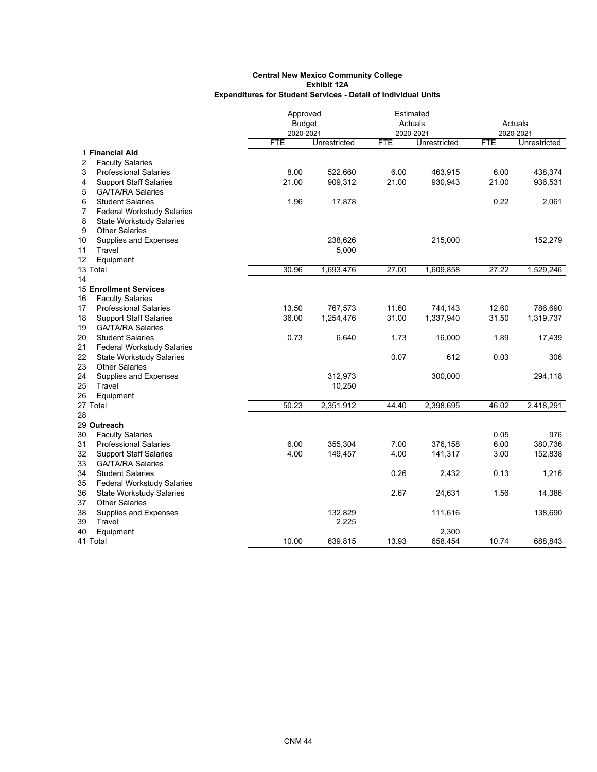**Central New Mexico Community College**
**Exhibit 12A**
**Expenditures for Student Services - Detail of Individual Units**

| | | Approved Budget 2020-2021 | | Estimated Actuals 2020-2021 | | Actuals 2020-2021 | |
|---|---|---|---|---|---|---|---|
| | | FTE | Unrestricted | FTE | Unrestricted | FTE | Unrestricted |
| 1 | **Financial Aid** | | | | | | |
| 2 | Faculty Salaries | | | | | | |
| 3 | Professional Salaries | 8.00 | 522,660 | 6.00 | 463,915 | 6.00 | 438,374 |
| 4 | Support Staff Salaries | 21.00 | 909,312 | 21.00 | 930,943 | 21.00 | 936,531 |
| 5 | GA/TA/RA Salaries | | | | | | |
| 6 | Student Salaries | 1.96 | 17,878 | | | 0.22 | 2,061 |
| 7 | Federal Workstudy Salaries | | | | | | |
| 8 | State Workstudy Salaries | | | | | | |
| 9 | Other Salaries | | | | | | |
| 10 | Supplies and Expenses | | 238,626 | | 215,000 | | 152,279 |
| 11 | Travel | | 5,000 | | | | |
| 12 | Equipment | | | | | | |
| 13 | Total | 30.96 | 1,693,476 | 27.00 | 1,609,858 | 27.22 | 1,529,246 |
| 14 | | | | | | | |
| 15 | **Enrollment Services** | | | | | | |
| 16 | Faculty Salaries | | | | | | |
| 17 | Professional Salaries | 13.50 | 767,573 | 11.60 | 744,143 | 12.60 | 786,690 |
| 18 | Support Staff Salaries | 36.00 | 1,254,476 | 31.00 | 1,337,940 | 31.50 | 1,319,737 |
| 19 | GA/TA/RA Salaries | | | | | | |
| 20 | Student Salaries | 0.73 | 6,640 | 1.73 | 16,000 | 1.89 | 17,439 |
| 21 | Federal Workstudy Salaries | | | | | | |
| 22 | State Workstudy Salaries | | | 0.07 | 612 | 0.03 | 306 |
| 23 | Other Salaries | | | | | | |
| 24 | Supplies and Expenses | | 312,973 | | 300,000 | | 294,118 |
| 25 | Travel | | 10,250 | | | | |
| 26 | Equipment | | | | | | |
| 27 | Total | 50.23 | 2,351,912 | 44.40 | 2,398,695 | 46.02 | 2,418,291 |
| 28 | | | | | | | |
| 29 | **Outreach** | | | | | | |
| 30 | Faculty Salaries | | | | | 0.05 | 976 |
| 31 | Professional Salaries | 6.00 | 355,304 | 7.00 | 376,158 | 6.00 | 380,736 |
| 32 | Support Staff Salaries | 4.00 | 149,457 | 4.00 | 141,317 | 3.00 | 152,838 |
| 33 | GA/TA/RA Salaries | | | | | | |
| 34 | Student Salaries | | | 0.26 | 2,432 | 0.13 | 1,216 |
| 35 | Federal Workstudy Salaries | | | | | | |
| 36 | State Workstudy Salaries | | | 2.67 | 24,631 | 1.56 | 14,386 |
| 37 | Other Salaries | | | | | | |
| 38 | Supplies and Expenses | | 132,829 | | 111,616 | | 138,690 |
| 39 | Travel | | 2,225 | | | | |
| 40 | Equipment | | | | 2,300 | | |
| 41 | Total | 10.00 | 639,815 | 13.93 | 658,454 | 10.74 | 688,843 |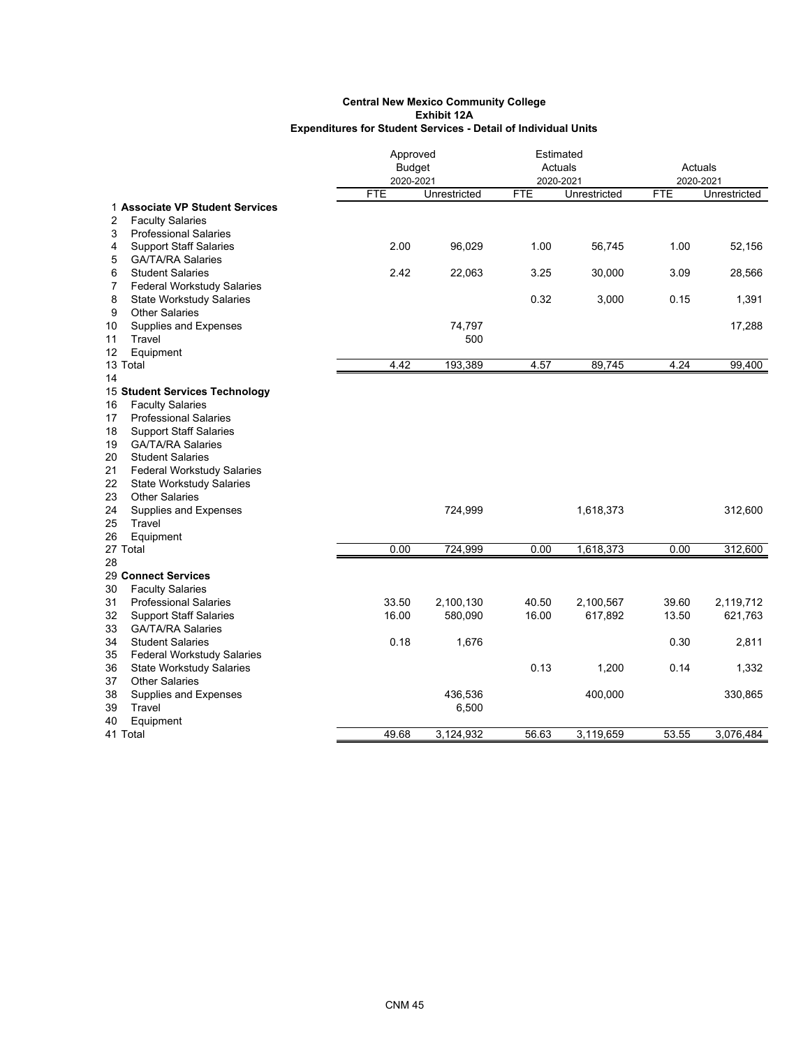**Central New Mexico Community College**
**Exhibit 12A**
**Expenditures for Student Services - Detail of Individual Units**

| | | Approved Budget 2020-2021 | | Estimated Actuals 2020-2021 | | Actuals 2020-2021 | |
|---|---|---|---|---|---|---|---|
| | | FTE | Unrestricted | FTE | Unrestricted | FTE | Unrestricted |
| 1 | **Associate VP Student Services** | | | | | | |
| 2 | Faculty Salaries | | | | | | |
| 3 | Professional Salaries | | | | | | |
| 4 | Support Staff Salaries | 2.00 | 96,029 | 1.00 | 56,745 | 1.00 | 52,156 |
| 5 | GA/TA/RA Salaries | | | | | | |
| 6 | Student Salaries | 2.42 | 22,063 | 3.25 | 30,000 | 3.09 | 28,566 |
| 7 | Federal Workstudy Salaries | | | | | | |
| 8 | State Workstudy Salaries | | | 0.32 | 3,000 | 0.15 | 1,391 |
| 9 | Other Salaries | | | | | | |
| 10 | Supplies and Expenses | | 74,797 | | | | 17,288 |
| 11 | Travel | | 500 | | | | |
| 12 | Equipment | | | | | | |
| 13 | Total | 4.42 | 193,389 | 4.57 | 89,745 | 4.24 | 99,400 |
| 14 | | | | | | | |
| 15 | **Student Services Technology** | | | | | | |
| 16 | Faculty Salaries | | | | | | |
| 17 | Professional Salaries | | | | | | |
| 18 | Support Staff Salaries | | | | | | |
| 19 | GA/TA/RA Salaries | | | | | | |
| 20 | Student Salaries | | | | | | |
| 21 | Federal Workstudy Salaries | | | | | | |
| 22 | State Workstudy Salaries | | | | | | |
| 23 | Other Salaries | | | | | | |
| 24 | Supplies and Expenses | | 724,999 | | 1,618,373 | | 312,600 |
| 25 | Travel | | | | | | |
| 26 | Equipment | | | | | | |
| 27 | Total | 0.00 | 724,999 | 0.00 | 1,618,373 | 0.00 | 312,600 |
| 28 | | | | | | | |
| 29 | **Connect Services** | | | | | | |
| 30 | Faculty Salaries | | | | | | |
| 31 | Professional Salaries | 33.50 | 2,100,130 | 40.50 | 2,100,567 | 39.60 | 2,119,712 |
| 32 | Support Staff Salaries | 16.00 | 580,090 | 16.00 | 617,892 | 13.50 | 621,763 |
| 33 | GA/TA/RA Salaries | | | | | | |
| 34 | Student Salaries | 0.18 | 1,676 | | | 0.30 | 2,811 |
| 35 | Federal Workstudy Salaries | | | | | | |
| 36 | State Workstudy Salaries | | | 0.13 | 1,200 | 0.14 | 1,332 |
| 37 | Other Salaries | | | | | | |
| 38 | Supplies and Expenses | | 436,536 | | 400,000 | | 330,865 |
| 39 | Travel | | 6,500 | | | | |
| 40 | Equipment | | | | | | |
| 41 | Total | 49.68 | 3,124,932 | 56.63 | 3,119,659 | 53.55 | 3,076,484 |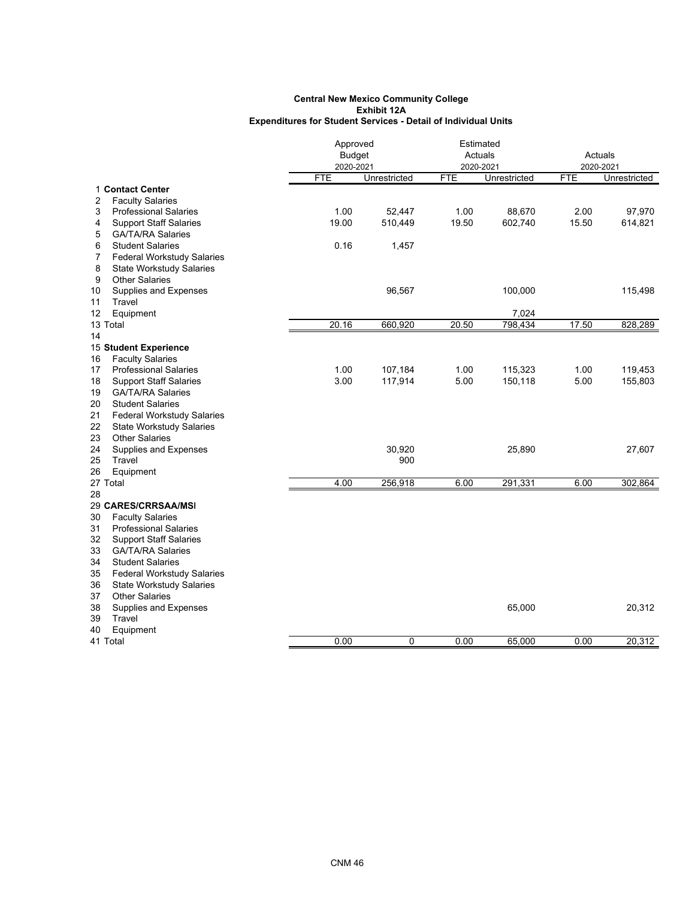**Central New Mexico Community College**
**Exhibit 12A**
**Expenditures for Student Services - Detail of Individual Units**

| | | Approved Budget 2020-2021 | | Estimated Actuals 2020-2021 | | Actuals 2020-2021 | |
|---|---|---|---|---|---|---|---|
| | | FTE | Unrestricted | FTE | Unrestricted | FTE | Unrestricted |
| 1 | **Contact Center** | | | | | | |
| 2 | Faculty Salaries | | | | | | |
| 3 | Professional Salaries | 1.00 | 52,447 | 1.00 | 88,670 | 2.00 | 97,970 |
| 4 | Support Staff Salaries | 19.00 | 510,449 | 19.50 | 602,740 | 15.50 | 614,821 |
| 5 | GA/TA/RA Salaries | | | | | | |
| 6 | Student Salaries | 0.16 | 1,457 | | | | |
| 7 | Federal Workstudy Salaries | | | | | | |
| 8 | State Workstudy Salaries | | | | | | |
| 9 | Other Salaries | | | | | | |
| 10 | Supplies and Expenses | | 96,567 | | 100,000 | | 115,498 |
| 11 | Travel | | | | | | |
| 12 | Equipment | | | | 7,024 | | |
| 13 | Total | 20.16 | 660,920 | 20.50 | 798,434 | 17.50 | 828,289 |
| 14 | | | | | | | |
| 15 | **Student Experience** | | | | | | |
| 16 | Faculty Salaries | | | | | | |
| 17 | Professional Salaries | 1.00 | 107,184 | 1.00 | 115,323 | 1.00 | 119,453 |
| 18 | Support Staff Salaries | 3.00 | 117,914 | 5.00 | 150,118 | 5.00 | 155,803 |
| 19 | GA/TA/RA Salaries | | | | | | |
| 20 | Student Salaries | | | | | | |
| 21 | Federal Workstudy Salaries | | | | | | |
| 22 | State Workstudy Salaries | | | | | | |
| 23 | Other Salaries | | | | | | |
| 24 | Supplies and Expenses | | 30,920 | | 25,890 | | 27,607 |
| 25 | Travel | | 900 | | | | |
| 26 | Equipment | | | | | | |
| 27 | Total | 4.00 | 256,918 | 6.00 | 291,331 | 6.00 | 302,864 |
| 28 | | | | | | | |
| 29 | **CARES/CRRSAA/MSI** | | | | | | |
| 30 | Faculty Salaries | | | | | | |
| 31 | Professional Salaries | | | | | | |
| 32 | Support Staff Salaries | | | | | | |
| 33 | GA/TA/RA Salaries | | | | | | |
| 34 | Student Salaries | | | | | | |
| 35 | Federal Workstudy Salaries | | | | | | |
| 36 | State Workstudy Salaries | | | | | | |
| 37 | Other Salaries | | | | | | |
| 38 | Supplies and Expenses | | | | 65,000 | | 20,312 |
| 39 | Travel | | | | | | |
| 40 | Equipment | | | | | | |
| 41 | Total | 0.00 | 0 | 0.00 | 65,000 | 0.00 | 20,312 |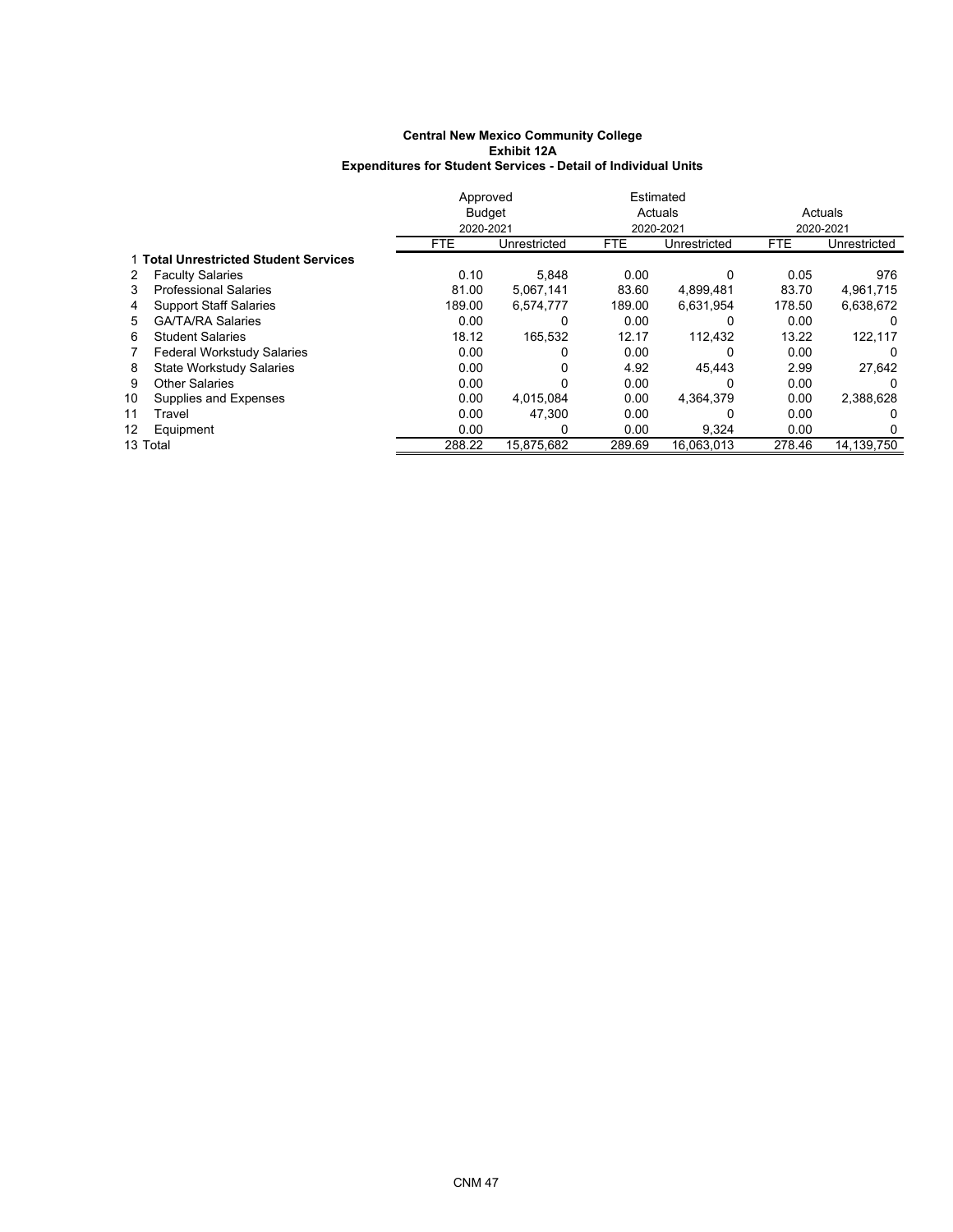**Central New Mexico Community College**
**Exhibit 12A**
**Expenditures for Student Services - Detail of Individual Units**

| | | Approved Budget 2020-2021 | | Estimated Actuals 2020-2021 | | Actuals 2020-2021 | |
|---|---|---|---|---|---|---|---|
| | | FTE | Unrestricted | FTE | Unrestricted | FTE | Unrestricted |
| 1 | **Total Unrestricted Student Services** | | | | | | |
| 2 | Faculty Salaries | 0.10 | 5,848 | 0.00 | 0 | 0.05 | 976 |
| 3 | Professional Salaries | 81.00 | 5,067,141 | 83.60 | 4,899,481 | 83.70 | 4,961,715 |
| 4 | Support Staff Salaries | 189.00 | 6,574,777 | 189.00 | 6,631,954 | 178.50 | 6,638,672 |
| 5 | GA/TA/RA Salaries | 0.00 | 0 | 0.00 | 0 | 0.00 | 0 |
| 6 | Student Salaries | 18.12 | 165,532 | 12.17 | 112,432 | 13.22 | 122,117 |
| 7 | Federal Workstudy Salaries | 0.00 | 0 | 0.00 | 0 | 0.00 | 0 |
| 8 | State Workstudy Salaries | 0.00 | 0 | 4.92 | 45,443 | 2.99 | 27,642 |
| 9 | Other Salaries | 0.00 | 0 | 0.00 | 0 | 0.00 | 0 |
| 10 | Supplies and Expenses | 0.00 | 4,015,084 | 0.00 | 4,364,379 | 0.00 | 2,388,628 |
| 11 | Travel | 0.00 | 47,300 | 0.00 | 0 | 0.00 | 0 |
| 12 | Equipment | 0.00 | 0 | 0.00 | 9,324 | 0.00 | 0 |
| 13 | Total | 288.22 | 15,875,682 | 289.69 | 16,063,013 | 278.46 | 14,139,750 |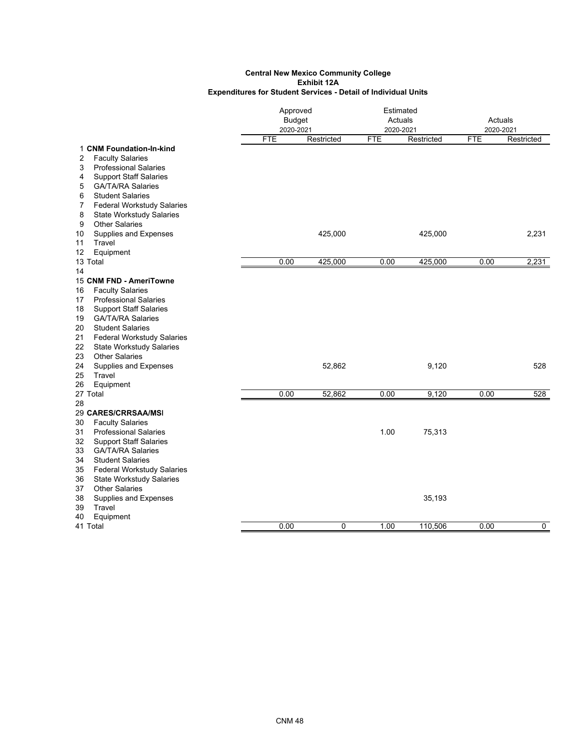**Central New Mexico Community College**
**Exhibit 12A**
**Expenditures for Student Services - Detail of Individual Units**

| | | Approved Budget 2020-2021 | | Estimated Actuals 2020-2021 | | Actuals 2020-2021 | |
|---|---|---|---|---|---|---|---|
| | | FTE | Restricted | FTE | Restricted | FTE | Restricted |
| 1 | **CNM Foundation-In-kind** | | | | | | |
| 2 | Faculty Salaries | | | | | | |
| 3 | Professional Salaries | | | | | | |
| 4 | Support Staff Salaries | | | | | | |
| 5 | GA/TA/RA Salaries | | | | | | |
| 6 | Student Salaries | | | | | | |
| 7 | Federal Workstudy Salaries | | | | | | |
| 8 | State Workstudy Salaries | | | | | | |
| 9 | Other Salaries | | | | | | |
| 10 | Supplies and Expenses | | 425,000 | | 425,000 | | 2,231 |
| 11 | Travel | | | | | | |
| 12 | Equipment | | | | | | |
| 13 | Total | 0.00 | 425,000 | 0.00 | 425,000 | 0.00 | 2,231 |
| 14 | | | | | | | |
| 15 | **CNM FND - AmeriTowne** | | | | | | |
| 16 | Faculty Salaries | | | | | | |
| 17 | Professional Salaries | | | | | | |
| 18 | Support Staff Salaries | | | | | | |
| 19 | GA/TA/RA Salaries | | | | | | |
| 20 | Student Salaries | | | | | | |
| 21 | Federal Workstudy Salaries | | | | | | |
| 22 | State Workstudy Salaries | | | | | | |
| 23 | Other Salaries | | | | | | |
| 24 | Supplies and Expenses | | 52,862 | | 9,120 | | 528 |
| 25 | Travel | | | | | | |
| 26 | Equipment | | | | | | |
| 27 | Total | 0.00 | 52,862 | 0.00 | 9,120 | 0.00 | 528 |
| 28 | | | | | | | |
| 29 | **CARES/CRRSAA/MSI** | | | | | | |
| 30 | Faculty Salaries | | | | | | |
| 31 | Professional Salaries | | | 1.00 | 75,313 | | |
| 32 | Support Staff Salaries | | | | | | |
| 33 | GA/TA/RA Salaries | | | | | | |
| 34 | Student Salaries | | | | | | |
| 35 | Federal Workstudy Salaries | | | | | | |
| 36 | State Workstudy Salaries | | | | | | |
| 37 | Other Salaries | | | | | | |
| 38 | Supplies and Expenses | | | | 35,193 | | |
| 39 | Travel | | | | | | |
| 40 | Equipment | | | | | | |
| 41 | Total | 0.00 | 0 | 1.00 | 110,506 | 0.00 | 0 |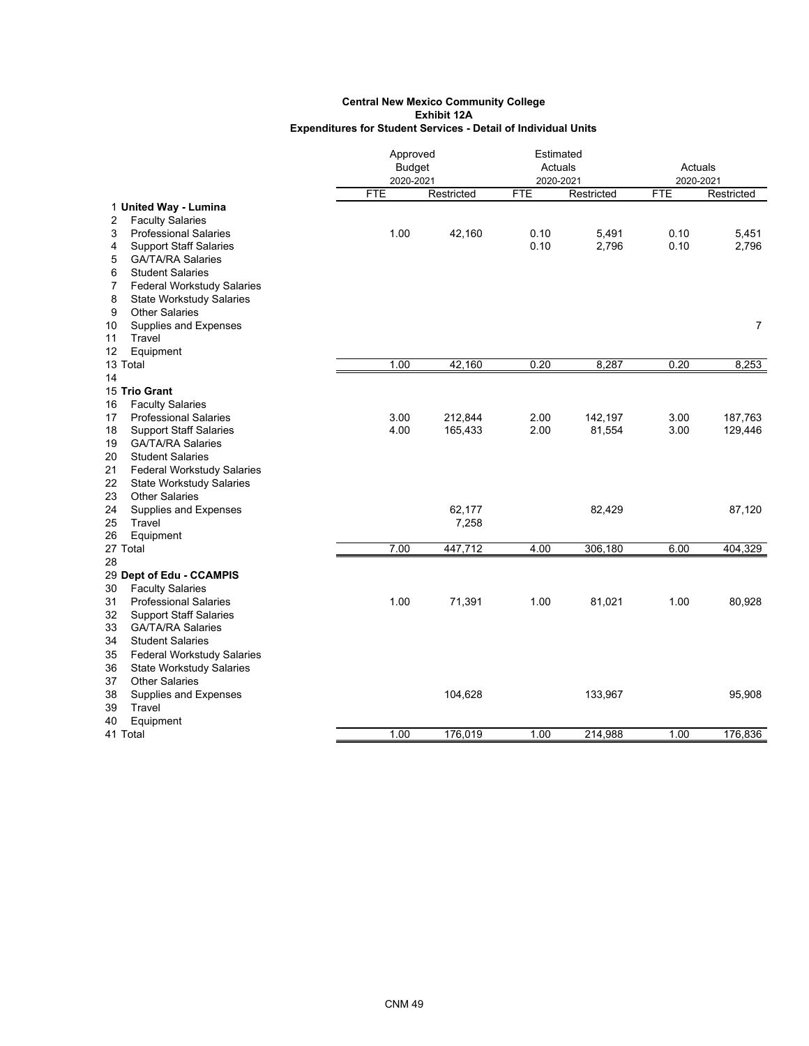**Central New Mexico Community College**
**Exhibit 12A**
**Expenditures for Student Services - Detail of Individual Units**

| | | Approved Budget 2020-2021 | | Estimated Actuals 2020-2021 | | Actuals 2020-2021 | |
|---|---|---|---|---|---|---|---|
| | | FTE | Restricted | FTE | Restricted | FTE | Restricted |
| 1 | **United Way - Lumina** | | | | | | |
| 2 | Faculty Salaries | | | | | | |
| 3 | Professional Salaries | 1.00 | 42,160 | 0.10 | 5,491 | 0.10 | 5,451 |
| 4 | Support Staff Salaries | | | 0.10 | 2,796 | 0.10 | 2,796 |
| 5 | GA/TA/RA Salaries | | | | | | |
| 6 | Student Salaries | | | | | | |
| 7 | Federal Workstudy Salaries | | | | | | |
| 8 | State Workstudy Salaries | | | | | | |
| 9 | Other Salaries | | | | | | |
| 10 | Supplies and Expenses | | | | | | 7 |
| 11 | Travel | | | | | | |
| 12 | Equipment | | | | | | |
| 13 | Total | 1.00 | 42,160 | 0.20 | 8,287 | 0.20 | 8,253 |
| 14 | | | | | | | |
| 15 | **Trio Grant** | | | | | | |
| 16 | Faculty Salaries | | | | | | |
| 17 | Professional Salaries | 3.00 | 212,844 | 2.00 | 142,197 | 3.00 | 187,763 |
| 18 | Support Staff Salaries | 4.00 | 165,433 | 2.00 | 81,554 | 3.00 | 129,446 |
| 19 | GA/TA/RA Salaries | | | | | | |
| 20 | Student Salaries | | | | | | |
| 21 | Federal Workstudy Salaries | | | | | | |
| 22 | State Workstudy Salaries | | | | | | |
| 23 | Other Salaries | | | | | | |
| 24 | Supplies and Expenses | | 62,177 | | 82,429 | | 87,120 |
| 25 | Travel | | 7,258 | | | | |
| 26 | Equipment | | | | | | |
| 27 | Total | 7.00 | 447,712 | 4.00 | 306,180 | 6.00 | 404,329 |
| 28 | | | | | | | |
| 29 | **Dept of Edu - CCAMPIS** | | | | | | |
| 30 | Faculty Salaries | | | | | | |
| 31 | Professional Salaries | 1.00 | 71,391 | 1.00 | 81,021 | 1.00 | 80,928 |
| 32 | Support Staff Salaries | | | | | | |
| 33 | GA/TA/RA Salaries | | | | | | |
| 34 | Student Salaries | | | | | | |
| 35 | Federal Workstudy Salaries | | | | | | |
| 36 | State Workstudy Salaries | | | | | | |
| 37 | Other Salaries | | | | | | |
| 38 | Supplies and Expenses | | 104,628 | | 133,967 | | 95,908 |
| 39 | Travel | | | | | | |
| 40 | Equipment | | | | | | |
| 41 | Total | 1.00 | 176,019 | 1.00 | 214,988 | 1.00 | 176,836 |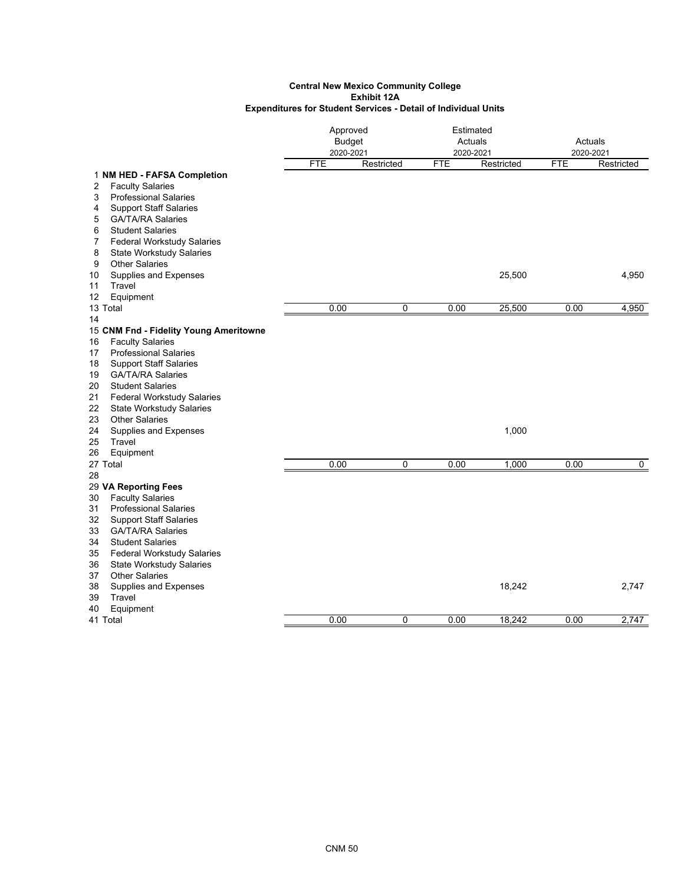**Central New Mexico Community College**
**Exhibit 12A**
**Expenditures for Student Services - Detail of Individual Units**

| | | Approved Budget 2020-2021 | | Estimated Actuals 2020-2021 | | Actuals 2020-2021 | |
|---|---|---|---|---|---|---|---|
| | | FTE | Restricted | FTE | Restricted | FTE | Restricted |
| 1 | **NM HED - FAFSA Completion** | | | | | | |
| 2 | Faculty Salaries | | | | | | |
| 3 | Professional Salaries | | | | | | |
| 4 | Support Staff Salaries | | | | | | |
| 5 | GA/TA/RA Salaries | | | | | | |
| 6 | Student Salaries | | | | | | |
| 7 | Federal Workstudy Salaries | | | | | | |
| 8 | State Workstudy Salaries | | | | | | |
| 9 | Other Salaries | | | | | | |
| 10 | Supplies and Expenses | | | | 25,500 | | 4,950 |
| 11 | Travel | | | | | | |
| 12 | Equipment | | | | | | |
| 13 | Total | 0.00 | 0 | 0.00 | 25,500 | 0.00 | 4,950 |
| 14 | | | | | | | |
| 15 | **CNM Fnd - Fidelity Young Ameritowne** | | | | | | |
| 16 | Faculty Salaries | | | | | | |
| 17 | Professional Salaries | | | | | | |
| 18 | Support Staff Salaries | | | | | | |
| 19 | GA/TA/RA Salaries | | | | | | |
| 20 | Student Salaries | | | | | | |
| 21 | Federal Workstudy Salaries | | | | | | |
| 22 | State Workstudy Salaries | | | | | | |
| 23 | Other Salaries | | | | | | |
| 24 | Supplies and Expenses | | | | 1,000 | | |
| 25 | Travel | | | | | | |
| 26 | Equipment | | | | | | |
| 27 | Total | 0.00 | 0 | 0.00 | 1,000 | 0.00 | 0 |
| 28 | | | | | | | |
| 29 | **VA Reporting Fees** | | | | | | |
| 30 | Faculty Salaries | | | | | | |
| 31 | Professional Salaries | | | | | | |
| 32 | Support Staff Salaries | | | | | | |
| 33 | GA/TA/RA Salaries | | | | | | |
| 34 | Student Salaries | | | | | | |
| 35 | Federal Workstudy Salaries | | | | | | |
| 36 | State Workstudy Salaries | | | | | | |
| 37 | Other Salaries | | | | | | |
| 38 | Supplies and Expenses | | | | 18,242 | | 2,747 |
| 39 | Travel | | | | | | |
| 40 | Equipment | | | | | | |
| 41 | Total | 0.00 | 0 | 0.00 | 18,242 | 0.00 | 2,747 |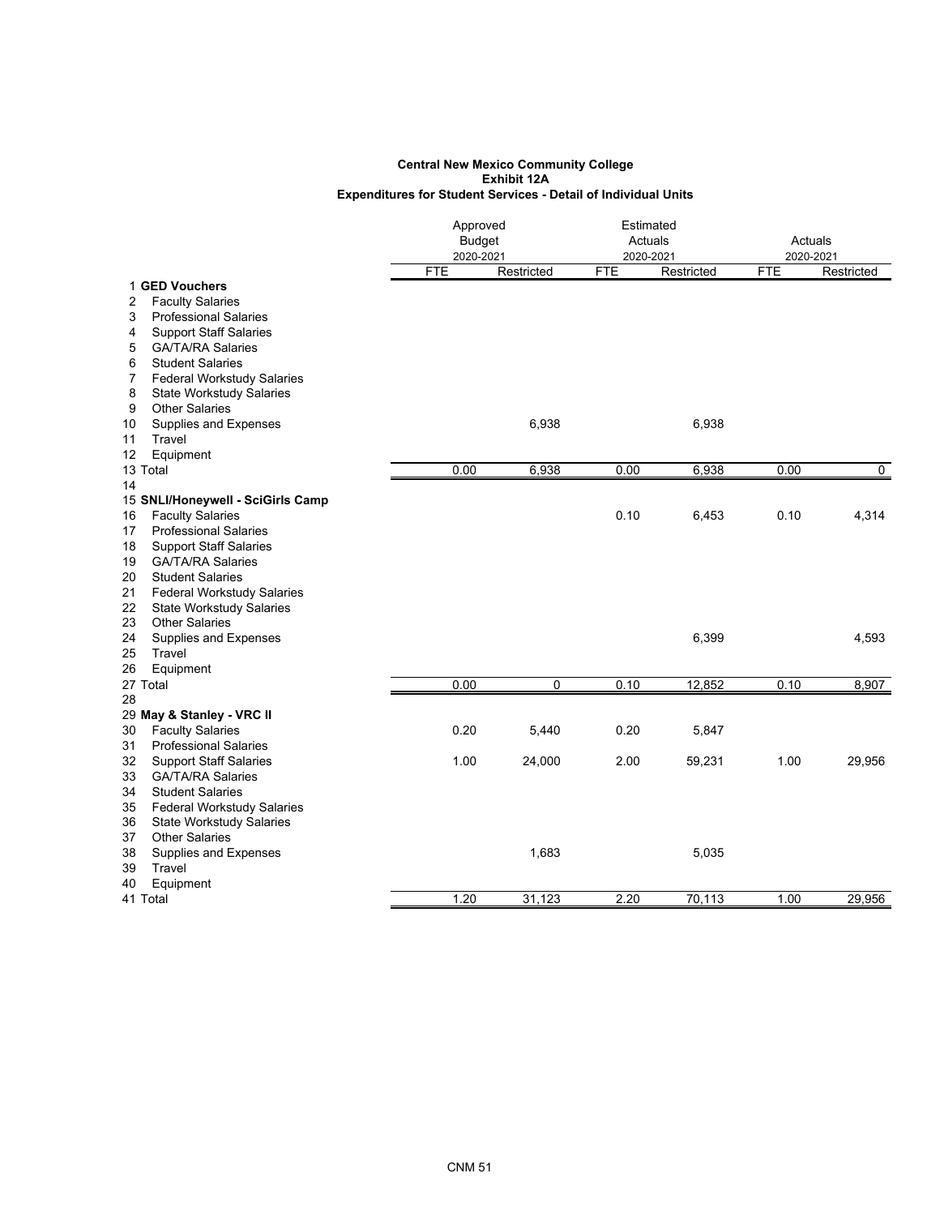**Central New Mexico Community College**
**Exhibit 12A**
**Expenditures for Student Services - Detail of Individual Units**

| | | Approved Budget 2020-2021 | | Estimated Actuals 2020-2021 | | Actuals 2020-2021 | |
|---|---|---|---|---|---|---|---|
| | | FTE | Restricted | FTE | Restricted | FTE | Restricted |
| 1 | **GED Vouchers** | | | | | | |
| 2 | Faculty Salaries | | | | | | |
| 3 | Professional Salaries | | | | | | |
| 4 | Support Staff Salaries | | | | | | |
| 5 | GA/TA/RA Salaries | | | | | | |
| 6 | Student Salaries | | | | | | |
| 7 | Federal Workstudy Salaries | | | | | | |
| 8 | State Workstudy Salaries | | | | | | |
| 9 | Other Salaries | | | | | | |
| 10 | Supplies and Expenses | | 6,938 | | 6,938 | | |
| 11 | Travel | | | | | | |
| 12 | Equipment | | | | | | |
| 13 | Total | 0.00 | 6,938 | 0.00 | 6,938 | 0.00 | 0 |
| 14 | | | | | | | |
| 15 | **SNLI/Honeywell - SciGirls Camp** | | | | | | |
| 16 | Faculty Salaries | | | 0.10 | 6,453 | 0.10 | 4,314 |
| 17 | Professional Salaries | | | | | | |
| 18 | Support Staff Salaries | | | | | | |
| 19 | GA/TA/RA Salaries | | | | | | |
| 20 | Student Salaries | | | | | | |
| 21 | Federal Workstudy Salaries | | | | | | |
| 22 | State Workstudy Salaries | | | | | | |
| 23 | Other Salaries | | | | | | |
| 24 | Supplies and Expenses | | | | 6,399 | | 4,593 |
| 25 | Travel | | | | | | |
| 26 | Equipment | | | | | | |
| 27 | Total | 0.00 | 0 | 0.10 | 12,852 | 0.10 | 8,907 |
| 28 | | | | | | | |
| 29 | **May & Stanley - VRC II** | | | | | | |
| 30 | Faculty Salaries | 0.20 | 5,440 | 0.20 | 5,847 | | |
| 31 | Professional Salaries | | | | | | |
| 32 | Support Staff Salaries | 1.00 | 24,000 | 2.00 | 59,231 | 1.00 | 29,956 |
| 33 | GA/TA/RA Salaries | | | | | | |
| 34 | Student Salaries | | | | | | |
| 35 | Federal Workstudy Salaries | | | | | | |
| 36 | State Workstudy Salaries | | | | | | |
| 37 | Other Salaries | | | | | | |
| 38 | Supplies and Expenses | | 1,683 | | 5,035 | | |
| 39 | Travel | | | | | | |
| 40 | Equipment | | | | | | |
| 41 | Total | 1.20 | 31,123 | 2.20 | 70,113 | 1.00 | 29,956 |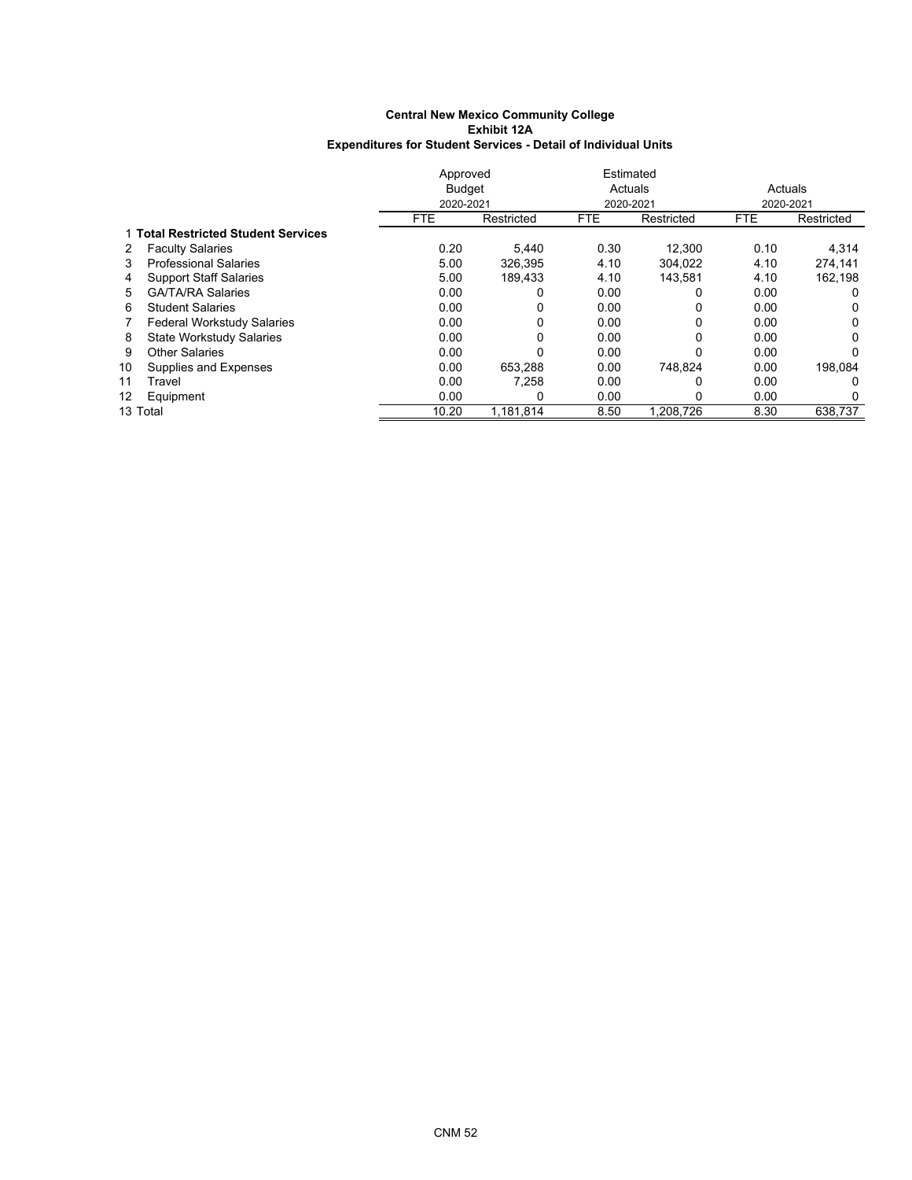**Central New Mexico Community College**
**Exhibit 12A**
**Expenditures for Student Services - Detail of Individual Units**

| | | Approved Budget 2020-2021 | | Estimated Actuals 2020-2021 | | Actuals 2020-2021 | |
|---|---|---|---|---|---|---|---|
| | | FTE | Restricted | FTE | Restricted | FTE | Restricted |
| 1 | **Total Restricted Student Services** | | | | | | |
| 2 | Faculty Salaries | 0.20 | 5,440 | 0.30 | 12,300 | 0.10 | 4,314 |
| 3 | Professional Salaries | 5.00 | 326,395 | 4.10 | 304,022 | 4.10 | 274,141 |
| 4 | Support Staff Salaries | 5.00 | 189,433 | 4.10 | 143,581 | 4.10 | 162,198 |
| 5 | GA/TA/RA Salaries | 0.00 | 0 | 0.00 | 0 | 0.00 | 0 |
| 6 | Student Salaries | 0.00 | 0 | 0.00 | 0 | 0.00 | 0 |
| 7 | Federal Workstudy Salaries | 0.00 | 0 | 0.00 | 0 | 0.00 | 0 |
| 8 | State Workstudy Salaries | 0.00 | 0 | 0.00 | 0 | 0.00 | 0 |
| 9 | Other Salaries | 0.00 | 0 | 0.00 | 0 | 0.00 | 0 |
| 10 | Supplies and Expenses | 0.00 | 653,288 | 0.00 | 748,824 | 0.00 | 198,084 |
| 11 | Travel | 0.00 | 7,258 | 0.00 | 0 | 0.00 | 0 |
| 12 | Equipment | 0.00 | 0 | 0.00 | 0 | 0.00 | 0 |
| 13 | Total | 10.20 | 1,181,814 | 8.50 | 1,208,726 | 8.30 | 638,737 |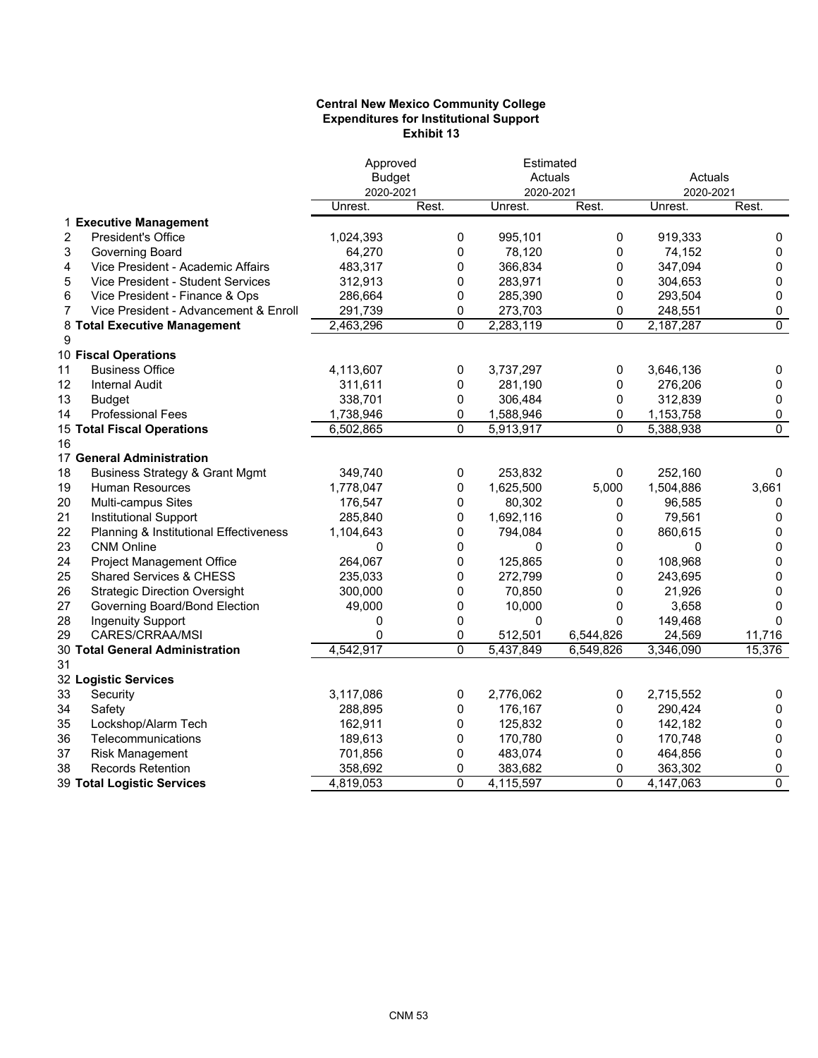**Central New Mexico Community College**
**Expenditures for Institutional Support**
**Exhibit 13**

| | | Approved Budget 2020-2021 | | Estimated Actuals 2020-2021 | | Actuals 2020-2021 | |
|---|---|---|---|---|---|---|---|
| | | Unrest. | Rest. | Unrest. | Rest. | Unrest. | Rest. |
| 1 | **Executive Management** | | | | | | |
| 2 | President's Office | 1,024,393 | 0 | 995,101 | 0 | 919,333 | 0 |
| 3 | Governing Board | 64,270 | 0 | 78,120 | 0 | 74,152 | 0 |
| 4 | Vice President - Academic Affairs | 483,317 | 0 | 366,834 | 0 | 347,094 | 0 |
| 5 | Vice President - Student Services | 312,913 | 0 | 283,971 | 0 | 304,653 | 0 |
| 6 | Vice President - Finance & Ops | 286,664 | 0 | 285,390 | 0 | 293,504 | 0 |
| 7 | Vice President - Advancement & Enroll | 291,739 | 0 | 273,703 | 0 | 248,551 | 0 |
| 8 | **Total Executive Management** | 2,463,296 | 0 | 2,283,119 | 0 | 2,187,287 | 0 |
| 9 | | | | | | | |
| 10 | **Fiscal Operations** | | | | | | |
| 11 | Business Office | 4,113,607 | 0 | 3,737,297 | 0 | 3,646,136 | 0 |
| 12 | Internal Audit | 311,611 | 0 | 281,190 | 0 | 276,206 | 0 |
| 13 | Budget | 338,701 | 0 | 306,484 | 0 | 312,839 | 0 |
| 14 | Professional Fees | 1,738,946 | 0 | 1,588,946 | 0 | 1,153,758 | 0 |
| 15 | **Total Fiscal Operations** | 6,502,865 | 0 | 5,913,917 | 0 | 5,388,938 | 0 |
| 16 | | | | | | | |
| 17 | **General Administration** | | | | | | |
| 18 | Business Strategy & Grant Mgmt | 349,740 | 0 | 253,832 | 0 | 252,160 | 0 |
| 19 | Human Resources | 1,778,047 | 0 | 1,625,500 | 5,000 | 1,504,886 | 3,661 |
| 20 | Multi-campus Sites | 176,547 | 0 | 80,302 | 0 | 96,585 | 0 |
| 21 | Institutional Support | 285,840 | 0 | 1,692,116 | 0 | 79,561 | 0 |
| 22 | Planning & Institutional Effectiveness | 1,104,643 | 0 | 794,084 | 0 | 860,615 | 0 |
| 23 | CNM Online | 0 | 0 | 0 | 0 | 0 | 0 |
| 24 | Project Management Office | 264,067 | 0 | 125,865 | 0 | 108,968 | 0 |
| 25 | Shared Services & CHESS | 235,033 | 0 | 272,799 | 0 | 243,695 | 0 |
| 26 | Strategic Direction Oversight | 300,000 | 0 | 70,850 | 0 | 21,926 | 0 |
| 27 | Governing Board/Bond Election | 49,000 | 0 | 10,000 | 0 | 3,658 | 0 |
| 28 | Ingenuity Support | 0 | 0 | 0 | 0 | 149,468 | 0 |
| 29 | CARES/CRRAA/MSI | 0 | 0 | 512,501 | 6,544,826 | 24,569 | 11,716 |
| 30 | **Total General Administration** | 4,542,917 | 0 | 5,437,849 | 6,549,826 | 3,346,090 | 15,376 |
| 31 | | | | | | | |
| 32 | **Logistic Services** | | | | | | |
| 33 | Security | 3,117,086 | 0 | 2,776,062 | 0 | 2,715,552 | 0 |
| 34 | Safety | 288,895 | 0 | 176,167 | 0 | 290,424 | 0 |
| 35 | Lockshop/Alarm Tech | 162,911 | 0 | 125,832 | 0 | 142,182 | 0 |
| 36 | Telecommunications | 189,613 | 0 | 170,780 | 0 | 170,748 | 0 |
| 37 | Risk Management | 701,856 | 0 | 483,074 | 0 | 464,856 | 0 |
| 38 | Records Retention | 358,692 | 0 | 383,682 | 0 | 363,302 | 0 |
| 39 | **Total Logistic Services** | 4,819,053 | 0 | 4,115,597 | 0 | 4,147,063 | 0 |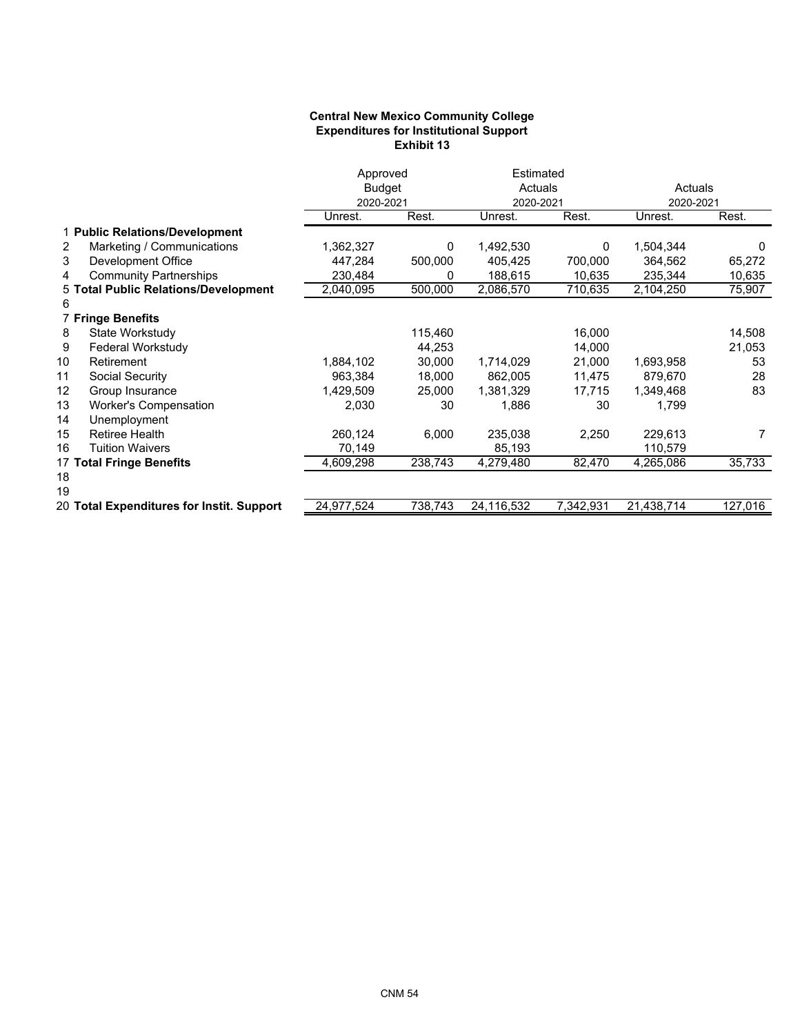**Central New Mexico Community College**
**Expenditures for Institutional Support**
**Exhibit 13**

| | | Approved Budget 2020-2021 | | Estimated Actuals 2020-2021 | | Actuals 2020-2021 | |
|---|---|---|---|---|---|---|---|
| | | Unrest. | Rest. | Unrest. | Rest. | Unrest. | Rest. |
| 1 | **Public Relations/Development** | | | | | | |
| 2 | Marketing / Communications | 1,362,327 | 0 | 1,492,530 | 0 | 1,504,344 | 0 |
| 3 | Development Office | 447,284 | 500,000 | 405,425 | 700,000 | 364,562 | 65,272 |
| 4 | Community Partnerships | 230,484 | 0 | 188,615 | 10,635 | 235,344 | 10,635 |
| 5 | **Total Public Relations/Development** | 2,040,095 | 500,000 | 2,086,570 | 710,635 | 2,104,250 | 75,907 |
| 6 | | | | | | | |
| 7 | **Fringe Benefits** | | | | | | |
| 8 | State Workstudy | | 115,460 | | 16,000 | | 14,508 |
| 9 | Federal Workstudy | | 44,253 | | 14,000 | | 21,053 |
| 10 | Retirement | 1,884,102 | 30,000 | 1,714,029 | 21,000 | 1,693,958 | 53 |
| 11 | Social Security | 963,384 | 18,000 | 862,005 | 11,475 | 879,670 | 28 |
| 12 | Group Insurance | 1,429,509 | 25,000 | 1,381,329 | 17,715 | 1,349,468 | 83 |
| 13 | Worker's Compensation | 2,030 | 30 | 1,886 | 30 | 1,799 | |
| 14 | Unemployment | | | | | | |
| 15 | Retiree Health | 260,124 | 6,000 | 235,038 | 2,250 | 229,613 | 7 |
| 16 | Tuition Waivers | 70,149 | | 85,193 | | 110,579 | |
| 17 | **Total Fringe Benefits** | 4,609,298 | 238,743 | 4,279,480 | 82,470 | 4,265,086 | 35,733 |
| 18 | | | | | | | |
| 19 | | | | | | | |
| 20 | **Total Expenditures for Instit. Support** | 24,977,524 | 738,743 | 24,116,532 | 7,342,931 | 21,438,714 | 127,016 |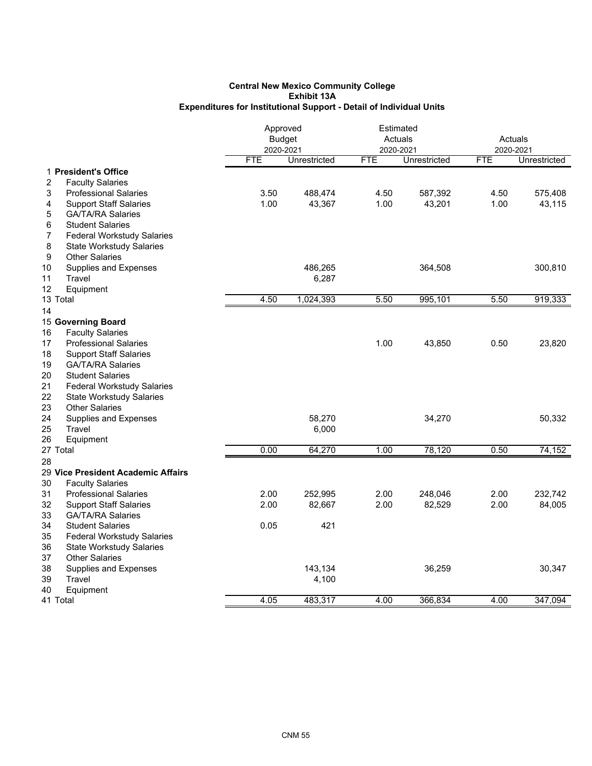**Central New Mexico Community College**
**Exhibit 13A**
**Expenditures for Institutional Support - Detail of Individual Units**

| | | Approved Budget 2020-2021 | | Estimated Actuals 2020-2021 | | Actuals 2020-2021 | |
|---|---|---|---|---|---|---|---|
| | | FTE | Unrestricted | FTE | Unrestricted | FTE | Unrestricted |
| 1 | **President's Office** | | | | | | |
| 2 | Faculty Salaries | | | | | | |
| 3 | Professional Salaries | 3.50 | 488,474 | 4.50 | 587,392 | 4.50 | 575,408 |
| 4 | Support Staff Salaries | 1.00 | 43,367 | 1.00 | 43,201 | 1.00 | 43,115 |
| 5 | GA/TA/RA Salaries | | | | | | |
| 6 | Student Salaries | | | | | | |
| 7 | Federal Workstudy Salaries | | | | | | |
| 8 | State Workstudy Salaries | | | | | | |
| 9 | Other Salaries | | | | | | |
| 10 | Supplies and Expenses | | 486,265 | | 364,508 | | 300,810 |
| 11 | Travel | | 6,287 | | | | |
| 12 | Equipment | | | | | | |
| 13 | Total | 4.50 | 1,024,393 | 5.50 | 995,101 | 5.50 | 919,333 |
| 14 | | | | | | | |
| 15 | **Governing Board** | | | | | | |
| 16 | Faculty Salaries | | | | | | |
| 17 | Professional Salaries | | | 1.00 | 43,850 | 0.50 | 23,820 |
| 18 | Support Staff Salaries | | | | | | |
| 19 | GA/TA/RA Salaries | | | | | | |
| 20 | Student Salaries | | | | | | |
| 21 | Federal Workstudy Salaries | | | | | | |
| 22 | State Workstudy Salaries | | | | | | |
| 23 | Other Salaries | | | | | | |
| 24 | Supplies and Expenses | | 58,270 | | 34,270 | | 50,332 |
| 25 | Travel | | 6,000 | | | | |
| 26 | Equipment | | | | | | |
| 27 | Total | 0.00 | 64,270 | 1.00 | 78,120 | 0.50 | 74,152 |
| 28 | | | | | | | |
| 29 | **Vice President Academic Affairs** | | | | | | |
| 30 | Faculty Salaries | | | | | | |
| 31 | Professional Salaries | 2.00 | 252,995 | 2.00 | 248,046 | 2.00 | 232,742 |
| 32 | Support Staff Salaries | 2.00 | 82,667 | 2.00 | 82,529 | 2.00 | 84,005 |
| 33 | GA/TA/RA Salaries | | | | | | |
| 34 | Student Salaries | 0.05 | 421 | | | | |
| 35 | Federal Workstudy Salaries | | | | | | |
| 36 | State Workstudy Salaries | | | | | | |
| 37 | Other Salaries | | | | | | |
| 38 | Supplies and Expenses | | 143,134 | | 36,259 | | 30,347 |
| 39 | Travel | | 4,100 | | | | |
| 40 | Equipment | | | | | | |
| 41 | Total | 4.05 | 483,317 | 4.00 | 366,834 | 4.00 | 347,094 |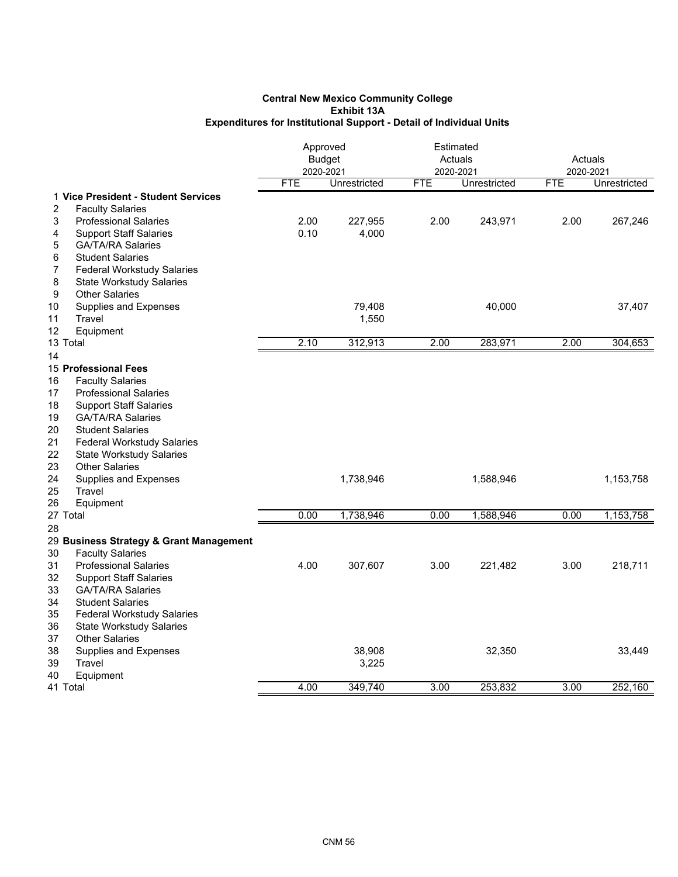**Central New Mexico Community College**
**Exhibit 13A**
**Expenditures for Institutional Support - Detail of Individual Units**

| | | Approved Budget 2020-2021 | | Estimated Actuals 2020-2021 | | Actuals 2020-2021 | |
|---|---|---|---|---|---|---|---|
| | | FTE | Unrestricted | FTE | Unrestricted | FTE | Unrestricted |
| 1 | **Vice President - Student Services** | | | | | | |
| 2 | Faculty Salaries | | | | | | |
| 3 | Professional Salaries | 2.00 | 227,955 | 2.00 | 243,971 | 2.00 | 267,246 |
| 4 | Support Staff Salaries | 0.10 | 4,000 | | | | |
| 5 | GA/TA/RA Salaries | | | | | | |
| 6 | Student Salaries | | | | | | |
| 7 | Federal Workstudy Salaries | | | | | | |
| 8 | State Workstudy Salaries | | | | | | |
| 9 | Other Salaries | | | | | | |
| 10 | Supplies and Expenses | | 79,408 | | 40,000 | | 37,407 |
| 11 | Travel | | 1,550 | | | | |
| 12 | Equipment | | | | | | |
| 13 | Total | 2.10 | 312,913 | 2.00 | 283,971 | 2.00 | 304,653 |
| 14 | | | | | | | |
| 15 | **Professional Fees** | | | | | | |
| 16 | Faculty Salaries | | | | | | |
| 17 | Professional Salaries | | | | | | |
| 18 | Support Staff Salaries | | | | | | |
| 19 | GA/TA/RA Salaries | | | | | | |
| 20 | Student Salaries | | | | | | |
| 21 | Federal Workstudy Salaries | | | | | | |
| 22 | State Workstudy Salaries | | | | | | |
| 23 | Other Salaries | | | | | | |
| 24 | Supplies and Expenses | | 1,738,946 | | 1,588,946 | | 1,153,758 |
| 25 | Travel | | | | | | |
| 26 | Equipment | | | | | | |
| 27 | Total | 0.00 | 1,738,946 | 0.00 | 1,588,946 | 0.00 | 1,153,758 |
| 28 | | | | | | | |
| 29 | **Business Strategy & Grant Management** | | | | | | |
| 30 | Faculty Salaries | | | | | | |
| 31 | Professional Salaries | 4.00 | 307,607 | 3.00 | 221,482 | 3.00 | 218,711 |
| 32 | Support Staff Salaries | | | | | | |
| 33 | GA/TA/RA Salaries | | | | | | |
| 34 | Student Salaries | | | | | | |
| 35 | Federal Workstudy Salaries | | | | | | |
| 36 | State Workstudy Salaries | | | | | | |
| 37 | Other Salaries | | | | | | |
| 38 | Supplies and Expenses | | 38,908 | | 32,350 | | 33,449 |
| 39 | Travel | | 3,225 | | | | |
| 40 | Equipment | | | | | | |
| 41 | Total | 4.00 | 349,740 | 3.00 | 253,832 | 3.00 | 252,160 |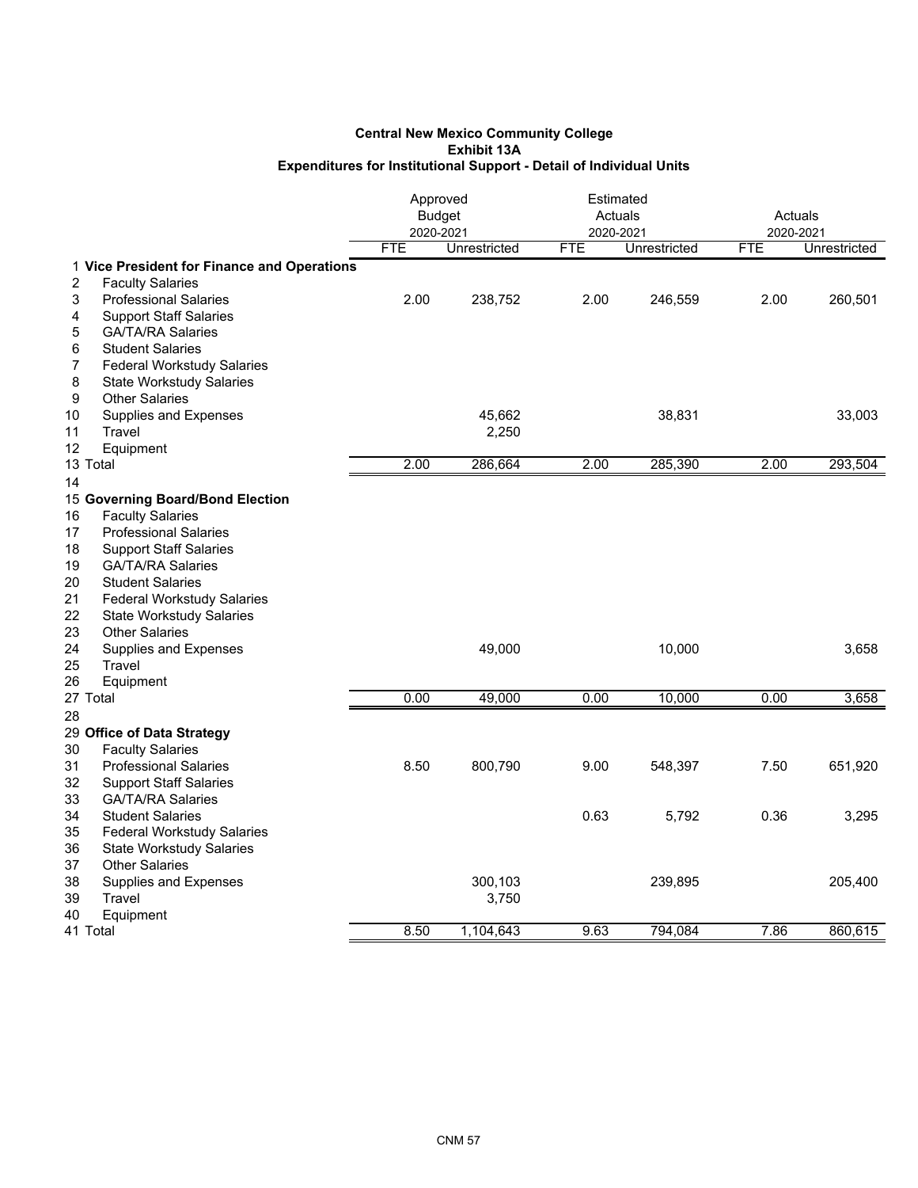**Central New Mexico Community College**
**Exhibit 13A**
**Expenditures for Institutional Support - Detail of Individual Units**

| | | Approved Budget 2020-2021 | | Estimated Actuals 2020-2021 | | Actuals 2020-2021 | |
|---|---|---|---|---|---|---|---|
| | | FTE | Unrestricted | FTE | Unrestricted | FTE | Unrestricted |
| 1 | **Vice President for Finance and Operations** | | | | | | |
| 2 | Faculty Salaries | | | | | | |
| 3 | Professional Salaries | 2.00 | 238,752 | 2.00 | 246,559 | 2.00 | 260,501 |
| 4 | Support Staff Salaries | | | | | | |
| 5 | GA/TA/RA Salaries | | | | | | |
| 6 | Student Salaries | | | | | | |
| 7 | Federal Workstudy Salaries | | | | | | |
| 8 | State Workstudy Salaries | | | | | | |
| 9 | Other Salaries | | | | | | |
| 10 | Supplies and Expenses | | 45,662 | | 38,831 | | 33,003 |
| 11 | Travel | | 2,250 | | | | |
| 12 | Equipment | | | | | | |
| 13 | Total | 2.00 | 286,664 | 2.00 | 285,390 | 2.00 | 293,504 |
| 14 | | | | | | | |
| 15 | **Governing Board/Bond Election** | | | | | | |
| 16 | Faculty Salaries | | | | | | |
| 17 | Professional Salaries | | | | | | |
| 18 | Support Staff Salaries | | | | | | |
| 19 | GA/TA/RA Salaries | | | | | | |
| 20 | Student Salaries | | | | | | |
| 21 | Federal Workstudy Salaries | | | | | | |
| 22 | State Workstudy Salaries | | | | | | |
| 23 | Other Salaries | | | | | | |
| 24 | Supplies and Expenses | | 49,000 | | 10,000 | | 3,658 |
| 25 | Travel | | | | | | |
| 26 | Equipment | | | | | | |
| 27 | Total | 0.00 | 49,000 | 0.00 | 10,000 | 0.00 | 3,658 |
| 28 | | | | | | | |
| 29 | **Office of Data Strategy** | | | | | | |
| 30 | Faculty Salaries | | | | | | |
| 31 | Professional Salaries | 8.50 | 800,790 | 9.00 | 548,397 | 7.50 | 651,920 |
| 32 | Support Staff Salaries | | | | | | |
| 33 | GA/TA/RA Salaries | | | | | | |
| 34 | Student Salaries | | | 0.63 | 5,792 | 0.36 | 3,295 |
| 35 | Federal Workstudy Salaries | | | | | | |
| 36 | State Workstudy Salaries | | | | | | |
| 37 | Other Salaries | | | | | | |
| 38 | Supplies and Expenses | | 300,103 | | 239,895 | | 205,400 |
| 39 | Travel | | 3,750 | | | | |
| 40 | Equipment | | | | | | |
| 41 | Total | 8.50 | 1,104,643 | 9.63 | 794,084 | 7.86 | 860,615 |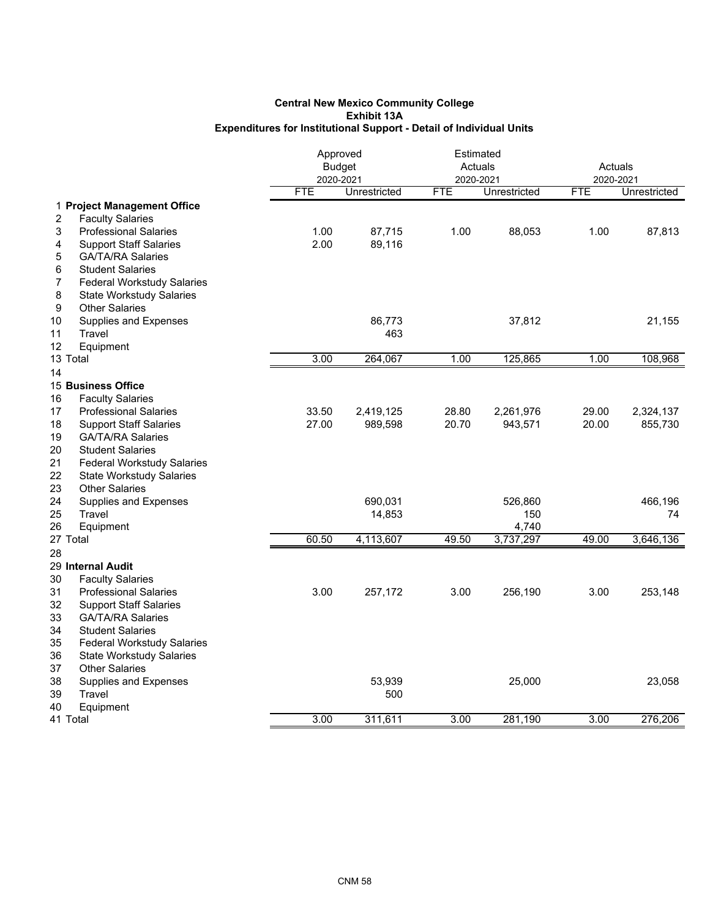**Central New Mexico Community College**
**Exhibit 13A**
**Expenditures for Institutional Support - Detail of Individual Units**

| | | Approved Budget 2020-2021 | | Estimated Actuals 2020-2021 | | Actuals 2020-2021 | |
|---|---|---|---|---|---|---|---|
| | | FTE | Unrestricted | FTE | Unrestricted | FTE | Unrestricted |
| 1 | **Project Management Office** | | | | | | |
| 2 | Faculty Salaries | | | | | | |
| 3 | Professional Salaries | 1.00 | 87,715 | 1.00 | 88,053 | 1.00 | 87,813 |
| 4 | Support Staff Salaries | 2.00 | 89,116 | | | | |
| 5 | GA/TA/RA Salaries | | | | | | |
| 6 | Student Salaries | | | | | | |
| 7 | Federal Workstudy Salaries | | | | | | |
| 8 | State Workstudy Salaries | | | | | | |
| 9 | Other Salaries | | | | | | |
| 10 | Supplies and Expenses | | 86,773 | | 37,812 | | 21,155 |
| 11 | Travel | | 463 | | | | |
| 12 | Equipment | | | | | | |
| 13 | Total | 3.00 | 264,067 | 1.00 | 125,865 | 1.00 | 108,968 |
| 14 | | | | | | | |
| 15 | **Business Office** | | | | | | |
| 16 | Faculty Salaries | | | | | | |
| 17 | Professional Salaries | 33.50 | 2,419,125 | 28.80 | 2,261,976 | 29.00 | 2,324,137 |
| 18 | Support Staff Salaries | 27.00 | 989,598 | 20.70 | 943,571 | 20.00 | 855,730 |
| 19 | GA/TA/RA Salaries | | | | | | |
| 20 | Student Salaries | | | | | | |
| 21 | Federal Workstudy Salaries | | | | | | |
| 22 | State Workstudy Salaries | | | | | | |
| 23 | Other Salaries | | | | | | |
| 24 | Supplies and Expenses | | 690,031 | | 526,860 | | 466,196 |
| 25 | Travel | | 14,853 | | 150 | | 74 |
| 26 | Equipment | | | | 4,740 | | |
| 27 | Total | 60.50 | 4,113,607 | 49.50 | 3,737,297 | 49.00 | 3,646,136 |
| 28 | | | | | | | |
| 29 | **Internal Audit** | | | | | | |
| 30 | Faculty Salaries | | | | | | |
| 31 | Professional Salaries | 3.00 | 257,172 | 3.00 | 256,190 | 3.00 | 253,148 |
| 32 | Support Staff Salaries | | | | | | |
| 33 | GA/TA/RA Salaries | | | | | | |
| 34 | Student Salaries | | | | | | |
| 35 | Federal Workstudy Salaries | | | | | | |
| 36 | State Workstudy Salaries | | | | | | |
| 37 | Other Salaries | | | | | | |
| 38 | Supplies and Expenses | | 53,939 | | 25,000 | | 23,058 |
| 39 | Travel | | 500 | | | | |
| 40 | Equipment | | | | | | |
| 41 | Total | 3.00 | 311,611 | 3.00 | 281,190 | 3.00 | 276,206 |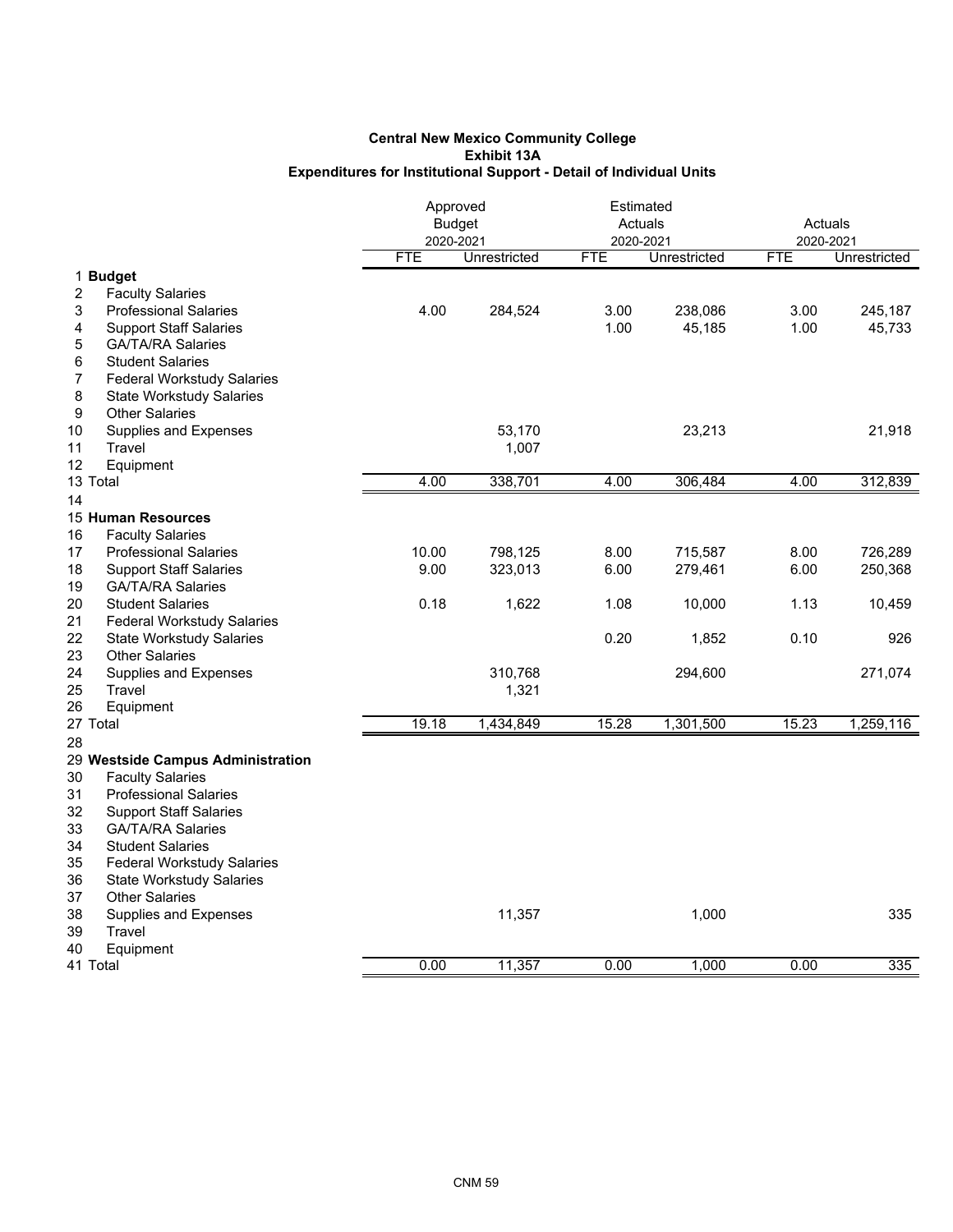**Central New Mexico Community College**
**Exhibit 13A**
**Expenditures for Institutional Support - Detail of Individual Units**

| | | Approved Budget 2020-2021 | | Estimated Actuals 2020-2021 | | Actuals 2020-2021 | |
|---|---|---|---|---|---|---|---|
| | | FTE | Unrestricted | FTE | Unrestricted | FTE | Unrestricted |
| 1 | **Budget** | | | | | | |
| 2 | Faculty Salaries | | | | | | |
| 3 | Professional Salaries | 4.00 | 284,524 | 3.00 | 238,086 | 3.00 | 245,187 |
| 4 | Support Staff Salaries | | | 1.00 | 45,185 | 1.00 | 45,733 |
| 5 | GA/TA/RA Salaries | | | | | | |
| 6 | Student Salaries | | | | | | |
| 7 | Federal Workstudy Salaries | | | | | | |
| 8 | State Workstudy Salaries | | | | | | |
| 9 | Other Salaries | | | | | | |
| 10 | Supplies and Expenses | | 53,170 | | 23,213 | | 21,918 |
| 11 | Travel | | 1,007 | | | | |
| 12 | Equipment | | | | | | |
| 13 | Total | 4.00 | 338,701 | 4.00 | 306,484 | 4.00 | 312,839 |
| 14 | | | | | | | |
| 15 | **Human Resources** | | | | | | |
| 16 | Faculty Salaries | | | | | | |
| 17 | Professional Salaries | 10.00 | 798,125 | 8.00 | 715,587 | 8.00 | 726,289 |
| 18 | Support Staff Salaries | 9.00 | 323,013 | 6.00 | 279,461 | 6.00 | 250,368 |
| 19 | GA/TA/RA Salaries | | | | | | |
| 20 | Student Salaries | 0.18 | 1,622 | 1.08 | 10,000 | 1.13 | 10,459 |
| 21 | Federal Workstudy Salaries | | | | | | |
| 22 | State Workstudy Salaries | | | 0.20 | 1,852 | 0.10 | 926 |
| 23 | Other Salaries | | | | | | |
| 24 | Supplies and Expenses | | 310,768 | | 294,600 | | 271,074 |
| 25 | Travel | | 1,321 | | | | |
| 26 | Equipment | | | | | | |
| 27 | Total | 19.18 | 1,434,849 | 15.28 | 1,301,500 | 15.23 | 1,259,116 |
| 28 | | | | | | | |
| 29 | **Westside Campus Administration** | | | | | | |
| 30 | Faculty Salaries | | | | | | |
| 31 | Professional Salaries | | | | | | |
| 32 | Support Staff Salaries | | | | | | |
| 33 | GA/TA/RA Salaries | | | | | | |
| 34 | Student Salaries | | | | | | |
| 35 | Federal Workstudy Salaries | | | | | | |
| 36 | State Workstudy Salaries | | | | | | |
| 37 | Other Salaries | | | | | | |
| 38 | Supplies and Expenses | | 11,357 | | 1,000 | | 335 |
| 39 | Travel | | | | | | |
| 40 | Equipment | | | | | | |
| 41 | Total | 0.00 | 11,357 | 0.00 | 1,000 | 0.00 | 335 |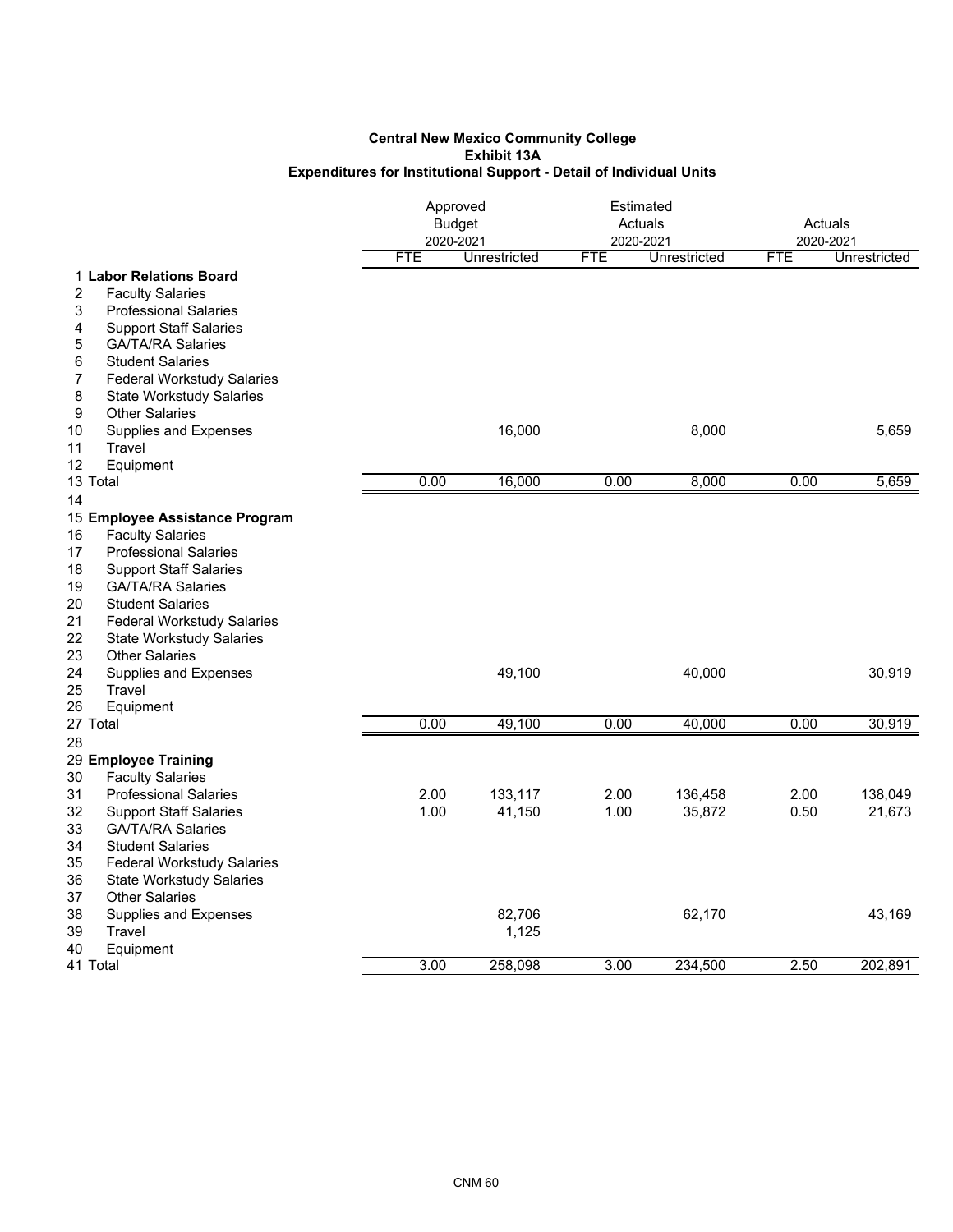**Central New Mexico Community College**
**Exhibit 13A**
**Expenditures for Institutional Support - Detail of Individual Units**

| | | Approved Budget 2020-2021 | | Estimated Actuals 2020-2021 | | Actuals 2020-2021 | |
|---|---|---|---|---|---|---|---|
| | | FTE | Unrestricted | FTE | Unrestricted | FTE | Unrestricted |
| 1 | **Labor Relations Board** | | | | | | |
| 2 | Faculty Salaries | | | | | | |
| 3 | Professional Salaries | | | | | | |
| 4 | Support Staff Salaries | | | | | | |
| 5 | GA/TA/RA Salaries | | | | | | |
| 6 | Student Salaries | | | | | | |
| 7 | Federal Workstudy Salaries | | | | | | |
| 8 | State Workstudy Salaries | | | | | | |
| 9 | Other Salaries | | | | | | |
| 10 | Supplies and Expenses | | 16,000 | | 8,000 | | 5,659 |
| 11 | Travel | | | | | | |
| 12 | Equipment | | | | | | |
| 13 | Total | 0.00 | 16,000 | 0.00 | 8,000 | 0.00 | 5,659 |
| 14 | | | | | | | |
| 15 | **Employee Assistance Program** | | | | | | |
| 16 | Faculty Salaries | | | | | | |
| 17 | Professional Salaries | | | | | | |
| 18 | Support Staff Salaries | | | | | | |
| 19 | GA/TA/RA Salaries | | | | | | |
| 20 | Student Salaries | | | | | | |
| 21 | Federal Workstudy Salaries | | | | | | |
| 22 | State Workstudy Salaries | | | | | | |
| 23 | Other Salaries | | | | | | |
| 24 | Supplies and Expenses | | 49,100 | | 40,000 | | 30,919 |
| 25 | Travel | | | | | | |
| 26 | Equipment | | | | | | |
| 27 | Total | 0.00 | 49,100 | 0.00 | 40,000 | 0.00 | 30,919 |
| 28 | | | | | | | |
| 29 | **Employee Training** | | | | | | |
| 30 | Faculty Salaries | | | | | | |
| 31 | Professional Salaries | 2.00 | 133,117 | 2.00 | 136,458 | 2.00 | 138,049 |
| 32 | Support Staff Salaries | 1.00 | 41,150 | 1.00 | 35,872 | 0.50 | 21,673 |
| 33 | GA/TA/RA Salaries | | | | | | |
| 34 | Student Salaries | | | | | | |
| 35 | Federal Workstudy Salaries | | | | | | |
| 36 | State Workstudy Salaries | | | | | | |
| 37 | Other Salaries | | | | | | |
| 38 | Supplies and Expenses | | 82,706 | | 62,170 | | 43,169 |
| 39 | Travel | | 1,125 | | | | |
| 40 | Equipment | | | | | | |
| 41 | Total | 3.00 | 258,098 | 3.00 | 234,500 | 2.50 | 202,891 |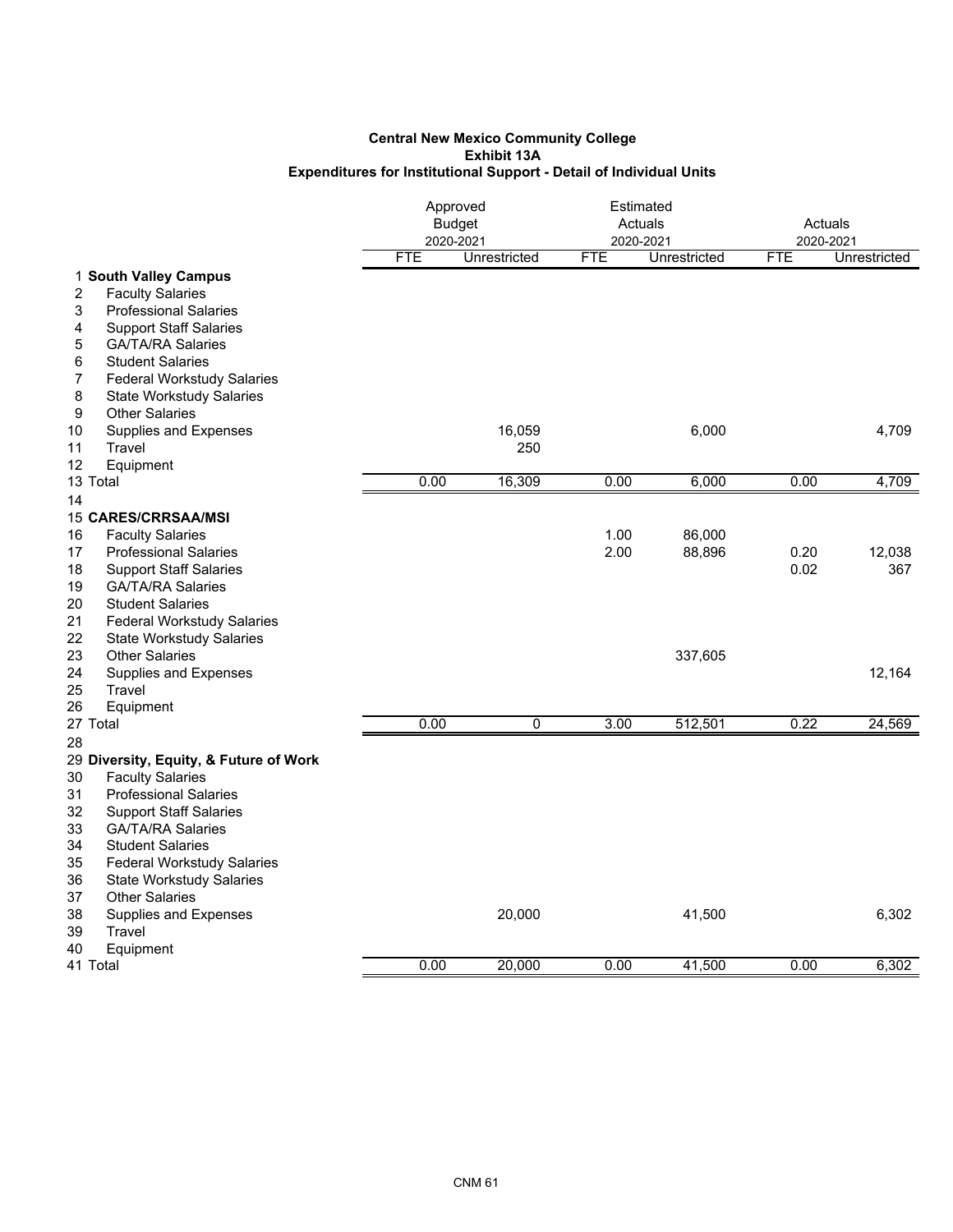**Central New Mexico Community College**
**Exhibit 13A**
**Expenditures for Institutional Support - Detail of Individual Units**

| | | Approved Budget 2020-2021 | | Estimated Actuals 2020-2021 | | Actuals 2020-2021 | |
|---|---|---|---|---|---|---|---|
| | | FTE | Unrestricted | FTE | Unrestricted | FTE | Unrestricted |
| 1 | **South Valley Campus** | | | | | | |
| 2 | Faculty Salaries | | | | | | |
| 3 | Professional Salaries | | | | | | |
| 4 | Support Staff Salaries | | | | | | |
| 5 | GA/TA/RA Salaries | | | | | | |
| 6 | Student Salaries | | | | | | |
| 7 | Federal Workstudy Salaries | | | | | | |
| 8 | State Workstudy Salaries | | | | | | |
| 9 | Other Salaries | | | | | | |
| 10 | Supplies and Expenses | | 16,059 | | 6,000 | | 4,709 |
| 11 | Travel | | 250 | | | | |
| 12 | Equipment | | | | | | |
| 13 | Total | 0.00 | 16,309 | 0.00 | 6,000 | 0.00 | 4,709 |
| 14 | | | | | | | |
| 15 | **CARES/CRRSAA/MSI** | | | | | | |
| 16 | Faculty Salaries | | | 1.00 | 86,000 | | |
| 17 | Professional Salaries | | | 2.00 | 88,896 | 0.20 | 12,038 |
| 18 | Support Staff Salaries | | | | | 0.02 | 367 |
| 19 | GA/TA/RA Salaries | | | | | | |
| 20 | Student Salaries | | | | | | |
| 21 | Federal Workstudy Salaries | | | | | | |
| 22 | State Workstudy Salaries | | | | | | |
| 23 | Other Salaries | | | | 337,605 | | |
| 24 | Supplies and Expenses | | | | | | 12,164 |
| 25 | Travel | | | | | | |
| 26 | Equipment | | | | | | |
| 27 | Total | 0.00 | 0 | 3.00 | 512,501 | 0.22 | 24,569 |
| 28 | | | | | | | |
| 29 | **Diversity, Equity, & Future of Work** | | | | | | |
| 30 | Faculty Salaries | | | | | | |
| 31 | Professional Salaries | | | | | | |
| 32 | Support Staff Salaries | | | | | | |
| 33 | GA/TA/RA Salaries | | | | | | |
| 34 | Student Salaries | | | | | | |
| 35 | Federal Workstudy Salaries | | | | | | |
| 36 | State Workstudy Salaries | | | | | | |
| 37 | Other Salaries | | | | | | |
| 38 | Supplies and Expenses | | 20,000 | | 41,500 | | 6,302 |
| 39 | Travel | | | | | | |
| 40 | Equipment | | | | | | |
| 41 | Total | 0.00 | 20,000 | 0.00 | 41,500 | 0.00 | 6,302 |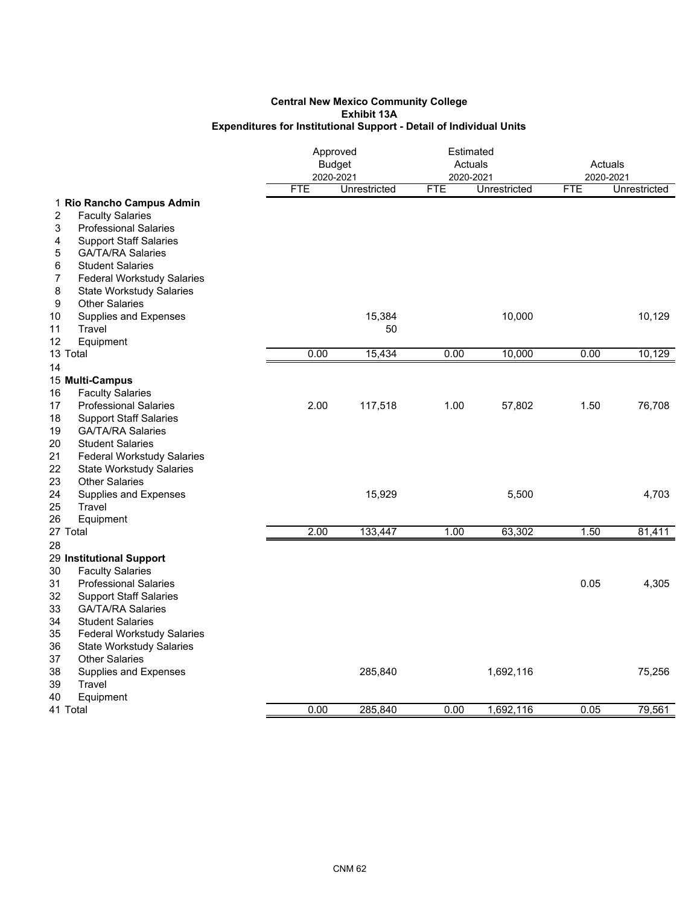**Central New Mexico Community College**
**Exhibit 13A**
**Expenditures for Institutional Support - Detail of Individual Units**

| | | Approved Budget 2020-2021 | | Estimated Actuals 2020-2021 | | Actuals 2020-2021 | |
|---|---|---|---|---|---|---|---|
| | | FTE | Unrestricted | FTE | Unrestricted | FTE | Unrestricted |
| 1 | **Rio Rancho Campus Admin** | | | | | | |
| 2 | Faculty Salaries | | | | | | |
| 3 | Professional Salaries | | | | | | |
| 4 | Support Staff Salaries | | | | | | |
| 5 | GA/TA/RA Salaries | | | | | | |
| 6 | Student Salaries | | | | | | |
| 7 | Federal Workstudy Salaries | | | | | | |
| 8 | State Workstudy Salaries | | | | | | |
| 9 | Other Salaries | | | | | | |
| 10 | Supplies and Expenses | | 15,384 | | 10,000 | | 10,129 |
| 11 | Travel | | 50 | | | | |
| 12 | Equipment | | | | | | |
| 13 | Total | 0.00 | 15,434 | 0.00 | 10,000 | 0.00 | 10,129 |
| 14 | | | | | | | |
| 15 | **Multi-Campus** | | | | | | |
| 16 | Faculty Salaries | | | | | | |
| 17 | Professional Salaries | 2.00 | 117,518 | 1.00 | 57,802 | 1.50 | 76,708 |
| 18 | Support Staff Salaries | | | | | | |
| 19 | GA/TA/RA Salaries | | | | | | |
| 20 | Student Salaries | | | | | | |
| 21 | Federal Workstudy Salaries | | | | | | |
| 22 | State Workstudy Salaries | | | | | | |
| 23 | Other Salaries | | | | | | |
| 24 | Supplies and Expenses | | 15,929 | | 5,500 | | 4,703 |
| 25 | Travel | | | | | | |
| 26 | Equipment | | | | | | |
| 27 | Total | 2.00 | 133,447 | 1.00 | 63,302 | 1.50 | 81,411 |
| 28 | | | | | | | |
| 29 | **Institutional Support** | | | | | | |
| 30 | Faculty Salaries | | | | | | |
| 31 | Professional Salaries | | | | | 0.05 | 4,305 |
| 32 | Support Staff Salaries | | | | | | |
| 33 | GA/TA/RA Salaries | | | | | | |
| 34 | Student Salaries | | | | | | |
| 35 | Federal Workstudy Salaries | | | | | | |
| 36 | State Workstudy Salaries | | | | | | |
| 37 | Other Salaries | | | | | | |
| 38 | Supplies and Expenses | | 285,840 | | 1,692,116 | | 75,256 |
| 39 | Travel | | | | | | |
| 40 | Equipment | | | | | | |
| 41 | Total | 0.00 | 285,840 | 0.00 | 1,692,116 | 0.05 | 79,561 |

CNM 62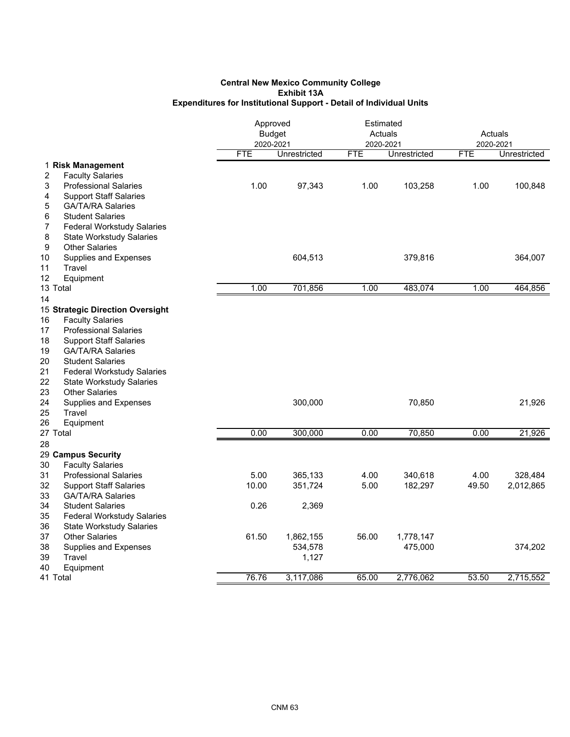**Central New Mexico Community College**
**Exhibit 13A**
**Expenditures for Institutional Support - Detail of Individual Units**

| | | Approved Budget 2020-2021 | | Estimated Actuals 2020-2021 | | Actuals 2020-2021 | |
|---|---|---|---|---|---|---|---|
| | | FTE | Unrestricted | FTE | Unrestricted | FTE | Unrestricted |
| 1 | **Risk Management** | | | | | | |
| 2 | Faculty Salaries | | | | | | |
| 3 | Professional Salaries | 1.00 | 97,343 | 1.00 | 103,258 | 1.00 | 100,848 |
| 4 | Support Staff Salaries | | | | | | |
| 5 | GA/TA/RA Salaries | | | | | | |
| 6 | Student Salaries | | | | | | |
| 7 | Federal Workstudy Salaries | | | | | | |
| 8 | State Workstudy Salaries | | | | | | |
| 9 | Other Salaries | | | | | | |
| 10 | Supplies and Expenses | | 604,513 | | 379,816 | | 364,007 |
| 11 | Travel | | | | | | |
| 12 | Equipment | | | | | | |
| 13 | Total | 1.00 | 701,856 | 1.00 | 483,074 | 1.00 | 464,856 |
| 14 | | | | | | | |
| 15 | **Strategic Direction Oversight** | | | | | | |
| 16 | Faculty Salaries | | | | | | |
| 17 | Professional Salaries | | | | | | |
| 18 | Support Staff Salaries | | | | | | |
| 19 | GA/TA/RA Salaries | | | | | | |
| 20 | Student Salaries | | | | | | |
| 21 | Federal Workstudy Salaries | | | | | | |
| 22 | State Workstudy Salaries | | | | | | |
| 23 | Other Salaries | | | | | | |
| 24 | Supplies and Expenses | | 300,000 | | 70,850 | | 21,926 |
| 25 | Travel | | | | | | |
| 26 | Equipment | | | | | | |
| 27 | Total | 0.00 | 300,000 | 0.00 | 70,850 | 0.00 | 21,926 |
| 28 | | | | | | | |
| 29 | **Campus Security** | | | | | | |
| 30 | Faculty Salaries | | | | | | |
| 31 | Professional Salaries | 5.00 | 365,133 | 4.00 | 340,618 | 4.00 | 328,484 |
| 32 | Support Staff Salaries | 10.00 | 351,724 | 5.00 | 182,297 | 49.50 | 2,012,865 |
| 33 | GA/TA/RA Salaries | | | | | | |
| 34 | Student Salaries | 0.26 | 2,369 | | | | |
| 35 | Federal Workstudy Salaries | | | | | | |
| 36 | State Workstudy Salaries | | | | | | |
| 37 | Other Salaries | 61.50 | 1,862,155 | 56.00 | 1,778,147 | | |
| 38 | Supplies and Expenses | | 534,578 | | 475,000 | | 374,202 |
| 39 | Travel | | 1,127 | | | | |
| 40 | Equipment | | | | | | |
| 41 | Total | 76.76 | 3,117,086 | 65.00 | 2,776,062 | 53.50 | 2,715,552 |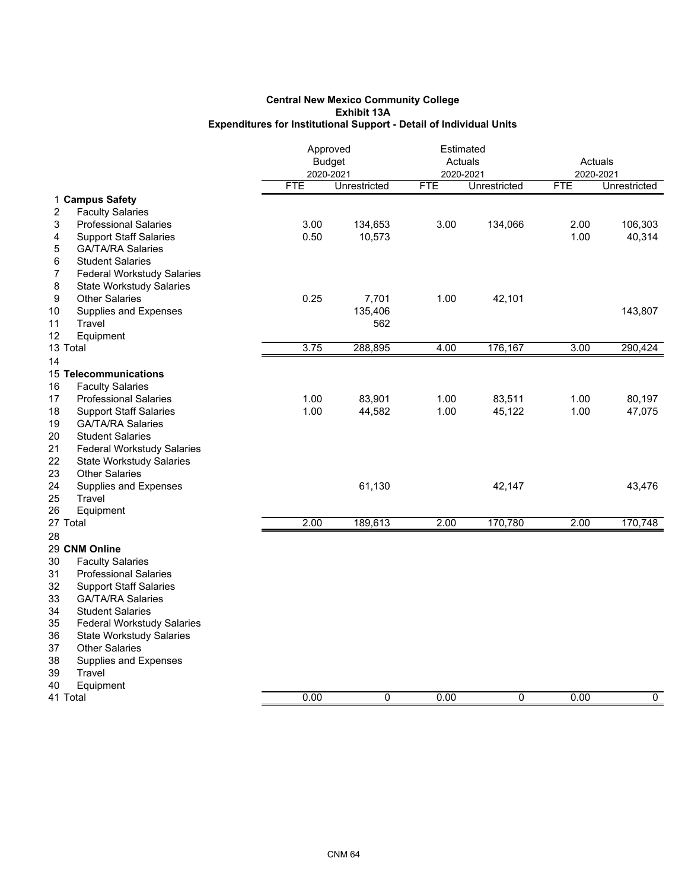**Central New Mexico Community College**
**Exhibit 13A**
**Expenditures for Institutional Support - Detail of Individual Units**

| | | Approved Budget 2020-2021 | | Estimated Actuals 2020-2021 | | Actuals 2020-2021 | |
|---|---|---|---|---|---|---|---|
| | | FTE | Unrestricted | FTE | Unrestricted | FTE | Unrestricted |
| 1 | **Campus Safety** | | | | | | |
| 2 | Faculty Salaries | | | | | | |
| 3 | Professional Salaries | 3.00 | 134,653 | 3.00 | 134,066 | 2.00 | 106,303 |
| 4 | Support Staff Salaries | 0.50 | 10,573 | | | 1.00 | 40,314 |
| 5 | GA/TA/RA Salaries | | | | | | |
| 6 | Student Salaries | | | | | | |
| 7 | Federal Workstudy Salaries | | | | | | |
| 8 | State Workstudy Salaries | | | | | | |
| 9 | Other Salaries | 0.25 | 7,701 | 1.00 | 42,101 | | |
| 10 | Supplies and Expenses | | 135,406 | | | | 143,807 |
| 11 | Travel | | 562 | | | | |
| 12 | Equipment | | | | | | |
| 13 | Total | 3.75 | 288,895 | 4.00 | 176,167 | 3.00 | 290,424 |
| 14 | | | | | | | |
| 15 | **Telecommunications** | | | | | | |
| 16 | Faculty Salaries | | | | | | |
| 17 | Professional Salaries | 1.00 | 83,901 | 1.00 | 83,511 | 1.00 | 80,197 |
| 18 | Support Staff Salaries | 1.00 | 44,582 | 1.00 | 45,122 | 1.00 | 47,075 |
| 19 | GA/TA/RA Salaries | | | | | | |
| 20 | Student Salaries | | | | | | |
| 21 | Federal Workstudy Salaries | | | | | | |
| 22 | State Workstudy Salaries | | | | | | |
| 23 | Other Salaries | | | | | | |
| 24 | Supplies and Expenses | | 61,130 | | 42,147 | | 43,476 |
| 25 | Travel | | | | | | |
| 26 | Equipment | | | | | | |
| 27 | Total | 2.00 | 189,613 | 2.00 | 170,780 | 2.00 | 170,748 |
| 28 | | | | | | | |
| 29 | **CNM Online** | | | | | | |
| 30 | Faculty Salaries | | | | | | |
| 31 | Professional Salaries | | | | | | |
| 32 | Support Staff Salaries | | | | | | |
| 33 | GA/TA/RA Salaries | | | | | | |
| 34 | Student Salaries | | | | | | |
| 35 | Federal Workstudy Salaries | | | | | | |
| 36 | State Workstudy Salaries | | | | | | |
| 37 | Other Salaries | | | | | | |
| 38 | Supplies and Expenses | | | | | | |
| 39 | Travel | | | | | | |
| 40 | Equipment | | | | | | |
| 41 | Total | 0.00 | 0 | 0.00 | 0 | 0.00 | 0 |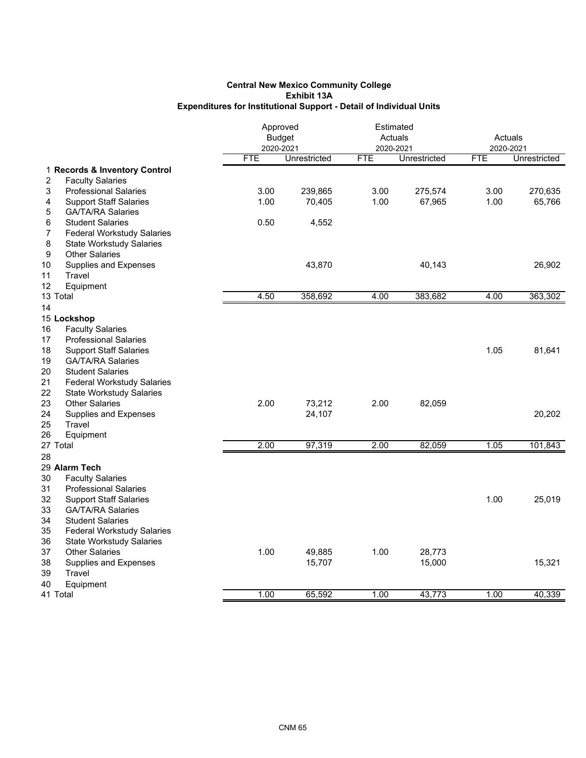**Central New Mexico Community College**
**Exhibit 13A**
**Expenditures for Institutional Support - Detail of Individual Units**

| | | Approved Budget 2020-2021 | | Estimated Actuals 2020-2021 | | Actuals 2020-2021 | |
|---|---|---|---|---|---|---|---|
| | | FTE | Unrestricted | FTE | Unrestricted | FTE | Unrestricted |
| 1 | **Records & Inventory Control** | | | | | | |
| 2 | Faculty Salaries | | | | | | |
| 3 | Professional Salaries | 3.00 | 239,865 | 3.00 | 275,574 | 3.00 | 270,635 |
| 4 | Support Staff Salaries | 1.00 | 70,405 | 1.00 | 67,965 | 1.00 | 65,766 |
| 5 | GA/TA/RA Salaries | | | | | | |
| 6 | Student Salaries | 0.50 | 4,552 | | | | |
| 7 | Federal Workstudy Salaries | | | | | | |
| 8 | State Workstudy Salaries | | | | | | |
| 9 | Other Salaries | | | | | | |
| 10 | Supplies and Expenses | | 43,870 | | 40,143 | | 26,902 |
| 11 | Travel | | | | | | |
| 12 | Equipment | | | | | | |
| 13 | Total | 4.50 | 358,692 | 4.00 | 383,682 | 4.00 | 363,302 |
| 14 | | | | | | | |
| 15 | **Lockshop** | | | | | | |
| 16 | Faculty Salaries | | | | | | |
| 17 | Professional Salaries | | | | | | |
| 18 | Support Staff Salaries | | | | | 1.05 | 81,641 |
| 19 | GA/TA/RA Salaries | | | | | | |
| 20 | Student Salaries | | | | | | |
| 21 | Federal Workstudy Salaries | | | | | | |
| 22 | State Workstudy Salaries | | | | | | |
| 23 | Other Salaries | 2.00 | 73,212 | 2.00 | 82,059 | | |
| 24 | Supplies and Expenses | | 24,107 | | | | 20,202 |
| 25 | Travel | | | | | | |
| 26 | Equipment | | | | | | |
| 27 | Total | 2.00 | 97,319 | 2.00 | 82,059 | 1.05 | 101,843 |
| 28 | | | | | | | |
| 29 | **Alarm Tech** | | | | | | |
| 30 | Faculty Salaries | | | | | | |
| 31 | Professional Salaries | | | | | | |
| 32 | Support Staff Salaries | | | | | 1.00 | 25,019 |
| 33 | GA/TA/RA Salaries | | | | | | |
| 34 | Student Salaries | | | | | | |
| 35 | Federal Workstudy Salaries | | | | | | |
| 36 | State Workstudy Salaries | | | | | | |
| 37 | Other Salaries | 1.00 | 49,885 | 1.00 | 28,773 | | |
| 38 | Supplies and Expenses | | 15,707 | | 15,000 | | 15,321 |
| 39 | Travel | | | | | | |
| 40 | Equipment | | | | | | |
| 41 | Total | 1.00 | 65,592 | 1.00 | 43,773 | 1.00 | 40,339 |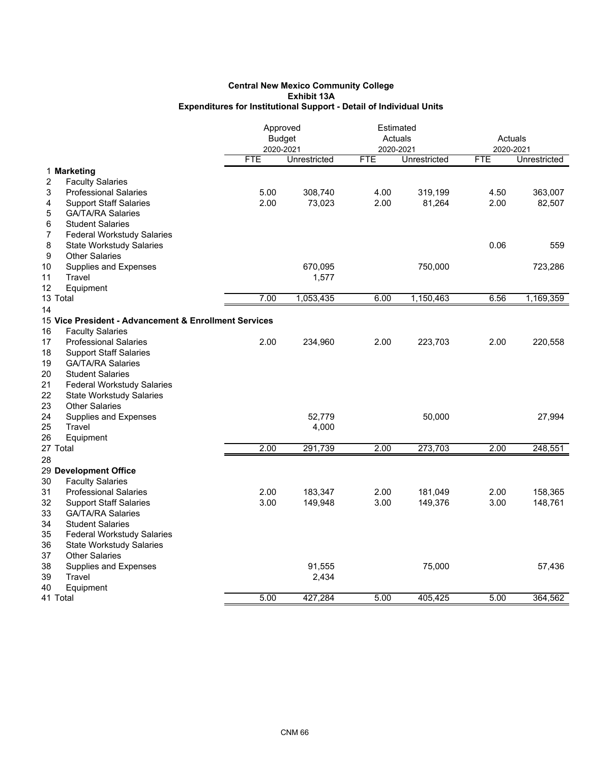**Central New Mexico Community College**
**Exhibit 13A**
**Expenditures for Institutional Support - Detail of Individual Units**

| | | Approved Budget 2020-2021 | | Estimated Actuals 2020-2021 | | Actuals 2020-2021 | |
|---|---|---|---|---|---|---|---|
| | | FTE | Unrestricted | FTE | Unrestricted | FTE | Unrestricted |
| 1 | **Marketing** | | | | | | |
| 2 | Faculty Salaries | | | | | | |
| 3 | Professional Salaries | 5.00 | 308,740 | 4.00 | 319,199 | 4.50 | 363,007 |
| 4 | Support Staff Salaries | 2.00 | 73,023 | 2.00 | 81,264 | 2.00 | 82,507 |
| 5 | GA/TA/RA Salaries | | | | | | |
| 6 | Student Salaries | | | | | | |
| 7 | Federal Workstudy Salaries | | | | | | |
| 8 | State Workstudy Salaries | | | | | 0.06 | 559 |
| 9 | Other Salaries | | | | | | |
| 10 | Supplies and Expenses | | 670,095 | | 750,000 | | 723,286 |
| 11 | Travel | | 1,577 | | | | |
| 12 | Equipment | | | | | | |
| 13 | Total | 7.00 | 1,053,435 | 6.00 | 1,150,463 | 6.56 | 1,169,359 |
| 14 | | | | | | | |
| 15 | **Vice President - Advancement & Enrollment Services** | | | | | | |
| 16 | Faculty Salaries | | | | | | |
| 17 | Professional Salaries | 2.00 | 234,960 | 2.00 | 223,703 | 2.00 | 220,558 |
| 18 | Support Staff Salaries | | | | | | |
| 19 | GA/TA/RA Salaries | | | | | | |
| 20 | Student Salaries | | | | | | |
| 21 | Federal Workstudy Salaries | | | | | | |
| 22 | State Workstudy Salaries | | | | | | |
| 23 | Other Salaries | | | | | | |
| 24 | Supplies and Expenses | | 52,779 | | 50,000 | | 27,994 |
| 25 | Travel | | 4,000 | | | | |
| 26 | Equipment | | | | | | |
| 27 | Total | 2.00 | 291,739 | 2.00 | 273,703 | 2.00 | 248,551 |
| 28 | | | | | | | |
| 29 | **Development Office** | | | | | | |
| 30 | Faculty Salaries | | | | | | |
| 31 | Professional Salaries | 2.00 | 183,347 | 2.00 | 181,049 | 2.00 | 158,365 |
| 32 | Support Staff Salaries | 3.00 | 149,948 | 3.00 | 149,376 | 3.00 | 148,761 |
| 33 | GA/TA/RA Salaries | | | | | | |
| 34 | Student Salaries | | | | | | |
| 35 | Federal Workstudy Salaries | | | | | | |
| 36 | State Workstudy Salaries | | | | | | |
| 37 | Other Salaries | | | | | | |
| 38 | Supplies and Expenses | | 91,555 | | 75,000 | | 57,436 |
| 39 | Travel | | 2,434 | | | | |
| 40 | Equipment | | | | | | |
| 41 | Total | 5.00 | 427,284 | 5.00 | 405,425 | 5.00 | 364,562 |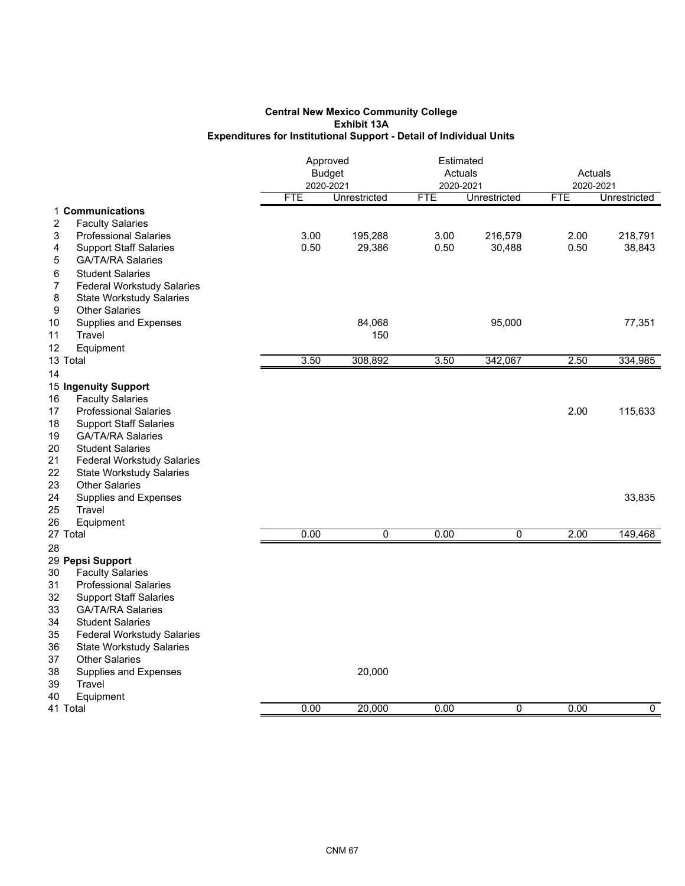**Central New Mexico Community College**
**Exhibit 13A**
**Expenditures for Institutional Support - Detail of Individual Units**

| | | Approved Budget 2020-2021 | | Estimated Actuals 2020-2021 | | Actuals 2020-2021 | |
|---|---|---|---|---|---|---|---|
| | | FTE | Unrestricted | FTE | Unrestricted | FTE | Unrestricted |
| 1 | **Communications** | | | | | | |
| 2 | Faculty Salaries | | | | | | |
| 3 | Professional Salaries | 3.00 | 195,288 | 3.00 | 216,579 | 2.00 | 218,791 |
| 4 | Support Staff Salaries | 0.50 | 29,386 | 0.50 | 30,488 | 0.50 | 38,843 |
| 5 | GA/TA/RA Salaries | | | | | | |
| 6 | Student Salaries | | | | | | |
| 7 | Federal Workstudy Salaries | | | | | | |
| 8 | State Workstudy Salaries | | | | | | |
| 9 | Other Salaries | | | | | | |
| 10 | Supplies and Expenses | | 84,068 | | 95,000 | | 77,351 |
| 11 | Travel | | 150 | | | | |
| 12 | Equipment | | | | | | |
| 13 | Total | 3.50 | 308,892 | 3.50 | 342,067 | 2.50 | 334,985 |
| 14 | | | | | | | |
| 15 | **Ingenuity Support** | | | | | | |
| 16 | Faculty Salaries | | | | | | |
| 17 | Professional Salaries | | | | | 2.00 | 115,633 |
| 18 | Support Staff Salaries | | | | | | |
| 19 | GA/TA/RA Salaries | | | | | | |
| 20 | Student Salaries | | | | | | |
| 21 | Federal Workstudy Salaries | | | | | | |
| 22 | State Workstudy Salaries | | | | | | |
| 23 | Other Salaries | | | | | | |
| 24 | Supplies and Expenses | | | | | | 33,835 |
| 25 | Travel | | | | | | |
| 26 | Equipment | | | | | | |
| 27 | Total | 0.00 | 0 | 0.00 | 0 | 2.00 | 149,468 |
| 28 | | | | | | | |
| 29 | **Pepsi Support** | | | | | | |
| 30 | Faculty Salaries | | | | | | |
| 31 | Professional Salaries | | | | | | |
| 32 | Support Staff Salaries | | | | | | |
| 33 | GA/TA/RA Salaries | | | | | | |
| 34 | Student Salaries | | | | | | |
| 35 | Federal Workstudy Salaries | | | | | | |
| 36 | State Workstudy Salaries | | | | | | |
| 37 | Other Salaries | | | | | | |
| 38 | Supplies and Expenses | | 20,000 | | | | |
| 39 | Travel | | | | | | |
| 40 | Equipment | | | | | | |
| 41 | Total | 0.00 | 20,000 | 0.00 | 0 | 0.00 | 0 |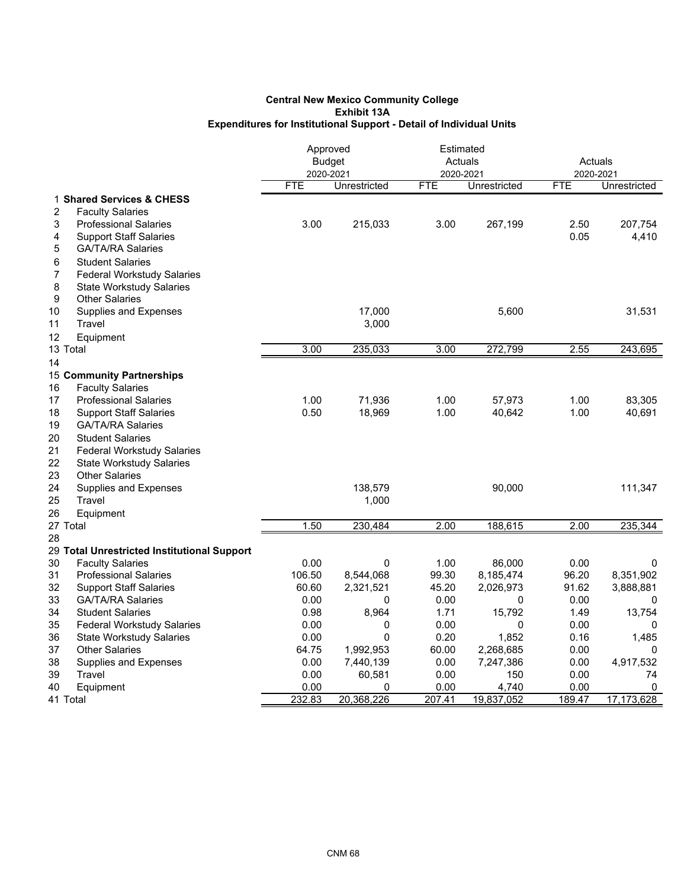**Central New Mexico Community College**
**Exhibit 13A**
**Expenditures for Institutional Support - Detail of Individual Units**

| | | Approved Budget 2020-2021 | | Estimated Actuals 2020-2021 | | Actuals 2020-2021 | |
|---|---|---|---|---|---|---|---|
| | | FTE | Unrestricted | FTE | Unrestricted | FTE | Unrestricted |
| 1 | **Shared Services & CHESS** | | | | | | |
| 2 | Faculty Salaries | | | | | | |
| 3 | Professional Salaries | 3.00 | 215,033 | 3.00 | 267,199 | 2.50 | 207,754 |
| 4 | Support Staff Salaries | | | | | 0.05 | 4,410 |
| 5 | GA/TA/RA Salaries | | | | | | |
| 6 | Student Salaries | | | | | | |
| 7 | Federal Workstudy Salaries | | | | | | |
| 8 | State Workstudy Salaries | | | | | | |
| 9 | Other Salaries | | | | | | |
| 10 | Supplies and Expenses | | 17,000 | | 5,600 | | 31,531 |
| 11 | Travel | | 3,000 | | | | |
| 12 | Equipment | | | | | | |
| 13 | Total | 3.00 | 235,033 | 3.00 | 272,799 | 2.55 | 243,695 |
| 14 | | | | | | | |
| 15 | **Community Partnerships** | | | | | | |
| 16 | Faculty Salaries | | | | | | |
| 17 | Professional Salaries | 1.00 | 71,936 | 1.00 | 57,973 | 1.00 | 83,305 |
| 18 | Support Staff Salaries | 0.50 | 18,969 | 1.00 | 40,642 | 1.00 | 40,691 |
| 19 | GA/TA/RA Salaries | | | | | | |
| 20 | Student Salaries | | | | | | |
| 21 | Federal Workstudy Salaries | | | | | | |
| 22 | State Workstudy Salaries | | | | | | |
| 23 | Other Salaries | | | | | | |
| 24 | Supplies and Expenses | | 138,579 | | 90,000 | | 111,347 |
| 25 | Travel | | 1,000 | | | | |
| 26 | Equipment | | | | | | |
| 27 | Total | 1.50 | 230,484 | 2.00 | 188,615 | 2.00 | 235,344 |
| 28 | | | | | | | |
| 29 | **Total Unrestricted Institutional Support** | | | | | | |
| 30 | Faculty Salaries | 0.00 | 0 | 1.00 | 86,000 | 0.00 | 0 |
| 31 | Professional Salaries | 106.50 | 8,544,068 | 99.30 | 8,185,474 | 96.20 | 8,351,902 |
| 32 | Support Staff Salaries | 60.60 | 2,321,521 | 45.20 | 2,026,973 | 91.62 | 3,888,881 |
| 33 | GA/TA/RA Salaries | 0.00 | 0 | 0.00 | 0 | 0.00 | 0 |
| 34 | Student Salaries | 0.98 | 8,964 | 1.71 | 15,792 | 1.49 | 13,754 |
| 35 | Federal Workstudy Salaries | 0.00 | 0 | 0.00 | 0 | 0.00 | 0 |
| 36 | State Workstudy Salaries | 0.00 | 0 | 0.20 | 1,852 | 0.16 | 1,485 |
| 37 | Other Salaries | 64.75 | 1,992,953 | 60.00 | 2,268,685 | 0.00 | 0 |
| 38 | Supplies and Expenses | 0.00 | 7,440,139 | 0.00 | 7,247,386 | 0.00 | 4,917,532 |
| 39 | Travel | 0.00 | 60,581 | 0.00 | 150 | 0.00 | 74 |
| 40 | Equipment | 0.00 | 0 | 0.00 | 4,740 | 0.00 | 0 |
| 41 | Total | 232.83 | 20,368,226 | 207.41 | 19,837,052 | 189.47 | 17,173,628 |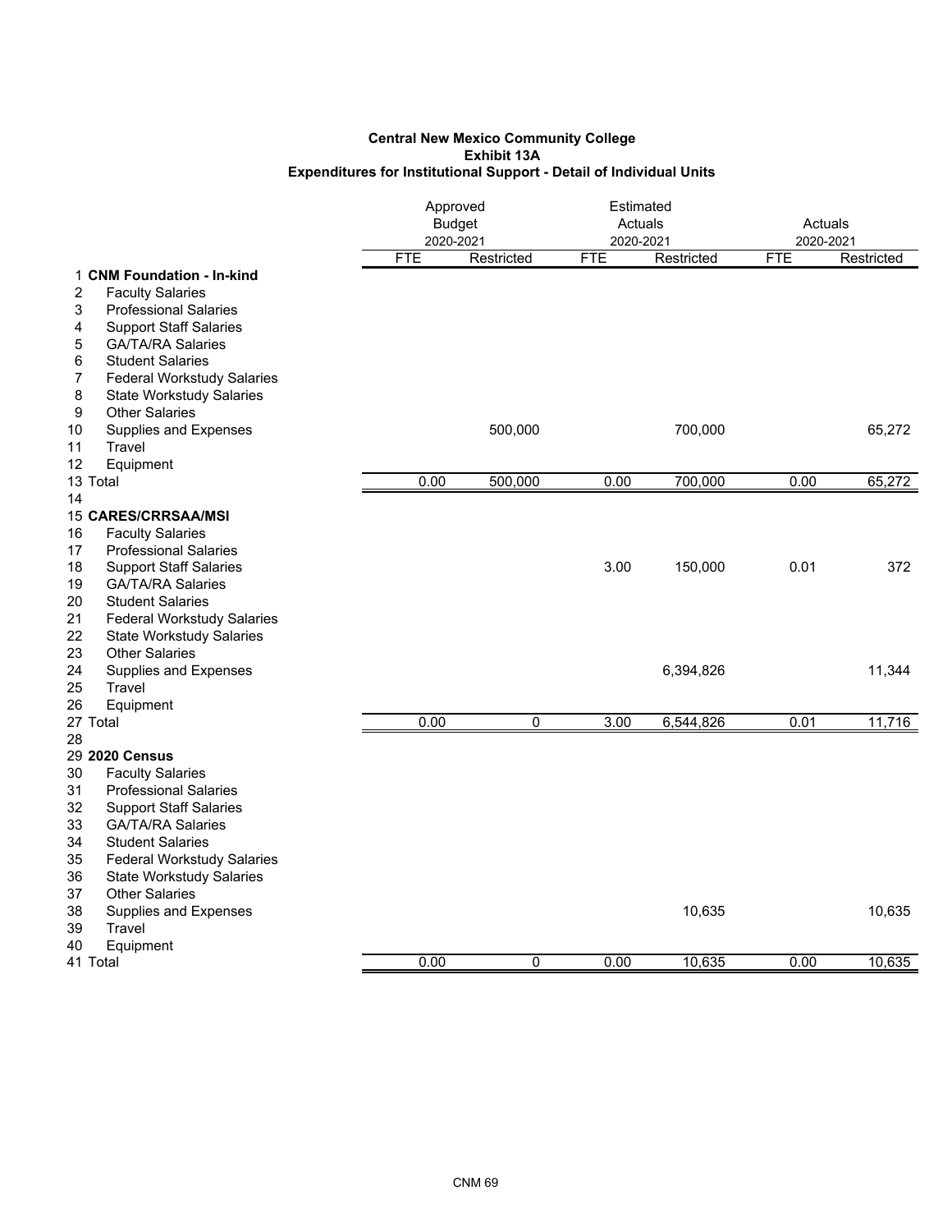**Central New Mexico Community College**
**Exhibit 13A**
**Expenditures for Institutional Support - Detail of Individual Units**

| | | Approved Budget 2020-2021 | | Estimated Actuals 2020-2021 | | Actuals 2020-2021 | |
|---|---|---|---|---|---|---|---|
| | | FTE | Restricted | FTE | Restricted | FTE | Restricted |
| 1 | **CNM Foundation - In-kind** | | | | | | |
| 2 | Faculty Salaries | | | | | | |
| 3 | Professional Salaries | | | | | | |
| 4 | Support Staff Salaries | | | | | | |
| 5 | GA/TA/RA Salaries | | | | | | |
| 6 | Student Salaries | | | | | | |
| 7 | Federal Workstudy Salaries | | | | | | |
| 8 | State Workstudy Salaries | | | | | | |
| 9 | Other Salaries | | | | | | |
| 10 | Supplies and Expenses | | 500,000 | | 700,000 | | 65,272 |
| 11 | Travel | | | | | | |
| 12 | Equipment | | | | | | |
| 13 | Total | 0.00 | 500,000 | 0.00 | 700,000 | 0.00 | 65,272 |
| 14 | | | | | | | |
| 15 | **CARES/CRRSAA/MSI** | | | | | | |
| 16 | Faculty Salaries | | | | | | |
| 17 | Professional Salaries | | | | | | |
| 18 | Support Staff Salaries | | | 3.00 | 150,000 | 0.01 | 372 |
| 19 | GA/TA/RA Salaries | | | | | | |
| 20 | Student Salaries | | | | | | |
| 21 | Federal Workstudy Salaries | | | | | | |
| 22 | State Workstudy Salaries | | | | | | |
| 23 | Other Salaries | | | | | | |
| 24 | Supplies and Expenses | | | | 6,394,826 | | 11,344 |
| 25 | Travel | | | | | | |
| 26 | Equipment | | | | | | |
| 27 | Total | 0.00 | 0 | 3.00 | 6,544,826 | 0.01 | 11,716 |
| 28 | | | | | | | |
| 29 | **2020 Census** | | | | | | |
| 30 | Faculty Salaries | | | | | | |
| 31 | Professional Salaries | | | | | | |
| 32 | Support Staff Salaries | | | | | | |
| 33 | GA/TA/RA Salaries | | | | | | |
| 34 | Student Salaries | | | | | | |
| 35 | Federal Workstudy Salaries | | | | | | |
| 36 | State Workstudy Salaries | | | | | | |
| 37 | Other Salaries | | | | | | |
| 38 | Supplies and Expenses | | | | 10,635 | | 10,635 |
| 39 | Travel | | | | | | |
| 40 | Equipment | | | | | | |
| 41 | Total | 0.00 | 0 | 0.00 | 10,635 | 0.00 | 10,635 |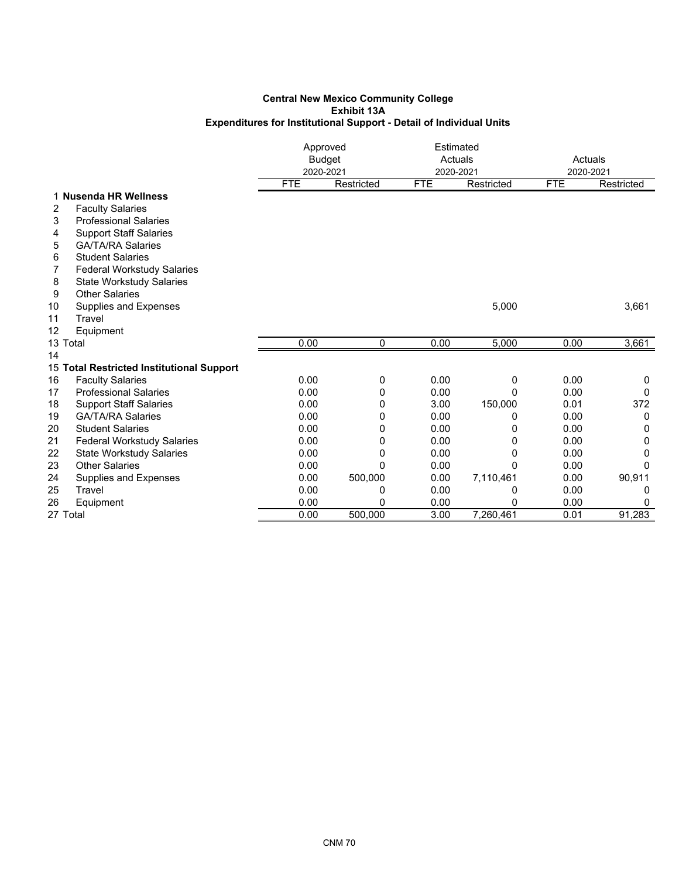**Central New Mexico Community College**
**Exhibit 13A**
**Expenditures for Institutional Support - Detail of Individual Units**

| | | Approved Budget 2020-2021 | | Estimated Actuals 2020-2021 | | Actuals 2020-2021 | |
|---|---|---|---|---|---|---|---|
| | | FTE | Restricted | FTE | Restricted | FTE | Restricted |
| 1 | **Nusenda HR Wellness** | | | | | | |
| 2 | Faculty Salaries | | | | | | |
| 3 | Professional Salaries | | | | | | |
| 4 | Support Staff Salaries | | | | | | |
| 5 | GA/TA/RA Salaries | | | | | | |
| 6 | Student Salaries | | | | | | |
| 7 | Federal Workstudy Salaries | | | | | | |
| 8 | State Workstudy Salaries | | | | | | |
| 9 | Other Salaries | | | | | | |
| 10 | Supplies and Expenses | | | | 5,000 | | 3,661 |
| 11 | Travel | | | | | | |
| 12 | Equipment | | | | | | |
| 13 | Total | 0.00 | 0 | 0.00 | 5,000 | 0.00 | 3,661 |
| 14 | | | | | | | |
| 15 | **Total Restricted Institutional Support** | | | | | | |
| 16 | Faculty Salaries | 0.00 | 0 | 0.00 | 0 | 0.00 | 0 |
| 17 | Professional Salaries | 0.00 | 0 | 0.00 | 0 | 0.00 | 0 |
| 18 | Support Staff Salaries | 0.00 | 0 | 3.00 | 150,000 | 0.01 | 372 |
| 19 | GA/TA/RA Salaries | 0.00 | 0 | 0.00 | 0 | 0.00 | 0 |
| 20 | Student Salaries | 0.00 | 0 | 0.00 | 0 | 0.00 | 0 |
| 21 | Federal Workstudy Salaries | 0.00 | 0 | 0.00 | 0 | 0.00 | 0 |
| 22 | State Workstudy Salaries | 0.00 | 0 | 0.00 | 0 | 0.00 | 0 |
| 23 | Other Salaries | 0.00 | 0 | 0.00 | 0 | 0.00 | 0 |
| 24 | Supplies and Expenses | 0.00 | 500,000 | 0.00 | 7,110,461 | 0.00 | 90,911 |
| 25 | Travel | 0.00 | 0 | 0.00 | 0 | 0.00 | 0 |
| 26 | Equipment | 0.00 | 0 | 0.00 | 0 | 0.00 | 0 |
| 27 | Total | 0.00 | 500,000 | 3.00 | 7,260,461 | 0.01 | 91,283 |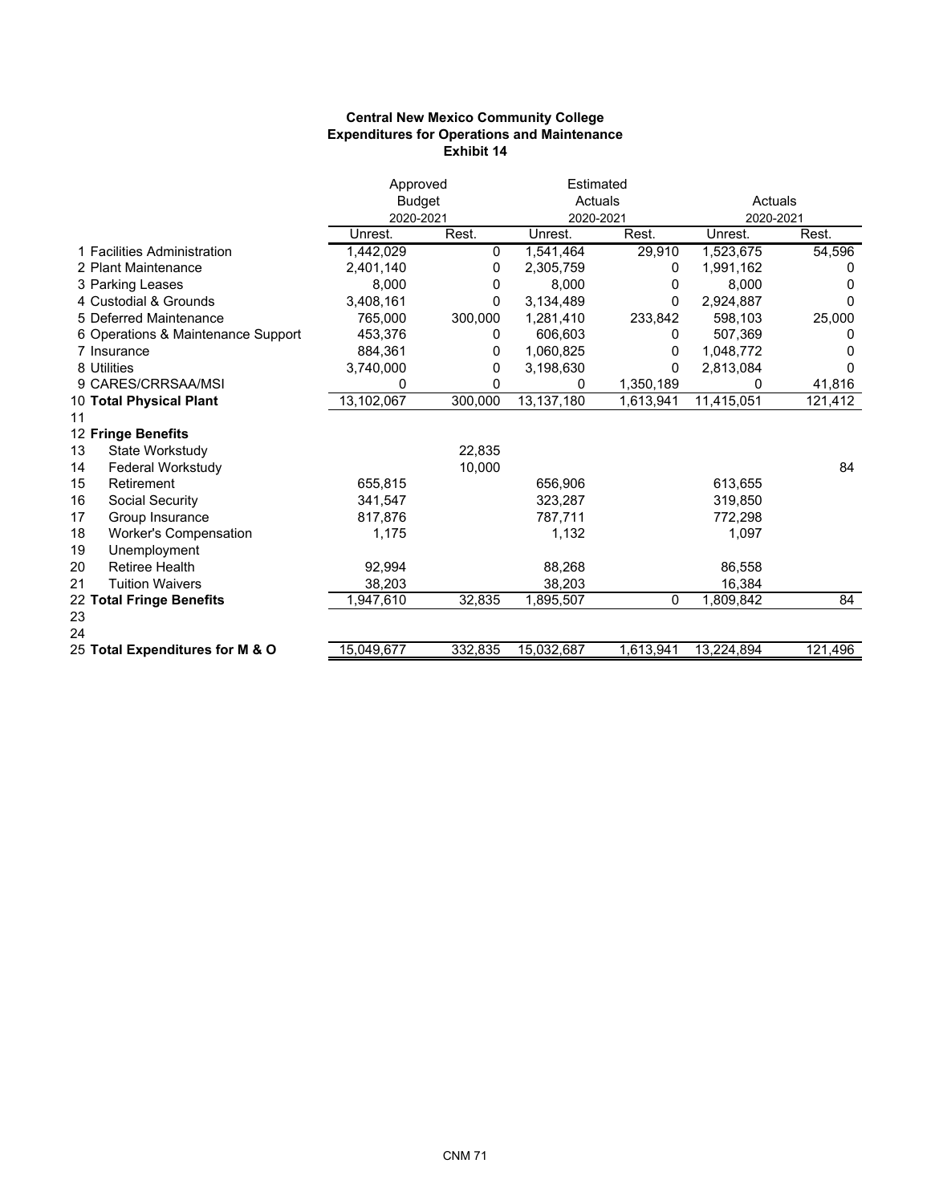**Central New Mexico Community College**
**Expenditures for Operations and Maintenance**
**Exhibit 14**

| | | Approved Budget 2020-2021 | | Estimated Actuals 2020-2021 | | Actuals 2020-2021 | |
|---|---|---|---|---|---|---|---|
| | | Unrest. | Rest. | Unrest. | Rest. | Unrest. | Rest. |
| 1 | Facilities Administration | 1,442,029 | 0 | 1,541,464 | 29,910 | 1,523,675 | 54,596 |
| 2 | Plant Maintenance | 2,401,140 | 0 | 2,305,759 | 0 | 1,991,162 | 0 |
| 3 | Parking Leases | 8,000 | 0 | 8,000 | 0 | 8,000 | 0 |
| 4 | Custodial & Grounds | 3,408,161 | 0 | 3,134,489 | 0 | 2,924,887 | 0 |
| 5 | Deferred Maintenance | 765,000 | 300,000 | 1,281,410 | 233,842 | 598,103 | 25,000 |
| 6 | Operations & Maintenance Support | 453,376 | 0 | 606,603 | 0 | 507,369 | 0 |
| 7 | Insurance | 884,361 | 0 | 1,060,825 | 0 | 1,048,772 | 0 |
| 8 | Utilities | 3,740,000 | 0 | 3,198,630 | 0 | 2,813,084 | 0 |
| 9 | CARES/CRRSAA/MSI | 0 | 0 | 0 | 1,350,189 | 0 | 41,816 |
| 10 | **Total Physical Plant** | 13,102,067 | 300,000 | 13,137,180 | 1,613,941 | 11,415,051 | 121,412 |
| 11 | | | | | | | |
| 12 | **Fringe Benefits** | | | | | | |
| 13 | State Workstudy | | 22,835 | | | | |
| 14 | Federal Workstudy | | 10,000 | | | | 84 |
| 15 | Retirement | 655,815 | | 656,906 | | 613,655 | |
| 16 | Social Security | 341,547 | | 323,287 | | 319,850 | |
| 17 | Group Insurance | 817,876 | | 787,711 | | 772,298 | |
| 18 | Worker's Compensation | 1,175 | | 1,132 | | 1,097 | |
| 19 | Unemployment | | | | | | |
| 20 | Retiree Health | 92,994 | | 88,268 | | 86,558 | |
| 21 | Tuition Waivers | 38,203 | | 38,203 | | 16,384 | |
| 22 | **Total Fringe Benefits** | 1,947,610 | 32,835 | 1,895,507 | 0 | 1,809,842 | 84 |
| 23 | | | | | | | |
| 24 | | | | | | | |
| 25 | **Total Expenditures for M & O** | 15,049,677 | 332,835 | 15,032,687 | 1,613,941 | 13,224,894 | 121,496 |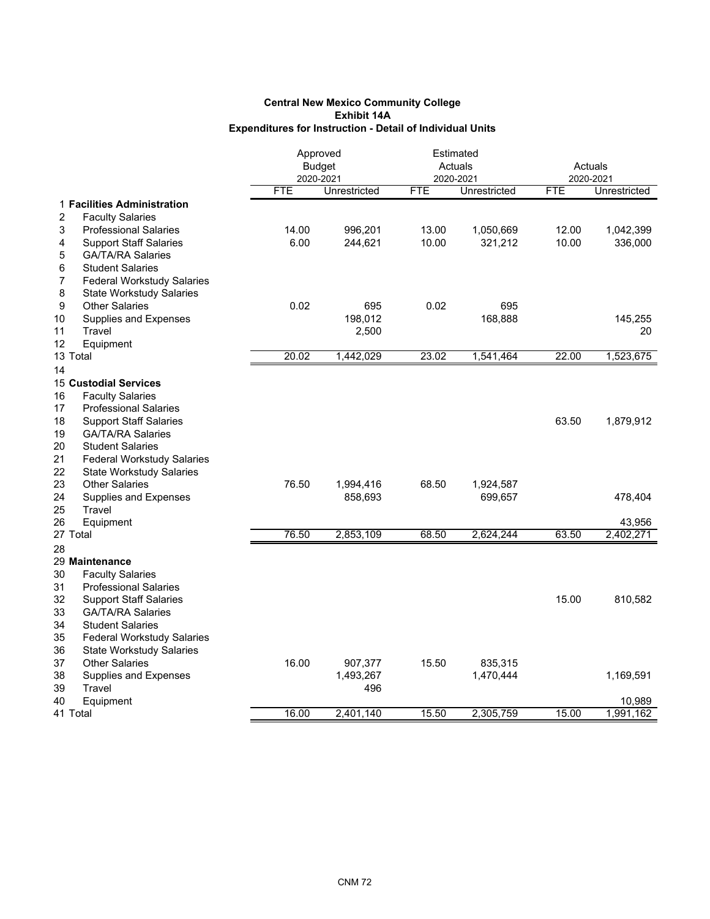**Central New Mexico Community College**
**Exhibit 14A**
**Expenditures for Instruction - Detail of Individual Units**

| | | Approved Budget 2020-2021 | | Estimated Actuals 2020-2021 | | Actuals 2020-2021 | |
|---|---|---|---|---|---|---|---|
| | | FTE | Unrestricted | FTE | Unrestricted | FTE | Unrestricted |
| 1 | **Facilities Administration** | | | | | | |
| 2 | Faculty Salaries | | | | | | |
| 3 | Professional Salaries | 14.00 | 996,201 | 13.00 | 1,050,669 | 12.00 | 1,042,399 |
| 4 | Support Staff Salaries | 6.00 | 244,621 | 10.00 | 321,212 | 10.00 | 336,000 |
| 5 | GA/TA/RA Salaries | | | | | | |
| 6 | Student Salaries | | | | | | |
| 7 | Federal Workstudy Salaries | | | | | | |
| 8 | State Workstudy Salaries | | | | | | |
| 9 | Other Salaries | 0.02 | 695 | 0.02 | 695 | | |
| 10 | Supplies and Expenses | | 198,012 | | 168,888 | | 145,255 |
| 11 | Travel | | 2,500 | | | | 20 |
| 12 | Equipment | | | | | | |
| 13 | Total | 20.02 | 1,442,029 | 23.02 | 1,541,464 | 22.00 | 1,523,675 |
| 14 | | | | | | | |
| 15 | **Custodial Services** | | | | | | |
| 16 | Faculty Salaries | | | | | | |
| 17 | Professional Salaries | | | | | | |
| 18 | Support Staff Salaries | | | | | 63.50 | 1,879,912 |
| 19 | GA/TA/RA Salaries | | | | | | |
| 20 | Student Salaries | | | | | | |
| 21 | Federal Workstudy Salaries | | | | | | |
| 22 | State Workstudy Salaries | | | | | | |
| 23 | Other Salaries | 76.50 | 1,994,416 | 68.50 | 1,924,587 | | |
| 24 | Supplies and Expenses | | 858,693 | | 699,657 | | 478,404 |
| 25 | Travel | | | | | | |
| 26 | Equipment | | | | | | 43,956 |
| 27 | Total | 76.50 | 2,853,109 | 68.50 | 2,624,244 | 63.50 | 2,402,271 |
| 28 | | | | | | | |
| 29 | **Maintenance** | | | | | | |
| 30 | Faculty Salaries | | | | | | |
| 31 | Professional Salaries | | | | | | |
| 32 | Support Staff Salaries | | | | | 15.00 | 810,582 |
| 33 | GA/TA/RA Salaries | | | | | | |
| 34 | Student Salaries | | | | | | |
| 35 | Federal Workstudy Salaries | | | | | | |
| 36 | State Workstudy Salaries | | | | | | |
| 37 | Other Salaries | 16.00 | 907,377 | 15.50 | 835,315 | | |
| 38 | Supplies and Expenses | | 1,493,267 | | 1,470,444 | | 1,169,591 |
| 39 | Travel | | 496 | | | | |
| 40 | Equipment | | | | | | 10,989 |
| 41 | Total | 16.00 | 2,401,140 | 15.50 | 2,305,759 | 15.00 | 1,991,162 |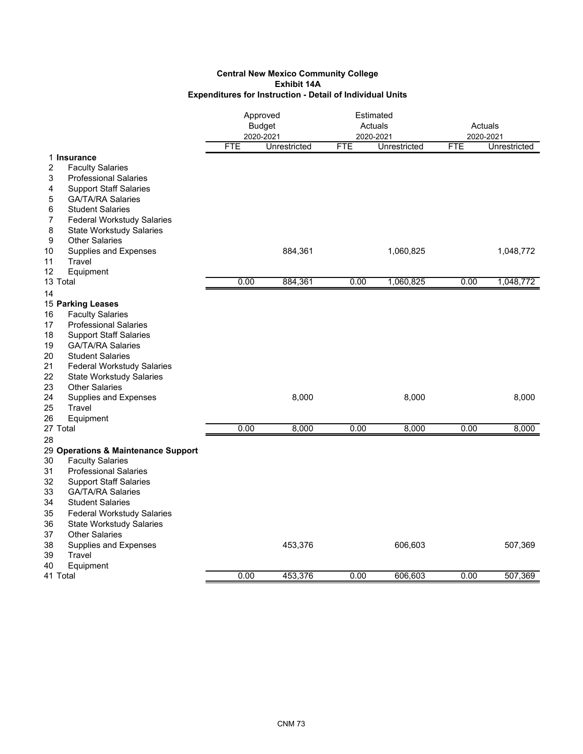**Central New Mexico Community College**
**Exhibit 14A**
**Expenditures for Instruction - Detail of Individual Units**

| | | Approved Budget 2020-2021 | | Estimated Actuals 2020-2021 | | Actuals 2020-2021 | |
|---|---|---|---|---|---|---|---|
| | | FTE | Unrestricted | FTE | Unrestricted | FTE | Unrestricted |
| 1 | **Insurance** | | | | | | |
| 2 | Faculty Salaries | | | | | | |
| 3 | Professional Salaries | | | | | | |
| 4 | Support Staff Salaries | | | | | | |
| 5 | GA/TA/RA Salaries | | | | | | |
| 6 | Student Salaries | | | | | | |
| 7 | Federal Workstudy Salaries | | | | | | |
| 8 | State Workstudy Salaries | | | | | | |
| 9 | Other Salaries | | | | | | |
| 10 | Supplies and Expenses | | 884,361 | | 1,060,825 | | 1,048,772 |
| 11 | Travel | | | | | | |
| 12 | Equipment | | | | | | |
| 13 | Total | 0.00 | 884,361 | 0.00 | 1,060,825 | 0.00 | 1,048,772 |
| 14 | | | | | | | |
| 15 | **Parking Leases** | | | | | | |
| 16 | Faculty Salaries | | | | | | |
| 17 | Professional Salaries | | | | | | |
| 18 | Support Staff Salaries | | | | | | |
| 19 | GA/TA/RA Salaries | | | | | | |
| 20 | Student Salaries | | | | | | |
| 21 | Federal Workstudy Salaries | | | | | | |
| 22 | State Workstudy Salaries | | | | | | |
| 23 | Other Salaries | | | | | | |
| 24 | Supplies and Expenses | | 8,000 | | 8,000 | | 8,000 |
| 25 | Travel | | | | | | |
| 26 | Equipment | | | | | | |
| 27 | Total | 0.00 | 8,000 | 0.00 | 8,000 | 0.00 | 8,000 |
| 28 | | | | | | | |
| 29 | **Operations & Maintenance Support** | | | | | | |
| 30 | Faculty Salaries | | | | | | |
| 31 | Professional Salaries | | | | | | |
| 32 | Support Staff Salaries | | | | | | |
| 33 | GA/TA/RA Salaries | | | | | | |
| 34 | Student Salaries | | | | | | |
| 35 | Federal Workstudy Salaries | | | | | | |
| 36 | State Workstudy Salaries | | | | | | |
| 37 | Other Salaries | | | | | | |
| 38 | Supplies and Expenses | | 453,376 | | 606,603 | | 507,369 |
| 39 | Travel | | | | | | |
| 40 | Equipment | | | | | | |
| 41 | Total | 0.00 | 453,376 | 0.00 | 606,603 | 0.00 | 507,369 |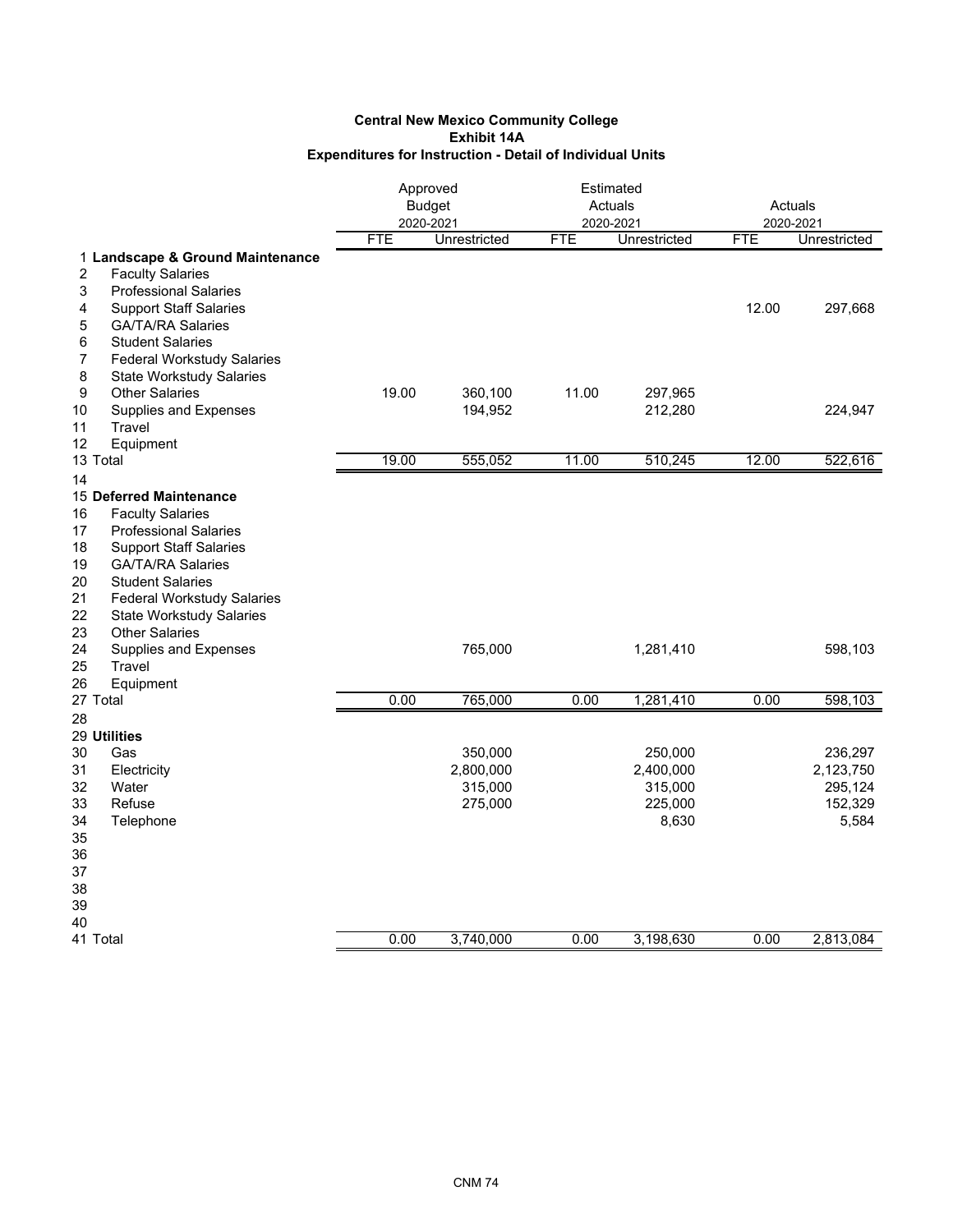**Central New Mexico Community College**
**Exhibit 14A**
**Expenditures for Instruction - Detail of Individual Units**

| | | Approved Budget 2020-2021 | | Estimated Actuals 2020-2021 | | Actuals 2020-2021 | |
|---|---|---|---|---|---|---|---|
| | | FTE | Unrestricted | FTE | Unrestricted | FTE | Unrestricted |
| 1 | **Landscape & Ground Maintenance** | | | | | | |
| 2 | Faculty Salaries | | | | | | |
| 3 | Professional Salaries | | | | | | |
| 4 | Support Staff Salaries | | | | | 12.00 | 297,668 |
| 5 | GA/TA/RA Salaries | | | | | | |
| 6 | Student Salaries | | | | | | |
| 7 | Federal Workstudy Salaries | | | | | | |
| 8 | State Workstudy Salaries | | | | | | |
| 9 | Other Salaries | 19.00 | 360,100 | 11.00 | 297,965 | | |
| 10 | Supplies and Expenses | | 194,952 | | 212,280 | | 224,947 |
| 11 | Travel | | | | | | |
| 12 | Equipment | | | | | | |
| 13 | Total | 19.00 | 555,052 | 11.00 | 510,245 | 12.00 | 522,616 |
| 14 | | | | | | | |
| 15 | **Deferred Maintenance** | | | | | | |
| 16 | Faculty Salaries | | | | | | |
| 17 | Professional Salaries | | | | | | |
| 18 | Support Staff Salaries | | | | | | |
| 19 | GA/TA/RA Salaries | | | | | | |
| 20 | Student Salaries | | | | | | |
| 21 | Federal Workstudy Salaries | | | | | | |
| 22 | State Workstudy Salaries | | | | | | |
| 23 | Other Salaries | | | | | | |
| 24 | Supplies and Expenses | | 765,000 | | 1,281,410 | | 598,103 |
| 25 | Travel | | | | | | |
| 26 | Equipment | | | | | | |
| 27 | Total | 0.00 | 765,000 | 0.00 | 1,281,410 | 0.00 | 598,103 |
| 28 | | | | | | | |
| 29 | **Utilities** | | | | | | |
| 30 | Gas | | 350,000 | | 250,000 | | 236,297 |
| 31 | Electricity | | 2,800,000 | | 2,400,000 | | 2,123,750 |
| 32 | Water | | 315,000 | | 315,000 | | 295,124 |
| 33 | Refuse | | 275,000 | | 225,000 | | 152,329 |
| 34 | Telephone | | | | 8,630 | | 5,584 |
| 35 | | | | | | | |
| 36 | | | | | | | |
| 37 | | | | | | | |
| 38 | | | | | | | |
| 39 | | | | | | | |
| 40 | | | | | | | |
| 41 | Total | 0.00 | 3,740,000 | 0.00 | 3,198,630 | 0.00 | 2,813,084 |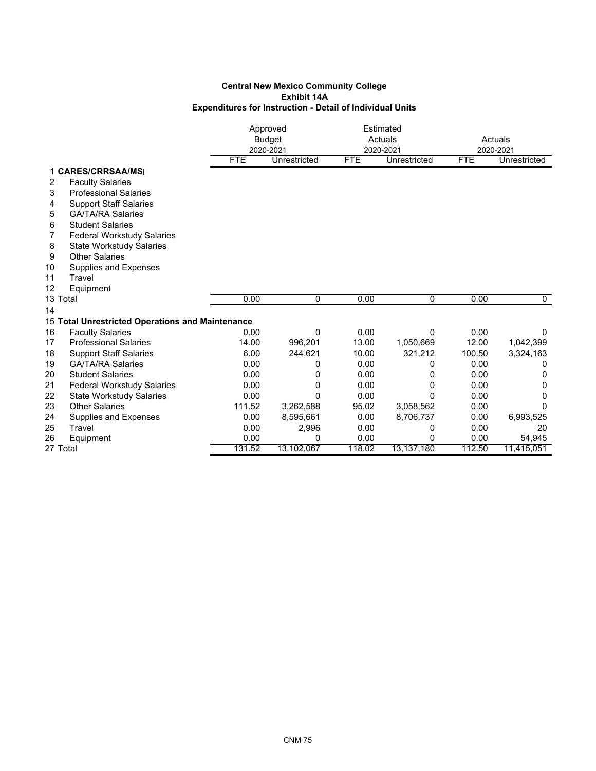**Central New Mexico Community College**
**Exhibit 14A**
**Expenditures for Instruction - Detail of Individual Units**

| | | Approved Budget 2020-2021 | | Estimated Actuals 2020-2021 | | Actuals 2020-2021 | |
|---|---|---|---|---|---|---|---|
| | | FTE | Unrestricted | FTE | Unrestricted | FTE | Unrestricted |
| 1 | **CARES/CRRSAA/MSI** | | | | | | |
| 2 | Faculty Salaries | | | | | | |
| 3 | Professional Salaries | | | | | | |
| 4 | Support Staff Salaries | | | | | | |
| 5 | GA/TA/RA Salaries | | | | | | |
| 6 | Student Salaries | | | | | | |
| 7 | Federal Workstudy Salaries | | | | | | |
| 8 | State Workstudy Salaries | | | | | | |
| 9 | Other Salaries | | | | | | |
| 10 | Supplies and Expenses | | | | | | |
| 11 | Travel | | | | | | |
| 12 | Equipment | | | | | | |
| 13 | Total | 0.00 | 0 | 0.00 | 0 | 0.00 | 0 |
| 14 | | | | | | | |
| 15 | **Total Unrestricted Operations and Maintenance** | | | | | | |
| 16 | Faculty Salaries | 0.00 | 0 | 0.00 | 0 | 0.00 | 0 |
| 17 | Professional Salaries | 14.00 | 996,201 | 13.00 | 1,050,669 | 12.00 | 1,042,399 |
| 18 | Support Staff Salaries | 6.00 | 244,621 | 10.00 | 321,212 | 100.50 | 3,324,163 |
| 19 | GA/TA/RA Salaries | 0.00 | 0 | 0.00 | 0 | 0.00 | 0 |
| 20 | Student Salaries | 0.00 | 0 | 0.00 | 0 | 0.00 | 0 |
| 21 | Federal Workstudy Salaries | 0.00 | 0 | 0.00 | 0 | 0.00 | 0 |
| 22 | State Workstudy Salaries | 0.00 | 0 | 0.00 | 0 | 0.00 | 0 |
| 23 | Other Salaries | 111.52 | 3,262,588 | 95.02 | 3,058,562 | 0.00 | 0 |
| 24 | Supplies and Expenses | 0.00 | 8,595,661 | 0.00 | 8,706,737 | 0.00 | 6,993,525 |
| 25 | Travel | 0.00 | 2,996 | 0.00 | 0 | 0.00 | 20 |
| 26 | Equipment | 0.00 | 0 | 0.00 | 0 | 0.00 | 54,945 |
| 27 | Total | 131.52 | 13,102,067 | 118.02 | 13,137,180 | 112.50 | 11,415,051 |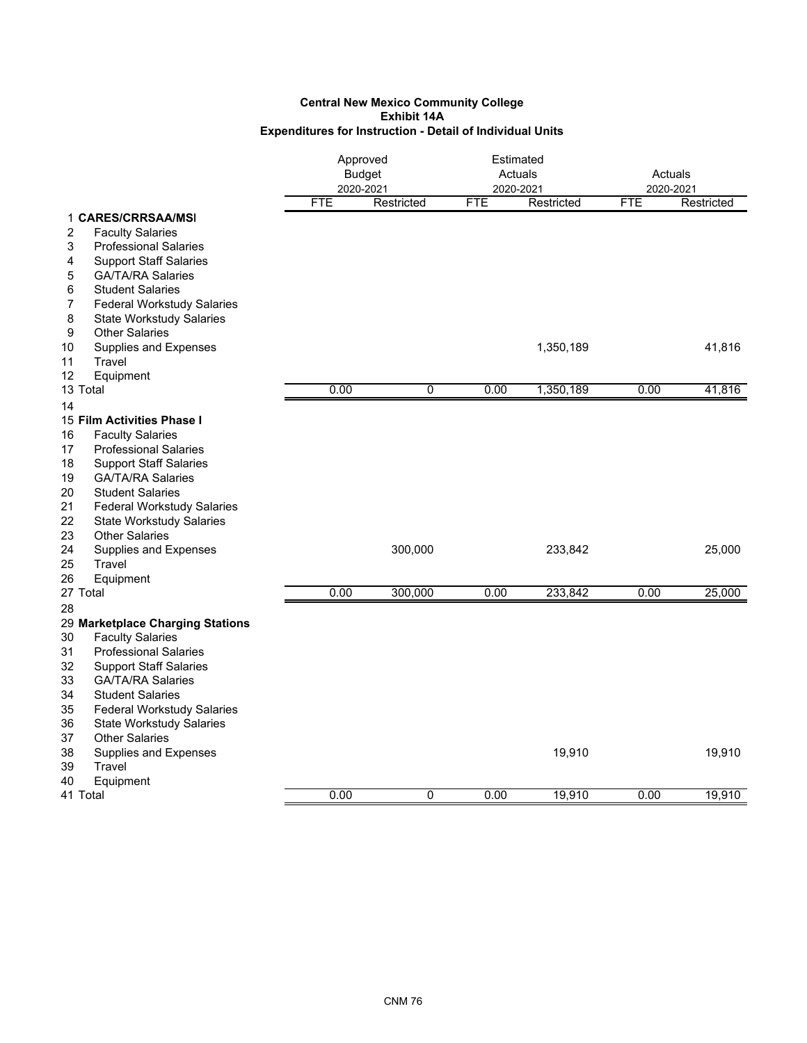**Central New Mexico Community College**
**Exhibit 14A**
**Expenditures for Instruction - Detail of Individual Units**

| | | Approved Budget 2020-2021 | | Estimated Actuals 2020-2021 | | Actuals 2020-2021 | |
|---|---|---|---|---|---|---|---|
| | | FTE | Restricted | FTE | Restricted | FTE | Restricted |
| 1 | **CARES/CRRSAA/MSI** | | | | | | |
| 2 | Faculty Salaries | | | | | | |
| 3 | Professional Salaries | | | | | | |
| 4 | Support Staff Salaries | | | | | | |
| 5 | GA/TA/RA Salaries | | | | | | |
| 6 | Student Salaries | | | | | | |
| 7 | Federal Workstudy Salaries | | | | | | |
| 8 | State Workstudy Salaries | | | | | | |
| 9 | Other Salaries | | | | | | |
| 10 | Supplies and Expenses | | | | 1,350,189 | | 41,816 |
| 11 | Travel | | | | | | |
| 12 | Equipment | | | | | | |
| 13 | Total | 0.00 | 0 | 0.00 | 1,350,189 | 0.00 | 41,816 |
| 14 | | | | | | | |
| 15 | **Film Activities Phase I** | | | | | | |
| 16 | Faculty Salaries | | | | | | |
| 17 | Professional Salaries | | | | | | |
| 18 | Support Staff Salaries | | | | | | |
| 19 | GA/TA/RA Salaries | | | | | | |
| 20 | Student Salaries | | | | | | |
| 21 | Federal Workstudy Salaries | | | | | | |
| 22 | State Workstudy Salaries | | | | | | |
| 23 | Other Salaries | | | | | | |
| 24 | Supplies and Expenses | | 300,000 | | 233,842 | | 25,000 |
| 25 | Travel | | | | | | |
| 26 | Equipment | | | | | | |
| 27 | Total | 0.00 | 300,000 | 0.00 | 233,842 | 0.00 | 25,000 |
| 28 | | | | | | | |
| 29 | **Marketplace Charging Stations** | | | | | | |
| 30 | Faculty Salaries | | | | | | |
| 31 | Professional Salaries | | | | | | |
| 32 | Support Staff Salaries | | | | | | |
| 33 | GA/TA/RA Salaries | | | | | | |
| 34 | Student Salaries | | | | | | |
| 35 | Federal Workstudy Salaries | | | | | | |
| 36 | State Workstudy Salaries | | | | | | |
| 37 | Other Salaries | | | | | | |
| 38 | Supplies and Expenses | | | | 19,910 | | 19,910 |
| 39 | Travel | | | | | | |
| 40 | Equipment | | | | | | |
| 41 | Total | 0.00 | 0 | 0.00 | 19,910 | 0.00 | 19,910 |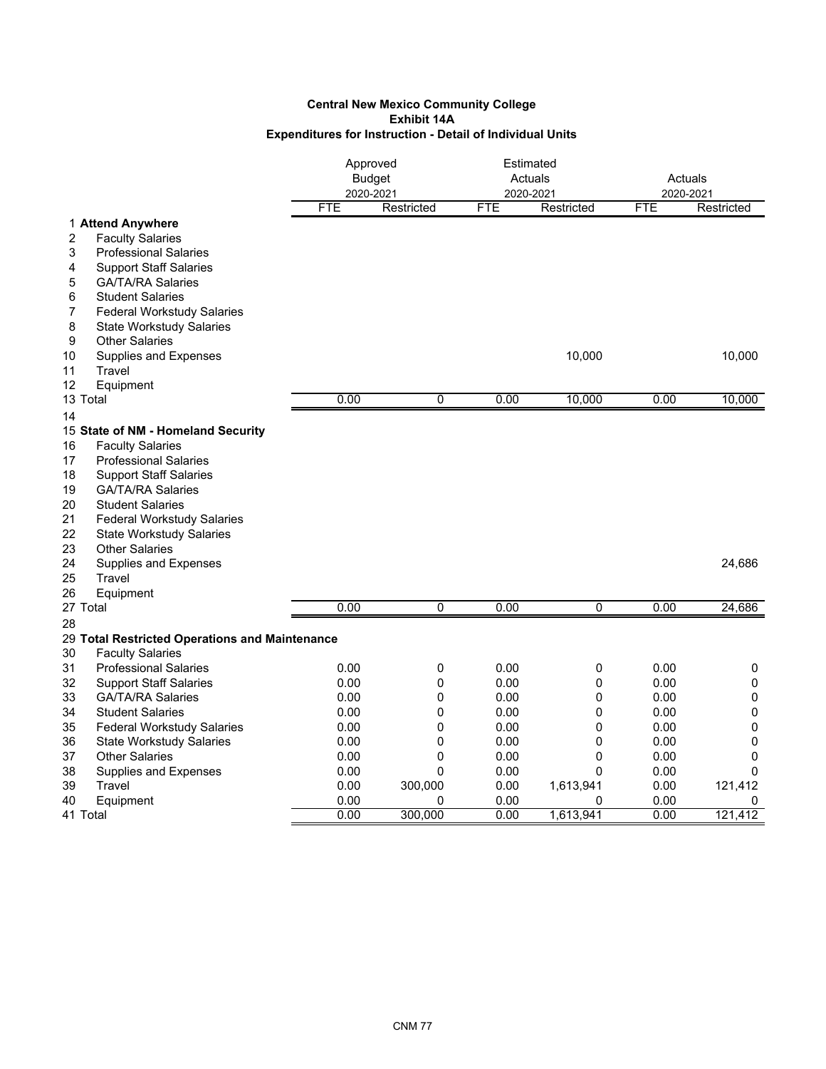# Central New Mexico Community College
## Exhibit 14A
### Expenditures for Instruction - Detail of Individual Units

| | | Approved Budget 2020-2021 | | Estimated Actuals 2020-2021 | | Actuals 2020-2021 | |
|---|---|---|---|---|---|---|---|
| | | FTE | Restricted | FTE | Restricted | FTE | Restricted |
| 1 | **Attend Anywhere** | | | | | | |
| 2 | Faculty Salaries | | | | | | |
| 3 | Professional Salaries | | | | | | |
| 4 | Support Staff Salaries | | | | | | |
| 5 | GA/TA/RA Salaries | | | | | | |
| 6 | Student Salaries | | | | | | |
| 7 | Federal Workstudy Salaries | | | | | | |
| 8 | State Workstudy Salaries | | | | | | |
| 9 | Other Salaries | | | | | | |
| 10 | Supplies and Expenses | | | | 10,000 | | 10,000 |
| 11 | Travel | | | | | | |
| 12 | Equipment | | | | | | |
| 13 | Total | 0.00 | 0 | 0.00 | 10,000 | 0.00 | 10,000 |
| 14 | | | | | | | |
| 15 | **State of NM - Homeland Security** | | | | | | |
| 16 | Faculty Salaries | | | | | | |
| 17 | Professional Salaries | | | | | | |
| 18 | Support Staff Salaries | | | | | | |
| 19 | GA/TA/RA Salaries | | | | | | |
| 20 | Student Salaries | | | | | | |
| 21 | Federal Workstudy Salaries | | | | | | |
| 22 | State Workstudy Salaries | | | | | | |
| 23 | Other Salaries | | | | | | |
| 24 | Supplies and Expenses | | | | | | 24,686 |
| 25 | Travel | | | | | | |
| 26 | Equipment | | | | | | |
| 27 | Total | 0.00 | 0 | 0.00 | 0 | 0.00 | 24,686 |
| 28 | | | | | | | |
| 29 | **Total Restricted Operations and Maintenance** | | | | | | |
| 30 | Faculty Salaries | | | | | | |
| 31 | Professional Salaries | 0.00 | 0 | 0.00 | 0 | 0.00 | 0 |
| 32 | Support Staff Salaries | 0.00 | 0 | 0.00 | 0 | 0.00 | 0 |
| 33 | GA/TA/RA Salaries | 0.00 | 0 | 0.00 | 0 | 0.00 | 0 |
| 34 | Student Salaries | 0.00 | 0 | 0.00 | 0 | 0.00 | 0 |
| 35 | Federal Workstudy Salaries | 0.00 | 0 | 0.00 | 0 | 0.00 | 0 |
| 36 | State Workstudy Salaries | 0.00 | 0 | 0.00 | 0 | 0.00 | 0 |
| 37 | Other Salaries | 0.00 | 0 | 0.00 | 0 | 0.00 | 0 |
| 38 | Supplies and Expenses | 0.00 | 0 | 0.00 | 0 | 0.00 | 0 |
| 39 | Travel | 0.00 | 300,000 | 0.00 | 1,613,941 | 0.00 | 121,412 |
| 40 | Equipment | 0.00 | 0 | 0.00 | 0 | 0.00 | 0 |
| 41 | Total | 0.00 | 300,000 | 0.00 | 1,613,941 | 0.00 | 121,412 |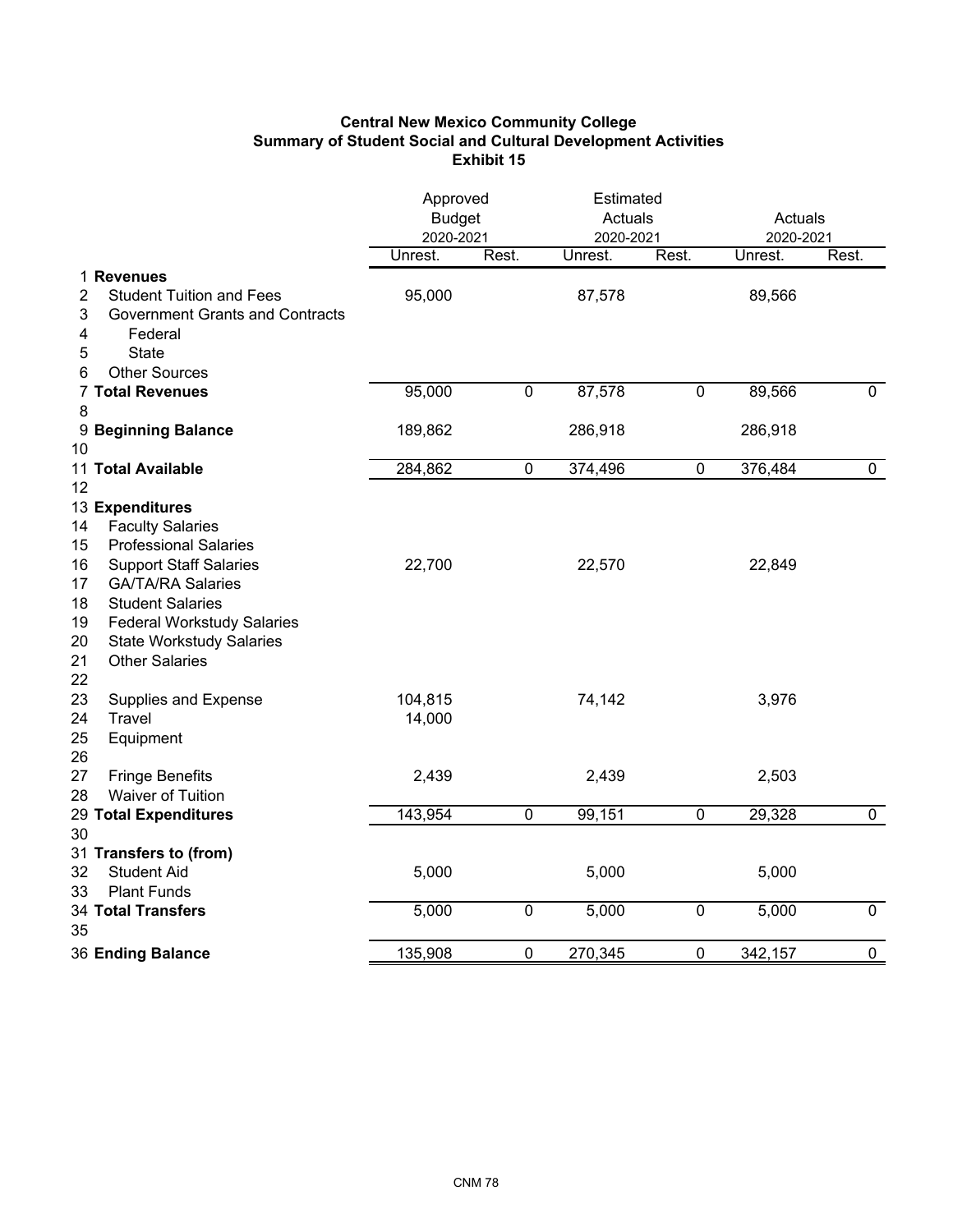**Central New Mexico Community College**
**Summary of Student Social and Cultural Development Activities**
**Exhibit 15**

| | | Approved Budget 2020-2021 | | Estimated Actuals 2020-2021 | | Actuals 2020-2021 | |
|---|---|---|---|---|---|---|---|
| | | Unrest. | Rest. | Unrest. | Rest. | Unrest. | Rest. |
| 1 | **Revenues** | | | | | | |
| 2 | Student Tuition and Fees | 95,000 | | 87,578 | | 89,566 | |
| 3 | Government Grants and Contracts | | | | | | |
| 4 | Federal | | | | | | |
| 5 | State | | | | | | |
| 6 | Other Sources | | | | | | |
| 7 | **Total Revenues** | 95,000 | 0 | 87,578 | 0 | 89,566 | 0 |
| 8 | | | | | | | |
| 9 | **Beginning Balance** | 189,862 | | 286,918 | | 286,918 | |
| 10 | | | | | | | |
| 11 | **Total Available** | 284,862 | 0 | 374,496 | 0 | 376,484 | 0 |
| 12 | | | | | | | |
| 13 | **Expenditures** | | | | | | |
| 14 | Faculty Salaries | | | | | | |
| 15 | Professional Salaries | | | | | | |
| 16 | Support Staff Salaries | 22,700 | | 22,570 | | 22,849 | |
| 17 | GA/TA/RA Salaries | | | | | | |
| 18 | Student Salaries | | | | | | |
| 19 | Federal Workstudy Salaries | | | | | | |
| 20 | State Workstudy Salaries | | | | | | |
| 21 | Other Salaries | | | | | | |
| 22 | | | | | | | |
| 23 | Supplies and Expense | 104,815 | | 74,142 | | 3,976 | |
| 24 | Travel | 14,000 | | | | | |
| 25 | Equipment | | | | | | |
| 26 | | | | | | | |
| 27 | Fringe Benefits | 2,439 | | 2,439 | | 2,503 | |
| 28 | Waiver of Tuition | | | | | | |
| 29 | **Total Expenditures** | 143,954 | 0 | 99,151 | 0 | 29,328 | 0 |
| 30 | | | | | | | |
| 31 | **Transfers to (from)** | | | | | | |
| 32 | Student Aid | 5,000 | | 5,000 | | 5,000 | |
| 33 | Plant Funds | | | | | | |
| 34 | **Total Transfers** | 5,000 | 0 | 5,000 | 0 | 5,000 | 0 |
| 35 | | | | | | | |
| 36 | **Ending Balance** | 135,908 | 0 | 270,345 | 0 | 342,157 | 0 |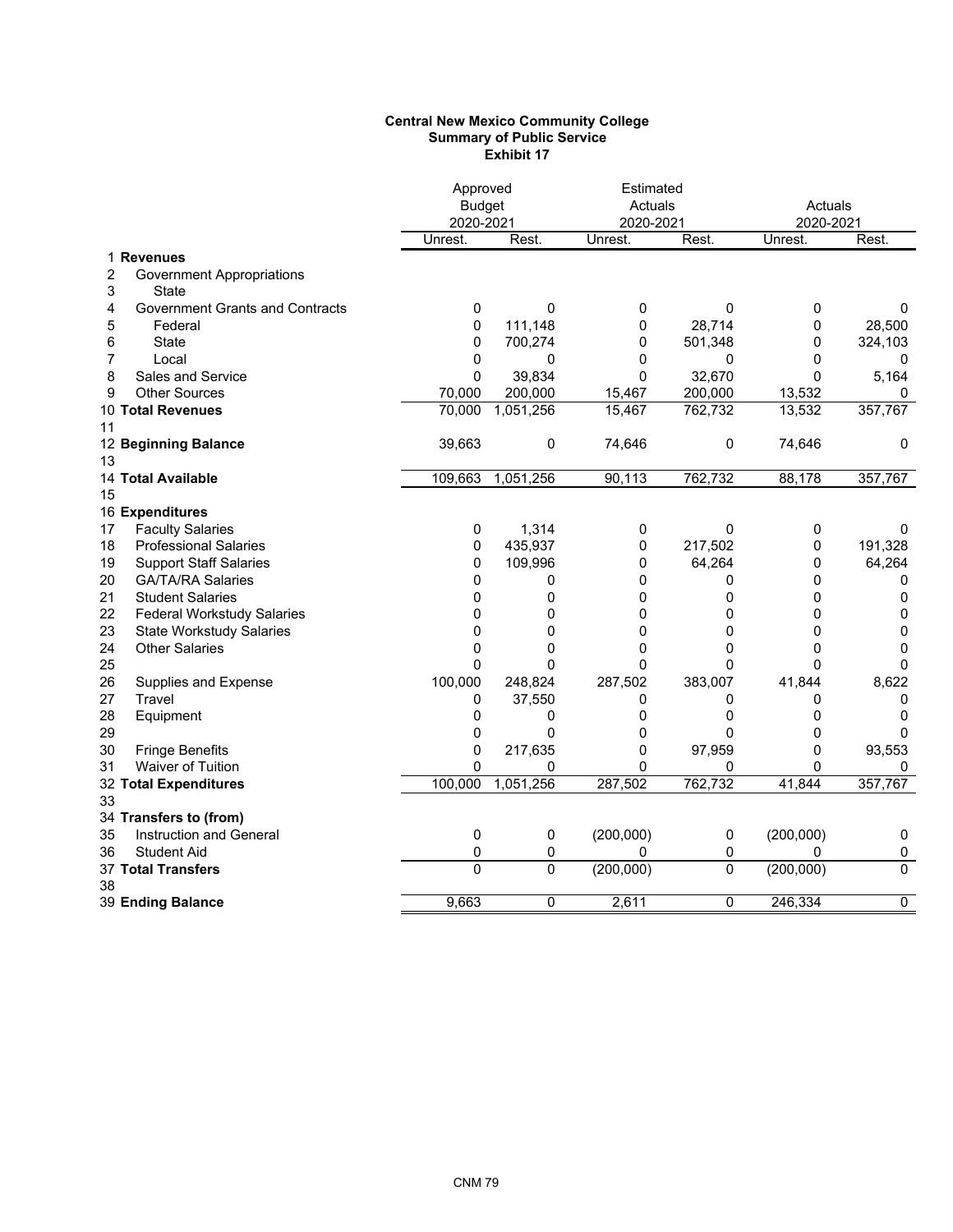**Central New Mexico Community College**
**Summary of Public Service**
**Exhibit 17**

| | | Approved Budget 2020-2021 | | Estimated Actuals 2020-2021 | | Actuals 2020-2021 | |
|---|---|---|---|---|---|---|---|
| | | Unrest. | Rest. | Unrest. | Rest. | Unrest. | Rest. |
| 1 | **Revenues** | | | | | | |
| 2 | Government Appropriations | | | | | | |
| 3 | State | | | | | | |
| 4 | Government Grants and Contracts | 0 | 0 | 0 | 0 | 0 | 0 |
| 5 | Federal | 0 | 111,148 | 0 | 28,714 | 0 | 28,500 |
| 6 | State | 0 | 700,274 | 0 | 501,348 | 0 | 324,103 |
| 7 | Local | 0 | 0 | 0 | 0 | 0 | 0 |
| 8 | Sales and Service | 0 | 39,834 | 0 | 32,670 | 0 | 5,164 |
| 9 | Other Sources | 70,000 | 200,000 | 15,467 | 200,000 | 13,532 | 0 |
| 10 | **Total Revenues** | 70,000 | 1,051,256 | 15,467 | 762,732 | 13,532 | 357,767 |
| 11 | | | | | | | |
| 12 | **Beginning Balance** | 39,663 | 0 | 74,646 | 0 | 74,646 | 0 |
| 13 | | | | | | | |
| 14 | **Total Available** | 109,663 | 1,051,256 | 90,113 | 762,732 | 88,178 | 357,767 |
| 15 | | | | | | | |
| 16 | **Expenditures** | | | | | | |
| 17 | Faculty Salaries | 0 | 1,314 | 0 | 0 | 0 | 0 |
| 18 | Professional Salaries | 0 | 435,937 | 0 | 217,502 | 0 | 191,328 |
| 19 | Support Staff Salaries | 0 | 109,996 | 0 | 64,264 | 0 | 64,264 |
| 20 | GA/TA/RA Salaries | 0 | 0 | 0 | 0 | 0 | 0 |
| 21 | Student Salaries | 0 | 0 | 0 | 0 | 0 | 0 |
| 22 | Federal Workstudy Salaries | 0 | 0 | 0 | 0 | 0 | 0 |
| 23 | State Workstudy Salaries | 0 | 0 | 0 | 0 | 0 | 0 |
| 24 | Other Salaries | 0 | 0 | 0 | 0 | 0 | 0 |
| 25 | | 0 | 0 | 0 | 0 | 0 | 0 |
| 26 | Supplies and Expense | 100,000 | 248,824 | 287,502 | 383,007 | 41,844 | 8,622 |
| 27 | Travel | 0 | 37,550 | 0 | 0 | 0 | 0 |
| 28 | Equipment | 0 | 0 | 0 | 0 | 0 | 0 |
| 29 | | 0 | 0 | 0 | 0 | 0 | 0 |
| 30 | Fringe Benefits | 0 | 217,635 | 0 | 97,959 | 0 | 93,553 |
| 31 | Waiver of Tuition | 0 | 0 | 0 | 0 | 0 | 0 |
| 32 | **Total Expenditures** | 100,000 | 1,051,256 | 287,502 | 762,732 | 41,844 | 357,767 |
| 33 | | | | | | | |
| 34 | **Transfers to (from)** | | | | | | |
| 35 | Instruction and General | 0 | 0 | (200,000) | 0 | (200,000) | 0 |
| 36 | Student Aid | 0 | 0 | 0 | 0 | 0 | 0 |
| 37 | **Total Transfers** | 0 | 0 | (200,000) | 0 | (200,000) | 0 |
| 38 | | | | | | | |
| 39 | **Ending Balance** | 9,663 | 0 | 2,611 | 0 | 246,334 | 0 |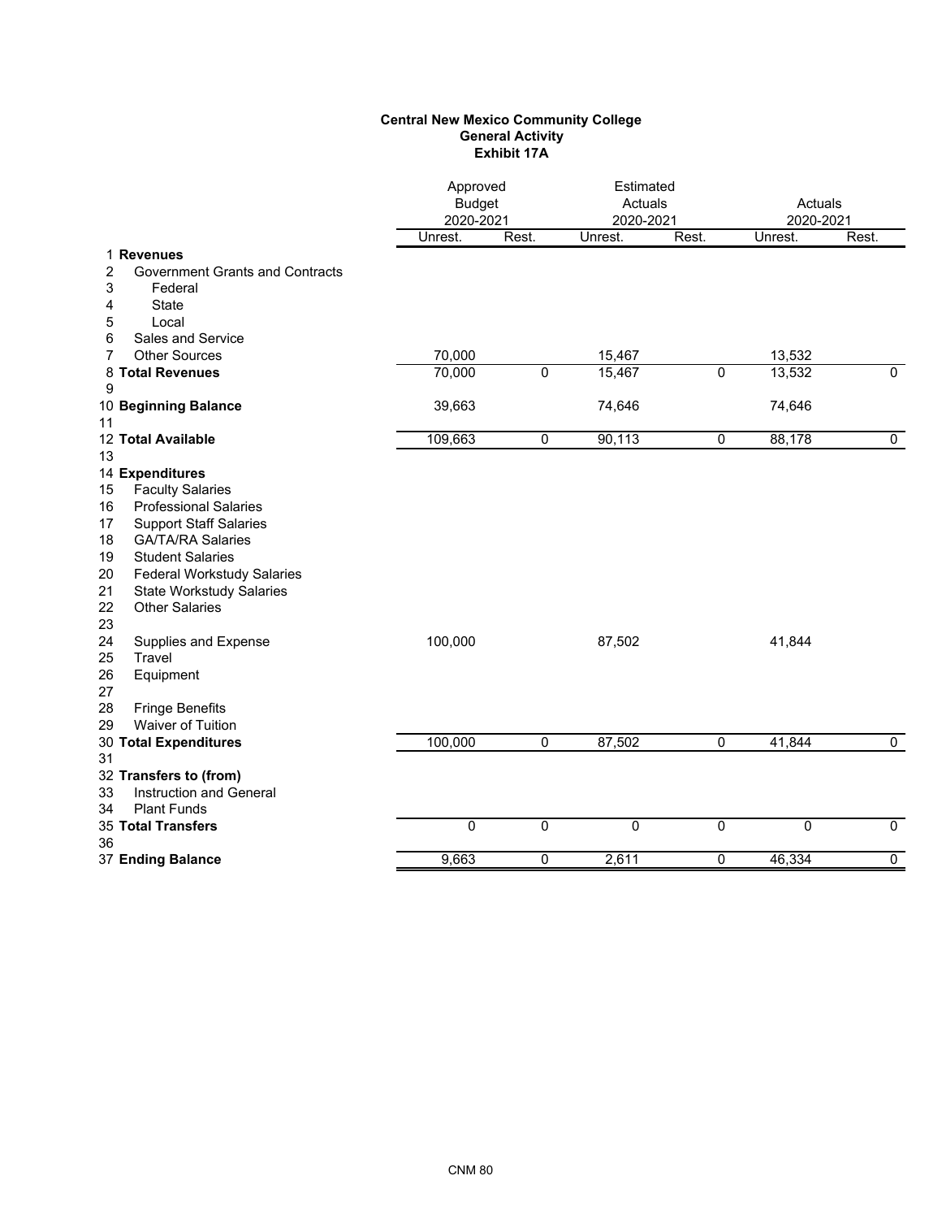**Central New Mexico Community College**
**General Activity**
**Exhibit 17A**

| | | Approved Budget 2020-2021 | | Estimated Actuals 2020-2021 | | Actuals 2020-2021 | |
|---|---|---|---|---|---|---|---|
| | | Unrest. | Rest. | Unrest. | Rest. | Unrest. | Rest. |
| 1 | **Revenues** | | | | | | |
| 2 | Government Grants and Contracts | | | | | | |
| 3 | Federal | | | | | | |
| 4 | State | | | | | | |
| 5 | Local | | | | | | |
| 6 | Sales and Service | | | | | | |
| 7 | Other Sources | 70,000 | | 15,467 | | 13,532 | |
| 8 | **Total Revenues** | 70,000 | 0 | 15,467 | 0 | 13,532 | 0 |
| 9 | | | | | | | |
| 10 | **Beginning Balance** | 39,663 | | 74,646 | | 74,646 | |
| 11 | | | | | | | |
| 12 | **Total Available** | 109,663 | 0 | 90,113 | 0 | 88,178 | 0 |
| 13 | | | | | | | |
| 14 | **Expenditures** | | | | | | |
| 15 | Faculty Salaries | | | | | | |
| 16 | Professional Salaries | | | | | | |
| 17 | Support Staff Salaries | | | | | | |
| 18 | GA/TA/RA Salaries | | | | | | |
| 19 | Student Salaries | | | | | | |
| 20 | Federal Workstudy Salaries | | | | | | |
| 21 | State Workstudy Salaries | | | | | | |
| 22 | Other Salaries | | | | | | |
| 23 | | | | | | | |
| 24 | Supplies and Expense | 100,000 | | 87,502 | | 41,844 | |
| 25 | Travel | | | | | | |
| 26 | Equipment | | | | | | |
| 27 | | | | | | | |
| 28 | Fringe Benefits | | | | | | |
| 29 | Waiver of Tuition | | | | | | |
| 30 | **Total Expenditures** | 100,000 | 0 | 87,502 | 0 | 41,844 | 0 |
| 31 | | | | | | | |
| 32 | **Transfers to (from)** | | | | | | |
| 33 | Instruction and General | | | | | | |
| 34 | Plant Funds | | | | | | |
| 35 | **Total Transfers** | 0 | 0 | 0 | 0 | 0 | 0 |
| 36 | | | | | | | |
| 37 | **Ending Balance** | 9,663 | 0 | 2,611 | 0 | 46,334 | 0 |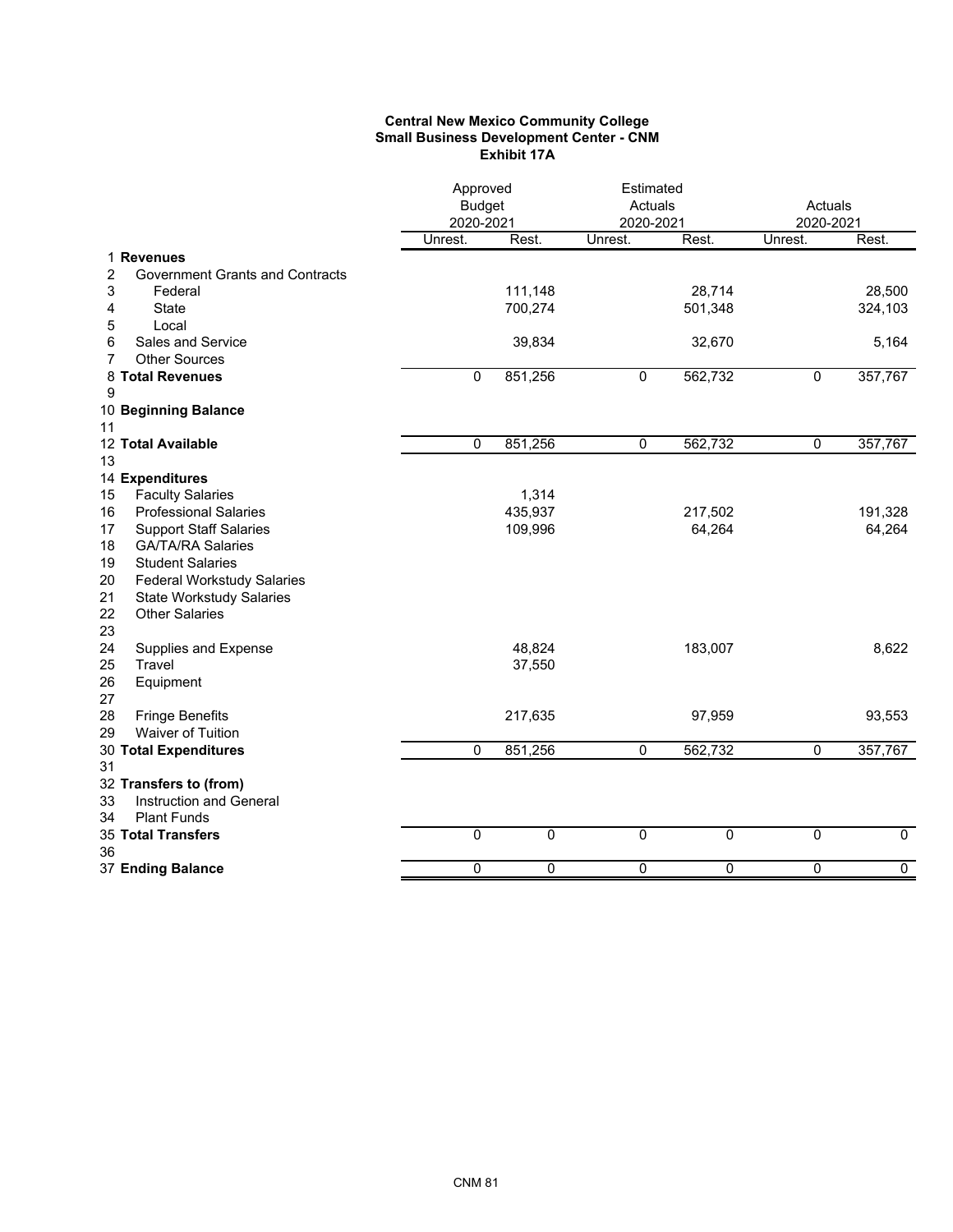**Central New Mexico Community College**
**Small Business Development Center - CNM**
**Exhibit 17A**

| | | Approved Budget 2020-2021 | | Estimated Actuals 2020-2021 | | Actuals 2020-2021 | |
|---|---|---|---|---|---|---|---|
| | | Unrest. | Rest. | Unrest. | Rest. | Unrest. | Rest. |
| 1 | **Revenues** | | | | | | |
| 2 | Government Grants and Contracts | | | | | | |
| 3 | Federal | | 111,148 | | 28,714 | | 28,500 |
| 4 | State | | 700,274 | | 501,348 | | 324,103 |
| 5 | Local | | | | | | |
| 6 | Sales and Service | | 39,834 | | 32,670 | | 5,164 |
| 7 | Other Sources | | | | | | |
| 8 | **Total Revenues** | 0 | 851,256 | 0 | 562,732 | 0 | 357,767 |
| 9 | | | | | | | |
| 10 | **Beginning Balance** | | | | | | |
| 11 | | | | | | | |
| 12 | **Total Available** | 0 | 851,256 | 0 | 562,732 | 0 | 357,767 |
| 13 | | | | | | | |
| 14 | **Expenditures** | | | | | | |
| 15 | Faculty Salaries | | 1,314 | | | | |
| 16 | Professional Salaries | | 435,937 | | 217,502 | | 191,328 |
| 17 | Support Staff Salaries | | 109,996 | | 64,264 | | 64,264 |
| 18 | GA/TA/RA Salaries | | | | | | |
| 19 | Student Salaries | | | | | | |
| 20 | Federal Workstudy Salaries | | | | | | |
| 21 | State Workstudy Salaries | | | | | | |
| 22 | Other Salaries | | | | | | |
| 23 | | | | | | | |
| 24 | Supplies and Expense | | 48,824 | | 183,007 | | 8,622 |
| 25 | Travel | | 37,550 | | | | |
| 26 | Equipment | | | | | | |
| 27 | | | | | | | |
| 28 | Fringe Benefits | | 217,635 | | 97,959 | | 93,553 |
| 29 | Waiver of Tuition | | | | | | |
| 30 | **Total Expenditures** | 0 | 851,256 | 0 | 562,732 | 0 | 357,767 |
| 31 | | | | | | | |
| 32 | **Transfers to (from)** | | | | | | |
| 33 | Instruction and General | | | | | | |
| 34 | Plant Funds | | | | | | |
| 35 | **Total Transfers** | 0 | 0 | 0 | 0 | 0 | 0 |
| 36 | | | | | | | |
| 37 | **Ending Balance** | 0 | 0 | 0 | 0 | 0 | 0 |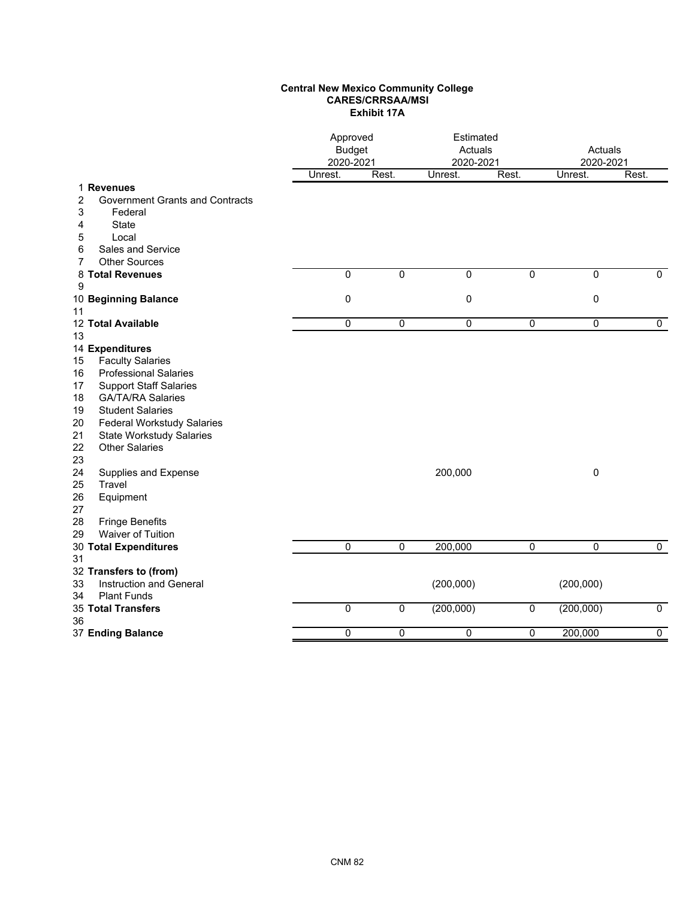**Central New Mexico Community College**
**CARES/CRRSAA/MSI**
**Exhibit 17A**

| | | Approved Budget 2020-2021 | | Estimated Actuals 2020-2021 | | Actuals 2020-2021 | |
|---|---|---|---|---|---|---|---|
| | | Unrest. | Rest. | Unrest. | Rest. | Unrest. | Rest. |
| 1 | **Revenues** | | | | | | |
| 2 | Government Grants and Contracts | | | | | | |
| 3 | Federal | | | | | | |
| 4 | State | | | | | | |
| 5 | Local | | | | | | |
| 6 | Sales and Service | | | | | | |
| 7 | Other Sources | | | | | | |
| 8 | **Total Revenues** | 0 | 0 | 0 | 0 | 0 | 0 |
| 9 | | | | | | | |
| 10 | **Beginning Balance** | 0 | | 0 | | 0 | |
| 11 | | | | | | | |
| 12 | **Total Available** | 0 | 0 | 0 | 0 | 0 | 0 |
| 13 | | | | | | | |
| 14 | **Expenditures** | | | | | | |
| 15 | Faculty Salaries | | | | | | |
| 16 | Professional Salaries | | | | | | |
| 17 | Support Staff Salaries | | | | | | |
| 18 | GA/TA/RA Salaries | | | | | | |
| 19 | Student Salaries | | | | | | |
| 20 | Federal Workstudy Salaries | | | | | | |
| 21 | State Workstudy Salaries | | | | | | |
| 22 | Other Salaries | | | | | | |
| 23 | | | | | | | |
| 24 | Supplies and Expense | | | 200,000 | | 0 | |
| 25 | Travel | | | | | | |
| 26 | Equipment | | | | | | |
| 27 | | | | | | | |
| 28 | Fringe Benefits | | | | | | |
| 29 | Waiver of Tuition | | | | | | |
| 30 | **Total Expenditures** | 0 | 0 | 200,000 | 0 | 0 | 0 |
| 31 | | | | | | | |
| 32 | **Transfers to (from)** | | | | | | |
| 33 | Instruction and General | | | (200,000) | | (200,000) | |
| 34 | Plant Funds | | | | | | |
| 35 | **Total Transfers** | 0 | 0 | (200,000) | 0 | (200,000) | 0 |
| 36 | | | | | | | |
| 37 | **Ending Balance** | 0 | 0 | 0 | 0 | 200,000 | 0 |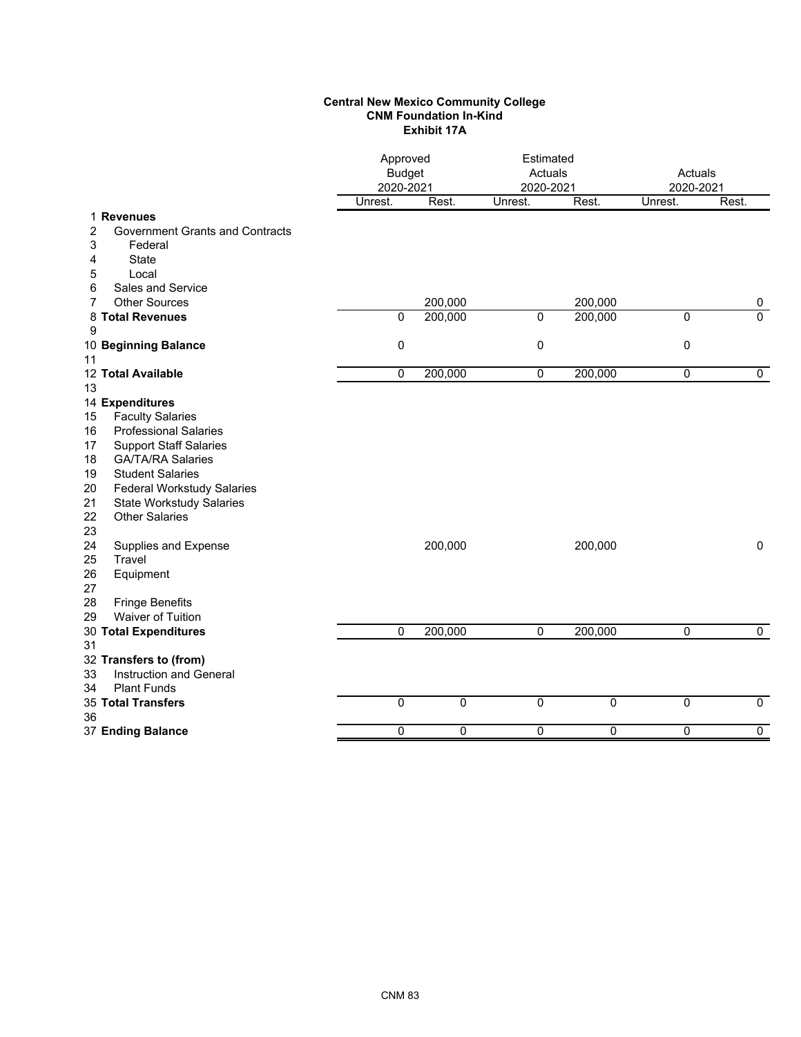**Central New Mexico Community College**
**CNM Foundation In-Kind**
**Exhibit 17A**

| | | Approved Budget 2020-2021 | | Estimated Actuals 2020-2021 | | Actuals 2020-2021 | |
|---|---|---|---|---|---|---|---|
| | | Unrest. | Rest. | Unrest. | Rest. | Unrest. | Rest. |
| 1 | **Revenues** | | | | | | |
| 2 | Government Grants and Contracts | | | | | | |
| 3 | Federal | | | | | | |
| 4 | State | | | | | | |
| 5 | Local | | | | | | |
| 6 | Sales and Service | | | | | | |
| 7 | Other Sources | | 200,000 | | 200,000 | | 0 |
| 8 | **Total Revenues** | 0 | 200,000 | 0 | 200,000 | 0 | 0 |
| 9 | | | | | | | |
| 10 | **Beginning Balance** | 0 | | 0 | | 0 | |
| 11 | | | | | | | |
| 12 | **Total Available** | 0 | 200,000 | 0 | 200,000 | 0 | 0 |
| 13 | | | | | | | |
| 14 | **Expenditures** | | | | | | |
| 15 | Faculty Salaries | | | | | | |
| 16 | Professional Salaries | | | | | | |
| 17 | Support Staff Salaries | | | | | | |
| 18 | GA/TA/RA Salaries | | | | | | |
| 19 | Student Salaries | | | | | | |
| 20 | Federal Workstudy Salaries | | | | | | |
| 21 | State Workstudy Salaries | | | | | | |
| 22 | Other Salaries | | | | | | |
| 23 | | | | | | | |
| 24 | Supplies and Expense | | 200,000 | | 200,000 | | 0 |
| 25 | Travel | | | | | | |
| 26 | Equipment | | | | | | |
| 27 | | | | | | | |
| 28 | Fringe Benefits | | | | | | |
| 29 | Waiver of Tuition | | | | | | |
| 30 | **Total Expenditures** | 0 | 200,000 | 0 | 200,000 | 0 | 0 |
| 31 | | | | | | | |
| 32 | **Transfers to (from)** | | | | | | |
| 33 | Instruction and General | | | | | | |
| 34 | Plant Funds | | | | | | |
| 35 | **Total Transfers** | 0 | 0 | 0 | 0 | 0 | 0 |
| 36 | | | | | | | |
| 37 | **Ending Balance** | 0 | 0 | 0 | 0 | 0 | 0 |

CNM 83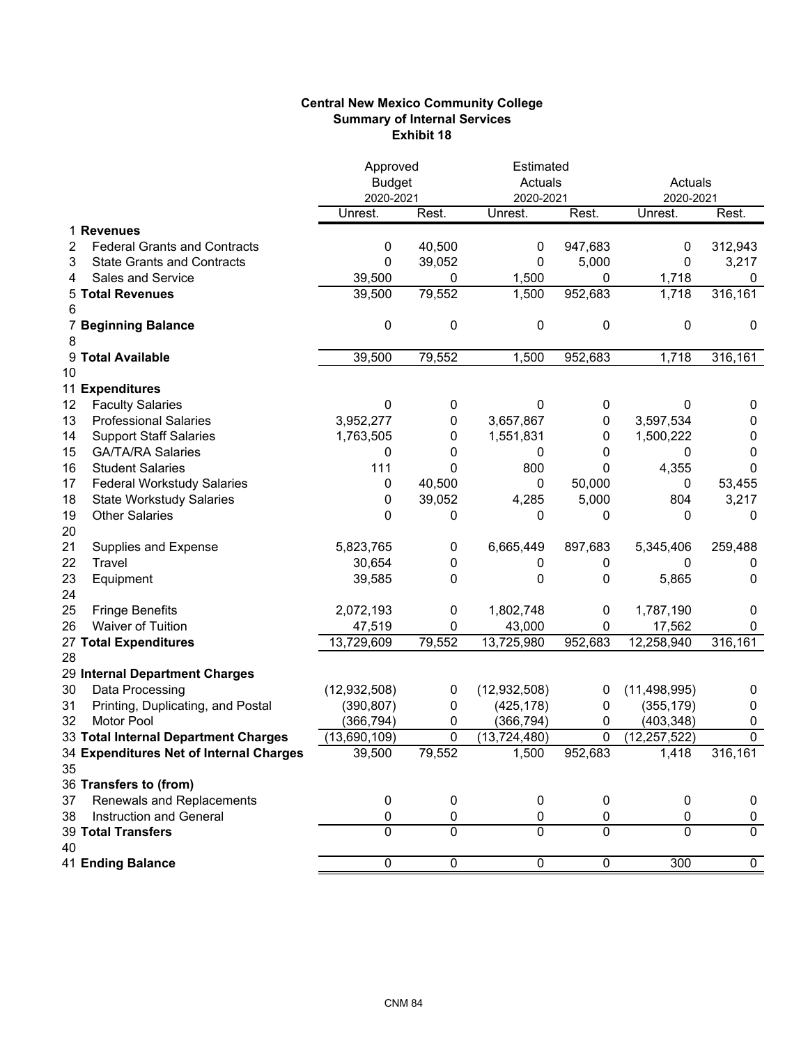**Central New Mexico Community College**
**Summary of Internal Services**
**Exhibit 18**

| | | Approved Budget 2020-2021 | | Estimated Actuals 2020-2021 | | Actuals 2020-2021 | |
|---|---|---|---|---|---|---|---|
| | | Unrest. | Rest. | Unrest. | Rest. | Unrest. | Rest. |
| 1 | **Revenues** | | | | | | |
| 2 | Federal Grants and Contracts | 0 | 40,500 | 0 | 947,683 | 0 | 312,943 |
| 3 | State Grants and Contracts | 0 | 39,052 | 0 | 5,000 | 0 | 3,217 |
| 4 | Sales and Service | 39,500 | 0 | 1,500 | 0 | 1,718 | 0 |
| 5 | **Total Revenues** | 39,500 | 79,552 | 1,500 | 952,683 | 1,718 | 316,161 |
| 6 | | | | | | | |
| 7 | **Beginning Balance** | 0 | 0 | 0 | 0 | 0 | 0 |
| 8 | | | | | | | |
| 9 | **Total Available** | 39,500 | 79,552 | 1,500 | 952,683 | 1,718 | 316,161 |
| 10 | | | | | | | |
| 11 | **Expenditures** | | | | | | |
| 12 | Faculty Salaries | 0 | 0 | 0 | 0 | 0 | 0 |
| 13 | Professional Salaries | 3,952,277 | 0 | 3,657,867 | 0 | 3,597,534 | 0 |
| 14 | Support Staff Salaries | 1,763,505 | 0 | 1,551,831 | 0 | 1,500,222 | 0 |
| 15 | GA/TA/RA Salaries | 0 | 0 | 0 | 0 | 0 | 0 |
| 16 | Student Salaries | 111 | 0 | 800 | 0 | 4,355 | 0 |
| 17 | Federal Workstudy Salaries | 0 | 40,500 | 0 | 50,000 | 0 | 53,455 |
| 18 | State Workstudy Salaries | 0 | 39,052 | 4,285 | 5,000 | 804 | 3,217 |
| 19 | Other Salaries | 0 | 0 | 0 | 0 | 0 | 0 |
| 20 | | | | | | | |
| 21 | Supplies and Expense | 5,823,765 | 0 | 6,665,449 | 897,683 | 5,345,406 | 259,488 |
| 22 | Travel | 30,654 | 0 | 0 | 0 | 0 | 0 |
| 23 | Equipment | 39,585 | 0 | 0 | 0 | 5,865 | 0 |
| 24 | | | | | | | |
| 25 | Fringe Benefits | 2,072,193 | 0 | 1,802,748 | 0 | 1,787,190 | 0 |
| 26 | Waiver of Tuition | 47,519 | 0 | 43,000 | 0 | 17,562 | 0 |
| 27 | **Total Expenditures** | 13,729,609 | 79,552 | 13,725,980 | 952,683 | 12,258,940 | 316,161 |
| 28 | | | | | | | |
| 29 | **Internal Department Charges** | | | | | | |
| 30 | Data Processing | (12,932,508) | 0 | (12,932,508) | 0 | (11,498,995) | 0 |
| 31 | Printing, Duplicating, and Postal | (390,807) | 0 | (425,178) | 0 | (355,179) | 0 |
| 32 | Motor Pool | (366,794) | 0 | (366,794) | 0 | (403,348) | 0 |
| 33 | **Total Internal Department Charges** | (13,690,109) | 0 | (13,724,480) | 0 | (12,257,522) | 0 |
| 34 | **Expenditures Net of Internal Charges** | 39,500 | 79,552 | 1,500 | 952,683 | 1,418 | 316,161 |
| 35 | | | | | | | |
| 36 | **Transfers to (from)** | | | | | | |
| 37 | Renewals and Replacements | 0 | 0 | 0 | 0 | 0 | 0 |
| 38 | Instruction and General | 0 | 0 | 0 | 0 | 0 | 0 |
| 39 | **Total Transfers** | 0 | 0 | 0 | 0 | 0 | 0 |
| 40 | | | | | | | |
| 41 | **Ending Balance** | 0 | 0 | 0 | 0 | 300 | 0 |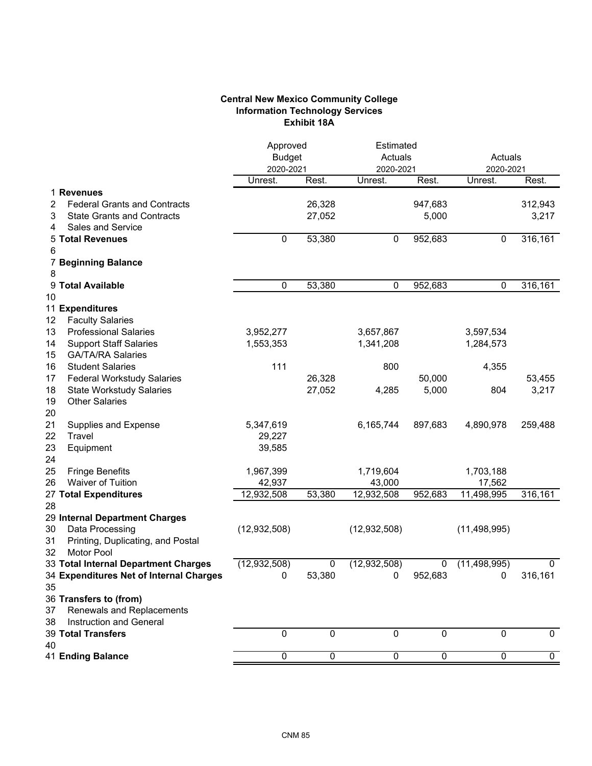**Central New Mexico Community College**
**Information Technology Services**
**Exhibit 18A**

| | | Approved Budget 2020-2021 | | Estimated Actuals 2020-2021 | | Actuals 2020-2021 | |
|---|---|---|---|---|---|---|---|
| | | Unrest. | Rest. | Unrest. | Rest. | Unrest. | Rest. |
| 1 | **Revenues** | | | | | | |
| 2 | Federal Grants and Contracts | | 26,328 | | 947,683 | | 312,943 |
| 3 | State Grants and Contracts | | 27,052 | | 5,000 | | 3,217 |
| 4 | Sales and Service | | | | | | |
| 5 | **Total Revenues** | 0 | 53,380 | 0 | 952,683 | 0 | 316,161 |
| 6 | | | | | | | |
| 7 | **Beginning Balance** | | | | | | |
| 8 | | | | | | | |
| 9 | **Total Available** | 0 | 53,380 | 0 | 952,683 | 0 | 316,161 |
| 10 | | | | | | | |
| 11 | **Expenditures** | | | | | | |
| 12 | Faculty Salaries | | | | | | |
| 13 | Professional Salaries | 3,952,277 | | 3,657,867 | | 3,597,534 | |
| 14 | Support Staff Salaries | 1,553,353 | | 1,341,208 | | 1,284,573 | |
| 15 | GA/TA/RA Salaries | | | | | | |
| 16 | Student Salaries | 111 | | 800 | | 4,355 | |
| 17 | Federal Workstudy Salaries | | 26,328 | | 50,000 | | 53,455 |
| 18 | State Workstudy Salaries | | 27,052 | 4,285 | 5,000 | 804 | 3,217 |
| 19 | Other Salaries | | | | | | |
| 20 | | | | | | | |
| 21 | Supplies and Expense | 5,347,619 | | 6,165,744 | 897,683 | 4,890,978 | 259,488 |
| 22 | Travel | 29,227 | | | | | |
| 23 | Equipment | 39,585 | | | | | |
| 24 | | | | | | | |
| 25 | Fringe Benefits | 1,967,399 | | 1,719,604 | | 1,703,188 | |
| 26 | Waiver of Tuition | 42,937 | | 43,000 | | 17,562 | |
| 27 | **Total Expenditures** | 12,932,508 | 53,380 | 12,932,508 | 952,683 | 11,498,995 | 316,161 |
| 28 | | | | | | | |
| 29 | **Internal Department Charges** | | | | | | |
| 30 | Data Processing | (12,932,508) | | (12,932,508) | | (11,498,995) | |
| 31 | Printing, Duplicating, and Postal | | | | | | |
| 32 | Motor Pool | | | | | | |
| 33 | **Total Internal Department Charges** | (12,932,508) | 0 | (12,932,508) | 0 | (11,498,995) | 0 |
| 34 | **Expenditures Net of Internal Charges** | 0 | 53,380 | 0 | 952,683 | 0 | 316,161 |
| 35 | | | | | | | |
| 36 | **Transfers to (from)** | | | | | | |
| 37 | Renewals and Replacements | | | | | | |
| 38 | Instruction and General | | | | | | |
| 39 | **Total Transfers** | 0 | 0 | 0 | 0 | 0 | 0 |
| 40 | | | | | | | |
| 41 | **Ending Balance** | 0 | 0 | 0 | 0 | 0 | 0 |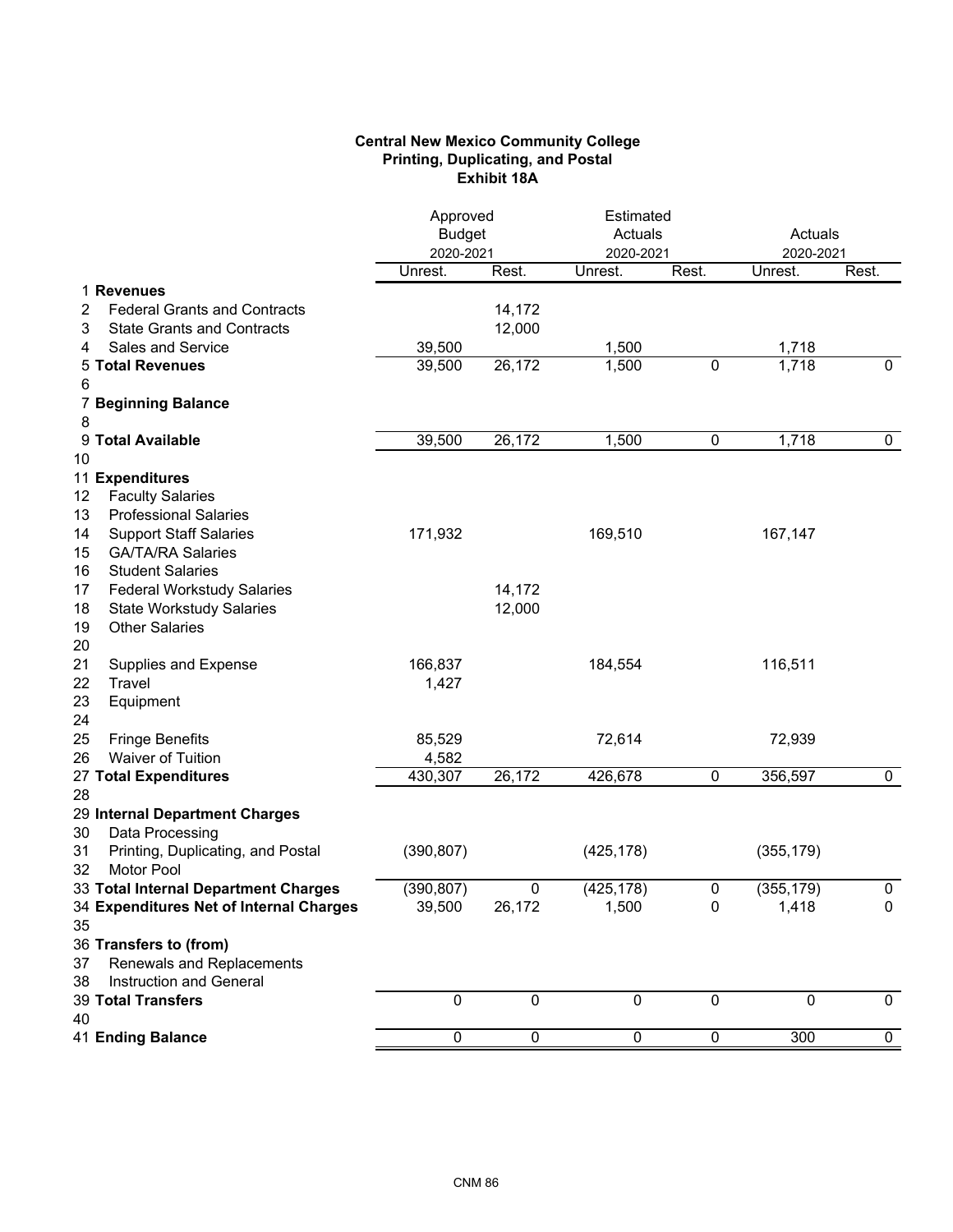**Central New Mexico Community College**
**Printing, Duplicating, and Postal**
**Exhibit 18A**

| | | Approved Budget 2020-2021 | | Estimated Actuals 2020-2021 | | Actuals 2020-2021 | |
|---|---|---|---|---|---|---|---|
| | | Unrest. | Rest. | Unrest. | Rest. | Unrest. | Rest. |
| 1 | **Revenues** | | | | | | |
| 2 | Federal Grants and Contracts | | 14,172 | | | | |
| 3 | State Grants and Contracts | | 12,000 | | | | |
| 4 | Sales and Service | 39,500 | | 1,500 | | 1,718 | |
| 5 | **Total Revenues** | 39,500 | 26,172 | 1,500 | 0 | 1,718 | 0 |
| 6 | | | | | | | |
| 7 | **Beginning Balance** | | | | | | |
| 8 | | | | | | | |
| 9 | **Total Available** | 39,500 | 26,172 | 1,500 | 0 | 1,718 | 0 |
| 10 | | | | | | | |
| 11 | **Expenditures** | | | | | | |
| 12 | Faculty Salaries | | | | | | |
| 13 | Professional Salaries | | | | | | |
| 14 | Support Staff Salaries | 171,932 | | 169,510 | | 167,147 | |
| 15 | GA/TA/RA Salaries | | | | | | |
| 16 | Student Salaries | | | | | | |
| 17 | Federal Workstudy Salaries | | 14,172 | | | | |
| 18 | State Workstudy Salaries | | 12,000 | | | | |
| 19 | Other Salaries | | | | | | |
| 20 | | | | | | | |
| 21 | Supplies and Expense | 166,837 | | 184,554 | | 116,511 | |
| 22 | Travel | 1,427 | | | | | |
| 23 | Equipment | | | | | | |
| 24 | | | | | | | |
| 25 | Fringe Benefits | 85,529 | | 72,614 | | 72,939 | |
| 26 | Waiver of Tuition | 4,582 | | | | | |
| 27 | **Total Expenditures** | 430,307 | 26,172 | 426,678 | 0 | 356,597 | 0 |
| 28 | | | | | | | |
| 29 | **Internal Department Charges** | | | | | | |
| 30 | Data Processing | | | | | | |
| 31 | Printing, Duplicating, and Postal | (390,807) | | (425,178) | | (355,179) | |
| 32 | Motor Pool | | | | | | |
| 33 | **Total Internal Department Charges** | (390,807) | 0 | (425,178) | 0 | (355,179) | 0 |
| 34 | **Expenditures Net of Internal Charges** | 39,500 | 26,172 | 1,500 | 0 | 1,418 | 0 |
| 35 | | | | | | | |
| 36 | **Transfers to (from)** | | | | | | |
| 37 | Renewals and Replacements | | | | | | |
| 38 | Instruction and General | | | | | | |
| 39 | **Total Transfers** | 0 | 0 | 0 | 0 | 0 | 0 |
| 40 | | | | | | | |
| 41 | **Ending Balance** | 0 | 0 | 0 | 0 | 300 | 0 |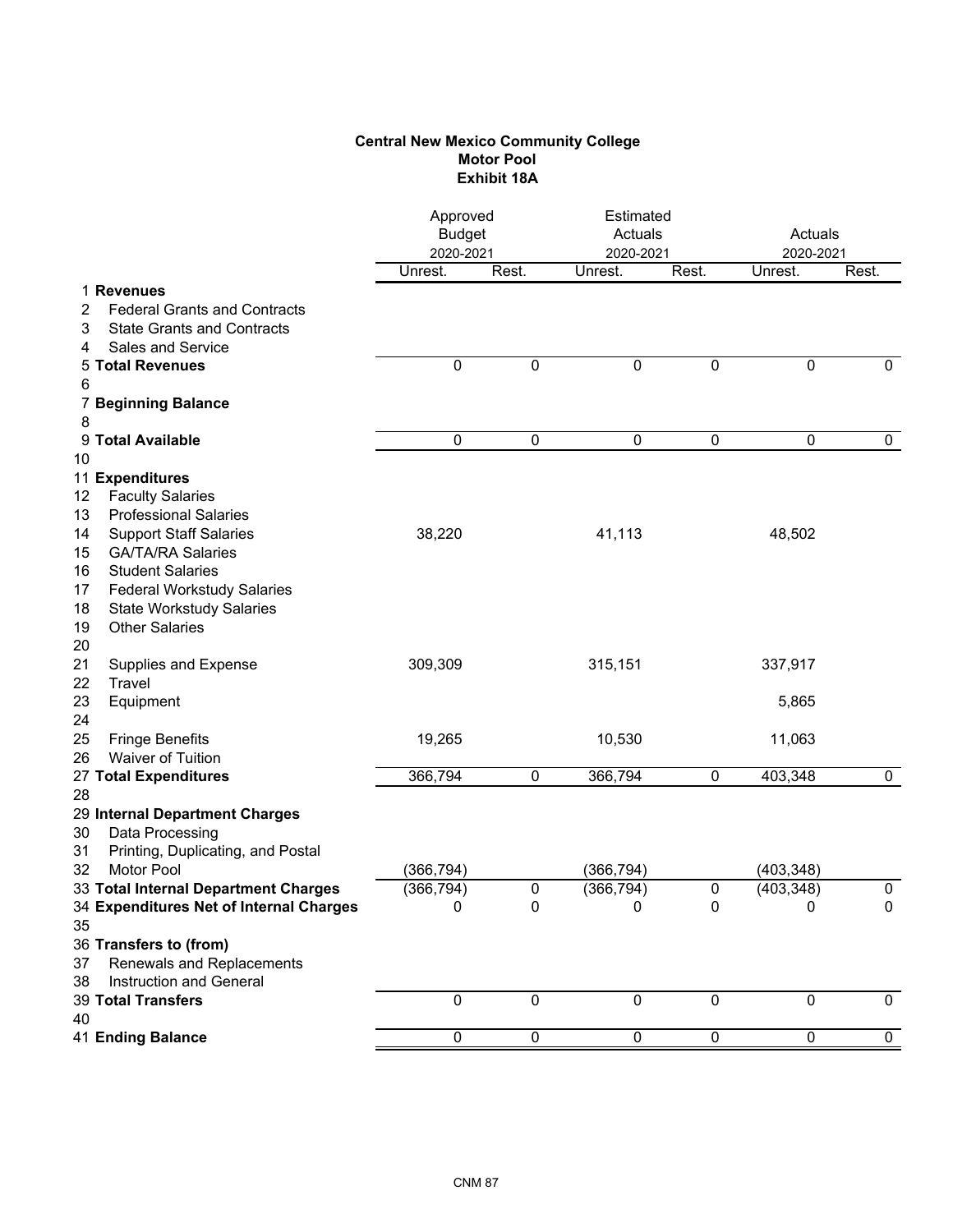**Central New Mexico Community College**
**Motor Pool**
**Exhibit 18A**

| | | Approved Budget 2020-2021 | | Estimated Actuals 2020-2021 | | Actuals 2020-2021 | |
|---|---|---|---|---|---|---|---|
| | | Unrest. | Rest. | Unrest. | Rest. | Unrest. | Rest. |
| 1 | **Revenues** | | | | | | |
| 2 | Federal Grants and Contracts | | | | | | |
| 3 | State Grants and Contracts | | | | | | |
| 4 | Sales and Service | | | | | | |
| 5 | **Total Revenues** | 0 | 0 | 0 | 0 | 0 | 0 |
| 6 | | | | | | | |
| 7 | **Beginning Balance** | | | | | | |
| 8 | | | | | | | |
| 9 | **Total Available** | 0 | 0 | 0 | 0 | 0 | 0 |
| 10 | | | | | | | |
| 11 | **Expenditures** | | | | | | |
| 12 | Faculty Salaries | | | | | | |
| 13 | Professional Salaries | | | | | | |
| 14 | Support Staff Salaries | 38,220 | | 41,113 | | 48,502 | |
| 15 | GA/TA/RA Salaries | | | | | | |
| 16 | Student Salaries | | | | | | |
| 17 | Federal Workstudy Salaries | | | | | | |
| 18 | State Workstudy Salaries | | | | | | |
| 19 | Other Salaries | | | | | | |
| 20 | | | | | | | |
| 21 | Supplies and Expense | 309,309 | | 315,151 | | 337,917 | |
| 22 | Travel | | | | | | |
| 23 | Equipment | | | | | 5,865 | |
| 24 | | | | | | | |
| 25 | Fringe Benefits | 19,265 | | 10,530 | | 11,063 | |
| 26 | Waiver of Tuition | | | | | | |
| 27 | **Total Expenditures** | 366,794 | 0 | 366,794 | 0 | 403,348 | 0 |
| 28 | | | | | | | |
| 29 | **Internal Department Charges** | | | | | | |
| 30 | Data Processing | | | | | | |
| 31 | Printing, Duplicating, and Postal | | | | | | |
| 32 | Motor Pool | (366,794) | | (366,794) | | (403,348) | |
| 33 | **Total Internal Department Charges** | (366,794) | 0 | (366,794) | 0 | (403,348) | 0 |
| 34 | **Expenditures Net of Internal Charges** | 0 | 0 | 0 | 0 | 0 | 0 |
| 35 | | | | | | | |
| 36 | **Transfers to (from)** | | | | | | |
| 37 | Renewals and Replacements | | | | | | |
| 38 | Instruction and General | | | | | | |
| 39 | **Total Transfers** | 0 | 0 | 0 | 0 | 0 | 0 |
| 40 | | | | | | | |
| 41 | **Ending Balance** | 0 | 0 | 0 | 0 | 0 | 0 |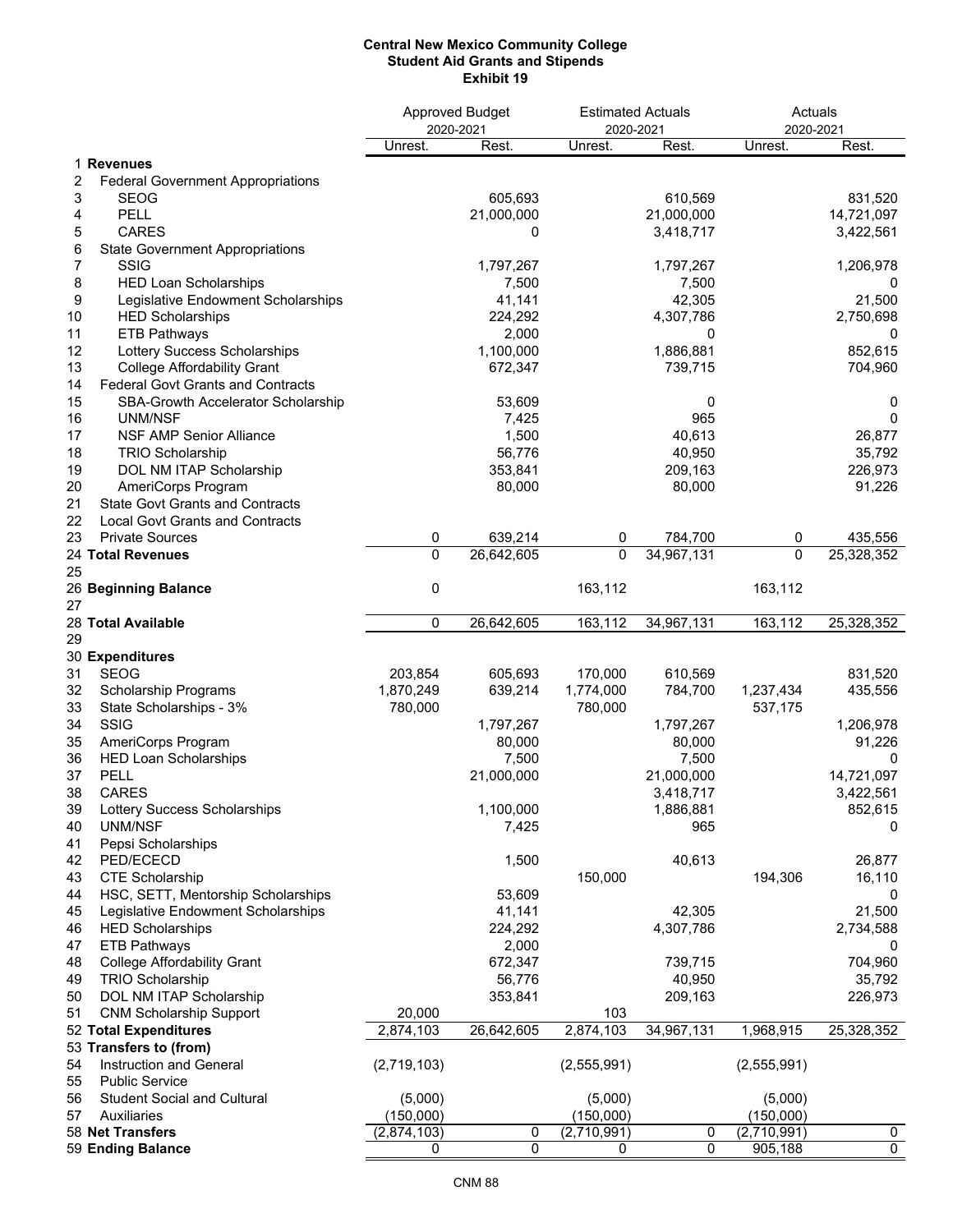**Central New Mexico Community College**
**Student Aid Grants and Stipends**
**Exhibit 19**

| | | Approved Budget 2020-2021 | | Estimated Actuals 2020-2021 | | Actuals 2020-2021 | |
|---|---|---|---|---|---|---|---|
| | | Unrest. | Rest. | Unrest. | Rest. | Unrest. | Rest. |
| 1 | **Revenues** | | | | | | |
| 2 | Federal Government Appropriations | | | | | | |
| 3 | SEOG | | 605,693 | | 610,569 | | 831,520 |
| 4 | PELL | | 21,000,000 | | 21,000,000 | | 14,721,097 |
| 5 | CARES | | 0 | | 3,418,717 | | 3,422,561 |
| 6 | State Government Appropriations | | | | | | |
| 7 | SSIG | | 1,797,267 | | 1,797,267 | | 1,206,978 |
| 8 | HED Loan Scholarships | | 7,500 | | 7,500 | | 0 |
| 9 | Legislative Endowment Scholarships | | 41,141 | | 42,305 | | 21,500 |
| 10 | HED Scholarships | | 224,292 | | 4,307,786 | | 2,750,698 |
| 11 | ETB Pathways | | 2,000 | | 0 | | 0 |
| 12 | Lottery Success Scholarships | | 1,100,000 | | 1,886,881 | | 852,615 |
| 13 | College Affordability Grant | | 672,347 | | 739,715 | | 704,960 |
| 14 | Federal Govt Grants and Contracts | | | | | | |
| 15 | SBA-Growth Accelerator Scholarship | | 53,609 | | 0 | | 0 |
| 16 | UNM/NSF | | 7,425 | | 965 | | 0 |
| 17 | NSF AMP Senior Alliance | | 1,500 | | 40,613 | | 26,877 |
| 18 | TRIO Scholarship | | 56,776 | | 40,950 | | 35,792 |
| 19 | DOL NM ITAP Scholarship | | 353,841 | | 209,163 | | 226,973 |
| 20 | AmeriCorps Program | | 80,000 | | 80,000 | | 91,226 |
| 21 | State Govt Grants and Contracts | | | | | | |
| 22 | Local Govt Grants and Contracts | | | | | | |
| 23 | Private Sources | 0 | 639,214 | 0 | 784,700 | 0 | 435,556 |
| 24 | **Total Revenues** | 0 | 26,642,605 | 0 | 34,967,131 | 0 | 25,328,352 |
| 25 | | | | | | | |
| 26 | **Beginning Balance** | 0 | | 163,112 | | 163,112 | |
| 27 | | | | | | | |
| 28 | **Total Available** | 0 | 26,642,605 | 163,112 | 34,967,131 | 163,112 | 25,328,352 |
| 29 | | | | | | | |
| 30 | **Expenditures** | | | | | | |
| 31 | SEOG | 203,854 | 605,693 | 170,000 | 610,569 | | 831,520 |
| 32 | Scholarship Programs | 1,870,249 | 639,214 | 1,774,000 | 784,700 | 1,237,434 | 435,556 |
| 33 | State Scholarships - 3% | 780,000 | | 780,000 | | 537,175 | |
| 34 | SSIG | | 1,797,267 | | 1,797,267 | | 1,206,978 |
| 35 | AmeriCorps Program | | 80,000 | | 80,000 | | 91,226 |
| 36 | HED Loan Scholarships | | 7,500 | | 7,500 | | 0 |
| 37 | PELL | | 21,000,000 | | 21,000,000 | | 14,721,097 |
| 38 | CARES | | | | 3,418,717 | | 3,422,561 |
| 39 | Lottery Success Scholarships | | 1,100,000 | | 1,886,881 | | 852,615 |
| 40 | UNM/NSF | | 7,425 | | 965 | | 0 |
| 41 | Pepsi Scholarships | | | | | | |
| 42 | PED/ECECD | | 1,500 | | 40,613 | | 26,877 |
| 43 | CTE Scholarship | | | 150,000 | | 194,306 | 16,110 |
| 44 | HSC, SETT, Mentorship Scholarships | | 53,609 | | | | 0 |
| 45 | Legislative Endowment Scholarships | | 41,141 | | 42,305 | | 21,500 |
| 46 | HED Scholarships | | 224,292 | | 4,307,786 | | 2,734,588 |
| 47 | ETB Pathways | | 2,000 | | | | 0 |
| 48 | College Affordability Grant | | 672,347 | | 739,715 | | 704,960 |
| 49 | TRIO Scholarship | | 56,776 | | 40,950 | | 35,792 |
| 50 | DOL NM ITAP Scholarship | | 353,841 | | 209,163 | | 226,973 |
| 51 | CNM Scholarship Support | 20,000 | | 103 | | | |
| 52 | **Total Expenditures** | 2,874,103 | 26,642,605 | 2,874,103 | 34,967,131 | 1,968,915 | 25,328,352 |
| 53 | **Transfers to (from)** | | | | | | |
| 54 | Instruction and General | (2,719,103) | | (2,555,991) | | (2,555,991) | |
| 55 | Public Service | | | | | | |
| 56 | Student Social and Cultural | (5,000) | | (5,000) | | (5,000) | |
| 57 | Auxiliaries | (150,000) | | (150,000) | | (150,000) | |
| 58 | **Net Transfers** | (2,874,103) | 0 | (2,710,991) | 0 | (2,710,991) | 0 |
| 59 | **Ending Balance** | 0 | 0 | 0 | 0 | 905,188 | 0 |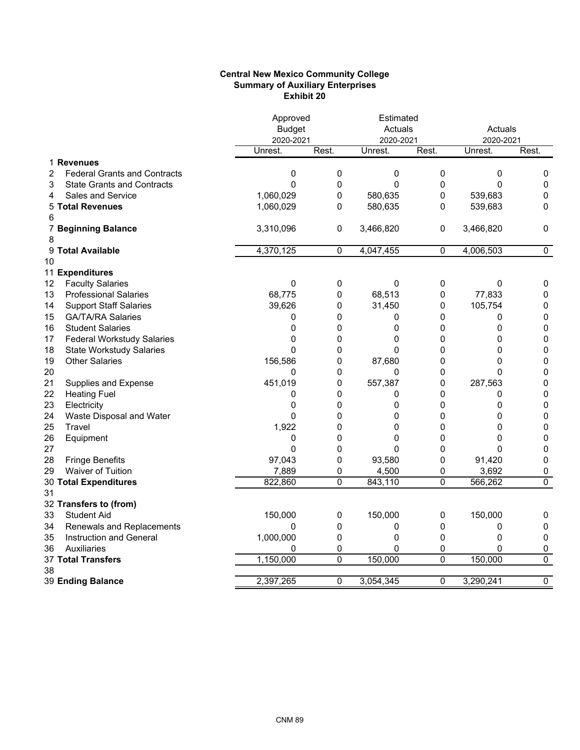**Central New Mexico Community College**
**Summary of Auxiliary Enterprises**
**Exhibit 20**

| | | Approved Budget 2020-2021 | | Estimated Actuals 2020-2021 | | Actuals 2020-2021 | |
|---|---|---|---|---|---|---|---|
| | | Unrest. | Rest. | Unrest. | Rest. | Unrest. | Rest. |
| 1 | **Revenues** | | | | | | |
| 2 | Federal Grants and Contracts | 0 | 0 | 0 | 0 | 0 | 0 |
| 3 | State Grants and Contracts | 0 | 0 | 0 | 0 | 0 | 0 |
| 4 | Sales and Service | 1,060,029 | 0 | 580,635 | 0 | 539,683 | 0 |
| 5 | **Total Revenues** | 1,060,029 | 0 | 580,635 | 0 | 539,683 | 0 |
| 6 | | | | | | | |
| 7 | **Beginning Balance** | 3,310,096 | 0 | 3,466,820 | 0 | 3,466,820 | 0 |
| 8 | | | | | | | |
| 9 | **Total Available** | 4,370,125 | 0 | 4,047,455 | 0 | 4,006,503 | 0 |
| 10 | | | | | | | |
| 11 | **Expenditures** | | | | | | |
| 12 | Faculty Salaries | 0 | 0 | 0 | 0 | 0 | 0 |
| 13 | Professional Salaries | 68,775 | 0 | 68,513 | 0 | 77,833 | 0 |
| 14 | Support Staff Salaries | 39,626 | 0 | 31,450 | 0 | 105,754 | 0 |
| 15 | GA/TA/RA Salaries | 0 | 0 | 0 | 0 | 0 | 0 |
| 16 | Student Salaries | 0 | 0 | 0 | 0 | 0 | 0 |
| 17 | Federal Workstudy Salaries | 0 | 0 | 0 | 0 | 0 | 0 |
| 18 | State Workstudy Salaries | 0 | 0 | 0 | 0 | 0 | 0 |
| 19 | Other Salaries | 156,586 | 0 | 87,680 | 0 | 0 | 0 |
| 20 | | 0 | 0 | 0 | 0 | 0 | 0 |
| 21 | Supplies and Expense | 451,019 | 0 | 557,387 | 0 | 287,563 | 0 |
| 22 | Heating Fuel | 0 | 0 | 0 | 0 | 0 | 0 |
| 23 | Electricity | 0 | 0 | 0 | 0 | 0 | 0 |
| 24 | Waste Disposal and Water | 0 | 0 | 0 | 0 | 0 | 0 |
| 25 | Travel | 1,922 | 0 | 0 | 0 | 0 | 0 |
| 26 | Equipment | 0 | 0 | 0 | 0 | 0 | 0 |
| 27 | | 0 | 0 | 0 | 0 | 0 | 0 |
| 28 | Fringe Benefits | 97,043 | 0 | 93,580 | 0 | 91,420 | 0 |
| 29 | Waiver of Tuition | 7,889 | 0 | 4,500 | 0 | 3,692 | 0 |
| 30 | **Total Expenditures** | 822,860 | 0 | 843,110 | 0 | 566,262 | 0 |
| 31 | | | | | | | |
| 32 | **Transfers to (from)** | | | | | | |
| 33 | Student Aid | 150,000 | 0 | 150,000 | 0 | 150,000 | 0 |
| 34 | Renewals and Replacements | 0 | 0 | 0 | 0 | 0 | 0 |
| 35 | Instruction and General | 1,000,000 | 0 | 0 | 0 | 0 | 0 |
| 36 | Auxiliaries | 0 | 0 | 0 | 0 | 0 | 0 |
| 37 | **Total Transfers** | 1,150,000 | 0 | 150,000 | 0 | 150,000 | 0 |
| 38 | | | | | | | |
| 39 | **Ending Balance** | 2,397,265 | 0 | 3,054,345 | 0 | 3,290,241 | 0 |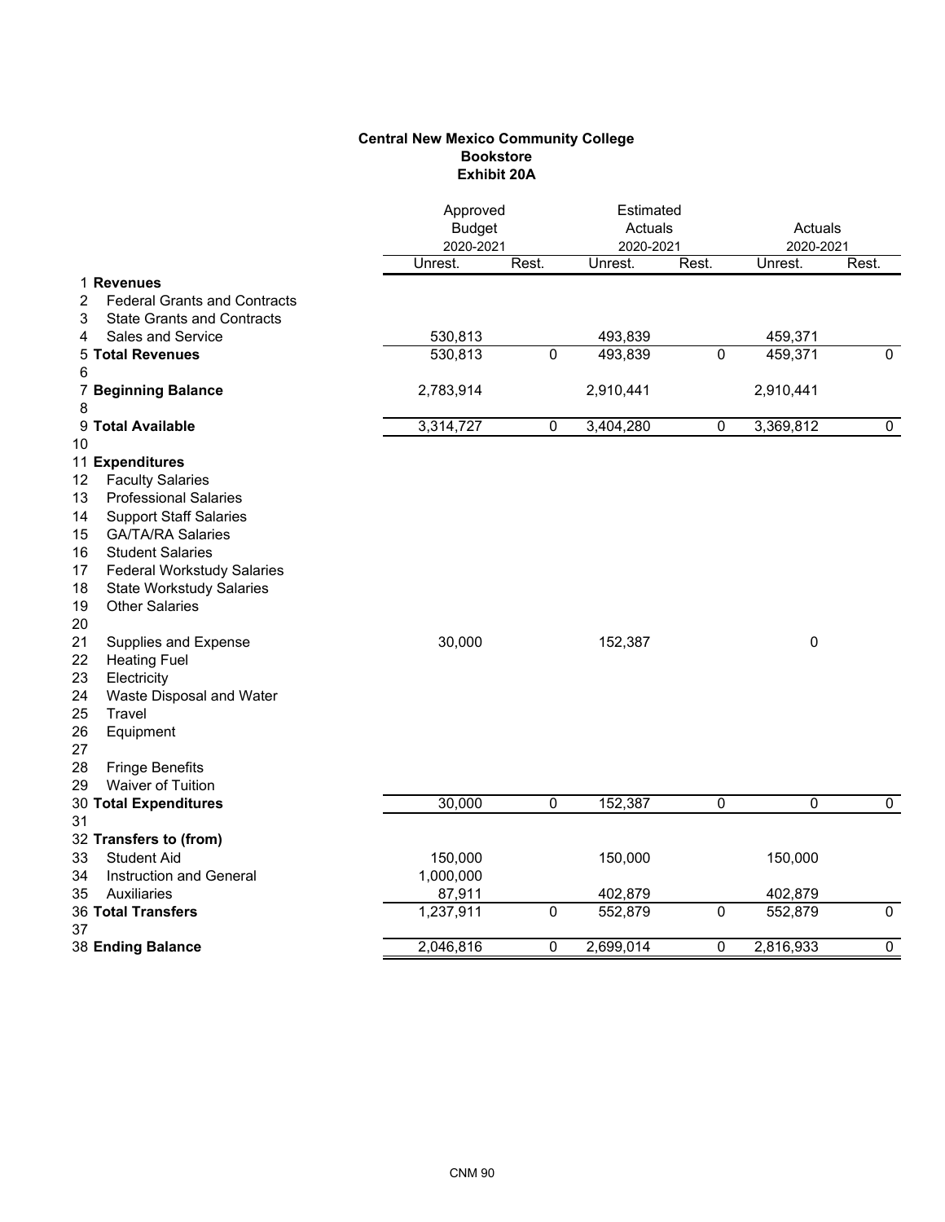**Central New Mexico Community College**
**Bookstore**
**Exhibit 20A**

| | | Approved Budget 2020-2021 | | Estimated Actuals 2020-2021 | | Actuals 2020-2021 | |
|---|---|---|---|---|---|---|---|
| | | Unrest. | Rest. | Unrest. | Rest. | Unrest. | Rest. |
| 1 | **Revenues** | | | | | | |
| 2 | Federal Grants and Contracts | | | | | | |
| 3 | State Grants and Contracts | | | | | | |
| 4 | Sales and Service | 530,813 | | 493,839 | | 459,371 | |
| 5 | **Total Revenues** | 530,813 | 0 | 493,839 | 0 | 459,371 | 0 |
| 6 | | | | | | | |
| 7 | **Beginning Balance** | 2,783,914 | | 2,910,441 | | 2,910,441 | |
| 8 | | | | | | | |
| 9 | **Total Available** | 3,314,727 | 0 | 3,404,280 | 0 | 3,369,812 | 0 |
| 10 | | | | | | | |
| 11 | **Expenditures** | | | | | | |
| 12 | Faculty Salaries | | | | | | |
| 13 | Professional Salaries | | | | | | |
| 14 | Support Staff Salaries | | | | | | |
| 15 | GA/TA/RA Salaries | | | | | | |
| 16 | Student Salaries | | | | | | |
| 17 | Federal Workstudy Salaries | | | | | | |
| 18 | State Workstudy Salaries | | | | | | |
| 19 | Other Salaries | | | | | | |
| 20 | | | | | | | |
| 21 | Supplies and Expense | 30,000 | | 152,387 | | 0 | |
| 22 | Heating Fuel | | | | | | |
| 23 | Electricity | | | | | | |
| 24 | Waste Disposal and Water | | | | | | |
| 25 | Travel | | | | | | |
| 26 | Equipment | | | | | | |
| 27 | | | | | | | |
| 28 | Fringe Benefits | | | | | | |
| 29 | Waiver of Tuition | | | | | | |
| 30 | **Total Expenditures** | 30,000 | 0 | 152,387 | 0 | 0 | 0 |
| 31 | | | | | | | |
| 32 | **Transfers to (from)** | | | | | | |
| 33 | Student Aid | 150,000 | | 150,000 | | 150,000 | |
| 34 | Instruction and General | 1,000,000 | | | | | |
| 35 | Auxiliaries | 87,911 | | 402,879 | | 402,879 | |
| 36 | **Total Transfers** | 1,237,911 | 0 | 552,879 | 0 | 552,879 | 0 |
| 37 | | | | | | | |
| 38 | **Ending Balance** | 2,046,816 | 0 | 2,699,014 | 0 | 2,816,933 | 0 |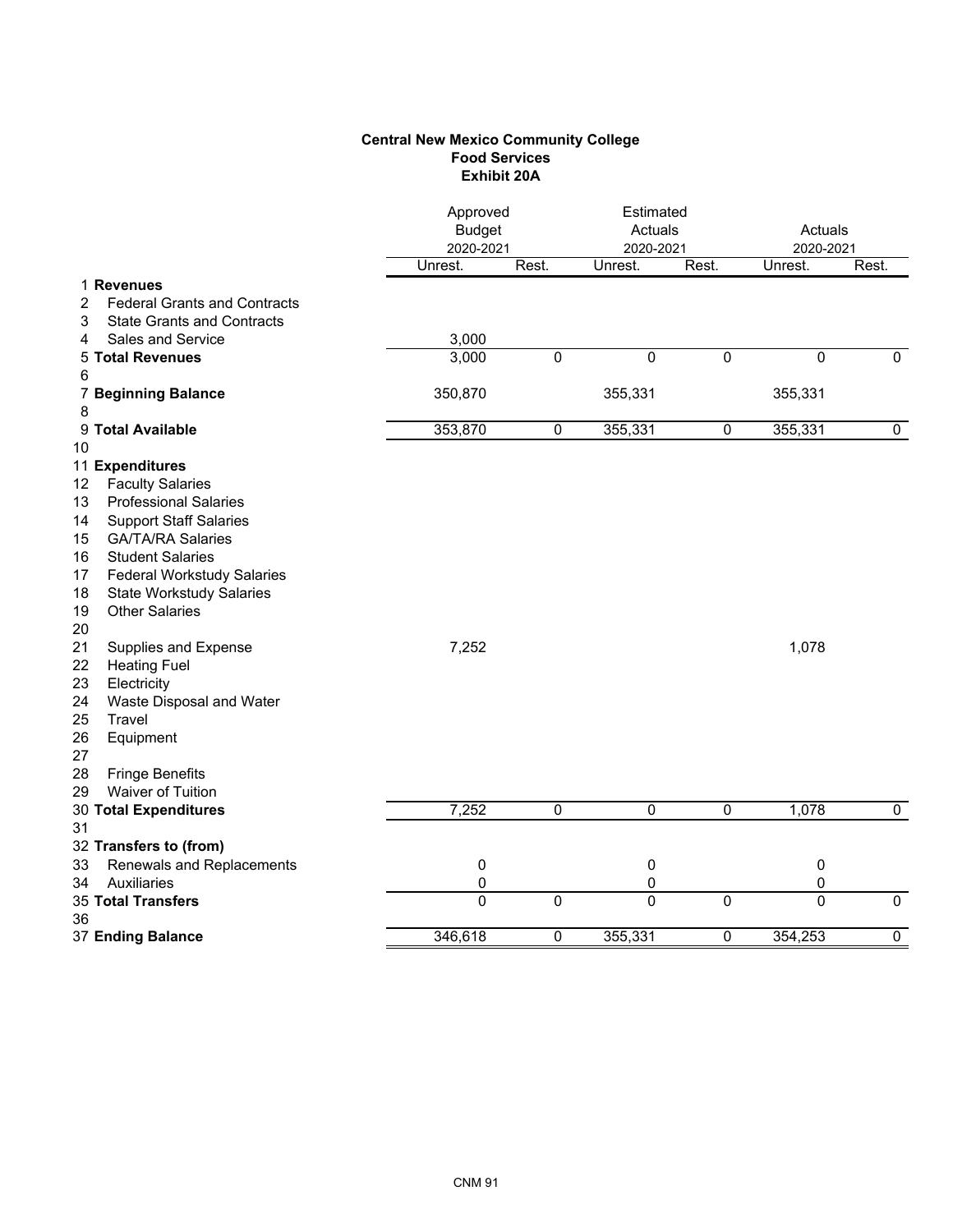**Central New Mexico Community College**
**Food Services**
**Exhibit 20A**

| | | Approved Budget 2020-2021 | | Estimated Actuals 2020-2021 | | Actuals 2020-2021 | |
|---|---|---|---|---|---|---|---|
| | | Unrest. | Rest. | Unrest. | Rest. | Unrest. | Rest. |
| 1 | **Revenues** | | | | | | |
| 2 | Federal Grants and Contracts | | | | | | |
| 3 | State Grants and Contracts | | | | | | |
| 4 | Sales and Service | 3,000 | | | | | |
| 5 | **Total Revenues** | 3,000 | 0 | 0 | 0 | 0 | 0 |
| 6 | | | | | | | |
| 7 | **Beginning Balance** | 350,870 | | 355,331 | | 355,331 | |
| 8 | | | | | | | |
| 9 | **Total Available** | 353,870 | 0 | 355,331 | 0 | 355,331 | 0 |
| 10 | | | | | | | |
| 11 | **Expenditures** | | | | | | |
| 12 | Faculty Salaries | | | | | | |
| 13 | Professional Salaries | | | | | | |
| 14 | Support Staff Salaries | | | | | | |
| 15 | GA/TA/RA Salaries | | | | | | |
| 16 | Student Salaries | | | | | | |
| 17 | Federal Workstudy Salaries | | | | | | |
| 18 | State Workstudy Salaries | | | | | | |
| 19 | Other Salaries | | | | | | |
| 20 | | | | | | | |
| 21 | Supplies and Expense | 7,252 | | | | 1,078 | |
| 22 | Heating Fuel | | | | | | |
| 23 | Electricity | | | | | | |
| 24 | Waste Disposal and Water | | | | | | |
| 25 | Travel | | | | | | |
| 26 | Equipment | | | | | | |
| 27 | | | | | | | |
| 28 | Fringe Benefits | | | | | | |
| 29 | Waiver of Tuition | | | | | | |
| 30 | **Total Expenditures** | 7,252 | 0 | 0 | 0 | 1,078 | 0 |
| 31 | | | | | | | |
| 32 | **Transfers to (from)** | | | | | | |
| 33 | Renewals and Replacements | 0 | | 0 | | 0 | |
| 34 | Auxiliaries | 0 | | 0 | | 0 | |
| 35 | **Total Transfers** | 0 | 0 | 0 | 0 | 0 | 0 |
| 36 | | | | | | | |
| 37 | **Ending Balance** | 346,618 | 0 | 355,331 | 0 | 354,253 | 0 |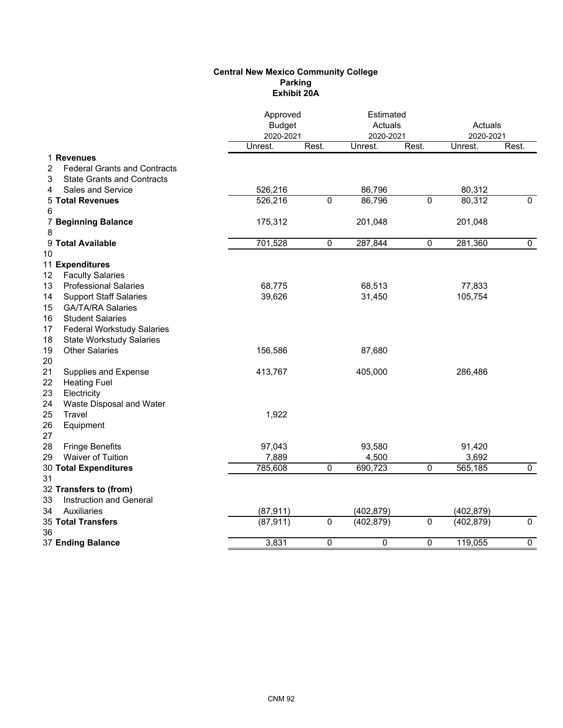**Central New Mexico Community College**
**Parking**
**Exhibit 20A**

| | | Approved Budget 2020-2021 | | Estimated Actuals 2020-2021 | | Actuals 2020-2021 | |
|---|---|---|---|---|---|---|---|
| | | Unrest. | Rest. | Unrest. | Rest. | Unrest. | Rest. |
| 1 | **Revenues** | | | | | | |
| 2 | Federal Grants and Contracts | | | | | | |
| 3 | State Grants and Contracts | | | | | | |
| 4 | Sales and Service | 526,216 | | 86,796 | | 80,312 | |
| 5 | **Total Revenues** | 526,216 | 0 | 86,796 | 0 | 80,312 | 0 |
| 6 | | | | | | | |
| 7 | **Beginning Balance** | 175,312 | | 201,048 | | 201,048 | |
| 8 | | | | | | | |
| 9 | **Total Available** | 701,528 | 0 | 287,844 | 0 | 281,360 | 0 |
| 10 | | | | | | | |
| 11 | **Expenditures** | | | | | | |
| 12 | Faculty Salaries | | | | | | |
| 13 | Professional Salaries | 68,775 | | 68,513 | | 77,833 | |
| 14 | Support Staff Salaries | 39,626 | | 31,450 | | 105,754 | |
| 15 | GA/TA/RA Salaries | | | | | | |
| 16 | Student Salaries | | | | | | |
| 17 | Federal Workstudy Salaries | | | | | | |
| 18 | State Workstudy Salaries | | | | | | |
| 19 | Other Salaries | 156,586 | | 87,680 | | | |
| 20 | | | | | | | |
| 21 | Supplies and Expense | 413,767 | | 405,000 | | 286,486 | |
| 22 | Heating Fuel | | | | | | |
| 23 | Electricity | | | | | | |
| 24 | Waste Disposal and Water | | | | | | |
| 25 | Travel | 1,922 | | | | | |
| 26 | Equipment | | | | | | |
| 27 | | | | | | | |
| 28 | Fringe Benefits | 97,043 | | 93,580 | | 91,420 | |
| 29 | Waiver of Tuition | 7,889 | | 4,500 | | 3,692 | |
| 30 | **Total Expenditures** | 785,608 | 0 | 690,723 | 0 | 565,185 | 0 |
| 31 | | | | | | | |
| 32 | **Transfers to (from)** | | | | | | |
| 33 | Instruction and General | | | | | | |
| 34 | Auxiliaries | (87,911) | | (402,879) | | (402,879) | |
| 35 | **Total Transfers** | (87,911) | 0 | (402,879) | 0 | (402,879) | 0 |
| 36 | | | | | | | |
| 37 | **Ending Balance** | 3,831 | 0 | 0 | 0 | 119,055 | 0 |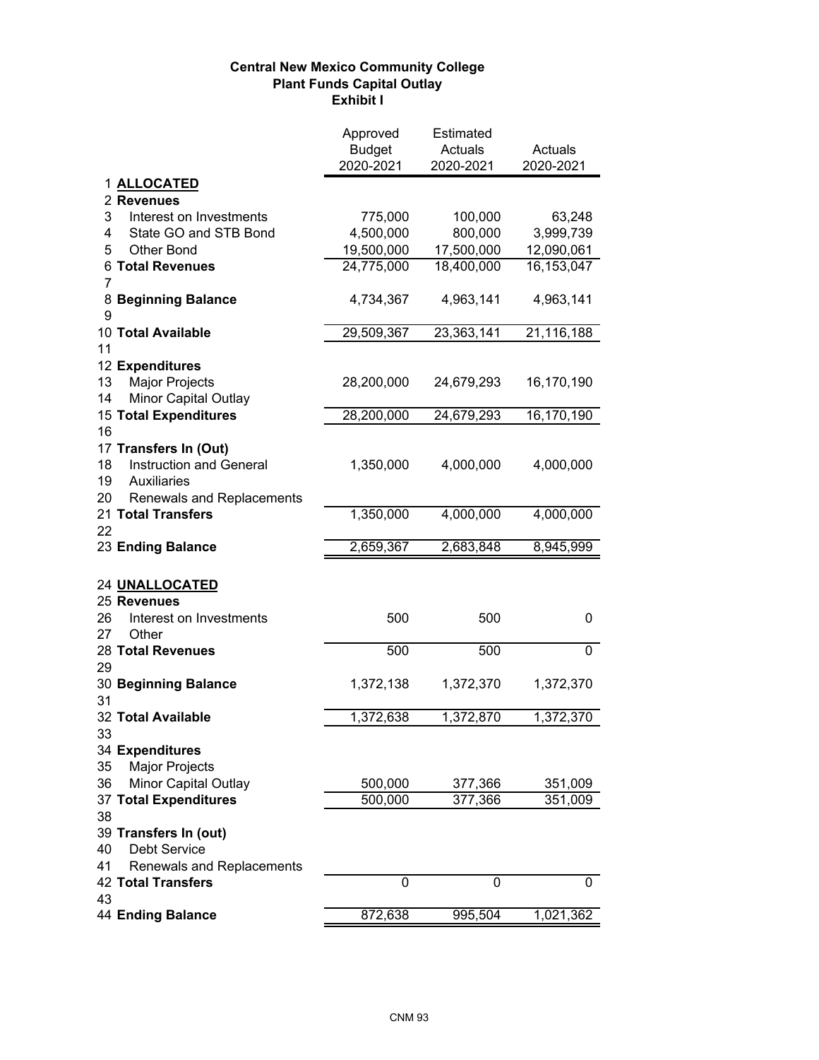**Central New Mexico Community College**
**Plant Funds Capital Outlay**
**Exhibit I**

| | | Approved Budget 2020-2021 | Estimated Actuals 2020-2021 | Actuals 2020-2021 |
|---|---|---|---|---|
| 1 | **ALLOCATED** | | | |
| 2 | **Revenues** | | | |
| 3 | Interest on Investments | 775,000 | 100,000 | 63,248 |
| 4 | State GO and STB Bond | 4,500,000 | 800,000 | 3,999,739 |
| 5 | Other Bond | 19,500,000 | 17,500,000 | 12,090,061 |
| 6 | **Total Revenues** | 24,775,000 | 18,400,000 | 16,153,047 |
| 7 | | | | |
| 8 | **Beginning Balance** | 4,734,367 | 4,963,141 | 4,963,141 |
| 9 | | | | |
| 10 | **Total Available** | 29,509,367 | 23,363,141 | 21,116,188 |
| 11 | | | | |
| 12 | **Expenditures** | | | |
| 13 | Major Projects | 28,200,000 | 24,679,293 | 16,170,190 |
| 14 | Minor Capital Outlay | | | |
| 15 | **Total Expenditures** | 28,200,000 | 24,679,293 | 16,170,190 |
| 16 | | | | |
| 17 | **Transfers In (Out)** | | | |
| 18 | Instruction and General | 1,350,000 | 4,000,000 | 4,000,000 |
| 19 | Auxiliaries | | | |
| 20 | Renewals and Replacements | | | |
| 21 | **Total Transfers** | 1,350,000 | 4,000,000 | 4,000,000 |
| 22 | | | | |
| 23 | **Ending Balance** | 2,659,367 | 2,683,848 | 8,945,999 |
| 24 | **UNALLOCATED** | | | |
| 25 | **Revenues** | | | |
| 26 | Interest on Investments | 500 | 500 | 0 |
| 27 | Other | | | |
| 28 | **Total Revenues** | 500 | 500 | 0 |
| 29 | | | | |
| 30 | **Beginning Balance** | 1,372,138 | 1,372,370 | 1,372,370 |
| 31 | | | | |
| 32 | **Total Available** | 1,372,638 | 1,372,870 | 1,372,370 |
| 33 | | | | |
| 34 | **Expenditures** | | | |
| 35 | Major Projects | | | |
| 36 | Minor Capital Outlay | 500,000 | 377,366 | 351,009 |
| 37 | **Total Expenditures** | 500,000 | 377,366 | 351,009 |
| 38 | | | | |
| 39 | **Transfers In (out)** | | | |
| 40 | Debt Service | | | |
| 41 | Renewals and Replacements | | | |
| 42 | **Total Transfers** | 0 | 0 | 0 |
| 43 | | | | |
| 44 | **Ending Balance** | 872,638 | 995,504 | 1,021,362 |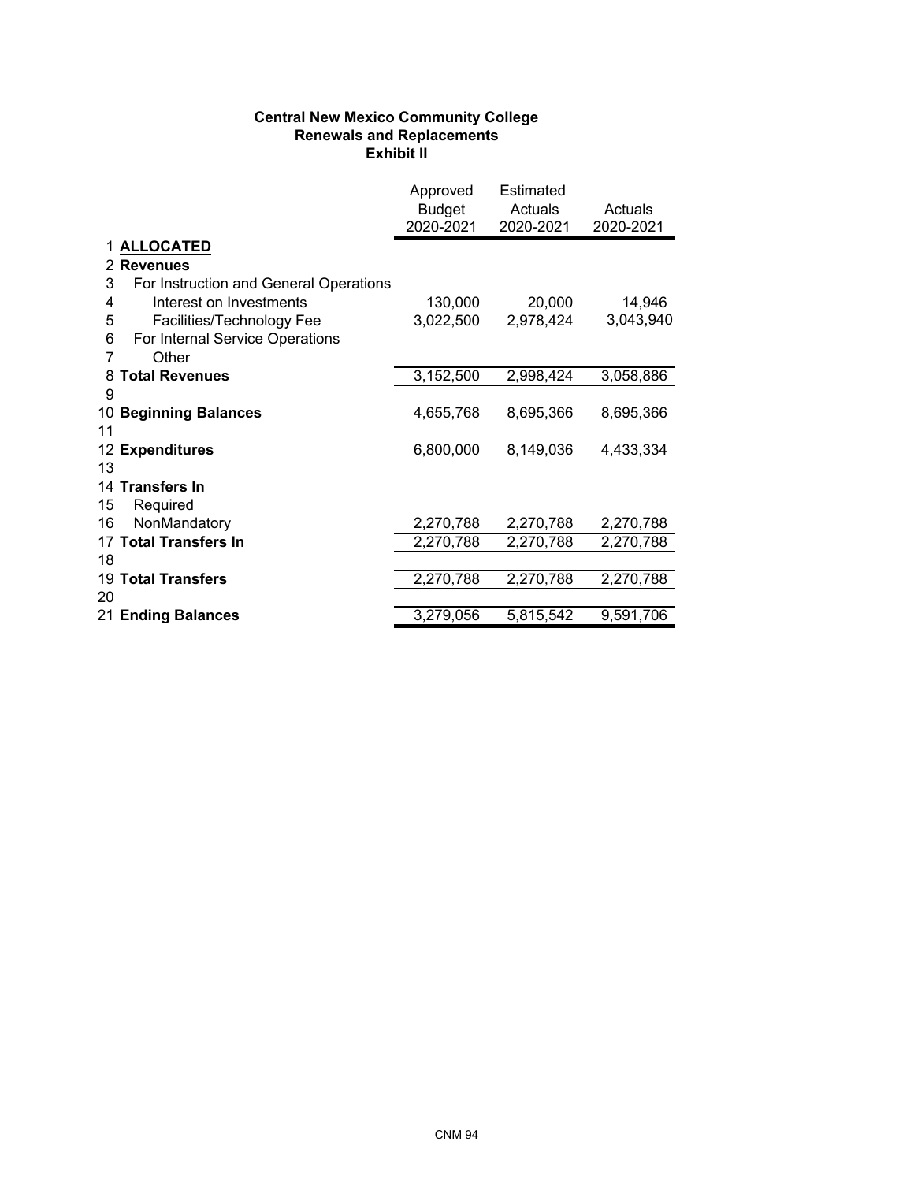**Central New Mexico Community College**
**Renewals and Replacements**
**Exhibit II**

| | | Approved Budget 2020-2021 | Estimated Actuals 2020-2021 | Actuals 2020-2021 |
|---|---|---|---|---|
| 1 | **ALLOCATED** | | | |
| 2 | **Revenues** | | | |
| 3 | For Instruction and General Operations | | | |
| 4 | Interest on Investments | 130,000 | 20,000 | 14,946 |
| 5 | Facilities/Technology Fee | 3,022,500 | 2,978,424 | 3,043,940 |
| 6 | For Internal Service Operations | | | |
| 7 | Other | | | |
| 8 | **Total Revenues** | 3,152,500 | 2,998,424 | 3,058,886 |
| 9 | | | | |
| 10 | **Beginning Balances** | 4,655,768 | 8,695,366 | 8,695,366 |
| 11 | | | | |
| 12 | **Expenditures** | 6,800,000 | 8,149,036 | 4,433,334 |
| 13 | | | | |
| 14 | **Transfers In** | | | |
| 15 | Required | | | |
| 16 | NonMandatory | 2,270,788 | 2,270,788 | 2,270,788 |
| 17 | **Total Transfers In** | 2,270,788 | 2,270,788 | 2,270,788 |
| 18 | | | | |
| 19 | **Total Transfers** | 2,270,788 | 2,270,788 | 2,270,788 |
| 20 | | | | |
| 21 | **Ending Balances** | 3,279,056 | 5,815,542 | 9,591,706 |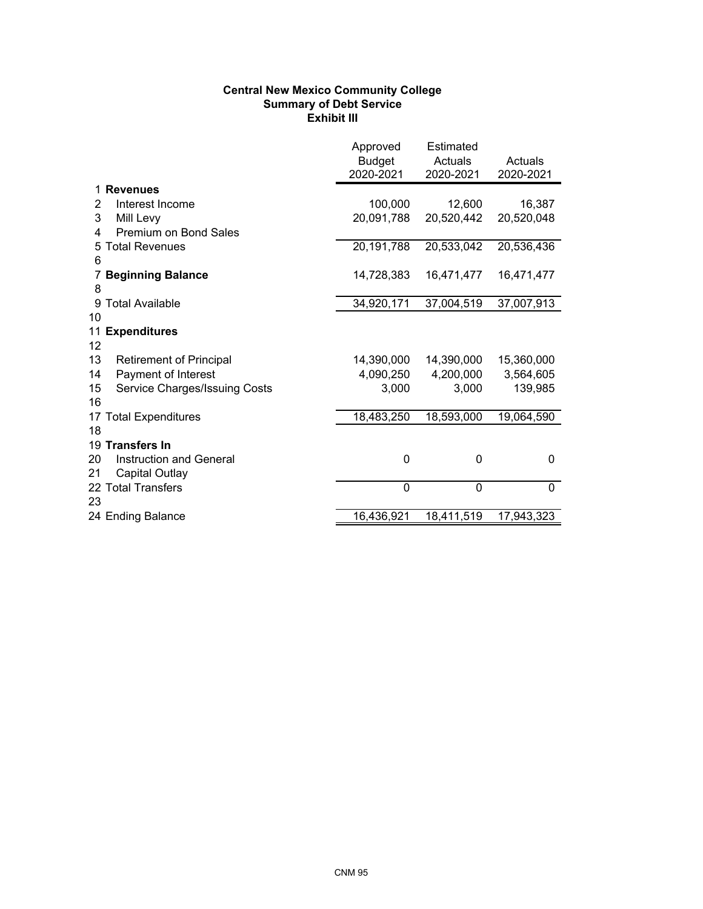**Central New Mexico Community College**
**Summary of Debt Service**
**Exhibit III**

| | | Approved Budget 2020-2021 | Estimated Actuals 2020-2021 | Actuals 2020-2021 |
|---|---|---|---|---|
| 1 | **Revenues** | | | |
| 2 | Interest Income | 100,000 | 12,600 | 16,387 |
| 3 | Mill Levy | 20,091,788 | 20,520,442 | 20,520,048 |
| 4 | Premium on Bond Sales | | | |
| 5 | Total Revenues | 20,191,788 | 20,533,042 | 20,536,436 |
| 6 | | | | |
| 7 | **Beginning Balance** | 14,728,383 | 16,471,477 | 16,471,477 |
| 8 | | | | |
| 9 | Total Available | 34,920,171 | 37,004,519 | 37,007,913 |
| 10 | | | | |
| 11 | **Expenditures** | | | |
| 12 | | | | |
| 13 | Retirement of Principal | 14,390,000 | 14,390,000 | 15,360,000 |
| 14 | Payment of Interest | 4,090,250 | 4,200,000 | 3,564,605 |
| 15 | Service Charges/Issuing Costs | 3,000 | 3,000 | 139,985 |
| 16 | | | | |
| 17 | Total Expenditures | 18,483,250 | 18,593,000 | 19,064,590 |
| 18 | | | | |
| 19 | **Transfers In** | | | |
| 20 | Instruction and General | 0 | 0 | 0 |
| 21 | Capital Outlay | | | |
| 22 | Total Transfers | 0 | 0 | 0 |
| 23 | | | | |
| 24 | Ending Balance | 16,436,921 | 18,411,519 | 17,943,323 |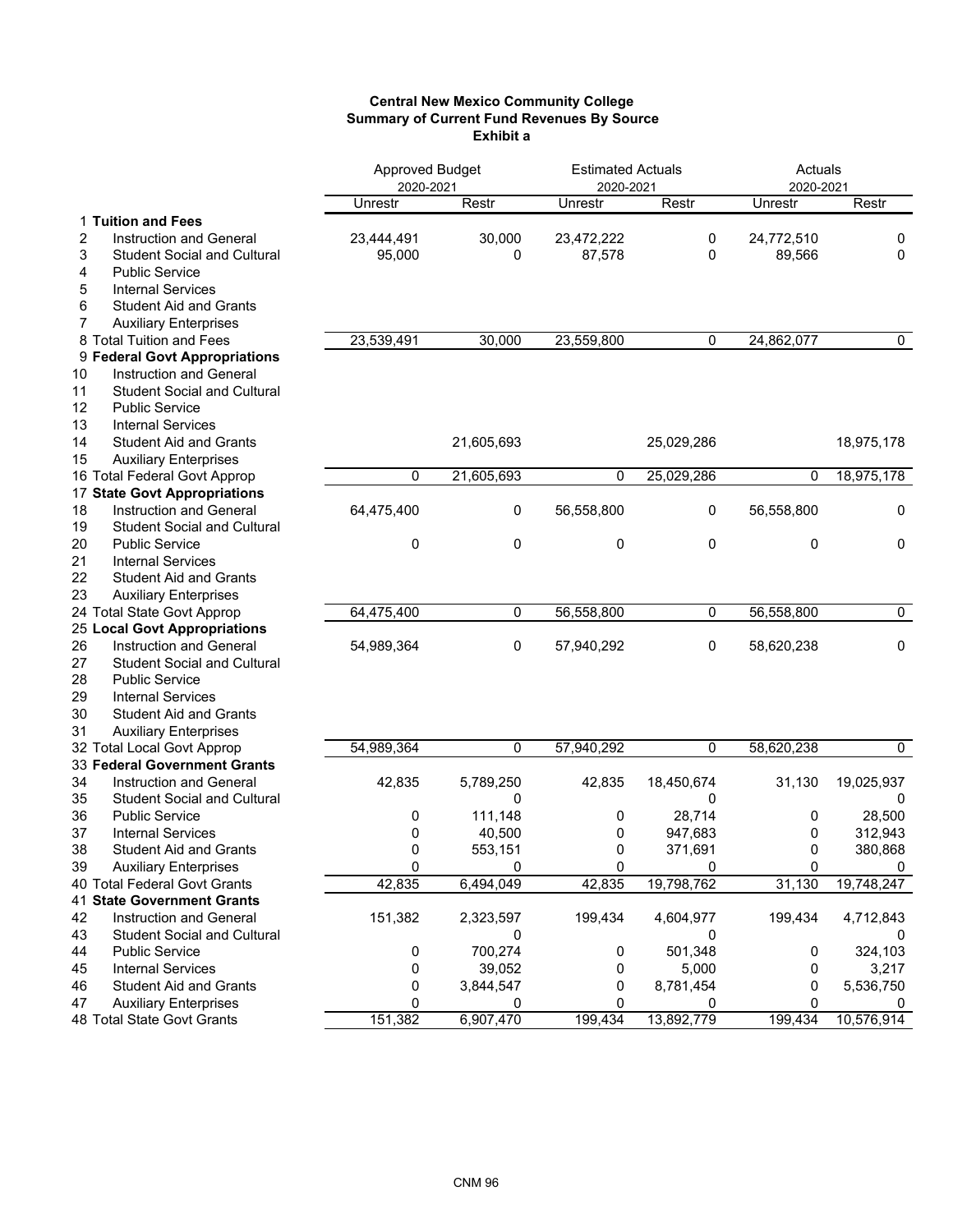**Central New Mexico Community College**
**Summary of Current Fund Revenues By Source**
**Exhibit a**

| | | Approved Budget 2020-2021 | | Estimated Actuals 2020-2021 | | Actuals 2020-2021 | |
|---|---|---|---|---|---|---|---|
| | | Unrestr | Restr | Unrestr | Restr | Unrestr | Restr |
| 1 | **Tuition and Fees** | | | | | | |
| 2 | Instruction and General | 23,444,491 | 30,000 | 23,472,222 | 0 | 24,772,510 | 0 |
| 3 | Student Social and Cultural | 95,000 | 0 | 87,578 | 0 | 89,566 | 0 |
| 4 | Public Service | | | | | | |
| 5 | Internal Services | | | | | | |
| 6 | Student Aid and Grants | | | | | | |
| 7 | Auxiliary Enterprises | | | | | | |
| 8 | Total Tuition and Fees | 23,539,491 | 30,000 | 23,559,800 | 0 | 24,862,077 | 0 |
| 9 | **Federal Govt Appropriations** | | | | | | |
| 10 | Instruction and General | | | | | | |
| 11 | Student Social and Cultural | | | | | | |
| 12 | Public Service | | | | | | |
| 13 | Internal Services | | | | | | |
| 14 | Student Aid and Grants | | 21,605,693 | | 25,029,286 | | 18,975,178 |
| 15 | Auxiliary Enterprises | | | | | | |
| 16 | Total Federal Govt Approp | 0 | 21,605,693 | 0 | 25,029,286 | 0 | 18,975,178 |
| 17 | **State Govt Appropriations** | | | | | | |
| 18 | Instruction and General | 64,475,400 | 0 | 56,558,800 | 0 | 56,558,800 | 0 |
| 19 | Student Social and Cultural | | | | | | |
| 20 | Public Service | 0 | 0 | 0 | 0 | 0 | 0 |
| 21 | Internal Services | | | | | | |
| 22 | Student Aid and Grants | | | | | | |
| 23 | Auxiliary Enterprises | | | | | | |
| 24 | Total State Govt Approp | 64,475,400 | 0 | 56,558,800 | 0 | 56,558,800 | 0 |
| 25 | **Local Govt Appropriations** | | | | | | |
| 26 | Instruction and General | 54,989,364 | 0 | 57,940,292 | 0 | 58,620,238 | 0 |
| 27 | Student Social and Cultural | | | | | | |
| 28 | Public Service | | | | | | |
| 29 | Internal Services | | | | | | |
| 30 | Student Aid and Grants | | | | | | |
| 31 | Auxiliary Enterprises | | | | | | |
| 32 | Total Local Govt Approp | 54,989,364 | 0 | 57,940,292 | 0 | 58,620,238 | 0 |
| 33 | **Federal Government Grants** | | | | | | |
| 34 | Instruction and General | 42,835 | 5,789,250 | 42,835 | 18,450,674 | 31,130 | 19,025,937 |
| 35 | Student Social and Cultural | | 0 | | 0 | | 0 |
| 36 | Public Service | 0 | 111,148 | 0 | 28,714 | 0 | 28,500 |
| 37 | Internal Services | 0 | 40,500 | 0 | 947,683 | 0 | 312,943 |
| 38 | Student Aid and Grants | 0 | 553,151 | 0 | 371,691 | 0 | 380,868 |
| 39 | Auxiliary Enterprises | 0 | 0 | 0 | 0 | 0 | 0 |
| 40 | Total Federal Govt Grants | 42,835 | 6,494,049 | 42,835 | 19,798,762 | 31,130 | 19,748,247 |
| 41 | **State Government Grants** | | | | | | |
| 42 | Instruction and General | 151,382 | 2,323,597 | 199,434 | 4,604,977 | 199,434 | 4,712,843 |
| 43 | Student Social and Cultural | | 0 | | 0 | | 0 |
| 44 | Public Service | 0 | 700,274 | 0 | 501,348 | 0 | 324,103 |
| 45 | Internal Services | 0 | 39,052 | 0 | 5,000 | 0 | 3,217 |
| 46 | Student Aid and Grants | 0 | 3,844,547 | 0 | 8,781,454 | 0 | 5,536,750 |
| 47 | Auxiliary Enterprises | 0 | 0 | 0 | 0 | 0 | 0 |
| 48 | Total State Govt Grants | 151,382 | 6,907,470 | 199,434 | 13,892,779 | 199,434 | 10,576,914 |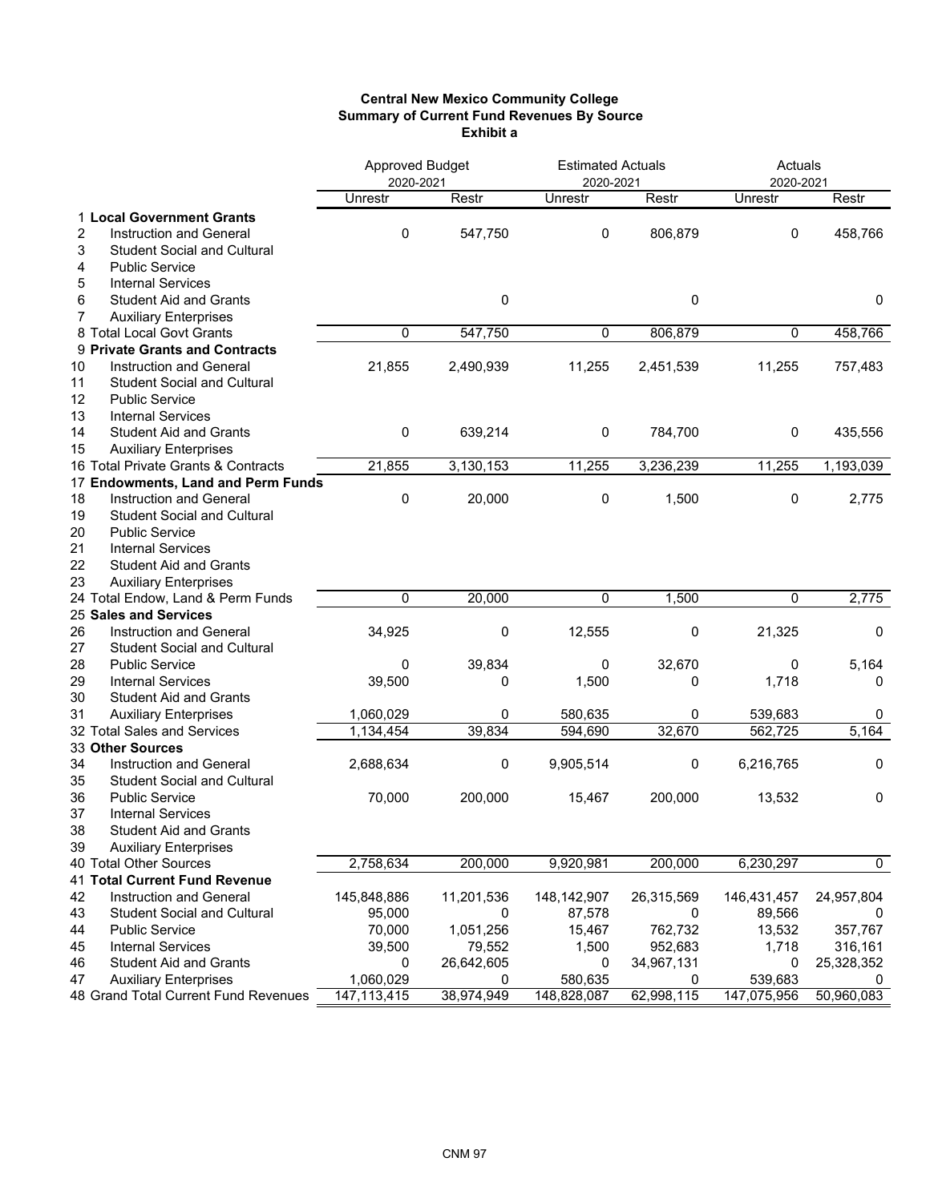**Central New Mexico Community College**
**Summary of Current Fund Revenues By Source**
**Exhibit a**

| | | Approved Budget 2020-2021 | | Estimated Actuals 2020-2021 | | Actuals 2020-2021 | |
|---|---|---|---|---|---|---|---|
| | | Unrestr | Restr | Unrestr | Restr | Unrestr | Restr |
| 1 | **Local Government Grants** | | | | | | |
| 2 | Instruction and General | 0 | 547,750 | 0 | 806,879 | 0 | 458,766 |
| 3 | Student Social and Cultural | | | | | | |
| 4 | Public Service | | | | | | |
| 5 | Internal Services | | | | | | |
| 6 | Student Aid and Grants | | 0 | | 0 | | 0 |
| 7 | Auxiliary Enterprises | | | | | | |
| 8 | Total Local Govt Grants | 0 | 547,750 | 0 | 806,879 | 0 | 458,766 |
| 9 | **Private Grants and Contracts** | | | | | | |
| 10 | Instruction and General | 21,855 | 2,490,939 | 11,255 | 2,451,539 | 11,255 | 757,483 |
| 11 | Student Social and Cultural | | | | | | |
| 12 | Public Service | | | | | | |
| 13 | Internal Services | | | | | | |
| 14 | Student Aid and Grants | 0 | 639,214 | 0 | 784,700 | 0 | 435,556 |
| 15 | Auxiliary Enterprises | | | | | | |
| 16 | Total Private Grants & Contracts | 21,855 | 3,130,153 | 11,255 | 3,236,239 | 11,255 | 1,193,039 |
| 17 | **Endowments, Land and Perm Funds** | | | | | | |
| 18 | Instruction and General | 0 | 20,000 | 0 | 1,500 | 0 | 2,775 |
| 19 | Student Social and Cultural | | | | | | |
| 20 | Public Service | | | | | | |
| 21 | Internal Services | | | | | | |
| 22 | Student Aid and Grants | | | | | | |
| 23 | Auxiliary Enterprises | | | | | | |
| 24 | Total Endow, Land & Perm Funds | 0 | 20,000 | 0 | 1,500 | 0 | 2,775 |
| 25 | **Sales and Services** | | | | | | |
| 26 | Instruction and General | 34,925 | 0 | 12,555 | 0 | 21,325 | 0 |
| 27 | Student Social and Cultural | | | | | | |
| 28 | Public Service | 0 | 39,834 | 0 | 32,670 | 0 | 5,164 |
| 29 | Internal Services | 39,500 | 0 | 1,500 | 0 | 1,718 | 0 |
| 30 | Student Aid and Grants | | | | | | |
| 31 | Auxiliary Enterprises | 1,060,029 | 0 | 580,635 | 0 | 539,683 | 0 |
| 32 | Total Sales and Services | 1,134,454 | 39,834 | 594,690 | 32,670 | 562,725 | 5,164 |
| 33 | **Other Sources** | | | | | | |
| 34 | Instruction and General | 2,688,634 | 0 | 9,905,514 | 0 | 6,216,765 | 0 |
| 35 | Student Social and Cultural | | | | | | |
| 36 | Public Service | 70,000 | 200,000 | 15,467 | 200,000 | 13,532 | 0 |
| 37 | Internal Services | | | | | | |
| 38 | Student Aid and Grants | | | | | | |
| 39 | Auxiliary Enterprises | | | | | | |
| 40 | Total Other Sources | 2,758,634 | 200,000 | 9,920,981 | 200,000 | 6,230,297 | 0 |
| 41 | **Total Current Fund Revenue** | | | | | | |
| 42 | Instruction and General | 145,848,886 | 11,201,536 | 148,142,907 | 26,315,569 | 146,431,457 | 24,957,804 |
| 43 | Student Social and Cultural | 95,000 | 0 | 87,578 | 0 | 89,566 | 0 |
| 44 | Public Service | 70,000 | 1,051,256 | 15,467 | 762,732 | 13,532 | 357,767 |
| 45 | Internal Services | 39,500 | 79,552 | 1,500 | 952,683 | 1,718 | 316,161 |
| 46 | Student Aid and Grants | 0 | 26,642,605 | 0 | 34,967,131 | 0 | 25,328,352 |
| 47 | Auxiliary Enterprises | 1,060,029 | 0 | 580,635 | 0 | 539,683 | 0 |
| 48 | Grand Total Current Fund Revenues | 147,113,415 | 38,974,949 | 148,828,087 | 62,998,115 | 147,075,956 | 50,960,083 |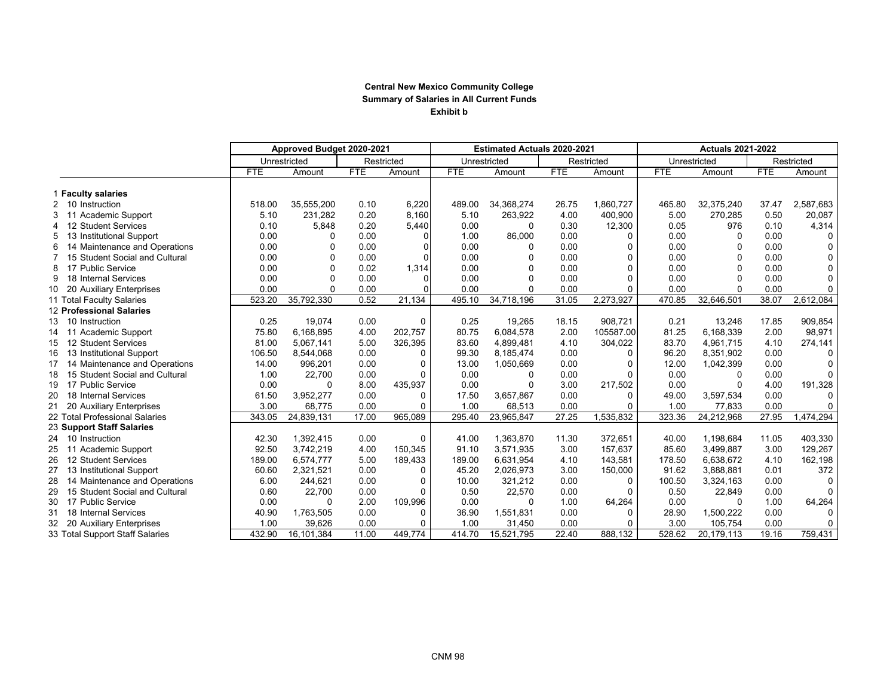**Central New Mexico Community College**
**Summary of Salaries in All Current Funds**
**Exhibit b**

| | Approved Budget 2020-2021 | | | | Estimated Actuals 2020-2021 | | | | Actuals 2021-2022 | | | |
|---|---|---|---|---|---|---|---|---|---|---|---|---|
| | Unrestricted | | Restricted | | Unrestricted | | Restricted | | Unrestricted | | Restricted | |
| | FTE | Amount | FTE | Amount | FTE | Amount | FTE | Amount | FTE | Amount | FTE | Amount |
| 1 **Faculty salaries** | | | | | | | | | | | | |
| 2 10 Instruction | 518.00 | 35,555,200 | 0.10 | 6,220 | 489.00 | 34,368,274 | 26.75 | 1,860,727 | 465.80 | 32,375,240 | 37.47 | 2,587,683 |
| 3 11 Academic Support | 5.10 | 231,282 | 0.20 | 8,160 | 5.10 | 263,922 | 4.00 | 400,900 | 5.00 | 270,285 | 0.50 | 20,087 |
| 4 12 Student Services | 0.10 | 5,848 | 0.20 | 5,440 | 0.00 | 0 | 0.30 | 12,300 | 0.05 | 976 | 0.10 | 4,314 |
| 5 13 Institutional Support | 0.00 | 0 | 0.00 | 0 | 1.00 | 86,000 | 0.00 | 0 | 0.00 | 0 | 0.00 | 0 |
| 6 14 Maintenance and Operations | 0.00 | 0 | 0.00 | 0 | 0.00 | 0 | 0.00 | 0 | 0.00 | 0 | 0.00 | 0 |
| 7 15 Student Social and Cultural | 0.00 | 0 | 0.00 | 0 | 0.00 | 0 | 0.00 | 0 | 0.00 | 0 | 0.00 | 0 |
| 8 17 Public Service | 0.00 | 0 | 0.02 | 1,314 | 0.00 | 0 | 0.00 | 0 | 0.00 | 0 | 0.00 | 0 |
| 9 18 Internal Services | 0.00 | 0 | 0.00 | 0 | 0.00 | 0 | 0.00 | 0 | 0.00 | 0 | 0.00 | 0 |
| 10 20 Auxiliary Enterprises | 0.00 | 0 | 0.00 | 0 | 0.00 | 0 | 0.00 | 0 | 0.00 | 0 | 0.00 | 0 |
| 11 Total Faculty Salaries | 523.20 | 35,792,330 | 0.52 | 21,134 | 495.10 | 34,718,196 | 31.05 | 2,273,927 | 470.85 | 32,646,501 | 38.07 | 2,612,084 |
| 12 **Professional Salaries** | | | | | | | | | | | | |
| 13 10 Instruction | 0.25 | 19,074 | 0.00 | 0 | 0.25 | 19,265 | 18.15 | 908,721 | 0.21 | 13,246 | 17.85 | 909,854 |
| 14 11 Academic Support | 75.80 | 6,168,895 | 4.00 | 202,757 | 80.75 | 6,084,578 | 2.00 | 105587.00 | 81.25 | 6,168,339 | 2.00 | 98,971 |
| 15 12 Student Services | 81.00 | 5,067,141 | 5.00 | 326,395 | 83.60 | 4,899,481 | 4.10 | 304,022 | 83.70 | 4,961,715 | 4.10 | 274,141 |
| 16 13 Institutional Support | 106.50 | 8,544,068 | 0.00 | 0 | 99.30 | 8,185,474 | 0.00 | 0 | 96.20 | 8,351,902 | 0.00 | 0 |
| 17 14 Maintenance and Operations | 14.00 | 996,201 | 0.00 | 0 | 13.00 | 1,050,669 | 0.00 | 0 | 12.00 | 1,042,399 | 0.00 | 0 |
| 18 15 Student Social and Cultural | 1.00 | 22,700 | 0.00 | 0 | 0.00 | 0 | 0.00 | 0 | 0.00 | 0 | 0.00 | 0 |
| 19 17 Public Service | 0.00 | 0 | 8.00 | 435,937 | 0.00 | 0 | 3.00 | 217,502 | 0.00 | 0 | 4.00 | 191,328 |
| 20 18 Internal Services | 61.50 | 3,952,277 | 0.00 | 0 | 17.50 | 3,657,867 | 0.00 | 0 | 49.00 | 3,597,534 | 0.00 | 0 |
| 21 20 Auxiliary Enterprises | 3.00 | 68,775 | 0.00 | 0 | 1.00 | 68,513 | 0.00 | 0 | 1.00 | 77,833 | 0.00 | 0 |
| 22 Total Professional Salaries | 343.05 | 24,839,131 | 17.00 | 965,089 | 295.40 | 23,965,847 | 27.25 | 1,535,832 | 323.36 | 24,212,968 | 27.95 | 1,474,294 |
| 23 **Support Staff Salaries** | | | | | | | | | | | | |
| 24 10 Instruction | 42.30 | 1,392,415 | 0.00 | 0 | 41.00 | 1,363,870 | 11.30 | 372,651 | 40.00 | 1,198,684 | 11.05 | 403,330 |
| 25 11 Academic Support | 92.50 | 3,742,219 | 4.00 | 150,345 | 91.10 | 3,571,935 | 3.00 | 157,637 | 85.60 | 3,499,887 | 3.00 | 129,267 |
| 26 12 Student Services | 189.00 | 6,574,777 | 5.00 | 189,433 | 189.00 | 6,631,954 | 4.10 | 143,581 | 178.50 | 6,638,672 | 4.10 | 162,198 |
| 27 13 Institutional Support | 60.60 | 2,321,521 | 0.00 | 0 | 45.20 | 2,026,973 | 3.00 | 150,000 | 91.62 | 3,888,881 | 0.01 | 372 |
| 28 14 Maintenance and Operations | 6.00 | 244,621 | 0.00 | 0 | 10.00 | 321,212 | 0.00 | 0 | 100.50 | 3,324,163 | 0.00 | 0 |
| 29 15 Student Social and Cultural | 0.60 | 22,700 | 0.00 | 0 | 0.50 | 22,570 | 0.00 | 0 | 0.50 | 22,849 | 0.00 | 0 |
| 30 17 Public Service | 0.00 | 0 | 2.00 | 109,996 | 0.00 | 0 | 1.00 | 64,264 | 0.00 | 0 | 1.00 | 64,264 |
| 31 18 Internal Services | 40.90 | 1,763,505 | 0.00 | 0 | 36.90 | 1,551,831 | 0.00 | 0 | 28.90 | 1,500,222 | 0.00 | 0 |
| 32 20 Auxiliary Enterprises | 1.00 | 39,626 | 0.00 | 0 | 1.00 | 31,450 | 0.00 | 0 | 3.00 | 105,754 | 0.00 | 0 |
| 33 Total Support Staff Salaries | 432.90 | 16,101,384 | 11.00 | 449,774 | 414.70 | 15,521,795 | 22.40 | 888,132 | 528.62 | 20,179,113 | 19.16 | 759,431 |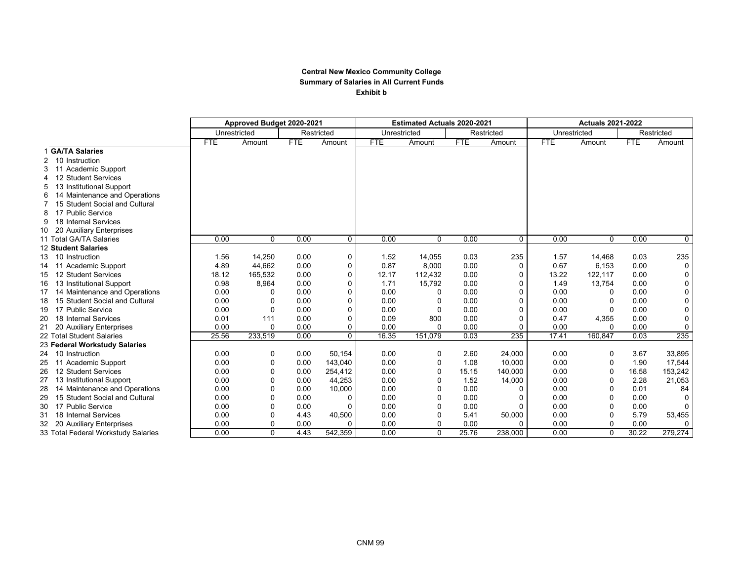**Central New Mexico Community College**
**Summary of Salaries in All Current Funds**
**Exhibit b**

| | Approved Budget 2020-2021 | | | | Estimated Actuals 2020-2021 | | | | Actuals 2021-2022 | | | |
|---|---|---|---|---|---|---|---|---|---|---|---|---|
| | Unrestricted | | Restricted | | Unrestricted | | Restricted | | Unrestricted | | Restricted | |
| | FTE | Amount | FTE | Amount | FTE | Amount | FTE | Amount | FTE | Amount | FTE | Amount |
| 1 **GA/TA Salaries** | | | | | | | | | | | | |
| 2 10 Instruction | | | | | | | | | | | | |
| 3 11 Academic Support | | | | | | | | | | | | |
| 4 12 Student Services | | | | | | | | | | | | |
| 5 13 Institutional Support | | | | | | | | | | | | |
| 6 14 Maintenance and Operations | | | | | | | | | | | | |
| 7 15 Student Social and Cultural | | | | | | | | | | | | |
| 8 17 Public Service | | | | | | | | | | | | |
| 9 18 Internal Services | | | | | | | | | | | | |
| 10 20 Auxiliary Enterprises | | | | | | | | | | | | |
| 11 Total GA/TA Salaries | 0.00 | 0 | 0.00 | 0 | 0.00 | 0 | 0.00 | 0 | 0.00 | 0 | 0.00 | 0 |
| 12 **Student Salaries** | | | | | | | | | | | | |
| 13 10 Instruction | 1.56 | 14,250 | 0.00 | 0 | 1.52 | 14,055 | 0.03 | 235 | 1.57 | 14,468 | 0.03 | 235 |
| 14 11 Academic Support | 4.89 | 44,662 | 0.00 | 0 | 0.87 | 8,000 | 0.00 | 0 | 0.67 | 6,153 | 0.00 | 0 |
| 15 12 Student Services | 18.12 | 165,532 | 0.00 | 0 | 12.17 | 112,432 | 0.00 | 0 | 13.22 | 122,117 | 0.00 | 0 |
| 16 13 Institutional Support | 0.98 | 8,964 | 0.00 | 0 | 1.71 | 15,792 | 0.00 | 0 | 1.49 | 13,754 | 0.00 | 0 |
| 17 14 Maintenance and Operations | 0.00 | 0 | 0.00 | 0 | 0.00 | 0 | 0.00 | 0 | 0.00 | 0 | 0.00 | 0 |
| 18 15 Student Social and Cultural | 0.00 | 0 | 0.00 | 0 | 0.00 | 0 | 0.00 | 0 | 0.00 | 0 | 0.00 | 0 |
| 19 17 Public Service | 0.00 | 0 | 0.00 | 0 | 0.00 | 0 | 0.00 | 0 | 0.00 | 0 | 0.00 | 0 |
| 20 18 Internal Services | 0.01 | 111 | 0.00 | 0 | 0.09 | 800 | 0.00 | 0 | 0.47 | 4,355 | 0.00 | 0 |
| 21 20 Auxiliary Enterprises | 0.00 | 0 | 0.00 | 0 | 0.00 | 0 | 0.00 | 0 | 0.00 | 0 | 0.00 | 0 |
| 22 Total Student Salaries | 25.56 | 233,519 | 0.00 | 0 | 16.35 | 151,079 | 0.03 | 235 | 17.41 | 160,847 | 0.03 | 235 |
| 23 **Federal Workstudy Salaries** | | | | | | | | | | | | |
| 24 10 Instruction | 0.00 | 0 | 0.00 | 50,154 | 0.00 | 0 | 2.60 | 24,000 | 0.00 | 0 | 3.67 | 33,895 |
| 25 11 Academic Support | 0.00 | 0 | 0.00 | 143,040 | 0.00 | 0 | 1.08 | 10,000 | 0.00 | 0 | 1.90 | 17,544 |
| 26 12 Student Services | 0.00 | 0 | 0.00 | 254,412 | 0.00 | 0 | 15.15 | 140,000 | 0.00 | 0 | 16.58 | 153,242 |
| 27 13 Institutional Support | 0.00 | 0 | 0.00 | 44,253 | 0.00 | 0 | 1.52 | 14,000 | 0.00 | 0 | 2.28 | 21,053 |
| 28 14 Maintenance and Operations | 0.00 | 0 | 0.00 | 10,000 | 0.00 | 0 | 0.00 | 0 | 0.00 | 0 | 0.01 | 84 |
| 29 15 Student Social and Cultural | 0.00 | 0 | 0.00 | 0 | 0.00 | 0 | 0.00 | 0 | 0.00 | 0 | 0.00 | 0 |
| 30 17 Public Service | 0.00 | 0 | 0.00 | 0 | 0.00 | 0 | 0.00 | 0 | 0.00 | 0 | 0.00 | 0 |
| 31 18 Internal Services | 0.00 | 0 | 4.43 | 40,500 | 0.00 | 0 | 5.41 | 50,000 | 0.00 | 0 | 5.79 | 53,455 |
| 32 20 Auxiliary Enterprises | 0.00 | 0 | 0.00 | 0 | 0.00 | 0 | 0.00 | 0 | 0.00 | 0 | 0.00 | 0 |
| 33 Total Federal Workstudy Salaries | 0.00 | 0 | 4.43 | 542,359 | 0.00 | 0 | 25.76 | 238,000 | 0.00 | 0 | 30.22 | 279,274 |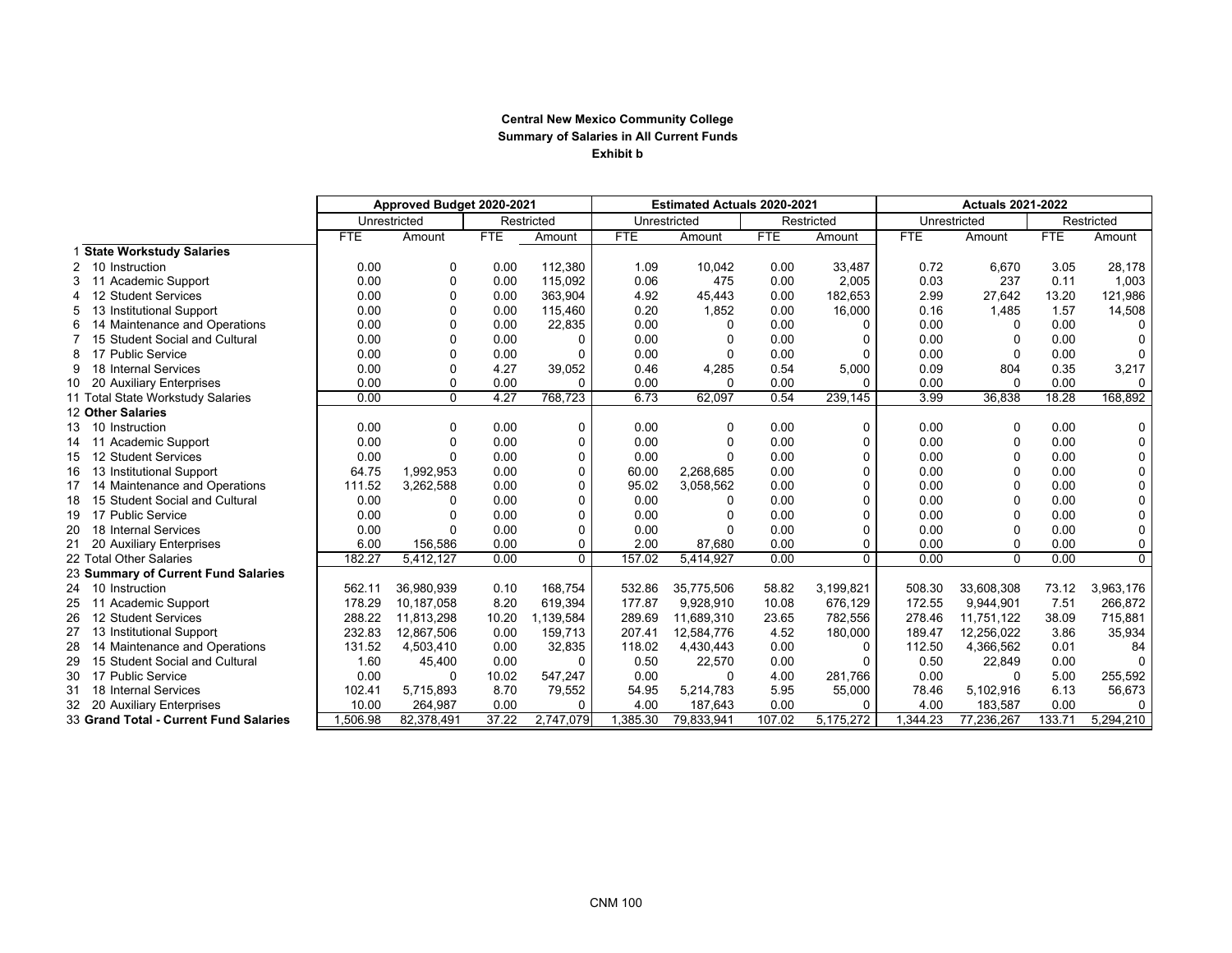**Central New Mexico Community College**
**Summary of Salaries in All Current Funds**
**Exhibit b**

| | Approved Budget 2020-2021 | | | | Estimated Actuals 2020-2021 | | | | Actuals 2021-2022 | | | |
|---|---|---|---|---|---|---|---|---|---|---|---|---|
| | Unrestricted | | Restricted | | Unrestricted | | Restricted | | Unrestricted | | Restricted | |
| | FTE | Amount | FTE | Amount | FTE | Amount | FTE | Amount | FTE | Amount | FTE | Amount |
| 1 **State Workstudy Salaries** | | | | | | | | | | | | |
| 2 10 Instruction | 0.00 | 0 | 0.00 | 112,380 | 1.09 | 10,042 | 0.00 | 33,487 | 0.72 | 6,670 | 3.05 | 28,178 |
| 3 11 Academic Support | 0.00 | 0 | 0.00 | 115,092 | 0.06 | 475 | 0.00 | 2,005 | 0.03 | 237 | 0.11 | 1,003 |
| 4 12 Student Services | 0.00 | 0 | 0.00 | 363,904 | 4.92 | 45,443 | 0.00 | 182,653 | 2.99 | 27,642 | 13.20 | 121,986 |
| 5 13 Institutional Support | 0.00 | 0 | 0.00 | 115,460 | 0.20 | 1,852 | 0.00 | 16,000 | 0.16 | 1,485 | 1.57 | 14,508 |
| 6 14 Maintenance and Operations | 0.00 | 0 | 0.00 | 22,835 | 0.00 | 0 | 0.00 | 0 | 0.00 | 0 | 0.00 | 0 |
| 7 15 Student Social and Cultural | 0.00 | 0 | 0.00 | 0 | 0.00 | 0 | 0.00 | 0 | 0.00 | 0 | 0.00 | 0 |
| 8 17 Public Service | 0.00 | 0 | 0.00 | 0 | 0.00 | 0 | 0.00 | 0 | 0.00 | 0 | 0.00 | 0 |
| 9 18 Internal Services | 0.00 | 0 | 4.27 | 39,052 | 0.46 | 4,285 | 0.54 | 5,000 | 0.09 | 804 | 0.35 | 3,217 |
| 10 20 Auxiliary Enterprises | 0.00 | 0 | 0.00 | 0 | 0.00 | 0 | 0.00 | 0 | 0.00 | 0 | 0.00 | 0 |
| 11 Total State Workstudy Salaries | 0.00 | 0 | 4.27 | 768,723 | 6.73 | 62,097 | 0.54 | 239,145 | 3.99 | 36,838 | 18.28 | 168,892 |
| 12 **Other Salaries** | | | | | | | | | | | | |
| 13 10 Instruction | 0.00 | 0 | 0.00 | 0 | 0.00 | 0 | 0.00 | 0 | 0.00 | 0 | 0.00 | 0 |
| 14 11 Academic Support | 0.00 | 0 | 0.00 | 0 | 0.00 | 0 | 0.00 | 0 | 0.00 | 0 | 0.00 | 0 |
| 15 12 Student Services | 0.00 | 0 | 0.00 | 0 | 0.00 | 0 | 0.00 | 0 | 0.00 | 0 | 0.00 | 0 |
| 16 13 Institutional Support | 64.75 | 1,992,953 | 0.00 | 0 | 60.00 | 2,268,685 | 0.00 | 0 | 0.00 | 0 | 0.00 | 0 |
| 17 14 Maintenance and Operations | 111.52 | 3,262,588 | 0.00 | 0 | 95.02 | 3,058,562 | 0.00 | 0 | 0.00 | 0 | 0.00 | 0 |
| 18 15 Student Social and Cultural | 0.00 | 0 | 0.00 | 0 | 0.00 | 0 | 0.00 | 0 | 0.00 | 0 | 0.00 | 0 |
| 19 17 Public Service | 0.00 | 0 | 0.00 | 0 | 0.00 | 0 | 0.00 | 0 | 0.00 | 0 | 0.00 | 0 |
| 20 18 Internal Services | 0.00 | 0 | 0.00 | 0 | 0.00 | 0 | 0.00 | 0 | 0.00 | 0 | 0.00 | 0 |
| 21 20 Auxiliary Enterprises | 6.00 | 156,586 | 0.00 | 0 | 2.00 | 87,680 | 0.00 | 0 | 0.00 | 0 | 0.00 | 0 |
| 22 Total Other Salaries | 182.27 | 5,412,127 | 0.00 | 0 | 157.02 | 5,414,927 | 0.00 | 0 | 0.00 | 0 | 0.00 | 0 |
| 23 **Summary of Current Fund Salaries** | | | | | | | | | | | | |
| 24 10 Instruction | 562.11 | 36,980,939 | 0.10 | 168,754 | 532.86 | 35,775,506 | 58.82 | 3,199,821 | 508.30 | 33,608,308 | 73.12 | 3,963,176 |
| 25 11 Academic Support | 178.29 | 10,187,058 | 8.20 | 619,394 | 177.87 | 9,928,910 | 10.08 | 676,129 | 172.55 | 9,944,901 | 7.51 | 266,872 |
| 26 12 Student Services | 288.22 | 11,813,298 | 10.20 | 1,139,584 | 289.69 | 11,689,310 | 23.65 | 782,556 | 278.46 | 11,751,122 | 38.09 | 715,881 |
| 27 13 Institutional Support | 232.83 | 12,867,506 | 0.00 | 159,713 | 207.41 | 12,584,776 | 4.52 | 180,000 | 189.47 | 12,256,022 | 3.86 | 35,934 |
| 28 14 Maintenance and Operations | 131.52 | 4,503,410 | 0.00 | 32,835 | 118.02 | 4,430,443 | 0.00 | 0 | 112.50 | 4,366,562 | 0.01 | 84 |
| 29 15 Student Social and Cultural | 1.60 | 45,400 | 0.00 | 0 | 0.50 | 22,570 | 0.00 | 0 | 0.50 | 22,849 | 0.00 | 0 |
| 30 17 Public Service | 0.00 | 0 | 10.02 | 547,247 | 0.00 | 0 | 4.00 | 281,766 | 0.00 | 0 | 5.00 | 255,592 |
| 31 18 Internal Services | 102.41 | 5,715,893 | 8.70 | 79,552 | 54.95 | 5,214,783 | 5.95 | 55,000 | 78.46 | 5,102,916 | 6.13 | 56,673 |
| 32 20 Auxiliary Enterprises | 10.00 | 264,987 | 0.00 | 0 | 4.00 | 187,643 | 0.00 | 0 | 4.00 | 183,587 | 0.00 | 0 |
| 33 **Grand Total - Current Fund Salaries** | 1,506.98 | 82,378,491 | 37.22 | 2,747,079 | 1,385.30 | 79,833,941 | 107.02 | 5,175,272 | 1,344.23 | 77,236,267 | 133.71 | 5,294,210 |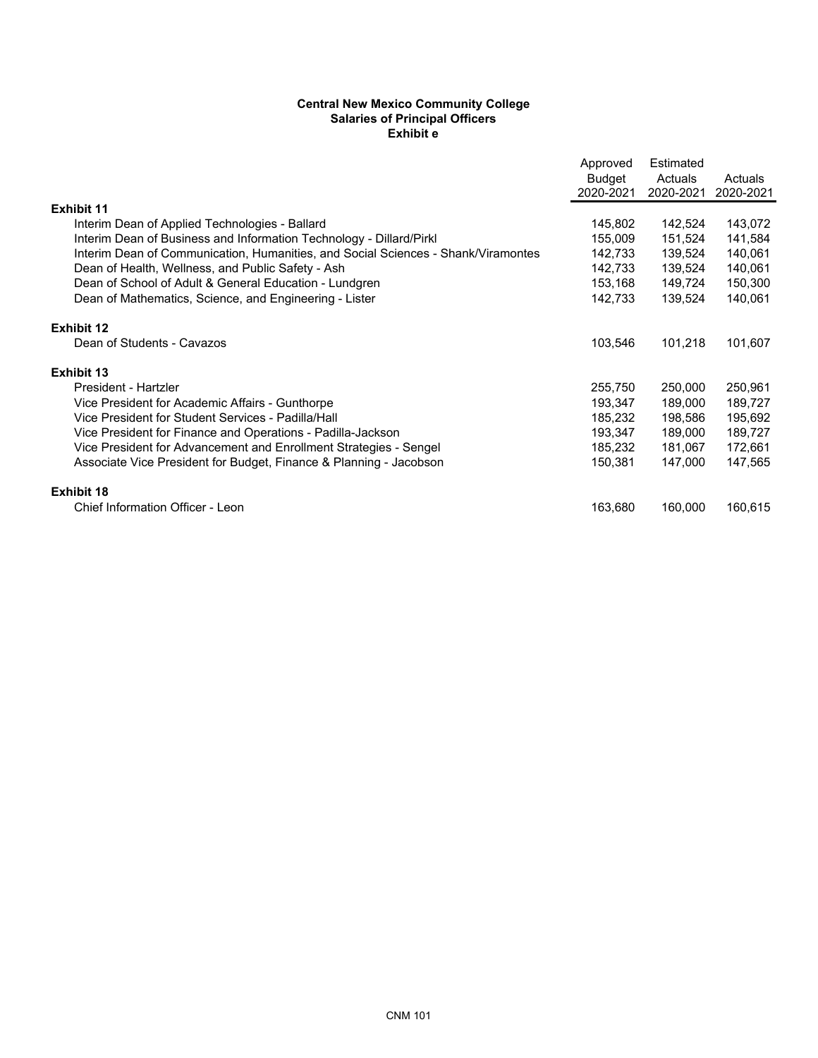**Central New Mexico Community College**
**Salaries of Principal Officers**
**Exhibit e**

| | Approved Budget 2020-2021 | Estimated Actuals 2020-2021 | Actuals 2020-2021 |
|---|---|---|---|
| **Exhibit 11** | | | |
| Interim Dean of Applied Technologies - Ballard | 145,802 | 142,524 | 143,072 |
| Interim Dean of Business and Information Technology - Dillard/Pirkl | 155,009 | 151,524 | 141,584 |
| Interim Dean of Communication, Humanities, and Social Sciences - Shank/Viramontes | 142,733 | 139,524 | 140,061 |
| Dean of Health, Wellness, and Public Safety - Ash | 142,733 | 139,524 | 140,061 |
| Dean of School of Adult & General Education - Lundgren | 153,168 | 149,724 | 150,300 |
| Dean of Mathematics, Science, and Engineering - Lister | 142,733 | 139,524 | 140,061 |
| **Exhibit 12** | | | |
| Dean of Students - Cavazos | 103,546 | 101,218 | 101,607 |
| **Exhibit 13** | | | |
| President - Hartzler | 255,750 | 250,000 | 250,961 |
| Vice President for Academic Affairs - Gunthorpe | 193,347 | 189,000 | 189,727 |
| Vice President for Student Services - Padilla/Hall | 185,232 | 198,586 | 195,692 |
| Vice President for Finance and Operations - Padilla-Jackson | 193,347 | 189,000 | 189,727 |
| Vice President for Advancement and Enrollment Strategies - Sengel | 185,232 | 181,067 | 172,661 |
| Associate Vice President for Budget, Finance & Planning - Jacobson | 150,381 | 147,000 | 147,565 |
| **Exhibit 18** | | | |
| Chief Information Officer - Leon | 163,680 | 160,000 | 160,615 |